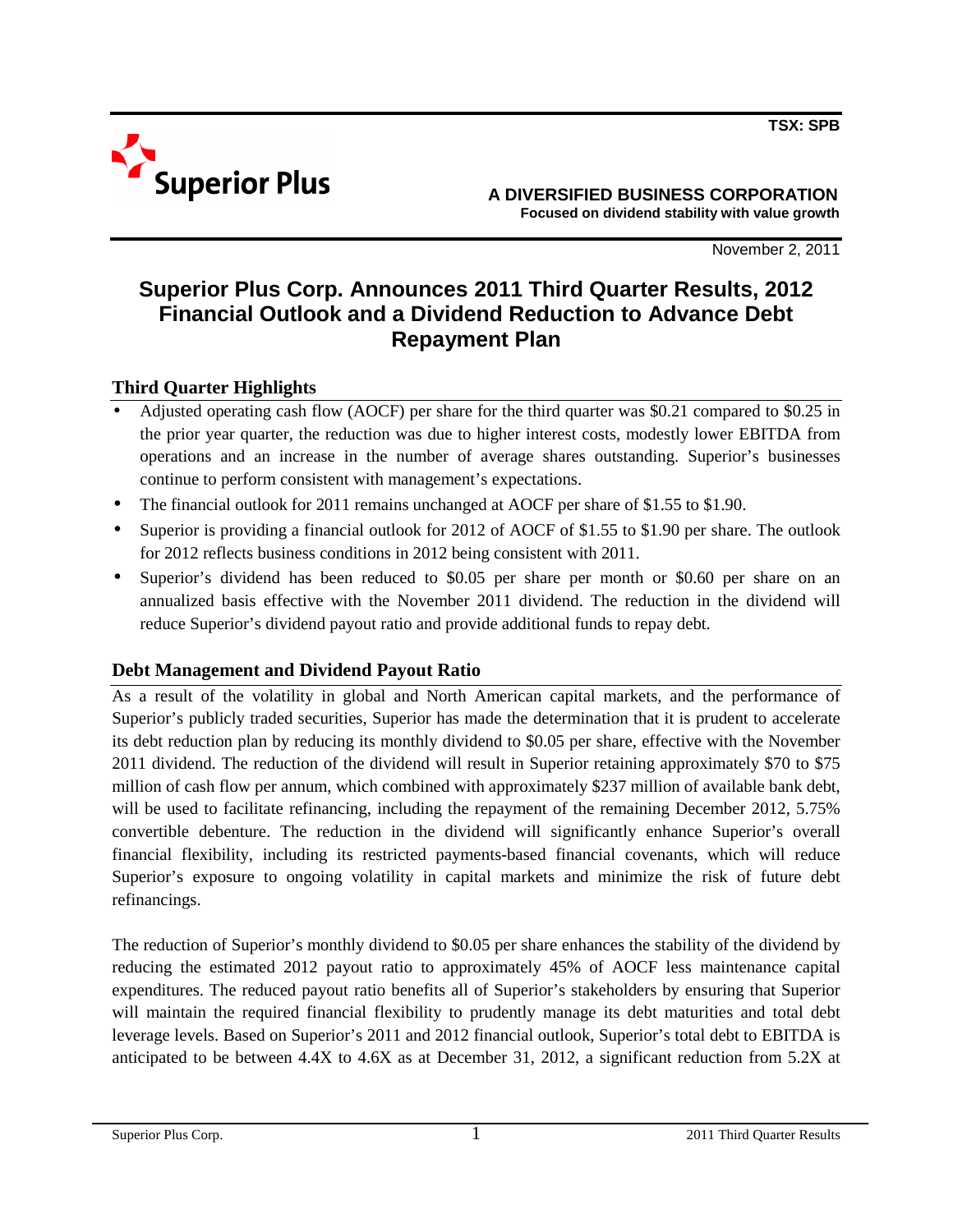TSX: SPB

Superior Plus

**A DIVERSIFIED BUSINESS CORPORATION**
**Focused on dividend stability with value growth**

November 2, 2011

# Superior Plus Corp. Announces 2011 Third Quarter Results, 2012 Financial Outlook and a Dividend Reduction to Advance Debt Repayment Plan

## Third Quarter Highlights

- Adjusted operating cash flow (AOCF) per share for the third quarter was $0.21 compared to $0.25 in the prior year quarter, the reduction was due to higher interest costs, modestly lower EBITDA from operations and an increase in the number of average shares outstanding. Superior's businesses continue to perform consistent with management's expectations.
- The financial outlook for 2011 remains unchanged at AOCF per share of $1.55 to $1.90.
- Superior is providing a financial outlook for 2012 of AOCF of $1.55 to $1.90 per share. The outlook for 2012 reflects business conditions in 2012 being consistent with 2011.
- Superior's dividend has been reduced to $0.05 per share per month or $0.60 per share on an annualized basis effective with the November 2011 dividend. The reduction in the dividend will reduce Superior's dividend payout ratio and provide additional funds to repay debt.

## Debt Management and Dividend Payout Ratio

As a result of the volatility in global and North American capital markets, and the performance of Superior's publicly traded securities, Superior has made the determination that it is prudent to accelerate its debt reduction plan by reducing its monthly dividend to $0.05 per share, effective with the November 2011 dividend. The reduction of the dividend will result in Superior retaining approximately $70 to $75 million of cash flow per annum, which combined with approximately $237 million of available bank debt, will be used to facilitate refinancing, including the repayment of the remaining December 2012, 5.75% convertible debenture. The reduction in the dividend will significantly enhance Superior's overall financial flexibility, including its restricted payments-based financial covenants, which will reduce Superior's exposure to ongoing volatility in capital markets and minimize the risk of future debt refinancings.

The reduction of Superior's monthly dividend to $0.05 per share enhances the stability of the dividend by reducing the estimated 2012 payout ratio to approximately 45% of AOCF less maintenance capital expenditures. The reduced payout ratio benefits all of Superior's stakeholders by ensuring that Superior will maintain the required financial flexibility to prudently manage its debt maturities and total debt leverage levels. Based on Superior's 2011 and 2012 financial outlook, Superior's total debt to EBITDA is anticipated to be between 4.4X to 4.6X as at December 31, 2012, a significant reduction from 5.2X at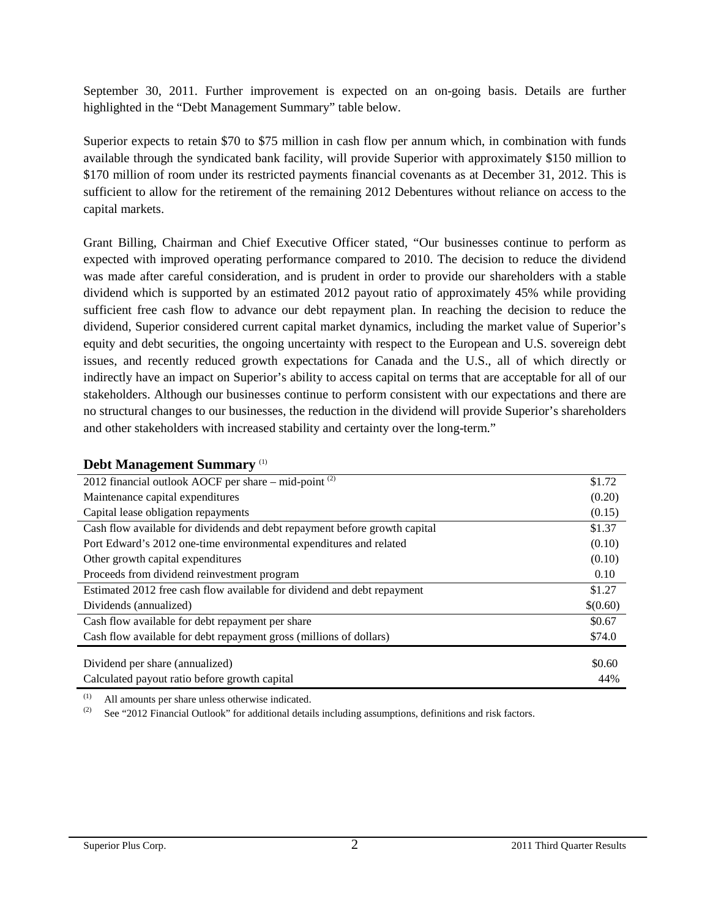September 30, 2011. Further improvement is expected on an on-going basis. Details are further highlighted in the "Debt Management Summary" table below.

Superior expects to retain $70 to $75 million in cash flow per annum which, in combination with funds available through the syndicated bank facility, will provide Superior with approximately $150 million to $170 million of room under its restricted payments financial covenants as at December 31, 2012. This is sufficient to allow for the retirement of the remaining 2012 Debentures without reliance on access to the capital markets.

Grant Billing, Chairman and Chief Executive Officer stated, "Our businesses continue to perform as expected with improved operating performance compared to 2010. The decision to reduce the dividend was made after careful consideration, and is prudent in order to provide our shareholders with a stable dividend which is supported by an estimated 2012 payout ratio of approximately 45% while providing sufficient free cash flow to advance our debt repayment plan. In reaching the decision to reduce the dividend, Superior considered current capital market dynamics, including the market value of Superior's equity and debt securities, the ongoing uncertainty with respect to the European and U.S. sovereign debt issues, and recently reduced growth expectations for Canada and the U.S., all of which directly or indirectly have an impact on Superior's ability to access capital on terms that are acceptable for all of our stakeholders. Although our businesses continue to perform consistent with our expectations and there are no structural changes to our businesses, the reduction in the dividend will provide Superior's shareholders and other stakeholders with increased stability and certainty over the long-term."

## Debt Management Summary [(1)]

| | |
|---|---|
| 2012 financial outlook AOCF per share – mid-point [(2)] | $1.72 |
| Maintenance capital expenditures | (0.20) |
| Capital lease obligation repayments | (0.15) |
| Cash flow available for dividends and debt repayment before growth capital | $1.37 |
| Port Edward's 2012 one-time environmental expenditures and related | (0.10) |
| Other growth capital expenditures | (0.10) |
| Proceeds from dividend reinvestment program | 0.10 |
| Estimated 2012 free cash flow available for dividend and debt repayment | $1.27 |
| Dividends (annualized) | $(0.60) |
| Cash flow available for debt repayment per share | $0.67 |
| Cash flow available for debt repayment gross (millions of dollars) | $74.0 |
| Dividend per share (annualized) | $0.60 |
| Calculated payout ratio before growth capital | 44% |

(1) All amounts per share unless otherwise indicated.

(2) See "2012 Financial Outlook" for additional details including assumptions, definitions and risk factors.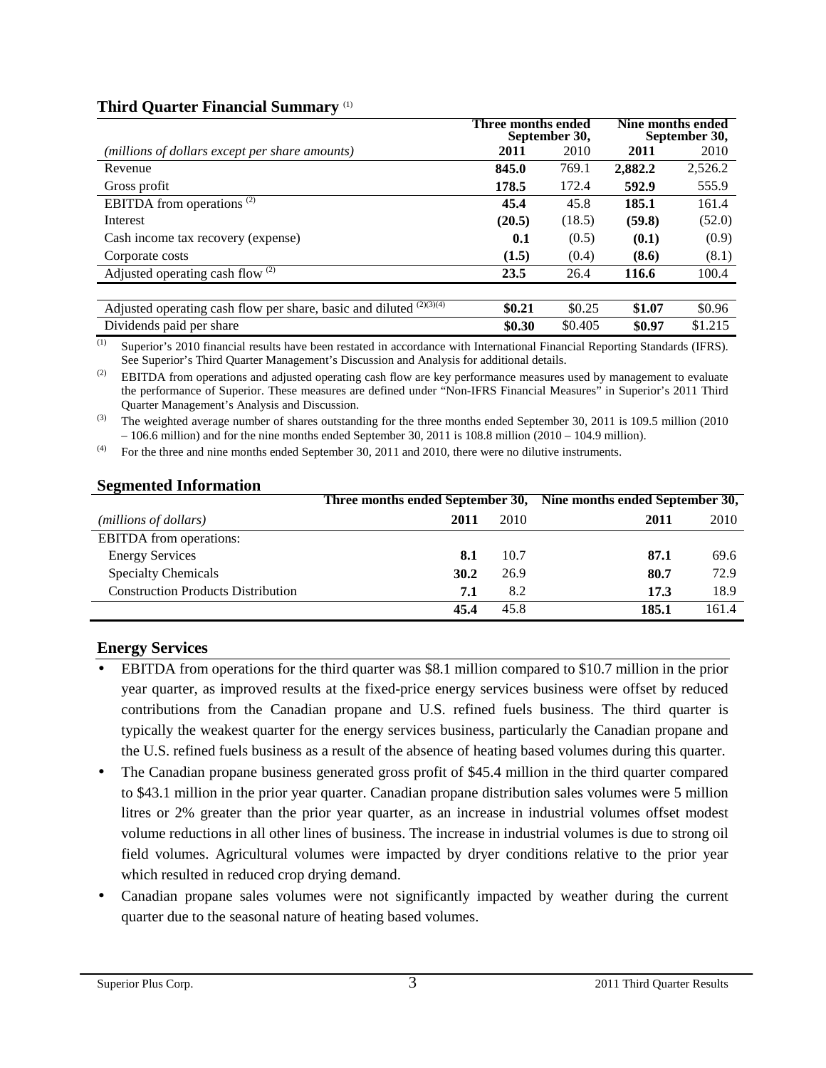## Third Quarter Financial Summary [(1)]

| *(millions of dollars except per share amounts)* | Three months ended September 30, | | Nine months ended September 30, | |
|---|---|---|---|---|
| | **2011** | 2010 | **2011** | 2010 |
| Revenue | **845.0** | 769.1 | **2,882.2** | 2,526.2 |
| Gross profit | **178.5** | 172.4 | **592.9** | 555.9 |
| EBITDA from operations [(2)] | **45.4** | 45.8 | **185.1** | 161.4 |
| Interest | **(20.5)** | (18.5) | **(59.8)** | (52.0) |
| Cash income tax recovery (expense) | **0.1** | (0.5) | **(0.1)** | (0.9) |
| Corporate costs | **(1.5)** | (0.4) | **(8.6)** | (8.1) |
| Adjusted operating cash flow [(2)] | **23.5** | 26.4 | **116.6** | 100.4 |
| Adjusted operating cash flow per share, basic and diluted [(2)(3)(4)] | **$0.21** | $0.25 | **$1.07** | $0.96 |
| Dividends paid per share | **$0.30** | $0.405 | **$0.97** | $1.215 |

(1) Superior's 2010 financial results have been restated in accordance with International Financial Reporting Standards (IFRS). See Superior's Third Quarter Management's Discussion and Analysis for additional details.

(2) EBITDA from operations and adjusted operating cash flow are key performance measures used by management to evaluate the performance of Superior. These measures are defined under "Non-IFRS Financial Measures" in Superior's 2011 Third Quarter Management's Analysis and Discussion.

(3) The weighted average number of shares outstanding for the three months ended September 30, 2011 is 109.5 million (2010 – 106.6 million) and for the nine months ended September 30, 2011 is 108.8 million (2010 – 104.9 million).

(4) For the three and nine months ended September 30, 2011 and 2010, there were no dilutive instruments.

## Segmented Information

| *(millions of dollars)* | Three months ended September 30, 2011 | 2010 | Nine months ended September 30, 2011 | 2010 |
|---|---|---|---|---|
| EBITDA from operations: | | | | |
| Energy Services | **8.1** | 10.7 | **87.1** | 69.6 |
| Specialty Chemicals | **30.2** | 26.9 | **80.7** | 72.9 |
| Construction Products Distribution | **7.1** | 8.2 | **17.3** | 18.9 |
| | **45.4** | 45.8 | **185.1** | 161.4 |

## Energy Services

- EBITDA from operations for the third quarter was $8.1 million compared to $10.7 million in the prior year quarter, as improved results at the fixed-price energy services business were offset by reduced contributions from the Canadian propane and U.S. refined fuels business. The third quarter is typically the weakest quarter for the energy services business, particularly the Canadian propane and the U.S. refined fuels business as a result of the absence of heating based volumes during this quarter.
- The Canadian propane business generated gross profit of $45.4 million in the third quarter compared to $43.1 million in the prior year quarter. Canadian propane distribution sales volumes were 5 million litres or 2% greater than the prior year quarter, as an increase in industrial volumes offset modest volume reductions in all other lines of business. The increase in industrial volumes is due to strong oil field volumes. Agricultural volumes were impacted by dryer conditions relative to the prior year which resulted in reduced crop drying demand.
- Canadian propane sales volumes were not significantly impacted by weather during the current quarter due to the seasonal nature of heating based volumes.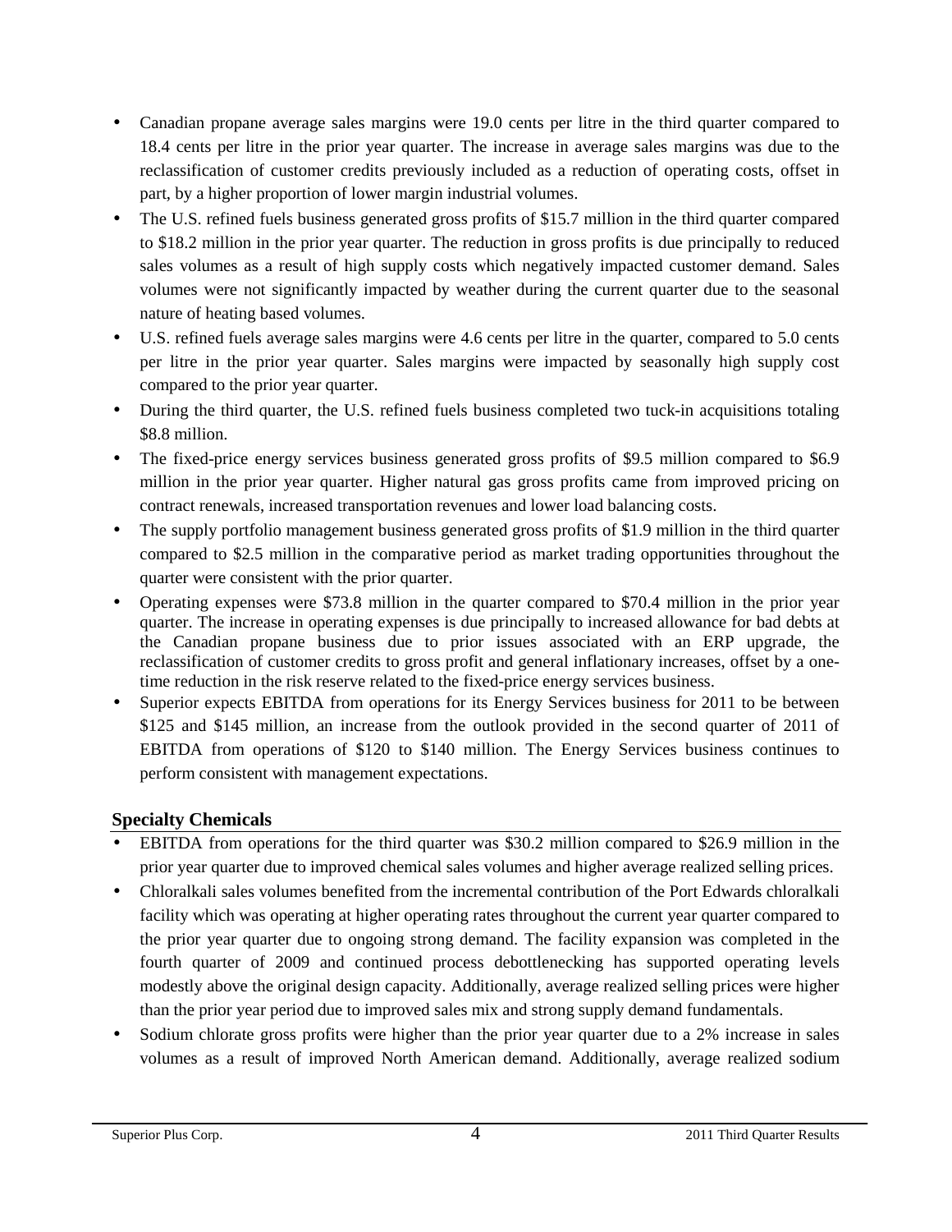- Canadian propane average sales margins were 19.0 cents per litre in the third quarter compared to 18.4 cents per litre in the prior year quarter. The increase in average sales margins was due to the reclassification of customer credits previously included as a reduction of operating costs, offset in part, by a higher proportion of lower margin industrial volumes.
- The U.S. refined fuels business generated gross profits of $15.7 million in the third quarter compared to $18.2 million in the prior year quarter. The reduction in gross profits is due principally to reduced sales volumes as a result of high supply costs which negatively impacted customer demand. Sales volumes were not significantly impacted by weather during the current quarter due to the seasonal nature of heating based volumes.
- U.S. refined fuels average sales margins were 4.6 cents per litre in the quarter, compared to 5.0 cents per litre in the prior year quarter. Sales margins were impacted by seasonally high supply cost compared to the prior year quarter.
- During the third quarter, the U.S. refined fuels business completed two tuck-in acquisitions totaling $8.8 million.
- The fixed-price energy services business generated gross profits of $9.5 million compared to $6.9 million in the prior year quarter. Higher natural gas gross profits came from improved pricing on contract renewals, increased transportation revenues and lower load balancing costs.
- The supply portfolio management business generated gross profits of $1.9 million in the third quarter compared to $2.5 million in the comparative period as market trading opportunities throughout the quarter were consistent with the prior quarter.
- Operating expenses were $73.8 million in the quarter compared to $70.4 million in the prior year quarter. The increase in operating expenses is due principally to increased allowance for bad debts at the Canadian propane business due to prior issues associated with an ERP upgrade, the reclassification of customer credits to gross profit and general inflationary increases, offset by a one-time reduction in the risk reserve related to the fixed-price energy services business.
- Superior expects EBITDA from operations for its Energy Services business for 2011 to be between $125 and $145 million, an increase from the outlook provided in the second quarter of 2011 of EBITDA from operations of $120 to $140 million. The Energy Services business continues to perform consistent with management expectations.

## Specialty Chemicals

- EBITDA from operations for the third quarter was $30.2 million compared to $26.9 million in the prior year quarter due to improved chemical sales volumes and higher average realized selling prices.
- Chloralkali sales volumes benefited from the incremental contribution of the Port Edwards chloralkali facility which was operating at higher operating rates throughout the current year quarter compared to the prior year quarter due to ongoing strong demand. The facility expansion was completed in the fourth quarter of 2009 and continued process debottlenecking has supported operating levels modestly above the original design capacity. Additionally, average realized selling prices were higher than the prior year period due to improved sales mix and strong supply demand fundamentals.
- Sodium chlorate gross profits were higher than the prior year quarter due to a 2% increase in sales volumes as a result of improved North American demand. Additionally, average realized sodium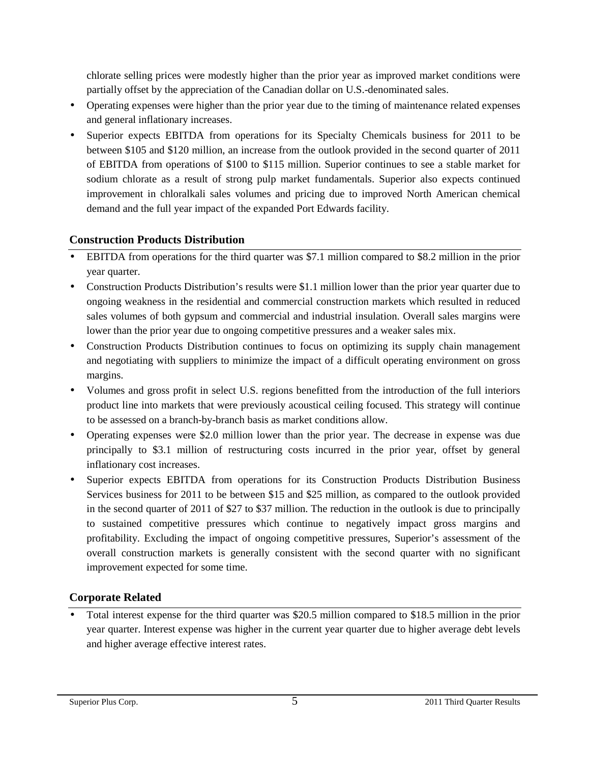chlorate selling prices were modestly higher than the prior year as improved market conditions were partially offset by the appreciation of the Canadian dollar on U.S.-denominated sales.

- Operating expenses were higher than the prior year due to the timing of maintenance related expenses and general inflationary increases.
- Superior expects EBITDA from operations for its Specialty Chemicals business for 2011 to be between $105 and $120 million, an increase from the outlook provided in the second quarter of 2011 of EBITDA from operations of $100 to $115 million. Superior continues to see a stable market for sodium chlorate as a result of strong pulp market fundamentals. Superior also expects continued improvement in chloralkali sales volumes and pricing due to improved North American chemical demand and the full year impact of the expanded Port Edwards facility.

## Construction Products Distribution

- EBITDA from operations for the third quarter was $7.1 million compared to $8.2 million in the prior year quarter.
- Construction Products Distribution's results were $1.1 million lower than the prior year quarter due to ongoing weakness in the residential and commercial construction markets which resulted in reduced sales volumes of both gypsum and commercial and industrial insulation. Overall sales margins were lower than the prior year due to ongoing competitive pressures and a weaker sales mix.
- Construction Products Distribution continues to focus on optimizing its supply chain management and negotiating with suppliers to minimize the impact of a difficult operating environment on gross margins.
- Volumes and gross profit in select U.S. regions benefitted from the introduction of the full interiors product line into markets that were previously acoustical ceiling focused. This strategy will continue to be assessed on a branch-by-branch basis as market conditions allow.
- Operating expenses were $2.0 million lower than the prior year. The decrease in expense was due principally to $3.1 million of restructuring costs incurred in the prior year, offset by general inflationary cost increases.
- Superior expects EBITDA from operations for its Construction Products Distribution Business Services business for 2011 to be between $15 and $25 million, as compared to the outlook provided in the second quarter of 2011 of $27 to $37 million. The reduction in the outlook is due to principally to sustained competitive pressures which continue to negatively impact gross margins and profitability. Excluding the impact of ongoing competitive pressures, Superior's assessment of the overall construction markets is generally consistent with the second quarter with no significant improvement expected for some time.

## Corporate Related

- Total interest expense for the third quarter was $20.5 million compared to $18.5 million in the prior year quarter. Interest expense was higher in the current year quarter due to higher average debt levels and higher average effective interest rates.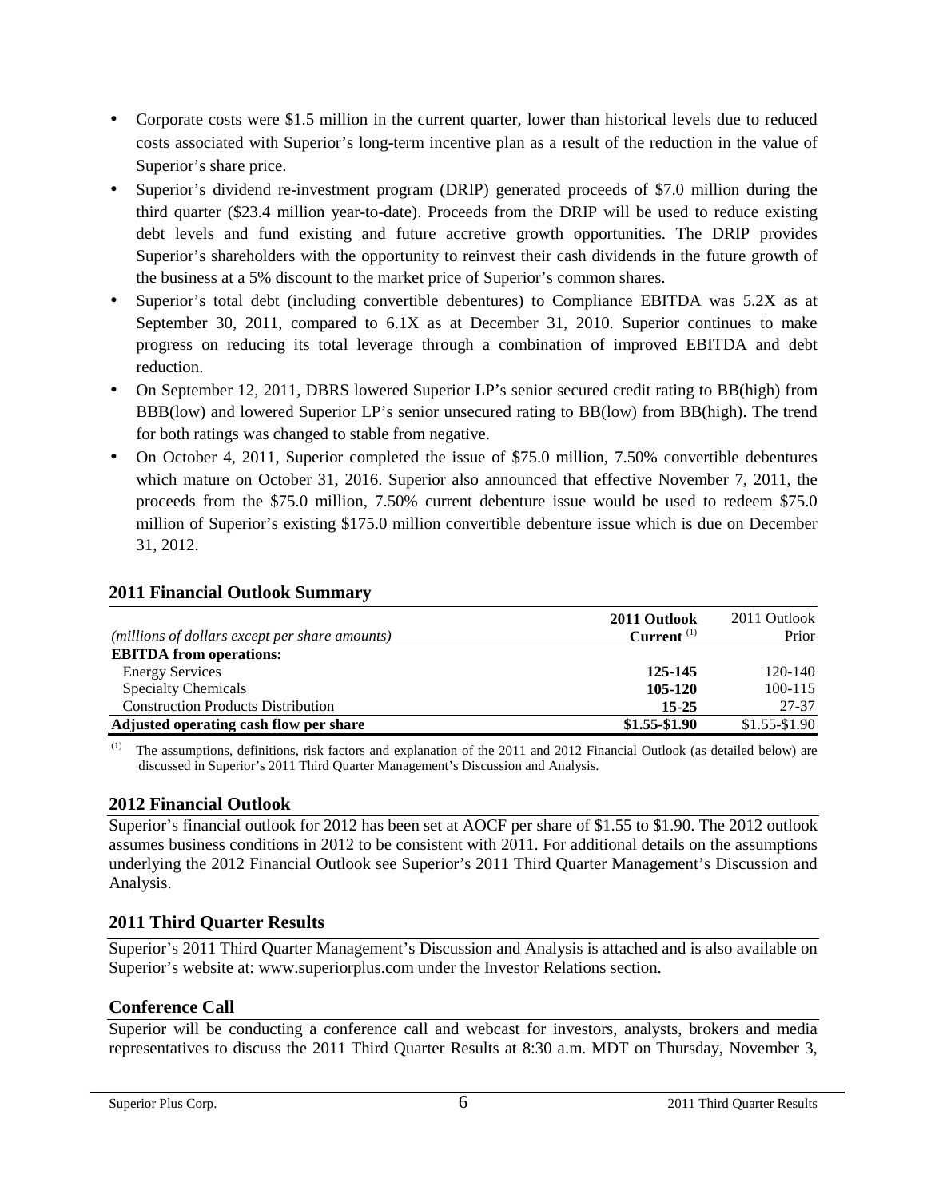- Corporate costs were $1.5 million in the current quarter, lower than historical levels due to reduced costs associated with Superior's long-term incentive plan as a result of the reduction in the value of Superior's share price.
- Superior's dividend re-investment program (DRIP) generated proceeds of $7.0 million during the third quarter ($23.4 million year-to-date). Proceeds from the DRIP will be used to reduce existing debt levels and fund existing and future accretive growth opportunities. The DRIP provides Superior's shareholders with the opportunity to reinvest their cash dividends in the future growth of the business at a 5% discount to the market price of Superior's common shares.
- Superior's total debt (including convertible debentures) to Compliance EBITDA was 5.2X as at September 30, 2011, compared to 6.1X as at December 31, 2010. Superior continues to make progress on reducing its total leverage through a combination of improved EBITDA and debt reduction.
- On September 12, 2011, DBRS lowered Superior LP's senior secured credit rating to BB(high) from BBB(low) and lowered Superior LP's senior unsecured rating to BB(low) from BB(high). The trend for both ratings was changed to stable from negative.
- On October 4, 2011, Superior completed the issue of $75.0 million, 7.50% convertible debentures which mature on October 31, 2016. Superior also announced that effective November 7, 2011, the proceeds from the $75.0 million, 7.50% current debenture issue would be used to redeem $75.0 million of Superior's existing $175.0 million convertible debenture issue which is due on December 31, 2012.

## 2011 Financial Outlook Summary

| *(millions of dollars except per share amounts)* | **2011 Outlook Current** [1] | 2011 Outlook Prior |
|---|---|---|
| **EBITDA from operations:** | | |
| Energy Services | **125-145** | 120-140 |
| Specialty Chemicals | **105-120** | 100-115 |
| Construction Products Distribution | **15-25** | 27-37 |
| **Adjusted operating cash flow per share** | **$1.55-$1.90** | $1.55-$1.90 |

[1] The assumptions, definitions, risk factors and explanation of the 2011 and 2012 Financial Outlook (as detailed below) are discussed in Superior's 2011 Third Quarter Management's Discussion and Analysis.

## 2012 Financial Outlook

Superior's financial outlook for 2012 has been set at AOCF per share of $1.55 to $1.90. The 2012 outlook assumes business conditions in 2012 to be consistent with 2011. For additional details on the assumptions underlying the 2012 Financial Outlook see Superior's 2011 Third Quarter Management's Discussion and Analysis.

## 2011 Third Quarter Results

Superior's 2011 Third Quarter Management's Discussion and Analysis is attached and is also available on Superior's website at: www.superiorplus.com under the Investor Relations section.

## Conference Call

Superior will be conducting a conference call and webcast for investors, analysts, brokers and media representatives to discuss the 2011 Third Quarter Results at 8:30 a.m. MDT on Thursday, November 3,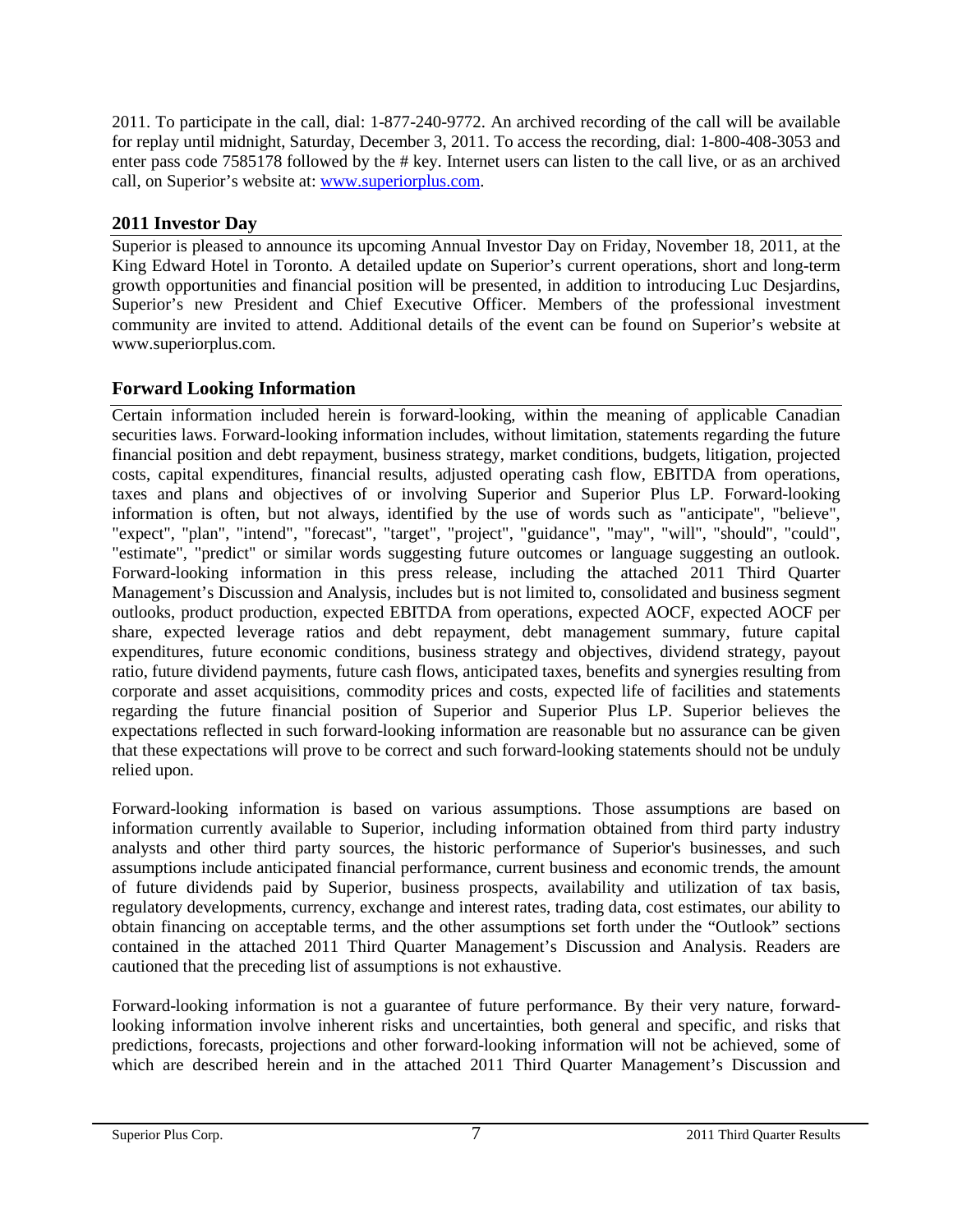2011. To participate in the call, dial: 1-877-240-9772. An archived recording of the call will be available for replay until midnight, Saturday, December 3, 2011. To access the recording, dial: 1-800-408-3053 and enter pass code 7585178 followed by the # key. Internet users can listen to the call live, or as an archived call, on Superior's website at: www.superiorplus.com.

## 2011 Investor Day

Superior is pleased to announce its upcoming Annual Investor Day on Friday, November 18, 2011, at the King Edward Hotel in Toronto. A detailed update on Superior's current operations, short and long-term growth opportunities and financial position will be presented, in addition to introducing Luc Desjardins, Superior's new President and Chief Executive Officer. Members of the professional investment community are invited to attend. Additional details of the event can be found on Superior's website at www.superiorplus.com.

## Forward Looking Information

Certain information included herein is forward-looking, within the meaning of applicable Canadian securities laws. Forward-looking information includes, without limitation, statements regarding the future financial position and debt repayment, business strategy, market conditions, budgets, litigation, projected costs, capital expenditures, financial results, adjusted operating cash flow, EBITDA from operations, taxes and plans and objectives of or involving Superior and Superior Plus LP. Forward-looking information is often, but not always, identified by the use of words such as "anticipate", "believe", "expect", "plan", "intend", "forecast", "target", "project", "guidance", "may", "will", "should", "could", "estimate", "predict" or similar words suggesting future outcomes or language suggesting an outlook. Forward-looking information in this press release, including the attached 2011 Third Quarter Management's Discussion and Analysis, includes but is not limited to, consolidated and business segment outlooks, product production, expected EBITDA from operations, expected AOCF, expected AOCF per share, expected leverage ratios and debt repayment, debt management summary, future capital expenditures, future economic conditions, business strategy and objectives, dividend strategy, payout ratio, future dividend payments, future cash flows, anticipated taxes, benefits and synergies resulting from corporate and asset acquisitions, commodity prices and costs, expected life of facilities and statements regarding the future financial position of Superior and Superior Plus LP. Superior believes the expectations reflected in such forward-looking information are reasonable but no assurance can be given that these expectations will prove to be correct and such forward-looking statements should not be unduly relied upon.

Forward-looking information is based on various assumptions. Those assumptions are based on information currently available to Superior, including information obtained from third party industry analysts and other third party sources, the historic performance of Superior's businesses, and such assumptions include anticipated financial performance, current business and economic trends, the amount of future dividends paid by Superior, business prospects, availability and utilization of tax basis, regulatory developments, currency, exchange and interest rates, trading data, cost estimates, our ability to obtain financing on acceptable terms, and the other assumptions set forth under the "Outlook" sections contained in the attached 2011 Third Quarter Management's Discussion and Analysis. Readers are cautioned that the preceding list of assumptions is not exhaustive.

Forward-looking information is not a guarantee of future performance. By their very nature, forward-looking information involve inherent risks and uncertainties, both general and specific, and risks that predictions, forecasts, projections and other forward-looking information will not be achieved, some of which are described herein and in the attached 2011 Third Quarter Management's Discussion and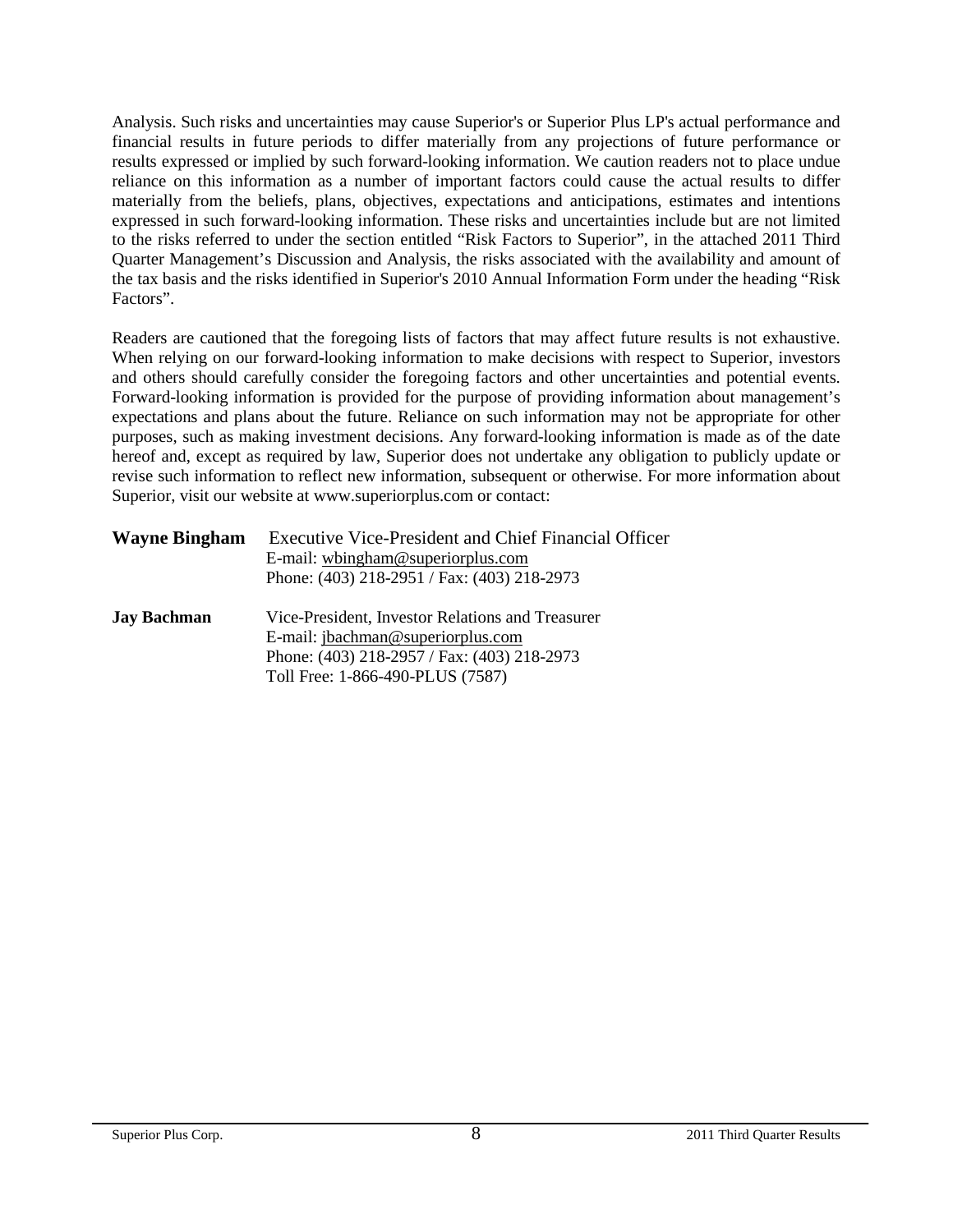Analysis. Such risks and uncertainties may cause Superior's or Superior Plus LP's actual performance and financial results in future periods to differ materially from any projections of future performance or results expressed or implied by such forward-looking information. We caution readers not to place undue reliance on this information as a number of important factors could cause the actual results to differ materially from the beliefs, plans, objectives, expectations and anticipations, estimates and intentions expressed in such forward-looking information. These risks and uncertainties include but are not limited to the risks referred to under the section entitled "Risk Factors to Superior", in the attached 2011 Third Quarter Management's Discussion and Analysis, the risks associated with the availability and amount of the tax basis and the risks identified in Superior's 2010 Annual Information Form under the heading "Risk Factors".

Readers are cautioned that the foregoing lists of factors that may affect future results is not exhaustive. When relying on our forward-looking information to make decisions with respect to Superior, investors and others should carefully consider the foregoing factors and other uncertainties and potential events. Forward-looking information is provided for the purpose of providing information about management's expectations and plans about the future. Reliance on such information may not be appropriate for other purposes, such as making investment decisions. Any forward-looking information is made as of the date hereof and, except as required by law, Superior does not undertake any obligation to publicly update or revise such information to reflect new information, subsequent or otherwise. For more information about Superior, visit our website at www.superiorplus.com or contact:

**Wayne Bingham** Executive Vice-President and Chief Financial Officer
E-mail: wbingham@superiorplus.com
Phone: (403) 218-2951 / Fax: (403) 218-2973

**Jay Bachman** Vice-President, Investor Relations and Treasurer
E-mail: jbachman@superiorplus.com
Phone: (403) 218-2957 / Fax: (403) 218-2973
Toll Free: 1-866-490-PLUS (7587)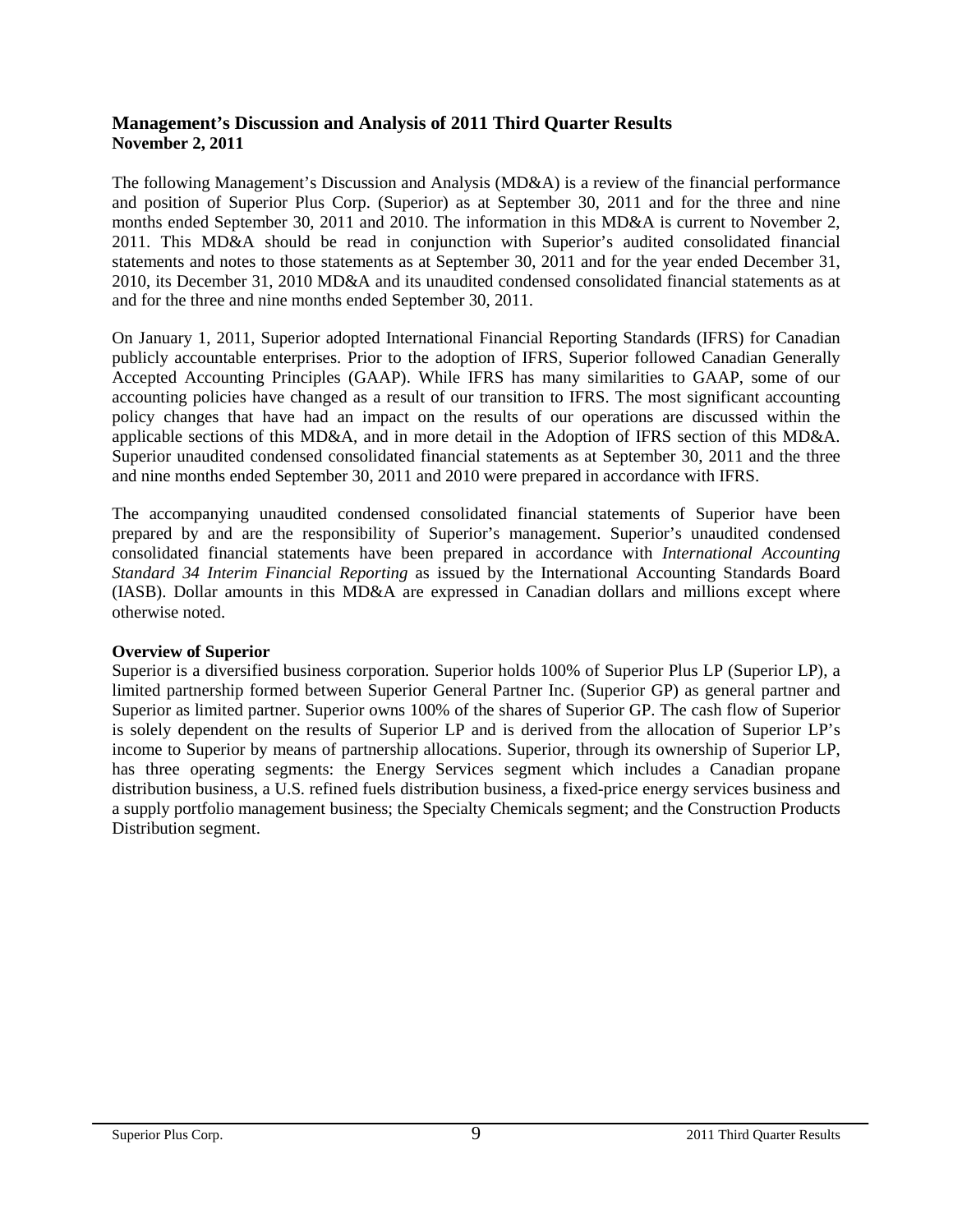## Management's Discussion and Analysis of 2011 Third Quarter Results
**November 2, 2011**

The following Management's Discussion and Analysis (MD&A) is a review of the financial performance and position of Superior Plus Corp. (Superior) as at September 30, 2011 and for the three and nine months ended September 30, 2011 and 2010. The information in this MD&A is current to November 2, 2011. This MD&A should be read in conjunction with Superior's audited consolidated financial statements and notes to those statements as at September 30, 2011 and for the year ended December 31, 2010, its December 31, 2010 MD&A and its unaudited condensed consolidated financial statements as at and for the three and nine months ended September 30, 2011.

On January 1, 2011, Superior adopted International Financial Reporting Standards (IFRS) for Canadian publicly accountable enterprises. Prior to the adoption of IFRS, Superior followed Canadian Generally Accepted Accounting Principles (GAAP). While IFRS has many similarities to GAAP, some of our accounting policies have changed as a result of our transition to IFRS. The most significant accounting policy changes that have had an impact on the results of our operations are discussed within the applicable sections of this MD&A, and in more detail in the Adoption of IFRS section of this MD&A. Superior unaudited condensed consolidated financial statements as at September 30, 2011 and the three and nine months ended September 30, 2011 and 2010 were prepared in accordance with IFRS.

The accompanying unaudited condensed consolidated financial statements of Superior have been prepared by and are the responsibility of Superior's management. Superior's unaudited condensed consolidated financial statements have been prepared in accordance with *International Accounting Standard 34 Interim Financial Reporting* as issued by the International Accounting Standards Board (IASB). Dollar amounts in this MD&A are expressed in Canadian dollars and millions except where otherwise noted.

**Overview of Superior**

Superior is a diversified business corporation. Superior holds 100% of Superior Plus LP (Superior LP), a limited partnership formed between Superior General Partner Inc. (Superior GP) as general partner and Superior as limited partner. Superior owns 100% of the shares of Superior GP. The cash flow of Superior is solely dependent on the results of Superior LP and is derived from the allocation of Superior LP's income to Superior by means of partnership allocations. Superior, through its ownership of Superior LP, has three operating segments: the Energy Services segment which includes a Canadian propane distribution business, a U.S. refined fuels distribution business, a fixed-price energy services business and a supply portfolio management business; the Specialty Chemicals segment; and the Construction Products Distribution segment.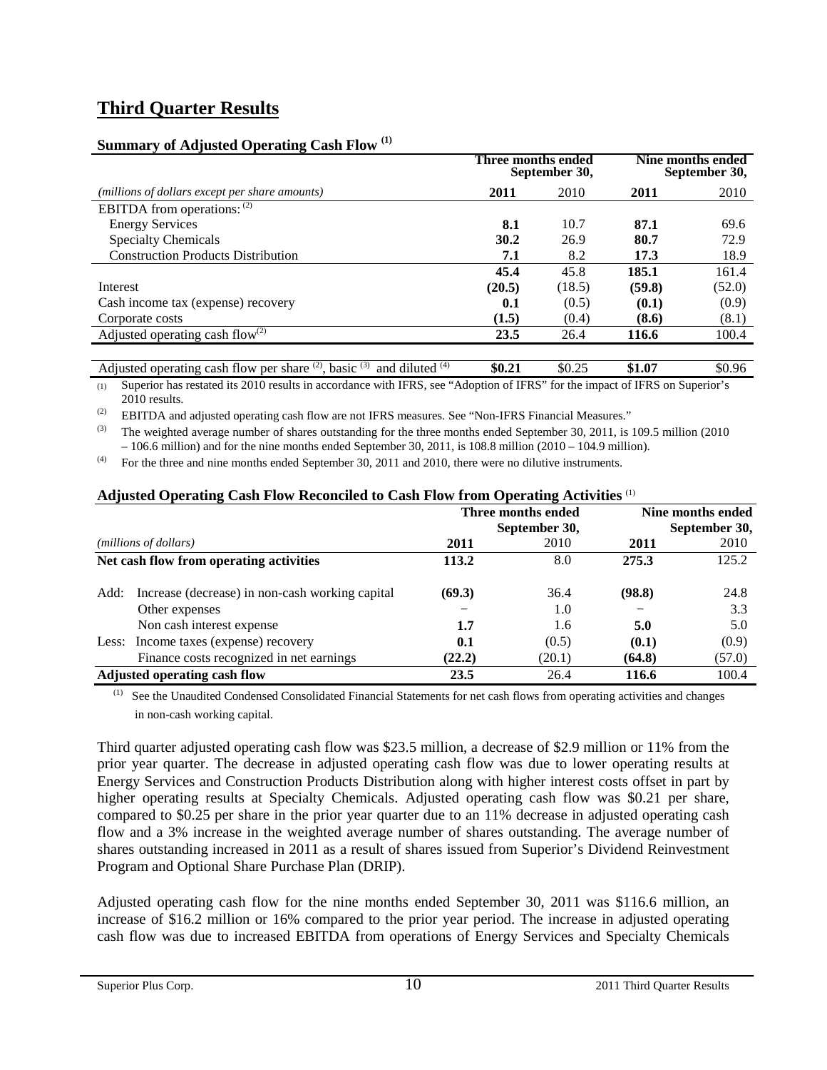# Third Quarter Results

### Summary of Adjusted Operating Cash Flow [(1)]

| | Three months ended September 30, | | Nine months ended September 30, | |
|---|---|---|---|---|
| *(millions of dollars except per share amounts)* | **2011** | 2010 | **2011** | 2010 |
| EBITDA from operations: [(2)] | | | | |
| Energy Services | **8.1** | 10.7 | **87.1** | 69.6 |
| Specialty Chemicals | **30.2** | 26.9 | **80.7** | 72.9 |
| Construction Products Distribution | **7.1** | 8.2 | **17.3** | 18.9 |
| | **45.4** | 45.8 | **185.1** | 161.4 |
| Interest | **(20.5)** | (18.5) | **(59.8)** | (52.0) |
| Cash income tax (expense) recovery | **0.1** | (0.5) | **(0.1)** | (0.9) |
| Corporate costs | **(1.5)** | (0.4) | **(8.6)** | (8.1) |
| Adjusted operating cash flow[(2)] | **23.5** | 26.4 | **116.6** | 100.4 |
| | | | | |
| Adjusted operating cash flow per share [(2)], basic [(3)] and diluted [(4)] | **$0.21** | $0.25 | **$1.07** | $0.96 |

(1) Superior has restated its 2010 results in accordance with IFRS, see "Adoption of IFRS" for the impact of IFRS on Superior's 2010 results.

(2) EBITDA and adjusted operating cash flow are not IFRS measures. See "Non-IFRS Financial Measures."

(3) The weighted average number of shares outstanding for the three months ended September 30, 2011, is 109.5 million (2010 – 106.6 million) and for the nine months ended September 30, 2011, is 108.8 million (2010 – 104.9 million).

(4) For the three and nine months ended September 30, 2011 and 2010, there were no dilutive instruments.

### Adjusted Operating Cash Flow Reconciled to Cash Flow from Operating Activities [(1)]

| | Three months ended September 30, | | Nine months ended September 30, | |
|---|---|---|---|---|
| *(millions of dollars)* | **2011** | 2010 | **2011** | 2010 |
| **Net cash flow from operating activities** | **113.2** | 8.0 | **275.3** | 125.2 |
| Add: Increase (decrease) in non-cash working capital | **(69.3)** | 36.4 | **(98.8)** | 24.8 |
| Other expenses | – | 1.0 | – | 3.3 |
| Non cash interest expense | **1.7** | 1.6 | **5.0** | 5.0 |
| Less: Income taxes (expense) recovery | **0.1** | (0.5) | **(0.1)** | (0.9) |
| Finance costs recognized in net earnings | **(22.2)** | (20.1) | **(64.8)** | (57.0) |
| **Adjusted operating cash flow** | **23.5** | 26.4 | **116.6** | 100.4 |

(1) See the Unaudited Condensed Consolidated Financial Statements for net cash flows from operating activities and changes in non-cash working capital.

Third quarter adjusted operating cash flow was $23.5 million, a decrease of $2.9 million or 11% from the prior year quarter. The decrease in adjusted operating cash flow was due to lower operating results at Energy Services and Construction Products Distribution along with higher interest costs offset in part by higher operating results at Specialty Chemicals. Adjusted operating cash flow was $0.21 per share, compared to $0.25 per share in the prior year quarter due to an 11% decrease in adjusted operating cash flow and a 3% increase in the weighted average number of shares outstanding. The average number of shares outstanding increased in 2011 as a result of shares issued from Superior's Dividend Reinvestment Program and Optional Share Purchase Plan (DRIP).

Adjusted operating cash flow for the nine months ended September 30, 2011 was $116.6 million, an increase of $16.2 million or 16% compared to the prior year period. The increase in adjusted operating cash flow was due to increased EBITDA from operations of Energy Services and Specialty Chemicals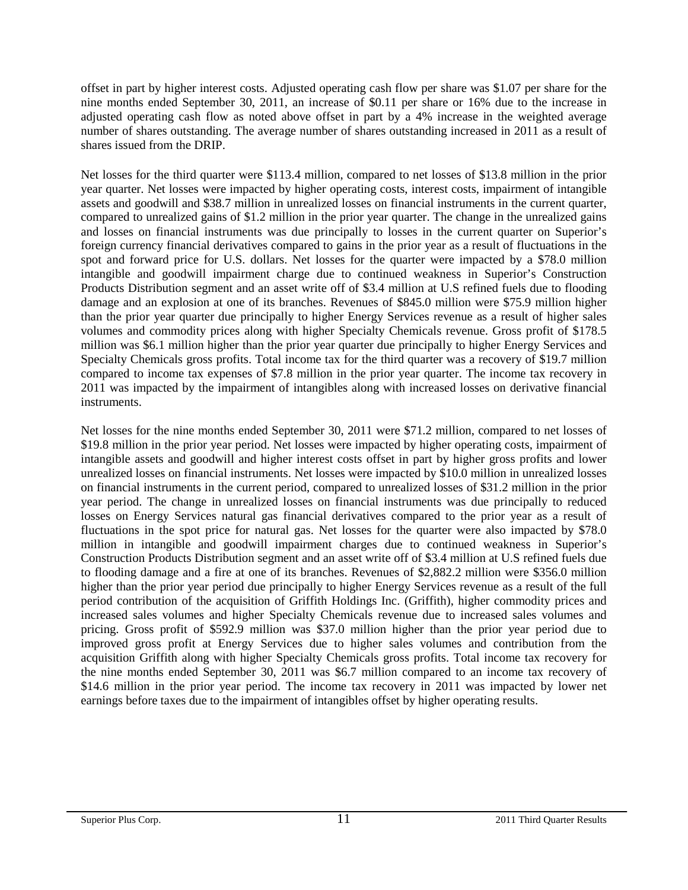offset in part by higher interest costs. Adjusted operating cash flow per share was $1.07 per share for the nine months ended September 30, 2011, an increase of $0.11 per share or 16% due to the increase in adjusted operating cash flow as noted above offset in part by a 4% increase in the weighted average number of shares outstanding. The average number of shares outstanding increased in 2011 as a result of shares issued from the DRIP.

Net losses for the third quarter were $113.4 million, compared to net losses of $13.8 million in the prior year quarter. Net losses were impacted by higher operating costs, interest costs, impairment of intangible assets and goodwill and $38.7 million in unrealized losses on financial instruments in the current quarter, compared to unrealized gains of $1.2 million in the prior year quarter. The change in the unrealized gains and losses on financial instruments was due principally to losses in the current quarter on Superior's foreign currency financial derivatives compared to gains in the prior year as a result of fluctuations in the spot and forward price for U.S. dollars. Net losses for the quarter were impacted by a $78.0 million intangible and goodwill impairment charge due to continued weakness in Superior's Construction Products Distribution segment and an asset write off of $3.4 million at U.S refined fuels due to flooding damage and an explosion at one of its branches. Revenues of $845.0 million were $75.9 million higher than the prior year quarter due principally to higher Energy Services revenue as a result of higher sales volumes and commodity prices along with higher Specialty Chemicals revenue. Gross profit of $178.5 million was $6.1 million higher than the prior year quarter due principally to higher Energy Services and Specialty Chemicals gross profits. Total income tax for the third quarter was a recovery of $19.7 million compared to income tax expenses of $7.8 million in the prior year quarter. The income tax recovery in 2011 was impacted by the impairment of intangibles along with increased losses on derivative financial instruments.

Net losses for the nine months ended September 30, 2011 were $71.2 million, compared to net losses of $19.8 million in the prior year period. Net losses were impacted by higher operating costs, impairment of intangible assets and goodwill and higher interest costs offset in part by higher gross profits and lower unrealized losses on financial instruments. Net losses were impacted by $10.0 million in unrealized losses on financial instruments in the current period, compared to unrealized losses of $31.2 million in the prior year period. The change in unrealized losses on financial instruments was due principally to reduced losses on Energy Services natural gas financial derivatives compared to the prior year as a result of fluctuations in the spot price for natural gas. Net losses for the quarter were also impacted by $78.0 million in intangible and goodwill impairment charges due to continued weakness in Superior's Construction Products Distribution segment and an asset write off of $3.4 million at U.S refined fuels due to flooding damage and a fire at one of its branches. Revenues of $2,882.2 million were $356.0 million higher than the prior year period due principally to higher Energy Services revenue as a result of the full period contribution of the acquisition of Griffith Holdings Inc. (Griffith), higher commodity prices and increased sales volumes and higher Specialty Chemicals revenue due to increased sales volumes and pricing. Gross profit of $592.9 million was $37.0 million higher than the prior year period due to improved gross profit at Energy Services due to higher sales volumes and contribution from the acquisition Griffith along with higher Specialty Chemicals gross profits. Total income tax recovery for the nine months ended September 30, 2011 was $6.7 million compared to an income tax recovery of $14.6 million in the prior year period. The income tax recovery in 2011 was impacted by lower net earnings before taxes due to the impairment of intangibles offset by higher operating results.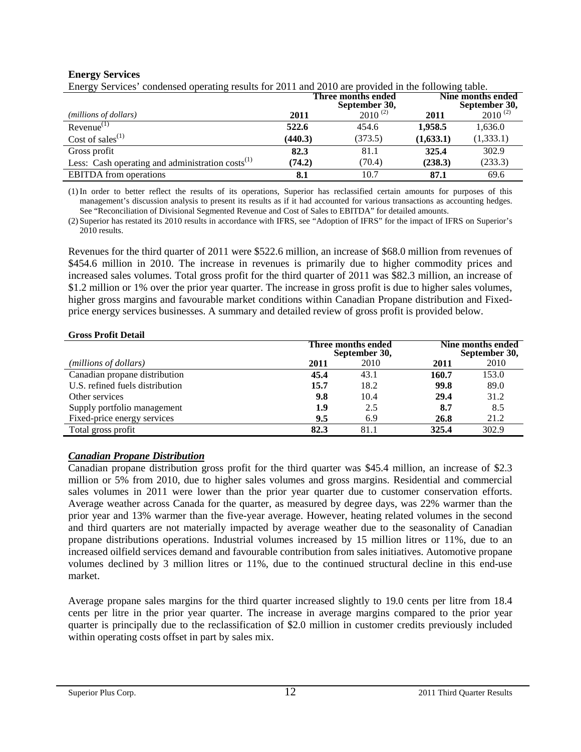## Energy Services

Energy Services' condensed operating results for 2011 and 2010 are provided in the following table.

| *(millions of dollars)* | Three months ended September 30, 2011 | 2010 (2) | Nine months ended September 30, 2011 | 2010 (2) |
|---|---|---|---|---|
| Revenue(1) | **522.6** | 454.6 | **1,958.5** | 1,636.0 |
| Cost of sales(1) | **(440.3)** | (373.5) | **(1,633.1)** | (1,333.1) |
| Gross profit | **82.3** | 81.1 | **325.4** | 302.9 |
| Less: Cash operating and administration costs(1) | **(74.2)** | (70.4) | **(238.3)** | (233.3) |
| EBITDA from operations | **8.1** | 10.7 | **87.1** | 69.6 |

(1) In order to better reflect the results of its operations, Superior has reclassified certain amounts for purposes of this management's discussion analysis to present its results as if it had accounted for various transactions as accounting hedges. See "Reconciliation of Divisional Segmented Revenue and Cost of Sales to EBITDA" for detailed amounts.

(2) Superior has restated its 2010 results in accordance with IFRS, see "Adoption of IFRS" for the impact of IFRS on Superior's 2010 results.

Revenues for the third quarter of 2011 were $522.6 million, an increase of $68.0 million from revenues of $454.6 million in 2010. The increase in revenues is primarily due to higher commodity prices and increased sales volumes. Total gross profit for the third quarter of 2011 was $82.3 million, an increase of $1.2 million or 1% over the prior year quarter. The increase in gross profit is due to higher sales volumes, higher gross margins and favourable market conditions within Canadian Propane distribution and Fixed-price energy services businesses. A summary and detailed review of gross profit is provided below.

**Gross Profit Detail**

| *(millions of dollars)* | Three months ended September 30, 2011 | 2010 | Nine months ended September 30, 2011 | 2010 |
|---|---|---|---|---|
| Canadian propane distribution | **45.4** | 43.1 | **160.7** | 153.0 |
| U.S. refined fuels distribution | **15.7** | 18.2 | **99.8** | 89.0 |
| Other services | **9.8** | 10.4 | **29.4** | 31.2 |
| Supply portfolio management | **1.9** | 2.5 | **8.7** | 8.5 |
| Fixed-price energy services | **9.5** | 6.9 | **26.8** | 21.2 |
| Total gross profit | **82.3** | 81.1 | **325.4** | 302.9 |

### *Canadian Propane Distribution*

Canadian propane distribution gross profit for the third quarter was $45.4 million, an increase of $2.3 million or 5% from 2010, due to higher sales volumes and gross margins. Residential and commercial sales volumes in 2011 were lower than the prior year quarter due to customer conservation efforts. Average weather across Canada for the quarter, as measured by degree days, was 22% warmer than the prior year and 13% warmer than the five-year average. However, heating related volumes in the second and third quarters are not materially impacted by average weather due to the seasonality of Canadian propane distributions operations. Industrial volumes increased by 15 million litres or 11%, due to an increased oilfield services demand and favourable contribution from sales initiatives. Automotive propane volumes declined by 3 million litres or 11%, due to the continued structural decline in this end-use market.

Average propane sales margins for the third quarter increased slightly to 19.0 cents per litre from 18.4 cents per litre in the prior year quarter. The increase in average margins compared to the prior year quarter is principally due to the reclassification of $2.0 million in customer credits previously included within operating costs offset in part by sales mix.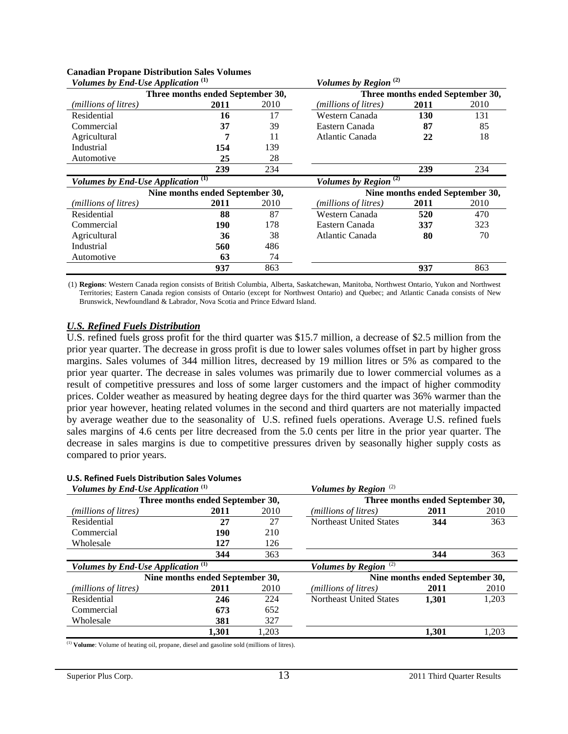**Canadian Propane Distribution Sales Volumes**

| *Volumes by End-Use Application* [(1)] | | | *Volumes by Region* [(2)] | | |
|---|---|---|---|---|---|
| | **Three months ended September 30,** | | | **Three months ended September 30,** | |
| *(millions of litres)* | **2011** | 2010 | *(millions of litres)* | **2011** | 2010 |
| Residential | **16** | 17 | Western Canada | **130** | 131 |
| Commercial | **37** | 39 | Eastern Canada | **87** | 85 |
| Agricultural | **7** | 11 | Atlantic Canada | **22** | 18 |
| Industrial | **154** | 139 | | | |
| Automotive | **25** | 28 | | | |
| | **239** | 234 | | **239** | 234 |

| *Volumes by End-Use Application* [(1)] | | | *Volumes by Region* [(2)] | | |
|---|---|---|---|---|---|
| | **Nine months ended September 30,** | | | **Nine months ended September 30,** | |
| *(millions of litres)* | **2011** | 2010 | *(millions of litres)* | **2011** | 2010 |
| Residential | **88** | 87 | Western Canada | **520** | 470 |
| Commercial | **190** | 178 | Eastern Canada | **337** | 323 |
| Agricultural | **36** | 38 | Atlantic Canada | **80** | 70 |
| Industrial | **560** | 486 | | | |
| Automotive | **63** | 74 | | | |
| | **937** | 863 | | **937** | 863 |

(1) **Regions**: Western Canada region consists of British Columbia, Alberta, Saskatchewan, Manitoba, Northwest Ontario, Yukon and Northwest Territories; Eastern Canada region consists of Ontario (except for Northwest Ontario) and Quebec; and Atlantic Canada consists of New Brunswick, Newfoundland & Labrador, Nova Scotia and Prince Edward Island.

## *U.S. Refined Fuels Distribution*

U.S. refined fuels gross profit for the third quarter was $15.7 million, a decrease of $2.5 million from the prior year quarter. The decrease in gross profit is due to lower sales volumes offset in part by higher gross margins. Sales volumes of 344 million litres, decreased by 19 million litres or 5% as compared to the prior year quarter. The decrease in sales volumes was primarily due to lower commercial volumes as a result of competitive pressures and loss of some larger customers and the impact of higher commodity prices. Colder weather as measured by heating degree days for the third quarter was 36% warmer than the prior year however, heating related volumes in the second and third quarters are not materially impacted by average weather due to the seasonality of U.S. refined fuels operations. Average U.S. refined fuels sales margins of 4.6 cents per litre decreased from the 5.0 cents per litre in the prior year quarter. The decrease in sales margins is due to competitive pressures driven by seasonally higher supply costs as compared to prior years.

**U.S. Refined Fuels Distribution Sales Volumes**

| *Volumes by End-Use Application* [(1)] | | | *Volumes by Region* [(2)] | | |
|---|---|---|---|---|---|
| | **Three months ended September 30,** | | | **Three months ended September 30,** | |
| *(millions of litres)* | **2011** | 2010 | *(millions of litres)* | **2011** | 2010 |
| Residential | **27** | 27 | Northeast United States | **344** | 363 |
| Commercial | **190** | 210 | | | |
| Wholesale | **127** | 126 | | | |
| | **344** | 363 | | **344** | 363 |

| *Volumes by End-Use Application* [(1)] | | | *Volumes by Region* [(2)] | | |
|---|---|---|---|---|---|
| | **Nine months ended September 30,** | | | **Nine months ended September 30,** | |
| *(millions of litres)* | **2011** | 2010 | *(millions of litres)* | **2011** | 2010 |
| Residential | **246** | 224 | Northeast United States | **1,301** | 1,203 |
| Commercial | **673** | 652 | | | |
| Wholesale | **381** | 327 | | | |
| | **1,301** | 1,203 | | **1,301** | 1,203 |

[(1)] **Volume**: Volume of heating oil, propane, diesel and gasoline sold (millions of litres).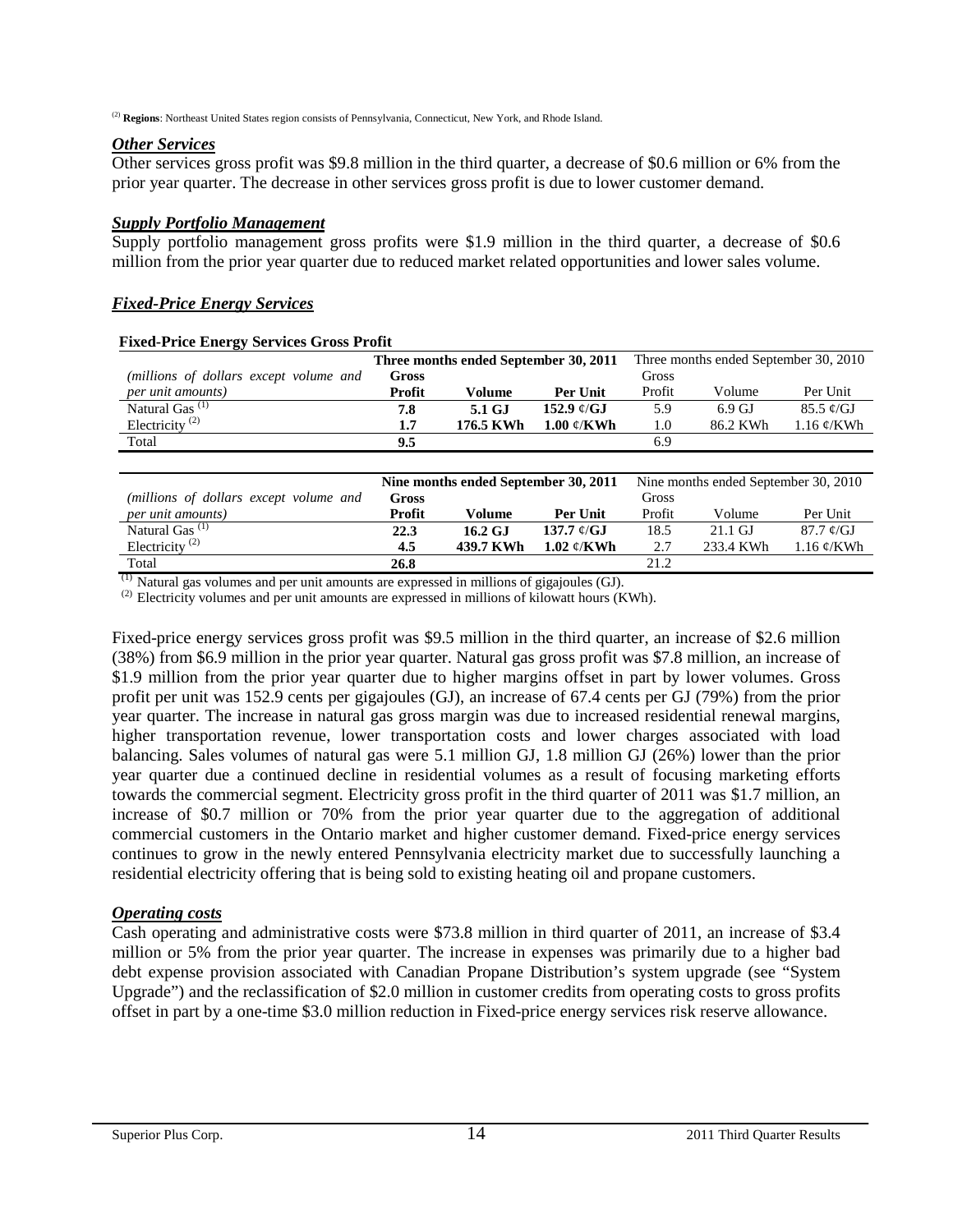[(2)] **Regions**: Northeast United States region consists of Pennsylvania, Connecticut, New York, and Rhode Island.

### *Other Services*

Other services gross profit was $9.8 million in the third quarter, a decrease of $0.6 million or 6% from the prior year quarter. The decrease in other services gross profit is due to lower customer demand.

### *Supply Portfolio Management*

Supply portfolio management gross profits were $1.9 million in the third quarter, a decrease of $0.6 million from the prior year quarter due to reduced market related opportunities and lower sales volume.

### *Fixed-Price Energy Services*

**Fixed-Price Energy Services Gross Profit**

| | **Three months ended September 30, 2011** | | | Three months ended September 30, 2010 | | |
|---|---|---|---|---|---|---|
| *(millions of dollars except volume and per unit amounts)* | **Gross Profit** | **Volume** | **Per Unit** | Gross Profit | Volume | Per Unit |
| Natural Gas [(1)] | **7.8** | **5.1 GJ** | **152.9 ¢/GJ** | 5.9 | 6.9 GJ | 85.5 ¢/GJ |
| Electricity [(2)] | **1.7** | **176.5 KWh** | **1.00 ¢/KWh** | 1.0 | 86.2 KWh | 1.16 ¢/KWh |
| Total | **9.5** | | | 6.9 | | |

| | **Nine months ended September 30, 2011** | | | Nine months ended September 30, 2010 | | |
|---|---|---|---|---|---|---|
| *(millions of dollars except volume and per unit amounts)* | **Gross Profit** | **Volume** | **Per Unit** | Gross Profit | Volume | Per Unit |
| Natural Gas [(1)] | **22.3** | **16.2 GJ** | **137.7 ¢/GJ** | 18.5 | 21.1 GJ | 87.7 ¢/GJ |
| Electricity [(2)] | **4.5** | **439.7 KWh** | **1.02 ¢/KWh** | 2.7 | 233.4 KWh | 1.16 ¢/KWh |
| Total | **26.8** | | | 21.2 | | |

[(1)] Natural gas volumes and per unit amounts are expressed in millions of gigajoules (GJ).
[(2)] Electricity volumes and per unit amounts are expressed in millions of kilowatt hours (KWh).

Fixed-price energy services gross profit was $9.5 million in the third quarter, an increase of $2.6 million (38%) from $6.9 million in the prior year quarter. Natural gas gross profit was $7.8 million, an increase of $1.9 million from the prior year quarter due to higher margins offset in part by lower volumes. Gross profit per unit was 152.9 cents per gigajoules (GJ), an increase of 67.4 cents per GJ (79%) from the prior year quarter. The increase in natural gas gross margin was due to increased residential renewal margins, higher transportation revenue, lower transportation costs and lower charges associated with load balancing. Sales volumes of natural gas were 5.1 million GJ, 1.8 million GJ (26%) lower than the prior year quarter due a continued decline in residential volumes as a result of focusing marketing efforts towards the commercial segment. Electricity gross profit in the third quarter of 2011 was $1.7 million, an increase of $0.7 million or 70% from the prior year quarter due to the aggregation of additional commercial customers in the Ontario market and higher customer demand. Fixed-price energy services continues to grow in the newly entered Pennsylvania electricity market due to successfully launching a residential electricity offering that is being sold to existing heating oil and propane customers.

### *Operating costs*

Cash operating and administrative costs were $73.8 million in third quarter of 2011, an increase of $3.4 million or 5% from the prior year quarter. The increase in expenses was primarily due to a higher bad debt expense provision associated with Canadian Propane Distribution's system upgrade (see "System Upgrade") and the reclassification of $2.0 million in customer credits from operating costs to gross profits offset in part by a one-time $3.0 million reduction in Fixed-price energy services risk reserve allowance.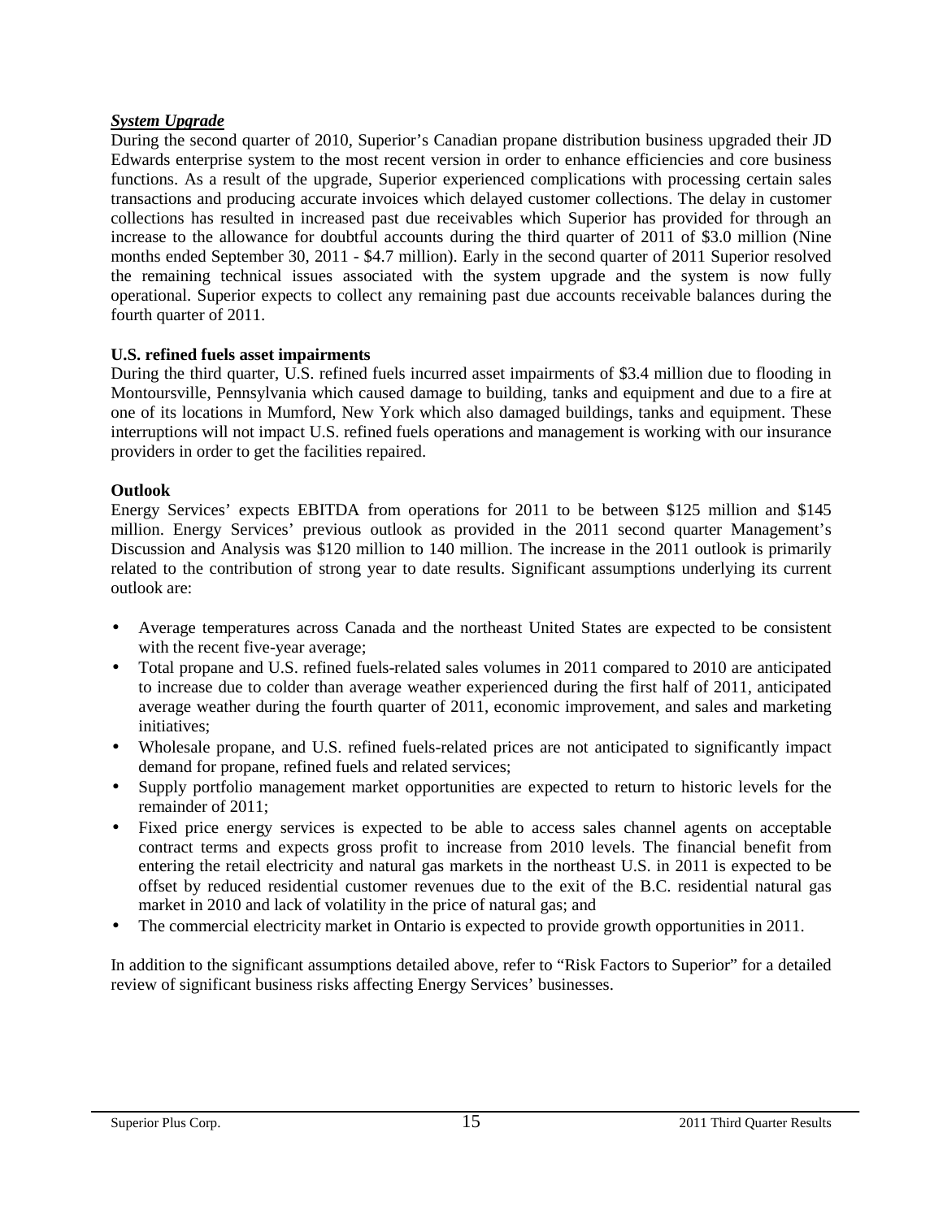***System Upgrade***

During the second quarter of 2010, Superior's Canadian propane distribution business upgraded their JD Edwards enterprise system to the most recent version in order to enhance efficiencies and core business functions. As a result of the upgrade, Superior experienced complications with processing certain sales transactions and producing accurate invoices which delayed customer collections. The delay in customer collections has resulted in increased past due receivables which Superior has provided for through an increase to the allowance for doubtful accounts during the third quarter of 2011 of $3.0 million (Nine months ended September 30, 2011 - $4.7 million). Early in the second quarter of 2011 Superior resolved the remaining technical issues associated with the system upgrade and the system is now fully operational. Superior expects to collect any remaining past due accounts receivable balances during the fourth quarter of 2011.

**U.S. refined fuels asset impairments**

During the third quarter, U.S. refined fuels incurred asset impairments of $3.4 million due to flooding in Montoursville, Pennsylvania which caused damage to building, tanks and equipment and due to a fire at one of its locations in Mumford, New York which also damaged buildings, tanks and equipment. These interruptions will not impact U.S. refined fuels operations and management is working with our insurance providers in order to get the facilities repaired.

**Outlook**

Energy Services' expects EBITDA from operations for 2011 to be between $125 million and $145 million. Energy Services' previous outlook as provided in the 2011 second quarter Management's Discussion and Analysis was $120 million to 140 million. The increase in the 2011 outlook is primarily related to the contribution of strong year to date results. Significant assumptions underlying its current outlook are:

- Average temperatures across Canada and the northeast United States are expected to be consistent with the recent five-year average;
- Total propane and U.S. refined fuels-related sales volumes in 2011 compared to 2010 are anticipated to increase due to colder than average weather experienced during the first half of 2011, anticipated average weather during the fourth quarter of 2011, economic improvement, and sales and marketing initiatives;
- Wholesale propane, and U.S. refined fuels-related prices are not anticipated to significantly impact demand for propane, refined fuels and related services;
- Supply portfolio management market opportunities are expected to return to historic levels for the remainder of 2011;
- Fixed price energy services is expected to be able to access sales channel agents on acceptable contract terms and expects gross profit to increase from 2010 levels. The financial benefit from entering the retail electricity and natural gas markets in the northeast U.S. in 2011 is expected to be offset by reduced residential customer revenues due to the exit of the B.C. residential natural gas market in 2010 and lack of volatility in the price of natural gas; and
- The commercial electricity market in Ontario is expected to provide growth opportunities in 2011.

In addition to the significant assumptions detailed above, refer to "Risk Factors to Superior" for a detailed review of significant business risks affecting Energy Services' businesses.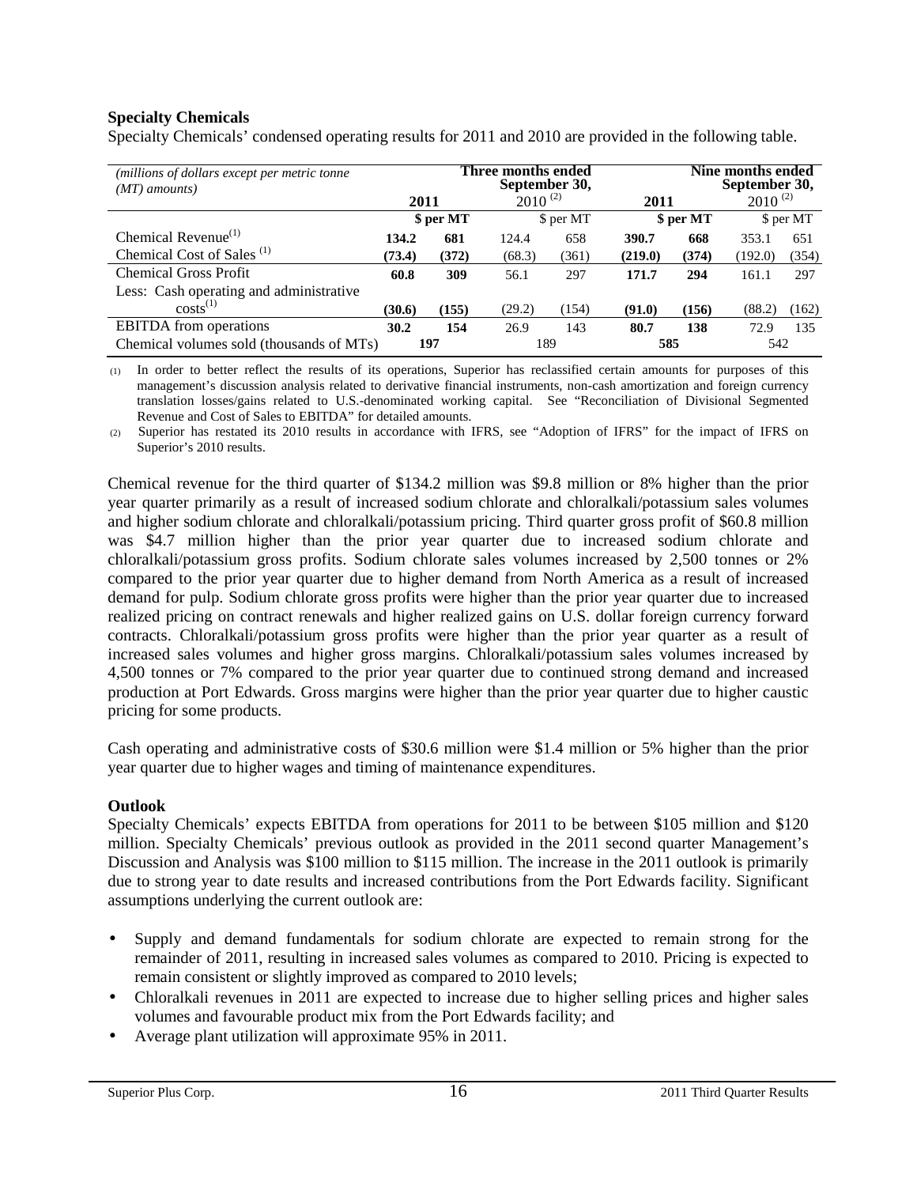**Specialty Chemicals**

Specialty Chemicals' condensed operating results for 2011 and 2010 are provided in the following table.

| *(millions of dollars except per metric tonne (MT) amounts)* | **Three months ended September 30,** | | | | **Nine months ended September 30,** | | | |
|---|---|---|---|---|---|---|---|---|
| | **2011** | | 2010 (2) | | **2011** | | 2010 (2) | |
| | | **$ per MT** | | $ per MT | | **$ per MT** | | $ per MT |
| Chemical Revenue(1) | **134.2** | **681** | 124.4 | 658 | **390.7** | **668** | 353.1 | 651 |
| Chemical Cost of Sales (1) | **(73.4)** | **(372)** | (68.3) | (361) | **(219.0)** | **(374)** | (192.0) | (354) |
| Chemical Gross Profit | **60.8** | **309** | 56.1 | 297 | **171.7** | **294** | 161.1 | 297 |
| Less: Cash operating and administrative costs(1) | **(30.6)** | **(155)** | (29.2) | (154) | **(91.0)** | **(156)** | (88.2) | (162) |
| EBITDA from operations | **30.2** | **154** | 26.9 | 143 | **80.7** | **138** | 72.9 | 135 |
| Chemical volumes sold (thousands of MTs) | **197** | | 189 | | **585** | | 542 | |

(1) In order to better reflect the results of its operations, Superior has reclassified certain amounts for purposes of this management's discussion analysis related to derivative financial instruments, non-cash amortization and foreign currency translation losses/gains related to U.S.-denominated working capital. See "Reconciliation of Divisional Segmented Revenue and Cost of Sales to EBITDA" for detailed amounts.

(2) Superior has restated its 2010 results in accordance with IFRS, see "Adoption of IFRS" for the impact of IFRS on Superior's 2010 results.

Chemical revenue for the third quarter of $134.2 million was $9.8 million or 8% higher than the prior year quarter primarily as a result of increased sodium chlorate and chloralkali/potassium sales volumes and higher sodium chlorate and chloralkali/potassium pricing. Third quarter gross profit of $60.8 million was $4.7 million higher than the prior year quarter due to increased sodium chlorate and chloralkali/potassium gross profits. Sodium chlorate sales volumes increased by 2,500 tonnes or 2% compared to the prior year quarter due to higher demand from North America as a result of increased demand for pulp. Sodium chlorate gross profits were higher than the prior year quarter due to increased realized pricing on contract renewals and higher realized gains on U.S. dollar foreign currency forward contracts. Chloralkali/potassium gross profits were higher than the prior year quarter as a result of increased sales volumes and higher gross margins. Chloralkali/potassium sales volumes increased by 4,500 tonnes or 7% compared to the prior year quarter due to continued strong demand and increased production at Port Edwards. Gross margins were higher than the prior year quarter due to higher caustic pricing for some products.

Cash operating and administrative costs of $30.6 million were $1.4 million or 5% higher than the prior year quarter due to higher wages and timing of maintenance expenditures.

**Outlook**

Specialty Chemicals' expects EBITDA from operations for 2011 to be between $105 million and $120 million. Specialty Chemicals' previous outlook as provided in the 2011 second quarter Management's Discussion and Analysis was $100 million to $115 million. The increase in the 2011 outlook is primarily due to strong year to date results and increased contributions from the Port Edwards facility. Significant assumptions underlying the current outlook are:

- Supply and demand fundamentals for sodium chlorate are expected to remain strong for the remainder of 2011, resulting in increased sales volumes as compared to 2010. Pricing is expected to remain consistent or slightly improved as compared to 2010 levels;
- Chloralkali revenues in 2011 are expected to increase due to higher selling prices and higher sales volumes and favourable product mix from the Port Edwards facility; and
- Average plant utilization will approximate 95% in 2011.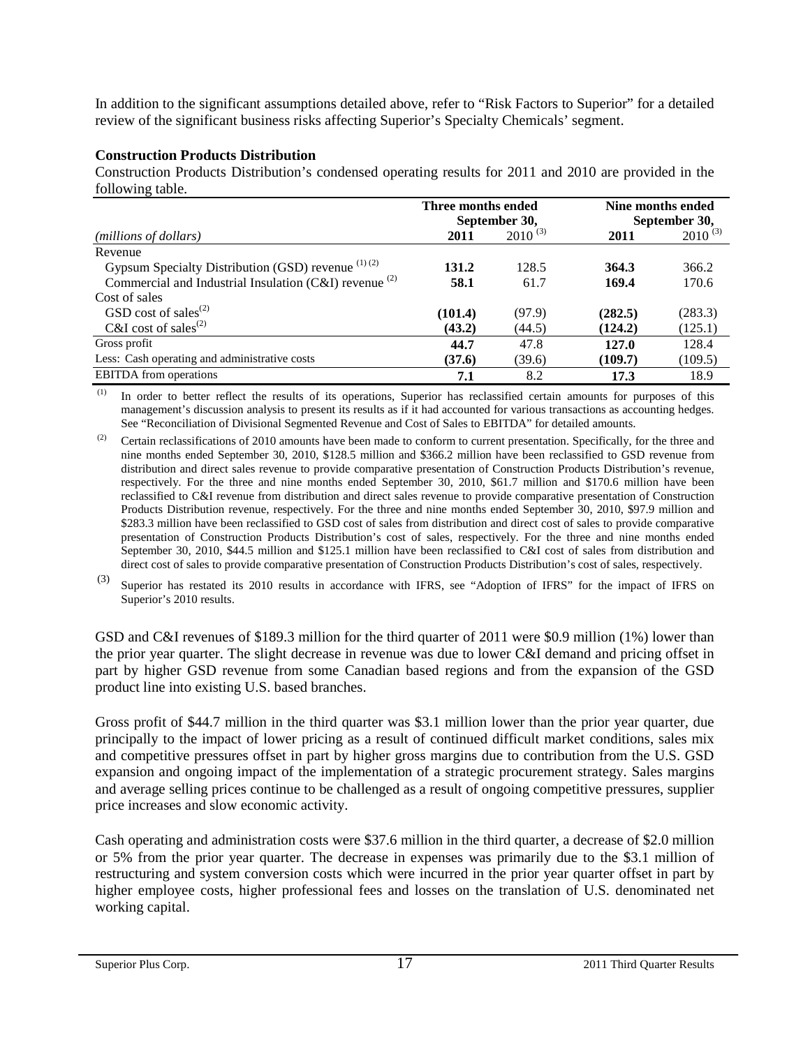In addition to the significant assumptions detailed above, refer to "Risk Factors to Superior" for a detailed review of the significant business risks affecting Superior's Specialty Chemicals' segment.

**Construction Products Distribution**

Construction Products Distribution's condensed operating results for 2011 and 2010 are provided in the following table.

| | Three months ended September 30, | | Nine months ended September 30, | |
|---|---|---|---|---|
| *(millions of dollars)* | **2011** | 2010 [3] | **2011** | 2010 [3] |
| Revenue | | | | |
| Gypsum Specialty Distribution (GSD) revenue [1] [2] | **131.2** | 128.5 | **364.3** | 366.2 |
| Commercial and Industrial Insulation (C&I) revenue [2] | **58.1** | 61.7 | **169.4** | 170.6 |
| Cost of sales | | | | |
| GSD cost of sales[2] | **(101.4)** | (97.9) | **(282.5)** | (283.3) |
| C&I cost of sales[2] | **(43.2)** | (44.5) | **(124.2)** | (125.1) |
| Gross profit | **44.7** | 47.8 | **127.0** | 128.4 |
| Less: Cash operating and administrative costs | **(37.6)** | (39.6) | **(109.7)** | (109.5) |
| EBITDA from operations | **7.1** | 8.2 | **17.3** | 18.9 |

(1) In order to better reflect the results of its operations, Superior has reclassified certain amounts for purposes of this management's discussion analysis to present its results as if it had accounted for various transactions as accounting hedges. See "Reconciliation of Divisional Segmented Revenue and Cost of Sales to EBITDA" for detailed amounts.

(2) Certain reclassifications of 2010 amounts have been made to conform to current presentation. Specifically, for the three and nine months ended September 30, 2010, $128.5 million and $366.2 million have been reclassified to GSD revenue from distribution and direct sales revenue to provide comparative presentation of Construction Products Distribution's revenue, respectively. For the three and nine months ended September 30, 2010, $61.7 million and $170.6 million have been reclassified to C&I revenue from distribution and direct sales revenue to provide comparative presentation of Construction Products Distribution revenue, respectively. For the three and nine months ended September 30, 2010, $97.9 million and $283.3 million have been reclassified to GSD cost of sales from distribution and direct cost of sales to provide comparative presentation of Construction Products Distribution's cost of sales, respectively. For the three and nine months ended September 30, 2010, $44.5 million and $125.1 million have been reclassified to C&I cost of sales from distribution and direct cost of sales to provide comparative presentation of Construction Products Distribution's cost of sales, respectively.

(3) Superior has restated its 2010 results in accordance with IFRS, see "Adoption of IFRS" for the impact of IFRS on Superior's 2010 results.

GSD and C&I revenues of $189.3 million for the third quarter of 2011 were $0.9 million (1%) lower than the prior year quarter. The slight decrease in revenue was due to lower C&I demand and pricing offset in part by higher GSD revenue from some Canadian based regions and from the expansion of the GSD product line into existing U.S. based branches.

Gross profit of $44.7 million in the third quarter was $3.1 million lower than the prior year quarter, due principally to the impact of lower pricing as a result of continued difficult market conditions, sales mix and competitive pressures offset in part by higher gross margins due to contribution from the U.S. GSD expansion and ongoing impact of the implementation of a strategic procurement strategy. Sales margins and average selling prices continue to be challenged as a result of ongoing competitive pressures, supplier price increases and slow economic activity.

Cash operating and administration costs were $37.6 million in the third quarter, a decrease of $2.0 million or 5% from the prior year quarter. The decrease in expenses was primarily due to the $3.1 million of restructuring and system conversion costs which were incurred in the prior year quarter offset in part by higher employee costs, higher professional fees and losses on the translation of U.S. denominated net working capital.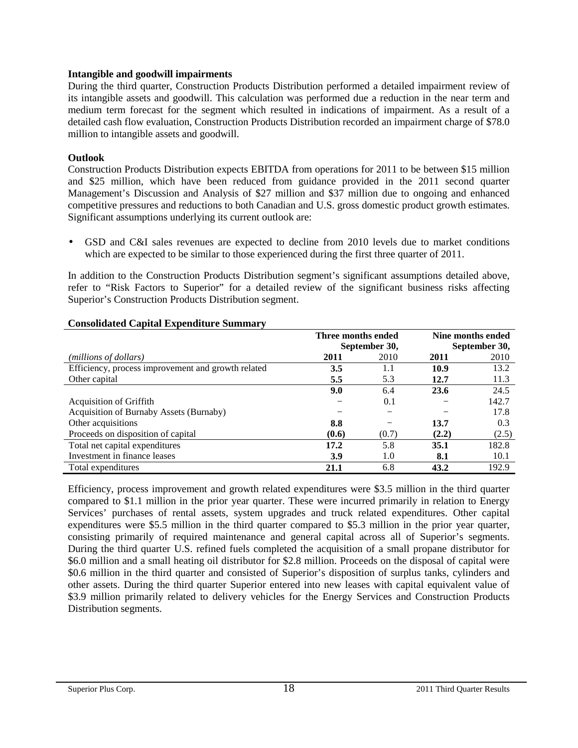**Intangible and goodwill impairments**

During the third quarter, Construction Products Distribution performed a detailed impairment review of its intangible assets and goodwill. This calculation was performed due a reduction in the near term and medium term forecast for the segment which resulted in indications of impairment. As a result of a detailed cash flow evaluation, Construction Products Distribution recorded an impairment charge of $78.0 million to intangible assets and goodwill.

**Outlook**

Construction Products Distribution expects EBITDA from operations for 2011 to be between $15 million and $25 million, which have been reduced from guidance provided in the 2011 second quarter Management's Discussion and Analysis of $27 million and $37 million due to ongoing and enhanced competitive pressures and reductions to both Canadian and U.S. gross domestic product growth estimates. Significant assumptions underlying its current outlook are:

- GSD and C&I sales revenues are expected to decline from 2010 levels due to market conditions which are expected to be similar to those experienced during the first three quarter of 2011.

In addition to the Construction Products Distribution segment's significant assumptions detailed above, refer to "Risk Factors to Superior" for a detailed review of the significant business risks affecting Superior's Construction Products Distribution segment.

**Consolidated Capital Expenditure Summary**

| | Three months ended September 30, | | Nine months ended September 30, | |
|---|---|---|---|---|
| *(millions of dollars)* | **2011** | 2010 | **2011** | 2010 |
| Efficiency, process improvement and growth related | **3.5** | 1.1 | **10.9** | 13.2 |
| Other capital | **5.5** | 5.3 | **12.7** | 11.3 |
| | **9.0** | 6.4 | **23.6** | 24.5 |
| Acquisition of Griffith | − | 0.1 | − | 142.7 |
| Acquisition of Burnaby Assets (Burnaby) | − | − | − | 17.8 |
| Other acquisitions | **8.8** | − | **13.7** | 0.3 |
| Proceeds on disposition of capital | **(0.6)** | (0.7) | **(2.2)** | (2.5) |
| Total net capital expenditures | **17.2** | 5.8 | **35.1** | 182.8 |
| Investment in finance leases | **3.9** | 1.0 | **8.1** | 10.1 |
| Total expenditures | **21.1** | 6.8 | **43.2** | 192.9 |

Efficiency, process improvement and growth related expenditures were $3.5 million in the third quarter compared to $1.1 million in the prior year quarter. These were incurred primarily in relation to Energy Services' purchases of rental assets, system upgrades and truck related expenditures. Other capital expenditures were $5.5 million in the third quarter compared to $5.3 million in the prior year quarter, consisting primarily of required maintenance and general capital across all of Superior's segments. During the third quarter U.S. refined fuels completed the acquisition of a small propane distributor for $6.0 million and a small heating oil distributor for $2.8 million. Proceeds on the disposal of capital were $0.6 million in the third quarter and consisted of Superior's disposition of surplus tanks, cylinders and other assets. During the third quarter Superior entered into new leases with capital equivalent value of $3.9 million primarily related to delivery vehicles for the Energy Services and Construction Products Distribution segments.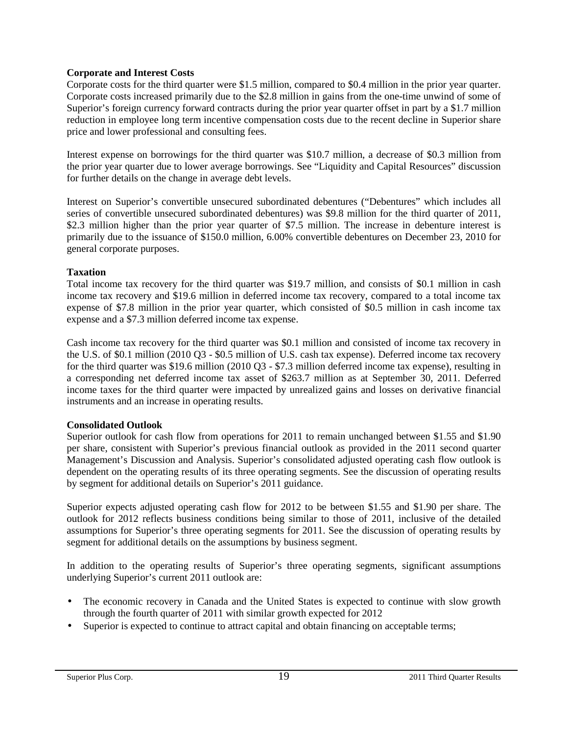**Corporate and Interest Costs**

Corporate costs for the third quarter were $1.5 million, compared to $0.4 million in the prior year quarter. Corporate costs increased primarily due to the $2.8 million in gains from the one-time unwind of some of Superior's foreign currency forward contracts during the prior year quarter offset in part by a $1.7 million reduction in employee long term incentive compensation costs due to the recent decline in Superior share price and lower professional and consulting fees.

Interest expense on borrowings for the third quarter was $10.7 million, a decrease of $0.3 million from the prior year quarter due to lower average borrowings. See "Liquidity and Capital Resources" discussion for further details on the change in average debt levels.

Interest on Superior's convertible unsecured subordinated debentures ("Debentures" which includes all series of convertible unsecured subordinated debentures) was $9.8 million for the third quarter of 2011, $2.3 million higher than the prior year quarter of $7.5 million. The increase in debenture interest is primarily due to the issuance of $150.0 million, 6.00% convertible debentures on December 23, 2010 for general corporate purposes.

**Taxation**

Total income tax recovery for the third quarter was $19.7 million, and consists of $0.1 million in cash income tax recovery and $19.6 million in deferred income tax recovery, compared to a total income tax expense of $7.8 million in the prior year quarter, which consisted of $0.5 million in cash income tax expense and a $7.3 million deferred income tax expense.

Cash income tax recovery for the third quarter was $0.1 million and consisted of income tax recovery in the U.S. of $0.1 million (2010 Q3 - $0.5 million of U.S. cash tax expense). Deferred income tax recovery for the third quarter was $19.6 million (2010 Q3 - $7.3 million deferred income tax expense), resulting in a corresponding net deferred income tax asset of $263.7 million as at September 30, 2011. Deferred income taxes for the third quarter were impacted by unrealized gains and losses on derivative financial instruments and an increase in operating results.

**Consolidated Outlook**

Superior outlook for cash flow from operations for 2011 to remain unchanged between $1.55 and $1.90 per share, consistent with Superior's previous financial outlook as provided in the 2011 second quarter Management's Discussion and Analysis. Superior's consolidated adjusted operating cash flow outlook is dependent on the operating results of its three operating segments. See the discussion of operating results by segment for additional details on Superior's 2011 guidance.

Superior expects adjusted operating cash flow for 2012 to be between $1.55 and $1.90 per share. The outlook for 2012 reflects business conditions being similar to those of 2011, inclusive of the detailed assumptions for Superior's three operating segments for 2011. See the discussion of operating results by segment for additional details on the assumptions by business segment.

In addition to the operating results of Superior's three operating segments, significant assumptions underlying Superior's current 2011 outlook are:

- The economic recovery in Canada and the United States is expected to continue with slow growth through the fourth quarter of 2011 with similar growth expected for 2012
- Superior is expected to continue to attract capital and obtain financing on acceptable terms;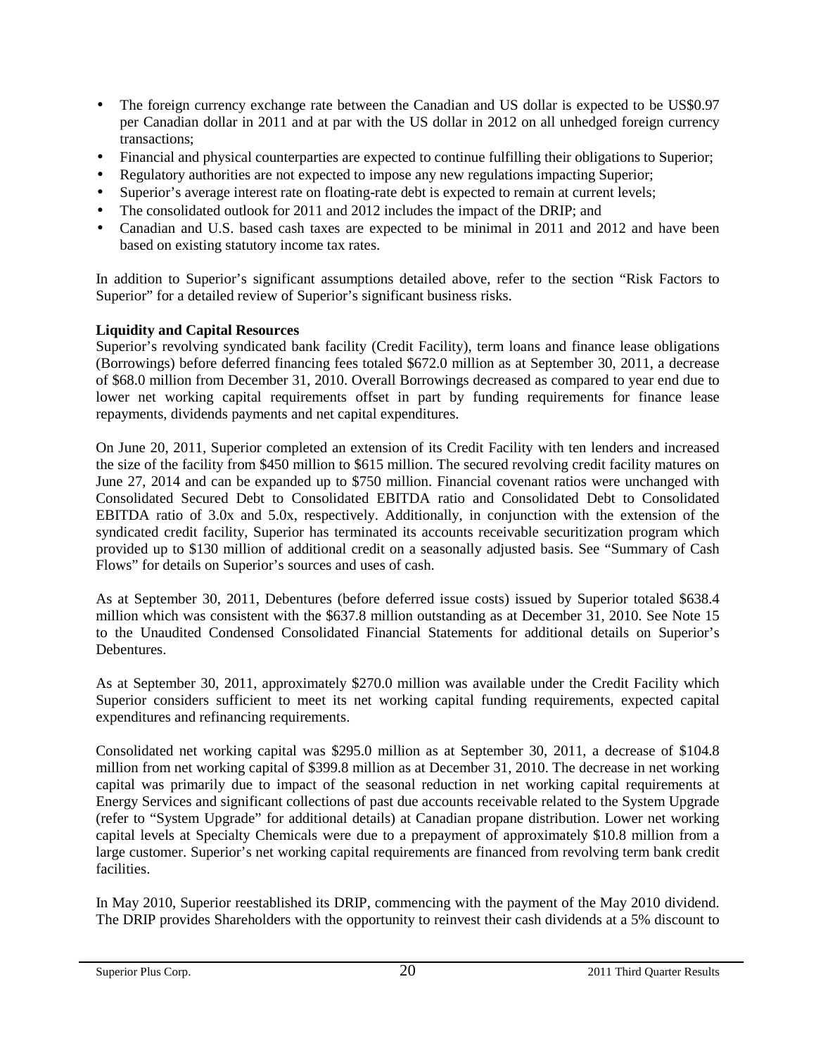- The foreign currency exchange rate between the Canadian and US dollar is expected to be US$0.97 per Canadian dollar in 2011 and at par with the US dollar in 2012 on all unhedged foreign currency transactions;
- Financial and physical counterparties are expected to continue fulfilling their obligations to Superior;
- Regulatory authorities are not expected to impose any new regulations impacting Superior;
- Superior's average interest rate on floating-rate debt is expected to remain at current levels;
- The consolidated outlook for 2011 and 2012 includes the impact of the DRIP; and
- Canadian and U.S. based cash taxes are expected to be minimal in 2011 and 2012 and have been based on existing statutory income tax rates.

In addition to Superior's significant assumptions detailed above, refer to the section "Risk Factors to Superior" for a detailed review of Superior's significant business risks.

**Liquidity and Capital Resources**

Superior's revolving syndicated bank facility (Credit Facility), term loans and finance lease obligations (Borrowings) before deferred financing fees totaled $672.0 million as at September 30, 2011, a decrease of $68.0 million from December 31, 2010. Overall Borrowings decreased as compared to year end due to lower net working capital requirements offset in part by funding requirements for finance lease repayments, dividends payments and net capital expenditures.

On June 20, 2011, Superior completed an extension of its Credit Facility with ten lenders and increased the size of the facility from $450 million to $615 million. The secured revolving credit facility matures on June 27, 2014 and can be expanded up to $750 million. Financial covenant ratios were unchanged with Consolidated Secured Debt to Consolidated EBITDA ratio and Consolidated Debt to Consolidated EBITDA ratio of 3.0x and 5.0x, respectively. Additionally, in conjunction with the extension of the syndicated credit facility, Superior has terminated its accounts receivable securitization program which provided up to $130 million of additional credit on a seasonally adjusted basis. See "Summary of Cash Flows" for details on Superior's sources and uses of cash.

As at September 30, 2011, Debentures (before deferred issue costs) issued by Superior totaled $638.4 million which was consistent with the $637.8 million outstanding as at December 31, 2010. See Note 15 to the Unaudited Condensed Consolidated Financial Statements for additional details on Superior's Debentures.

As at September 30, 2011, approximately $270.0 million was available under the Credit Facility which Superior considers sufficient to meet its net working capital funding requirements, expected capital expenditures and refinancing requirements.

Consolidated net working capital was $295.0 million as at September 30, 2011, a decrease of $104.8 million from net working capital of $399.8 million as at December 31, 2010. The decrease in net working capital was primarily due to impact of the seasonal reduction in net working capital requirements at Energy Services and significant collections of past due accounts receivable related to the System Upgrade (refer to "System Upgrade" for additional details) at Canadian propane distribution. Lower net working capital levels at Specialty Chemicals were due to a prepayment of approximately $10.8 million from a large customer. Superior's net working capital requirements are financed from revolving term bank credit facilities.

In May 2010, Superior reestablished its DRIP, commencing with the payment of the May 2010 dividend. The DRIP provides Shareholders with the opportunity to reinvest their cash dividends at a 5% discount to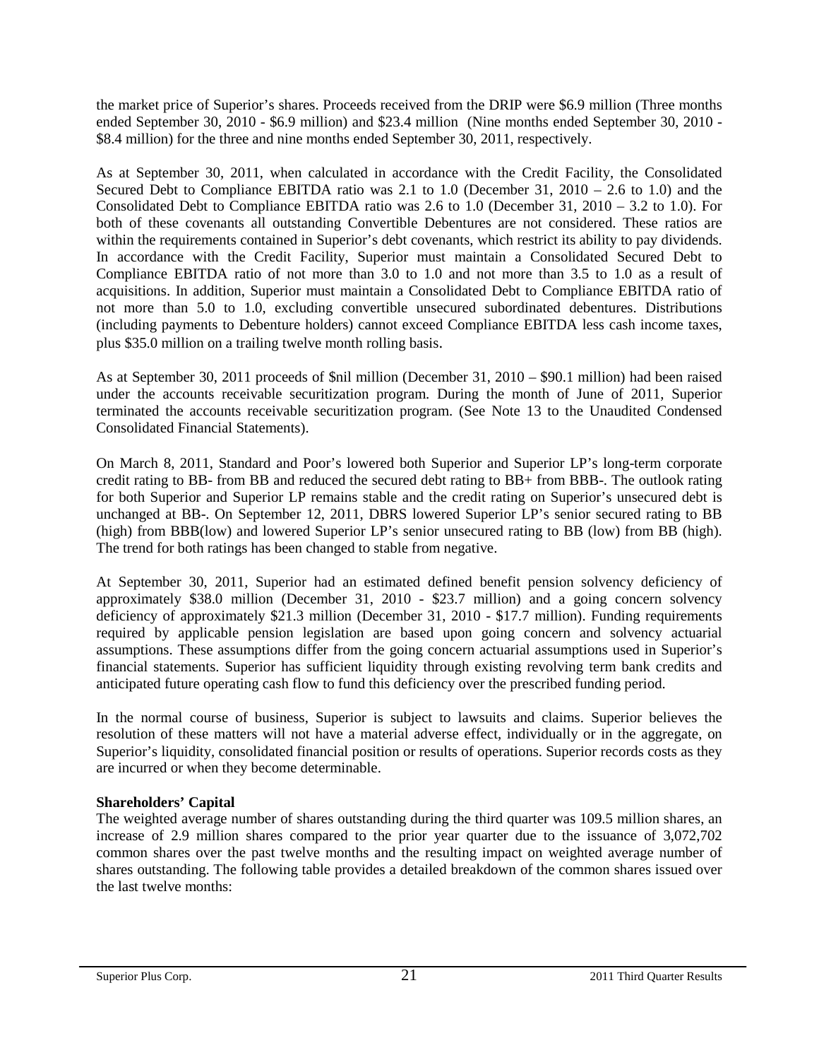the market price of Superior's shares. Proceeds received from the DRIP were $6.9 million (Three months ended September 30, 2010 - $6.9 million) and $23.4 million (Nine months ended September 30, 2010 - $8.4 million) for the three and nine months ended September 30, 2011, respectively.

As at September 30, 2011, when calculated in accordance with the Credit Facility, the Consolidated Secured Debt to Compliance EBITDA ratio was 2.1 to 1.0 (December 31, 2010 – 2.6 to 1.0) and the Consolidated Debt to Compliance EBITDA ratio was 2.6 to 1.0 (December 31, 2010 – 3.2 to 1.0). For both of these covenants all outstanding Convertible Debentures are not considered. These ratios are within the requirements contained in Superior's debt covenants, which restrict its ability to pay dividends. In accordance with the Credit Facility, Superior must maintain a Consolidated Secured Debt to Compliance EBITDA ratio of not more than 3.0 to 1.0 and not more than 3.5 to 1.0 as a result of acquisitions. In addition, Superior must maintain a Consolidated Debt to Compliance EBITDA ratio of not more than 5.0 to 1.0, excluding convertible unsecured subordinated debentures. Distributions (including payments to Debenture holders) cannot exceed Compliance EBITDA less cash income taxes, plus $35.0 million on a trailing twelve month rolling basis.

As at September 30, 2011 proceeds of $nil million (December 31, 2010 – $90.1 million) had been raised under the accounts receivable securitization program. During the month of June of 2011, Superior terminated the accounts receivable securitization program. (See Note 13 to the Unaudited Condensed Consolidated Financial Statements).

On March 8, 2011, Standard and Poor's lowered both Superior and Superior LP's long-term corporate credit rating to BB- from BB and reduced the secured debt rating to BB+ from BBB-. The outlook rating for both Superior and Superior LP remains stable and the credit rating on Superior's unsecured debt is unchanged at BB-. On September 12, 2011, DBRS lowered Superior LP's senior secured rating to BB (high) from BBB(low) and lowered Superior LP's senior unsecured rating to BB (low) from BB (high). The trend for both ratings has been changed to stable from negative.

At September 30, 2011, Superior had an estimated defined benefit pension solvency deficiency of approximately $38.0 million (December 31, 2010 - $23.7 million) and a going concern solvency deficiency of approximately $21.3 million (December 31, 2010 - $17.7 million). Funding requirements required by applicable pension legislation are based upon going concern and solvency actuarial assumptions. These assumptions differ from the going concern actuarial assumptions used in Superior's financial statements. Superior has sufficient liquidity through existing revolving term bank credits and anticipated future operating cash flow to fund this deficiency over the prescribed funding period.

In the normal course of business, Superior is subject to lawsuits and claims. Superior believes the resolution of these matters will not have a material adverse effect, individually or in the aggregate, on Superior's liquidity, consolidated financial position or results of operations. Superior records costs as they are incurred or when they become determinable.

**Shareholders' Capital**

The weighted average number of shares outstanding during the third quarter was 109.5 million shares, an increase of 2.9 million shares compared to the prior year quarter due to the issuance of 3,072,702 common shares over the past twelve months and the resulting impact on weighted average number of shares outstanding. The following table provides a detailed breakdown of the common shares issued over the last twelve months: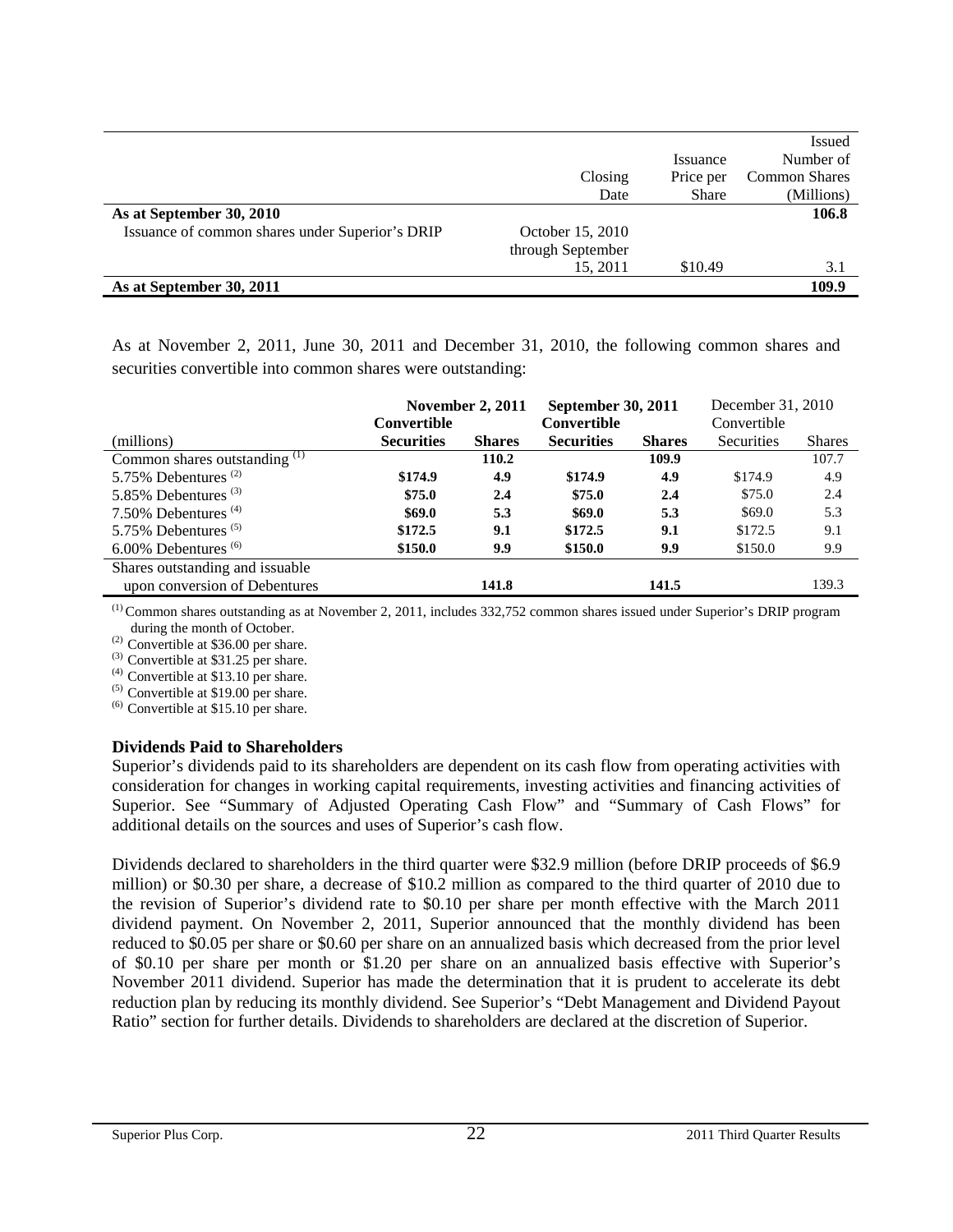| | Closing Date | Issuance Price per Share | Issued Number of Common Shares (Millions) |
|---|---|---|---|
| **As at September 30, 2010** | | | **106.8** |
| Issuance of common shares under Superior's DRIP | October 15, 2010 through September 15, 2011 | $10.49 | 3.1 |
| **As at September 30, 2011** | | | **109.9** |

As at November 2, 2011, June 30, 2011 and December 31, 2010, the following common shares and securities convertible into common shares were outstanding:

| | **November 2, 2011** | | **September 30, 2011** | | December 31, 2010 | |
|---|---|---|---|---|---|---|
| (millions) | **Convertible Securities** | **Shares** | **Convertible Securities** | **Shares** | Convertible Securities | Shares |
| Common shares outstanding [(1)] | | **110.2** | | **109.9** | | 107.7 |
| 5.75% Debentures [(2)] | **$174.9** | **4.9** | **$174.9** | **4.9** | $174.9 | 4.9 |
| 5.85% Debentures [(3)] | **$75.0** | **2.4** | **$75.0** | **2.4** | $75.0 | 2.4 |
| 7.50% Debentures [(4)] | **$69.0** | **5.3** | **$69.0** | **5.3** | $69.0 | 5.3 |
| 5.75% Debentures [(5)] | **$172.5** | **9.1** | **$172.5** | **9.1** | $172.5 | 9.1 |
| 6.00% Debentures [(6)] | **$150.0** | **9.9** | **$150.0** | **9.9** | $150.0 | 9.9 |
| Shares outstanding and issuable upon conversion of Debentures | | **141.8** | | **141.5** | | 139.3 |

[(1)] Common shares outstanding as at November 2, 2011, includes 332,752 common shares issued under Superior's DRIP program during the month of October.
[(2)] Convertible at $36.00 per share.
[(3)] Convertible at $31.25 per share.
[(4)] Convertible at $13.10 per share.
[(5)] Convertible at $19.00 per share.
[(6)] Convertible at $15.10 per share.

**Dividends Paid to Shareholders**

Superior's dividends paid to its shareholders are dependent on its cash flow from operating activities with consideration for changes in working capital requirements, investing activities and financing activities of Superior. See "Summary of Adjusted Operating Cash Flow" and "Summary of Cash Flows" for additional details on the sources and uses of Superior's cash flow.

Dividends declared to shareholders in the third quarter were $32.9 million (before DRIP proceeds of $6.9 million) or $0.30 per share, a decrease of $10.2 million as compared to the third quarter of 2010 due to the revision of Superior's dividend rate to $0.10 per share per month effective with the March 2011 dividend payment. On November 2, 2011, Superior announced that the monthly dividend has been reduced to $0.05 per share or $0.60 per share on an annualized basis which decreased from the prior level of $0.10 per share per month or $1.20 per share on an annualized basis effective with Superior's November 2011 dividend. Superior has made the determination that it is prudent to accelerate its debt reduction plan by reducing its monthly dividend. See Superior's "Debt Management and Dividend Payout Ratio" section for further details. Dividends to shareholders are declared at the discretion of Superior.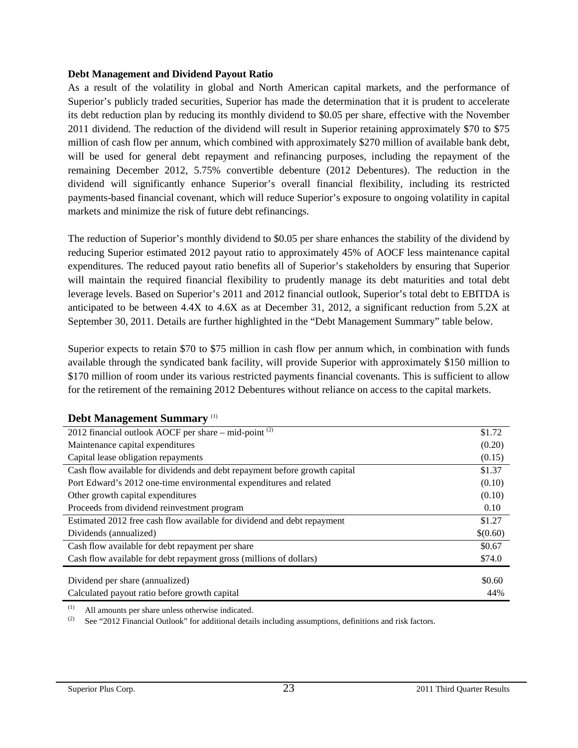### Debt Management and Dividend Payout Ratio

As a result of the volatility in global and North American capital markets, and the performance of Superior's publicly traded securities, Superior has made the determination that it is prudent to accelerate its debt reduction plan by reducing its monthly dividend to \$0.05 per share, effective with the November 2011 dividend. The reduction of the dividend will result in Superior retaining approximately \$70 to \$75 million of cash flow per annum, which combined with approximately \$270 million of available bank debt, will be used for general debt repayment and refinancing purposes, including the repayment of the remaining December 2012, 5.75% convertible debenture (2012 Debentures). The reduction in the dividend will significantly enhance Superior's overall financial flexibility, including its restricted payments-based financial covenant, which will reduce Superior's exposure to ongoing volatility in capital markets and minimize the risk of future debt refinancings.

The reduction of Superior's monthly dividend to \$0.05 per share enhances the stability of the dividend by reducing Superior estimated 2012 payout ratio to approximately 45% of AOCF less maintenance capital expenditures. The reduced payout ratio benefits all of Superior's stakeholders by ensuring that Superior will maintain the required financial flexibility to prudently manage its debt maturities and total debt leverage levels. Based on Superior's 2011 and 2012 financial outlook, Superior's total debt to EBITDA is anticipated to be between 4.4X to 4.6X as at December 31, 2012, a significant reduction from 5.2X at September 30, 2011. Details are further highlighted in the "Debt Management Summary" table below.

Superior expects to retain \$70 to \$75 million in cash flow per annum which, in combination with funds available through the syndicated bank facility, will provide Superior with approximately \$150 million to \$170 million of room under its various restricted payments financial covenants. This is sufficient to allow for the retirement of the remaining 2012 Debentures without reliance on access to the capital markets.

## Debt Management Summary [(1)]

| | |
|---|---|
| 2012 financial outlook AOCF per share – mid-point [(2)] | \$1.72 |
| Maintenance capital expenditures | (0.20) |
| Capital lease obligation repayments | (0.15) |
| Cash flow available for dividends and debt repayment before growth capital | \$1.37 |
| Port Edward's 2012 one-time environmental expenditures and related | (0.10) |
| Other growth capital expenditures | (0.10) |
| Proceeds from dividend reinvestment program | 0.10 |
| Estimated 2012 free cash flow available for dividend and debt repayment | \$1.27 |
| Dividends (annualized) | \$(0.60) |
| Cash flow available for debt repayment per share | \$0.67 |
| Cash flow available for debt repayment gross (millions of dollars) | \$74.0 |
| Dividend per share (annualized) | \$0.60 |
| Calculated payout ratio before growth capital | 44% |

(1) All amounts per share unless otherwise indicated.

(2) See "2012 Financial Outlook" for additional details including assumptions, definitions and risk factors.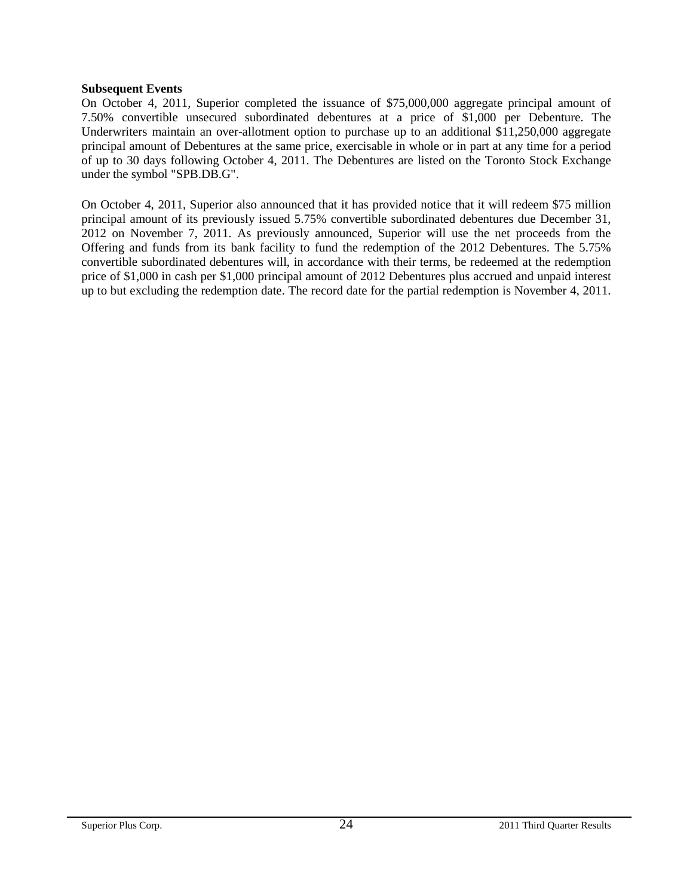**Subsequent Events**

On October 4, 2011, Superior completed the issuance of $75,000,000 aggregate principal amount of 7.50% convertible unsecured subordinated debentures at a price of $1,000 per Debenture. The Underwriters maintain an over-allotment option to purchase up to an additional $11,250,000 aggregate principal amount of Debentures at the same price, exercisable in whole or in part at any time for a period of up to 30 days following October 4, 2011. The Debentures are listed on the Toronto Stock Exchange under the symbol "SPB.DB.G".

On October 4, 2011, Superior also announced that it has provided notice that it will redeem $75 million principal amount of its previously issued 5.75% convertible subordinated debentures due December 31, 2012 on November 7, 2011. As previously announced, Superior will use the net proceeds from the Offering and funds from its bank facility to fund the redemption of the 2012 Debentures. The 5.75% convertible subordinated debentures will, in accordance with their terms, be redeemed at the redemption price of $1,000 in cash per $1,000 principal amount of 2012 Debentures plus accrued and unpaid interest up to but excluding the redemption date. The record date for the partial redemption is November 4, 2011.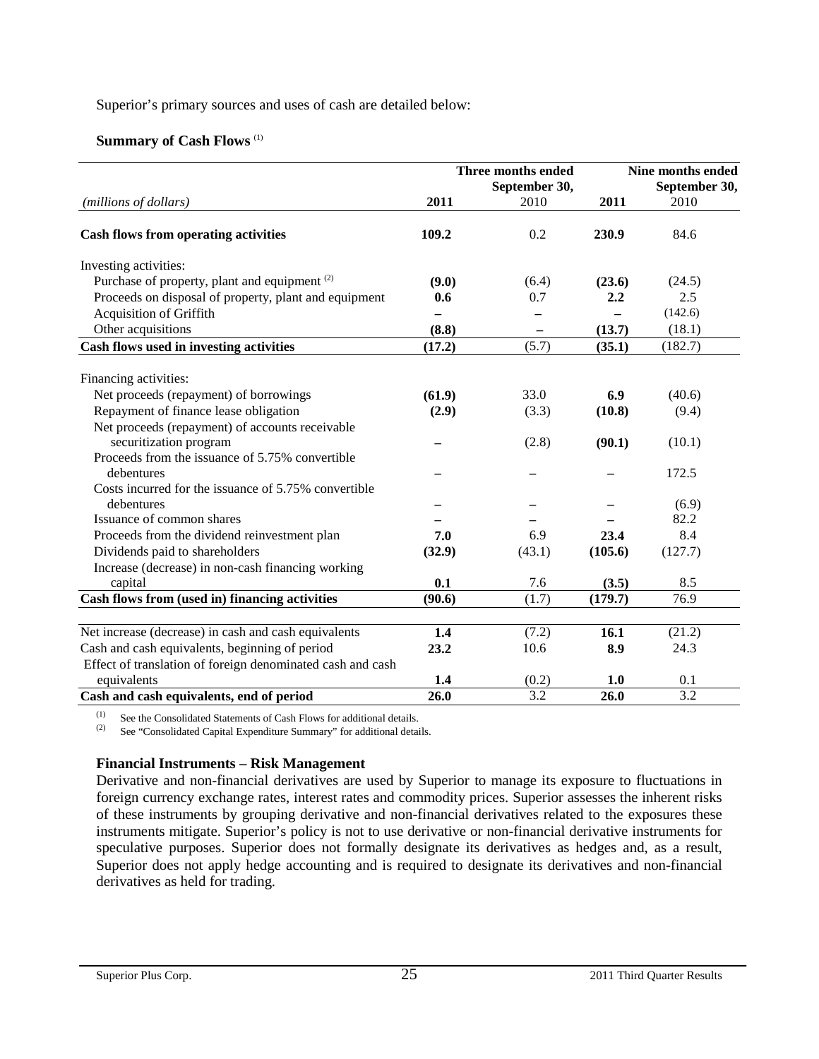Superior's primary sources and uses of cash are detailed below:

**Summary of Cash Flows** [(1)]

| | Three months ended September 30, | | Nine months ended September 30, | |
|---|---|---|---|---|
| *(millions of dollars)* | **2011** | 2010 | **2011** | 2010 |
| **Cash flows from operating activities** | **109.2** | 0.2 | **230.9** | 84.6 |
| Investing activities: | | | | |
| Purchase of property, plant and equipment [(2)] | **(9.0)** | (6.4) | **(23.6)** | (24.5) |
| Proceeds on disposal of property, plant and equipment | **0.6** | 0.7 | **2.2** | 2.5 |
| Acquisition of Griffith | **–** | – | **–** | (142.6) |
| Other acquisitions | **(8.8)** | – | **(13.7)** | (18.1) |
| **Cash flows used in investing activities** | **(17.2)** | (5.7) | **(35.1)** | (182.7) |
| Financing activities: | | | | |
| Net proceeds (repayment) of borrowings | **(61.9)** | 33.0 | **6.9** | (40.6) |
| Repayment of finance lease obligation | **(2.9)** | (3.3) | **(10.8)** | (9.4) |
| Net proceeds (repayment) of accounts receivable securitization program | **–** | (2.8) | **(90.1)** | (10.1) |
| Proceeds from the issuance of 5.75% convertible debentures | **–** | – | **–** | 172.5 |
| Costs incurred for the issuance of 5.75% convertible debentures | **–** | – | **–** | (6.9) |
| Issuance of common shares | **–** | – | **–** | 82.2 |
| Proceeds from the dividend reinvestment plan | **7.0** | 6.9 | **23.4** | 8.4 |
| Dividends paid to shareholders | **(32.9)** | (43.1) | **(105.6)** | (127.7) |
| Increase (decrease) in non-cash financing working capital | **0.1** | 7.6 | **(3.5)** | 8.5 |
| **Cash flows from (used in) financing activities** | **(90.6)** | (1.7) | **(179.7)** | 76.9 |
| Net increase (decrease) in cash and cash equivalents | **1.4** | (7.2) | **16.1** | (21.2) |
| Cash and cash equivalents, beginning of period | **23.2** | 10.6 | **8.9** | 24.3 |
| Effect of translation of foreign denominated cash and cash equivalents | **1.4** | (0.2) | **1.0** | 0.1 |
| **Cash and cash equivalents, end of period** | **26.0** | 3.2 | **26.0** | 3.2 |

(1) See the Consolidated Statements of Cash Flows for additional details.
(2) See "Consolidated Capital Expenditure Summary" for additional details.

**Financial Instruments – Risk Management**

Derivative and non-financial derivatives are used by Superior to manage its exposure to fluctuations in foreign currency exchange rates, interest rates and commodity prices. Superior assesses the inherent risks of these instruments by grouping derivative and non-financial derivatives related to the exposures these instruments mitigate. Superior's policy is not to use derivative or non-financial derivative instruments for speculative purposes. Superior does not formally designate its derivatives as hedges and, as a result, Superior does not apply hedge accounting and is required to designate its derivatives and non-financial derivatives as held for trading.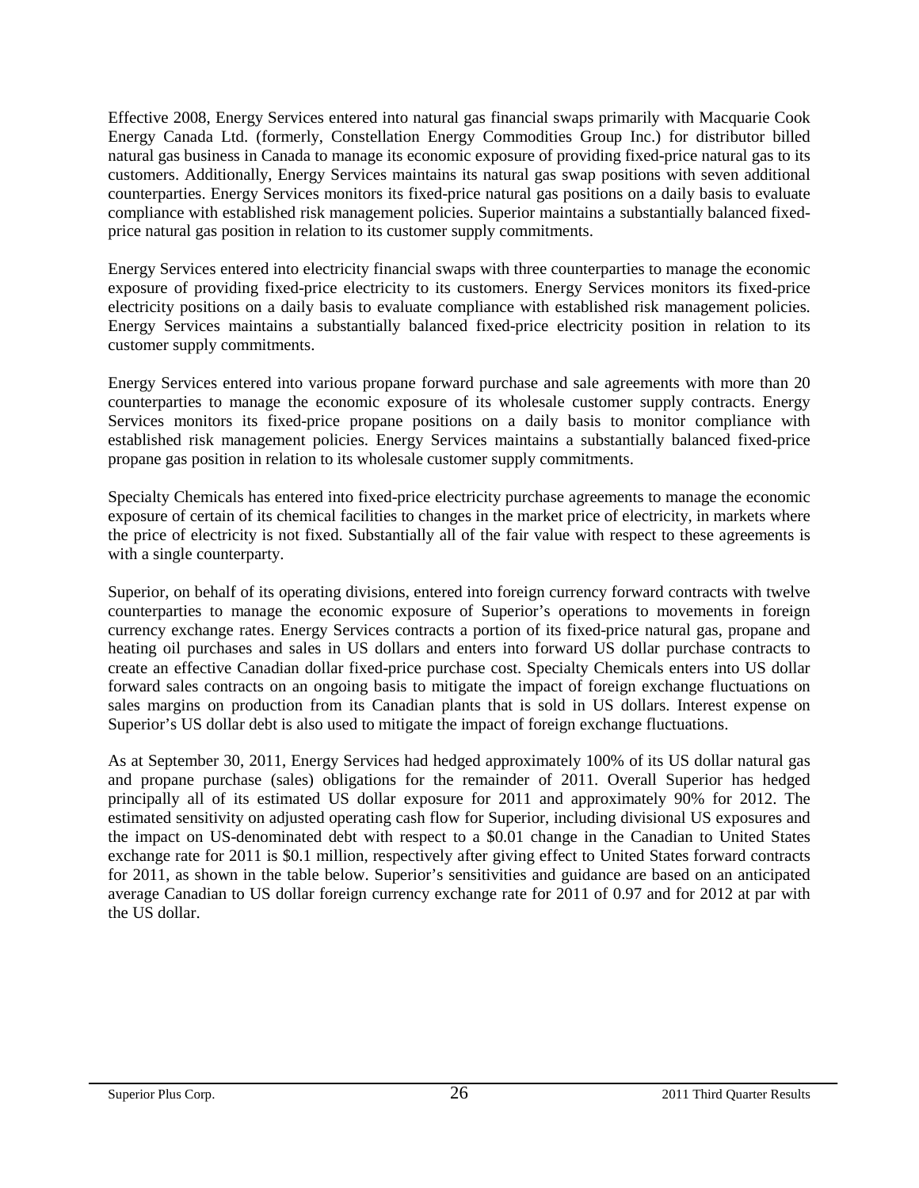Effective 2008, Energy Services entered into natural gas financial swaps primarily with Macquarie Cook Energy Canada Ltd. (formerly, Constellation Energy Commodities Group Inc.) for distributor billed natural gas business in Canada to manage its economic exposure of providing fixed-price natural gas to its customers. Additionally, Energy Services maintains its natural gas swap positions with seven additional counterparties. Energy Services monitors its fixed-price natural gas positions on a daily basis to evaluate compliance with established risk management policies. Superior maintains a substantially balanced fixed-price natural gas position in relation to its customer supply commitments.

Energy Services entered into electricity financial swaps with three counterparties to manage the economic exposure of providing fixed-price electricity to its customers. Energy Services monitors its fixed-price electricity positions on a daily basis to evaluate compliance with established risk management policies. Energy Services maintains a substantially balanced fixed-price electricity position in relation to its customer supply commitments.

Energy Services entered into various propane forward purchase and sale agreements with more than 20 counterparties to manage the economic exposure of its wholesale customer supply contracts. Energy Services monitors its fixed-price propane positions on a daily basis to monitor compliance with established risk management policies. Energy Services maintains a substantially balanced fixed-price propane gas position in relation to its wholesale customer supply commitments.

Specialty Chemicals has entered into fixed-price electricity purchase agreements to manage the economic exposure of certain of its chemical facilities to changes in the market price of electricity, in markets where the price of electricity is not fixed. Substantially all of the fair value with respect to these agreements is with a single counterparty.

Superior, on behalf of its operating divisions, entered into foreign currency forward contracts with twelve counterparties to manage the economic exposure of Superior's operations to movements in foreign currency exchange rates. Energy Services contracts a portion of its fixed-price natural gas, propane and heating oil purchases and sales in US dollars and enters into forward US dollar purchase contracts to create an effective Canadian dollar fixed-price purchase cost. Specialty Chemicals enters into US dollar forward sales contracts on an ongoing basis to mitigate the impact of foreign exchange fluctuations on sales margins on production from its Canadian plants that is sold in US dollars. Interest expense on Superior's US dollar debt is also used to mitigate the impact of foreign exchange fluctuations.

As at September 30, 2011, Energy Services had hedged approximately 100% of its US dollar natural gas and propane purchase (sales) obligations for the remainder of 2011. Overall Superior has hedged principally all of its estimated US dollar exposure for 2011 and approximately 90% for 2012. The estimated sensitivity on adjusted operating cash flow for Superior, including divisional US exposures and the impact on US-denominated debt with respect to a $0.01 change in the Canadian to United States exchange rate for 2011 is $0.1 million, respectively after giving effect to United States forward contracts for 2011, as shown in the table below. Superior's sensitivities and guidance are based on an anticipated average Canadian to US dollar foreign currency exchange rate for 2011 of 0.97 and for 2012 at par with the US dollar.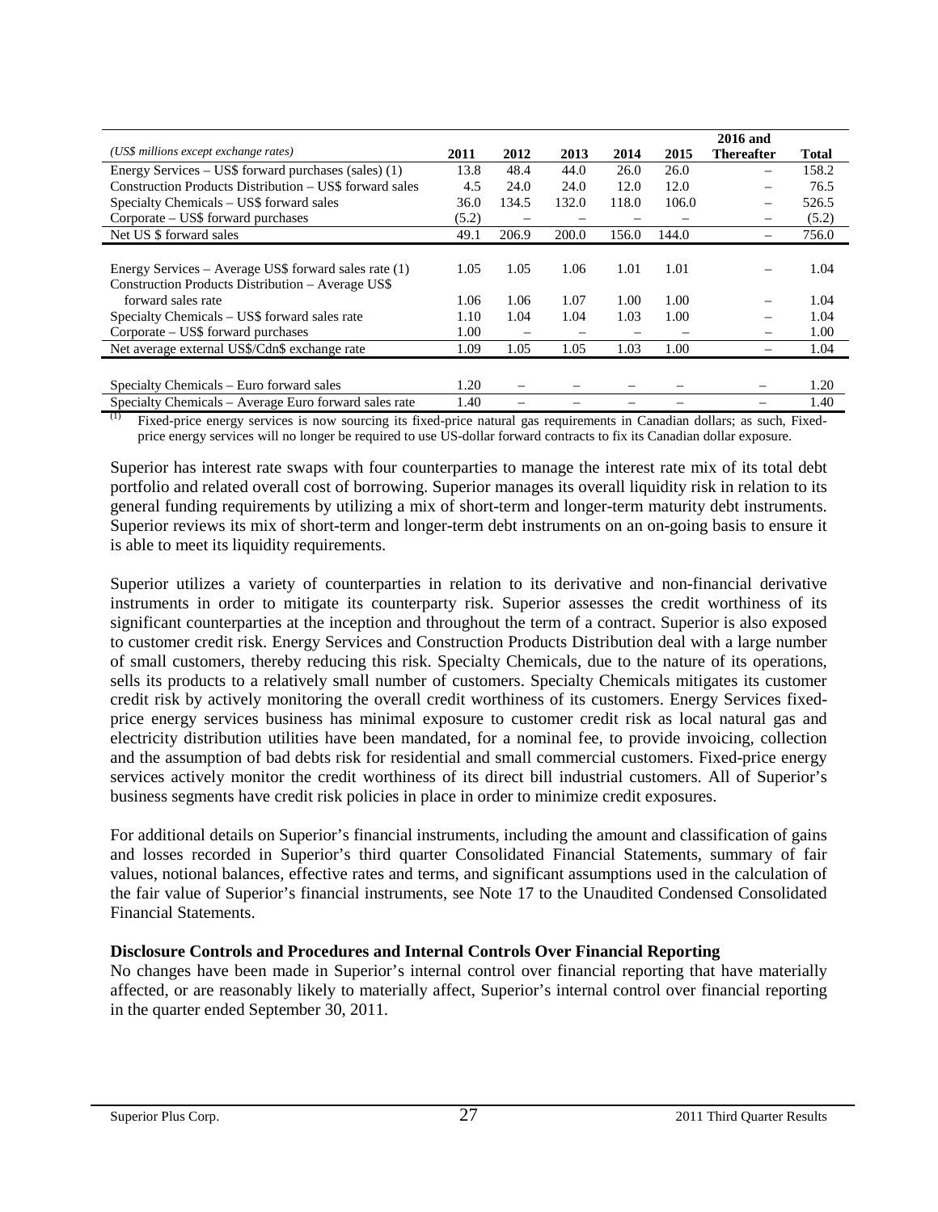| (US$ millions except exchange rates) | 2011 | 2012 | 2013 | 2014 | 2015 | 2016 and Thereafter | Total |
|---|---|---|---|---|---|---|---|
| Energy Services – US$ forward purchases (sales) (1) | 13.8 | 48.4 | 44.0 | 26.0 | 26.0 | – | 158.2 |
| Construction Products Distribution – US$ forward sales | 4.5 | 24.0 | 24.0 | 12.0 | 12.0 | – | 76.5 |
| Specialty Chemicals – US$ forward sales | 36.0 | 134.5 | 132.0 | 118.0 | 106.0 | – | 526.5 |
| Corporate – US$ forward purchases | (5.2) | – | – | – | – | – | (5.2) |
| Net US $ forward sales | 49.1 | 206.9 | 200.0 | 156.0 | 144.0 | – | 756.0 |
| | | | | | | | |
| Energy Services – Average US$ forward sales rate (1) | 1.05 | 1.05 | 1.06 | 1.01 | 1.01 | – | 1.04 |
| Construction Products Distribution – Average US$ forward sales rate | 1.06 | 1.06 | 1.07 | 1.00 | 1.00 | – | 1.04 |
| Specialty Chemicals – US$ forward sales rate | 1.10 | 1.04 | 1.04 | 1.03 | 1.00 | – | 1.04 |
| Corporate – US$ forward purchases | 1.00 | – | – | – | – | – | 1.00 |
| Net average external US$/Cdn$ exchange rate | 1.09 | 1.05 | 1.05 | 1.03 | 1.00 | – | 1.04 |
| | | | | | | | |
| Specialty Chemicals – Euro forward sales | 1.20 | – | – | – | – | – | 1.20 |
| Specialty Chemicals – Average Euro forward sales rate | 1.40 | – | – | – | – | – | 1.40 |

(1) Fixed-price energy services is now sourcing its fixed-price natural gas requirements in Canadian dollars; as such, Fixed-price energy services will no longer be required to use US-dollar forward contracts to fix its Canadian dollar exposure.

Superior has interest rate swaps with four counterparties to manage the interest rate mix of its total debt portfolio and related overall cost of borrowing. Superior manages its overall liquidity risk in relation to its general funding requirements by utilizing a mix of short-term and longer-term maturity debt instruments. Superior reviews its mix of short-term and longer-term debt instruments on an on-going basis to ensure it is able to meet its liquidity requirements.

Superior utilizes a variety of counterparties in relation to its derivative and non-financial derivative instruments in order to mitigate its counterparty risk. Superior assesses the credit worthiness of its significant counterparties at the inception and throughout the term of a contract. Superior is also exposed to customer credit risk. Energy Services and Construction Products Distribution deal with a large number of small customers, thereby reducing this risk. Specialty Chemicals, due to the nature of its operations, sells its products to a relatively small number of customers. Specialty Chemicals mitigates its customer credit risk by actively monitoring the overall credit worthiness of its customers. Energy Services fixed-price energy services business has minimal exposure to customer credit risk as local natural gas and electricity distribution utilities have been mandated, for a nominal fee, to provide invoicing, collection and the assumption of bad debts risk for residential and small commercial customers. Fixed-price energy services actively monitor the credit worthiness of its direct bill industrial customers. All of Superior's business segments have credit risk policies in place in order to minimize credit exposures.

For additional details on Superior's financial instruments, including the amount and classification of gains and losses recorded in Superior's third quarter Consolidated Financial Statements, summary of fair values, notional balances, effective rates and terms, and significant assumptions used in the calculation of the fair value of Superior's financial instruments, see Note 17 to the Unaudited Condensed Consolidated Financial Statements.

**Disclosure Controls and Procedures and Internal Controls Over Financial Reporting**

No changes have been made in Superior's internal control over financial reporting that have materially affected, or are reasonably likely to materially affect, Superior's internal control over financial reporting in the quarter ended September 30, 2011.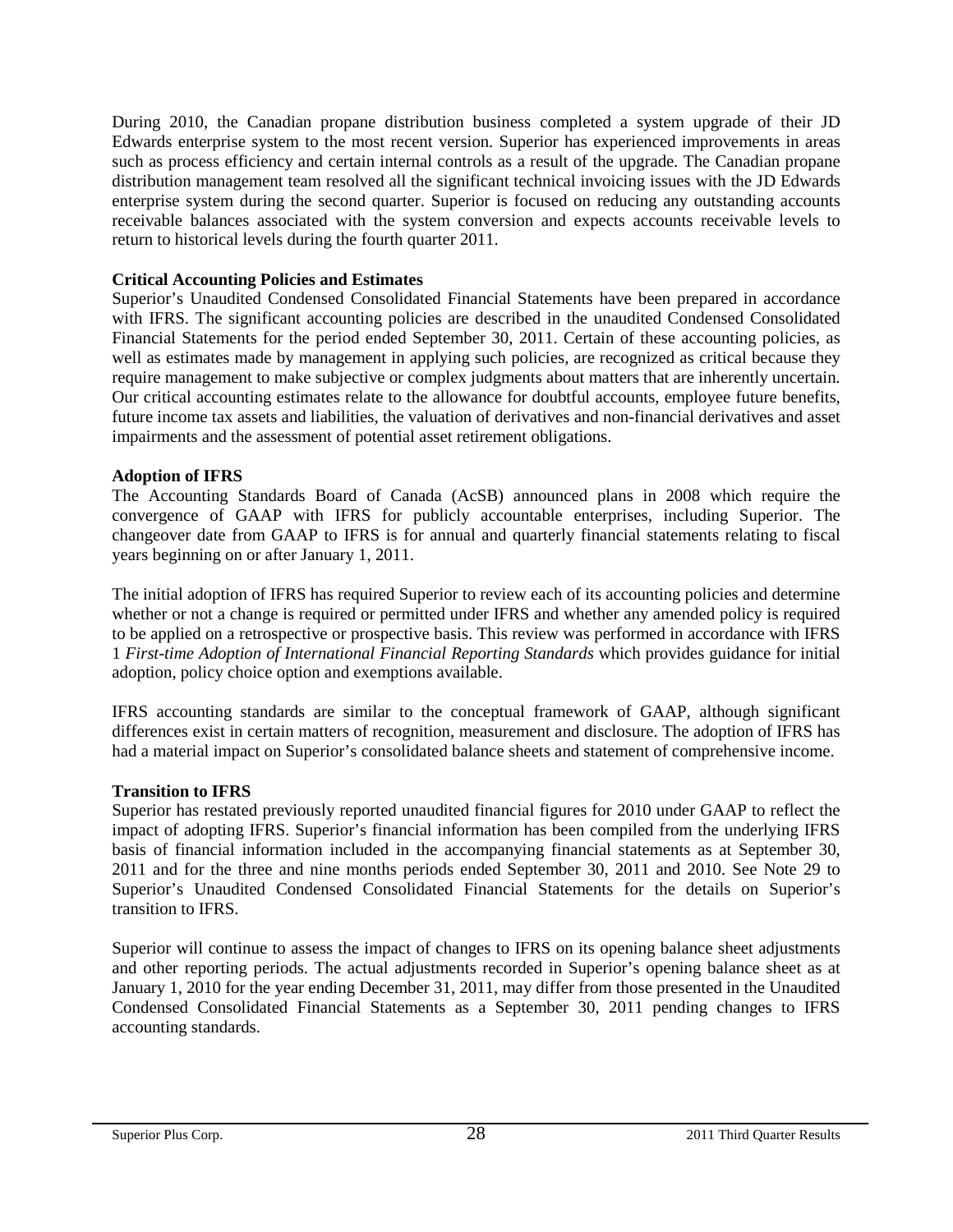During 2010, the Canadian propane distribution business completed a system upgrade of their JD Edwards enterprise system to the most recent version. Superior has experienced improvements in areas such as process efficiency and certain internal controls as a result of the upgrade. The Canadian propane distribution management team resolved all the significant technical invoicing issues with the JD Edwards enterprise system during the second quarter. Superior is focused on reducing any outstanding accounts receivable balances associated with the system conversion and expects accounts receivable levels to return to historical levels during the fourth quarter 2011.

**Critical Accounting Policies and Estimates**

Superior's Unaudited Condensed Consolidated Financial Statements have been prepared in accordance with IFRS. The significant accounting policies are described in the unaudited Condensed Consolidated Financial Statements for the period ended September 30, 2011. Certain of these accounting policies, as well as estimates made by management in applying such policies, are recognized as critical because they require management to make subjective or complex judgments about matters that are inherently uncertain. Our critical accounting estimates relate to the allowance for doubtful accounts, employee future benefits, future income tax assets and liabilities, the valuation of derivatives and non-financial derivatives and asset impairments and the assessment of potential asset retirement obligations.

**Adoption of IFRS**

The Accounting Standards Board of Canada (AcSB) announced plans in 2008 which require the convergence of GAAP with IFRS for publicly accountable enterprises, including Superior. The changeover date from GAAP to IFRS is for annual and quarterly financial statements relating to fiscal years beginning on or after January 1, 2011.

The initial adoption of IFRS has required Superior to review each of its accounting policies and determine whether or not a change is required or permitted under IFRS and whether any amended policy is required to be applied on a retrospective or prospective basis. This review was performed in accordance with IFRS 1 *First-time Adoption of International Financial Reporting Standards* which provides guidance for initial adoption, policy choice option and exemptions available.

IFRS accounting standards are similar to the conceptual framework of GAAP, although significant differences exist in certain matters of recognition, measurement and disclosure. The adoption of IFRS has had a material impact on Superior's consolidated balance sheets and statement of comprehensive income.

**Transition to IFRS**

Superior has restated previously reported unaudited financial figures for 2010 under GAAP to reflect the impact of adopting IFRS. Superior's financial information has been compiled from the underlying IFRS basis of financial information included in the accompanying financial statements as at September 30, 2011 and for the three and nine months periods ended September 30, 2011 and 2010. See Note 29 to Superior's Unaudited Condensed Consolidated Financial Statements for the details on Superior's transition to IFRS.

Superior will continue to assess the impact of changes to IFRS on its opening balance sheet adjustments and other reporting periods. The actual adjustments recorded in Superior's opening balance sheet as at January 1, 2010 for the year ending December 31, 2011, may differ from those presented in the Unaudited Condensed Consolidated Financial Statements as a September 30, 2011 pending changes to IFRS accounting standards.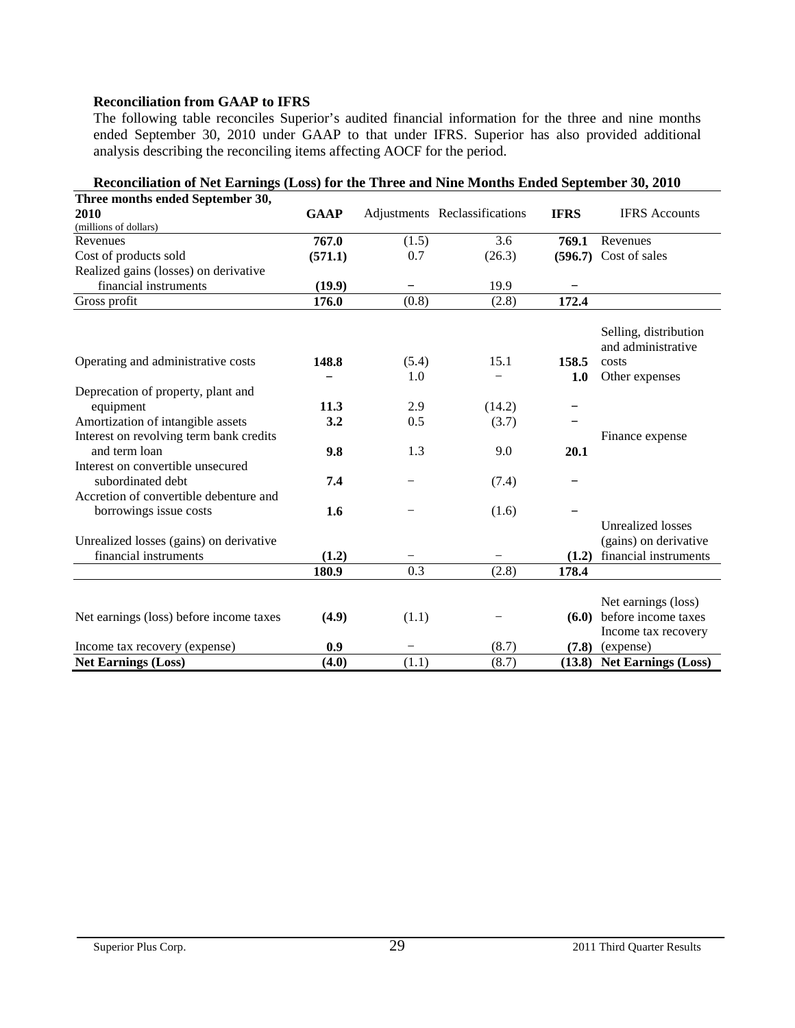**Reconciliation from GAAP to IFRS**

The following table reconciles Superior's audited financial information for the three and nine months ended September 30, 2010 under GAAP to that under IFRS. Superior has also provided additional analysis describing the reconciling items affecting AOCF for the period.

**Reconciliation of Net Earnings (Loss) for the Three and Nine Months Ended September 30, 2010**

| Three months ended September 30, 2010 (millions of dollars) | GAAP | Adjustments | Reclassifications | IFRS | IFRS Accounts |
|---|---|---|---|---|---|
| Revenues | **767.0** | (1.5) | 3.6 | **769.1** | Revenues |
| Cost of products sold | **(571.1)** | 0.7 | (26.3) | **(596.7)** | Cost of sales |
| Realized gains (losses) on derivative financial instruments | **(19.9)** | – | 19.9 | – | |
| Gross profit | **176.0** | (0.8) | (2.8) | **172.4** | |
| Operating and administrative costs | **148.8** | (5.4) | 15.1 | **158.5** | Selling, distribution and administrative costs |
| | – | 1.0 | – | **1.0** | Other expenses |
| Deprecation of property, plant and equipment | **11.3** | 2.9 | (14.2) | – | |
| Amortization of intangible assets | **3.2** | 0.5 | (3.7) | – | |
| Interest on revolving term bank credits and term loan | **9.8** | 1.3 | 9.0 | **20.1** | Finance expense |
| Interest on convertible unsecured subordinated debt | **7.4** | – | (7.4) | – | |
| Accretion of convertible debenture and borrowings issue costs | **1.6** | – | (1.6) | – | |
| Unrealized losses (gains) on derivative financial instruments | **(1.2)** | – | – | **(1.2)** | Unrealized losses (gains) on derivative financial instruments |
| | **180.9** | 0.3 | (2.8) | **178.4** | |
| Net earnings (loss) before income taxes | **(4.9)** | (1.1) | – | **(6.0)** | Net earnings (loss) before income taxes |
| Income tax recovery (expense) | **0.9** | – | (8.7) | **(7.8)** | Income tax recovery (expense) |
| **Net Earnings (Loss)** | **(4.0)** | (1.1) | (8.7) | **(13.8)** | **Net Earnings (Loss)** |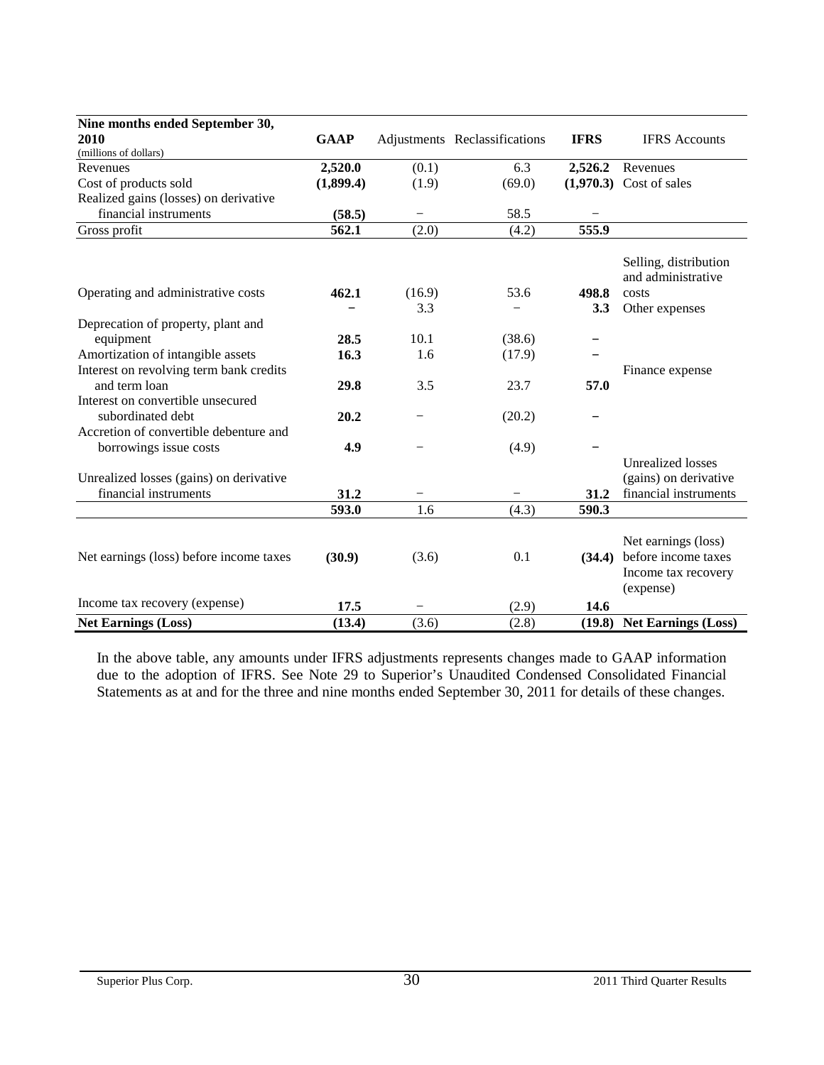| **Nine months ended September 30, 2010** (millions of dollars) | **GAAP** | Adjustments | Reclassifications | **IFRS** | IFRS Accounts |
|---|---|---|---|---|---|
| Revenues | **2,520.0** | (0.1) | 6.3 | **2,526.2** | Revenues |
| Cost of products sold | **(1,899.4)** | (1.9) | (69.0) | **(1,970.3)** | Cost of sales |
| Realized gains (losses) on derivative financial instruments | **(58.5)** | – | 58.5 | – | |
| Gross profit | **562.1** | (2.0) | (4.2) | **555.9** | |
| Operating and administrative costs | **462.1** | (16.9) | 53.6 | **498.8** | Selling, distribution and administrative costs |
| | **–** | 3.3 | – | **3.3** | Other expenses |
| Deprecation of property, plant and equipment | **28.5** | 10.1 | (38.6) | **–** | |
| Amortization of intangible assets | **16.3** | 1.6 | (17.9) | **–** | |
| Interest on revolving term bank credits and term loan | **29.8** | 3.5 | 23.7 | **57.0** | Finance expense |
| Interest on convertible unsecured subordinated debt | **20.2** | – | (20.2) | **–** | |
| Accretion of convertible debenture and borrowings issue costs | **4.9** | – | (4.9) | **–** | |
| Unrealized losses (gains) on derivative financial instruments | **31.2** | – | – | **31.2** | Unrealized losses (gains) on derivative financial instruments |
| | **593.0** | 1.6 | (4.3) | **590.3** | |
| Net earnings (loss) before income taxes | **(30.9)** | (3.6) | 0.1 | **(34.4)** | Net earnings (loss) before income taxes |
| Income tax recovery (expense) | **17.5** | – | (2.9) | **14.6** | Income tax recovery (expense) |
| **Net Earnings (Loss)** | **(13.4)** | (3.6) | (2.8) | **(19.8)** | **Net Earnings (Loss)** |

In the above table, any amounts under IFRS adjustments represents changes made to GAAP information due to the adoption of IFRS. See Note 29 to Superior's Unaudited Condensed Consolidated Financial Statements as at and for the three and nine months ended September 30, 2011 for details of these changes.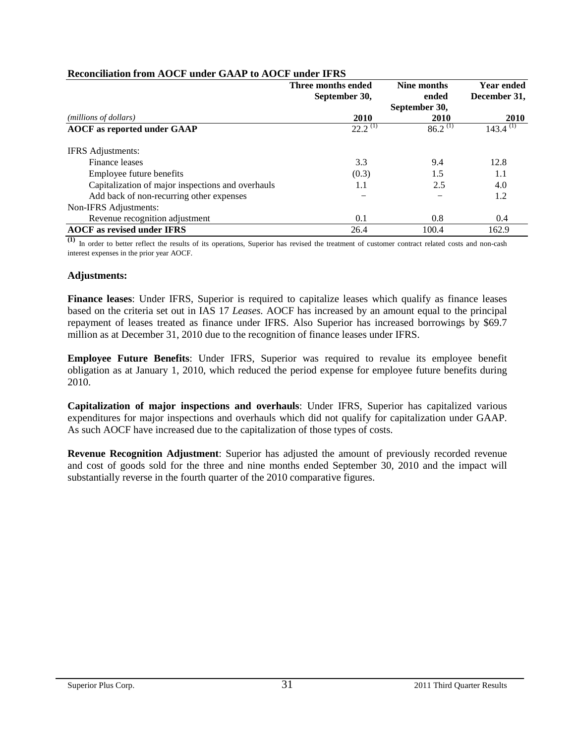**Reconciliation from AOCF under GAAP to AOCF under IFRS**

| *(millions of dollars)* | Three months ended September 30, 2010 | Nine months ended September 30, 2010 | Year ended December 31, 2010 |
|---|---|---|---|
| **AOCF as reported under GAAP** | 22.2 [(1)] | 86.2 [(1)] | 143.4 [(1)] |
| IFRS Adjustments: | | | |
| Finance leases | 3.3 | 9.4 | 12.8 |
| Employee future benefits | (0.3) | 1.5 | 1.1 |
| Capitalization of major inspections and overhauls | 1.1 | 2.5 | 4.0 |
| Add back of non-recurring other expenses | – | – | 1.2 |
| Non-IFRS Adjustments: | | | |
| Revenue recognition adjustment | 0.1 | 0.8 | 0.4 |
| **AOCF as revised under IFRS** | 26.4 | 100.4 | 162.9 |

**(1)** In order to better reflect the results of its operations, Superior has revised the treatment of customer contract related costs and non-cash interest expenses in the prior year AOCF.

**Adjustments:**

**Finance leases**: Under IFRS, Superior is required to capitalize leases which qualify as finance leases based on the criteria set out in IAS 17 *Leases.* AOCF has increased by an amount equal to the principal repayment of leases treated as finance under IFRS. Also Superior has increased borrowings by $69.7 million as at December 31, 2010 due to the recognition of finance leases under IFRS.

**Employee Future Benefits**: Under IFRS, Superior was required to revalue its employee benefit obligation as at January 1, 2010, which reduced the period expense for employee future benefits during 2010.

**Capitalization of major inspections and overhauls**: Under IFRS, Superior has capitalized various expenditures for major inspections and overhauls which did not qualify for capitalization under GAAP. As such AOCF have increased due to the capitalization of those types of costs.

**Revenue Recognition Adjustment**: Superior has adjusted the amount of previously recorded revenue and cost of goods sold for the three and nine months ended September 30, 2010 and the impact will substantially reverse in the fourth quarter of the 2010 comparative figures.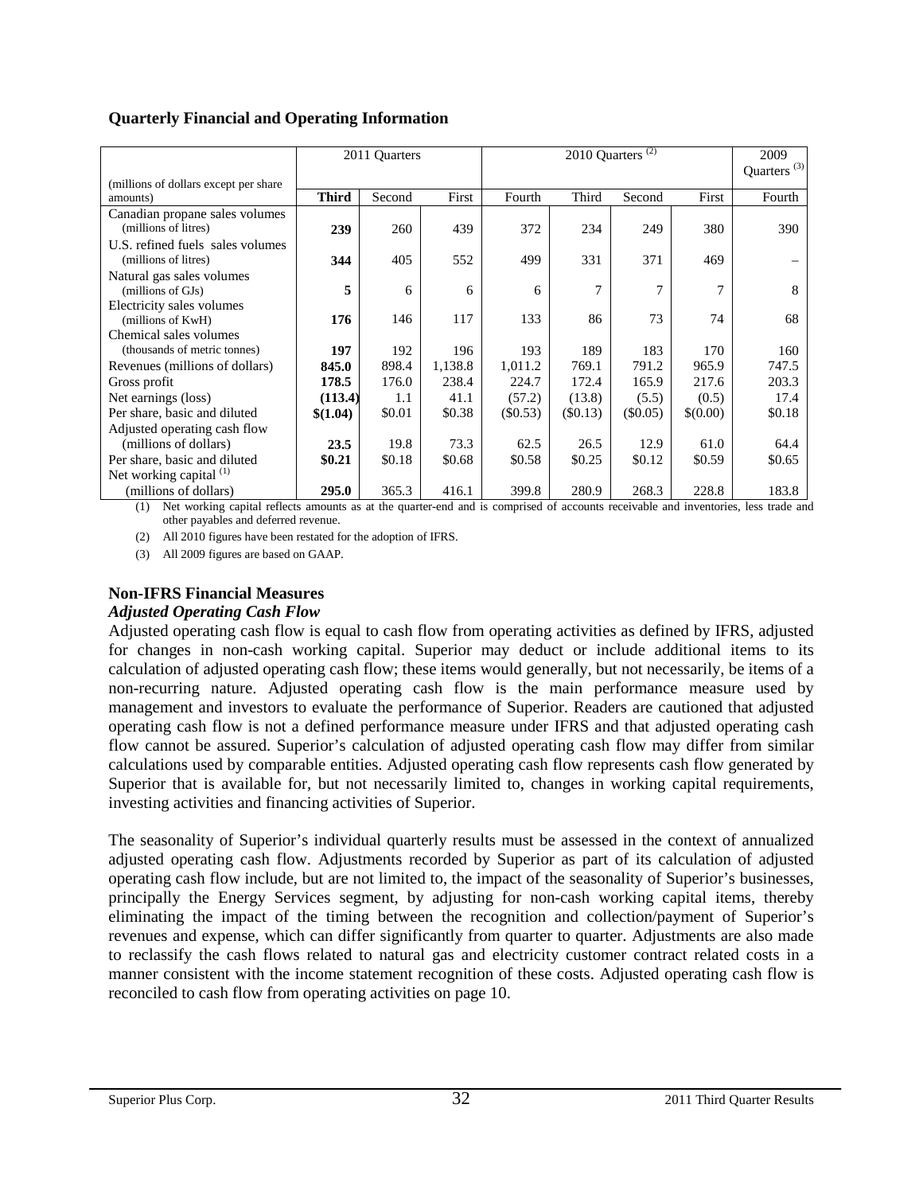## Quarterly Financial and Operating Information

| (millions of dollars except per share amounts) | 2011 Quarters | | | 2010 Quarters (2) | | | | 2009 Quarters (3) |
|---|---|---|---|---|---|---|---|---|
| | **Third** | Second | First | Fourth | Third | Second | First | Fourth |
| Canadian propane sales volumes (millions of litres) | **239** | 260 | 439 | 372 | 234 | 249 | 380 | 390 |
| U.S. refined fuels sales volumes (millions of litres) | **344** | 405 | 552 | 499 | 331 | 371 | 469 | – |
| Natural gas sales volumes (millions of GJs) | **5** | 6 | 6 | 6 | 7 | 7 | 7 | 8 |
| Electricity sales volumes (millions of KwH) | **176** | 146 | 117 | 133 | 86 | 73 | 74 | 68 |
| Chemical sales volumes (thousands of metric tonnes) | **197** | 192 | 196 | 193 | 189 | 183 | 170 | 160 |
| Revenues (millions of dollars) | **845.0** | 898.4 | 1,138.8 | 1,011.2 | 769.1 | 791.2 | 965.9 | 747.5 |
| Gross profit | **178.5** | 176.0 | 238.4 | 224.7 | 172.4 | 165.9 | 217.6 | 203.3 |
| Net earnings (loss) | **(113.4)** | 1.1 | 41.1 | (57.2) | (13.8) | (5.5) | (0.5) | 17.4 |
| Per share, basic and diluted | **$(1.04)** | $0.01 | $0.38 | ($0.53) | ($0.13) | ($0.05) | $(0.00) | $0.18 |
| Adjusted operating cash flow (millions of dollars) | **23.5** | 19.8 | 73.3 | 62.5 | 26.5 | 12.9 | 61.0 | 64.4 |
| Per share, basic and diluted | **$0.21** | $0.18 | $0.68 | $0.58 | $0.25 | $0.12 | $0.59 | $0.65 |
| Net working capital (1) (millions of dollars) | **295.0** | 365.3 | 416.1 | 399.8 | 280.9 | 268.3 | 228.8 | 183.8 |

(1) Net working capital reflects amounts as at the quarter-end and is comprised of accounts receivable and inventories, less trade and other payables and deferred revenue.

(2) All 2010 figures have been restated for the adoption of IFRS.

(3) All 2009 figures are based on GAAP.

### Non-IFRS Financial Measures

***Adjusted Operating Cash Flow***

Adjusted operating cash flow is equal to cash flow from operating activities as defined by IFRS, adjusted for changes in non-cash working capital. Superior may deduct or include additional items to its calculation of adjusted operating cash flow; these items would generally, but not necessarily, be items of a non-recurring nature. Adjusted operating cash flow is the main performance measure used by management and investors to evaluate the performance of Superior. Readers are cautioned that adjusted operating cash flow is not a defined performance measure under IFRS and that adjusted operating cash flow cannot be assured. Superior's calculation of adjusted operating cash flow may differ from similar calculations used by comparable entities. Adjusted operating cash flow represents cash flow generated by Superior that is available for, but not necessarily limited to, changes in working capital requirements, investing activities and financing activities of Superior.

The seasonality of Superior's individual quarterly results must be assessed in the context of annualized adjusted operating cash flow. Adjustments recorded by Superior as part of its calculation of adjusted operating cash flow include, but are not limited to, the impact of the seasonality of Superior's businesses, principally the Energy Services segment, by adjusting for non-cash working capital items, thereby eliminating the impact of the timing between the recognition and collection/payment of Superior's revenues and expense, which can differ significantly from quarter to quarter. Adjustments are also made to reclassify the cash flows related to natural gas and electricity customer contract related costs in a manner consistent with the income statement recognition of these costs. Adjusted operating cash flow is reconciled to cash flow from operating activities on page 10.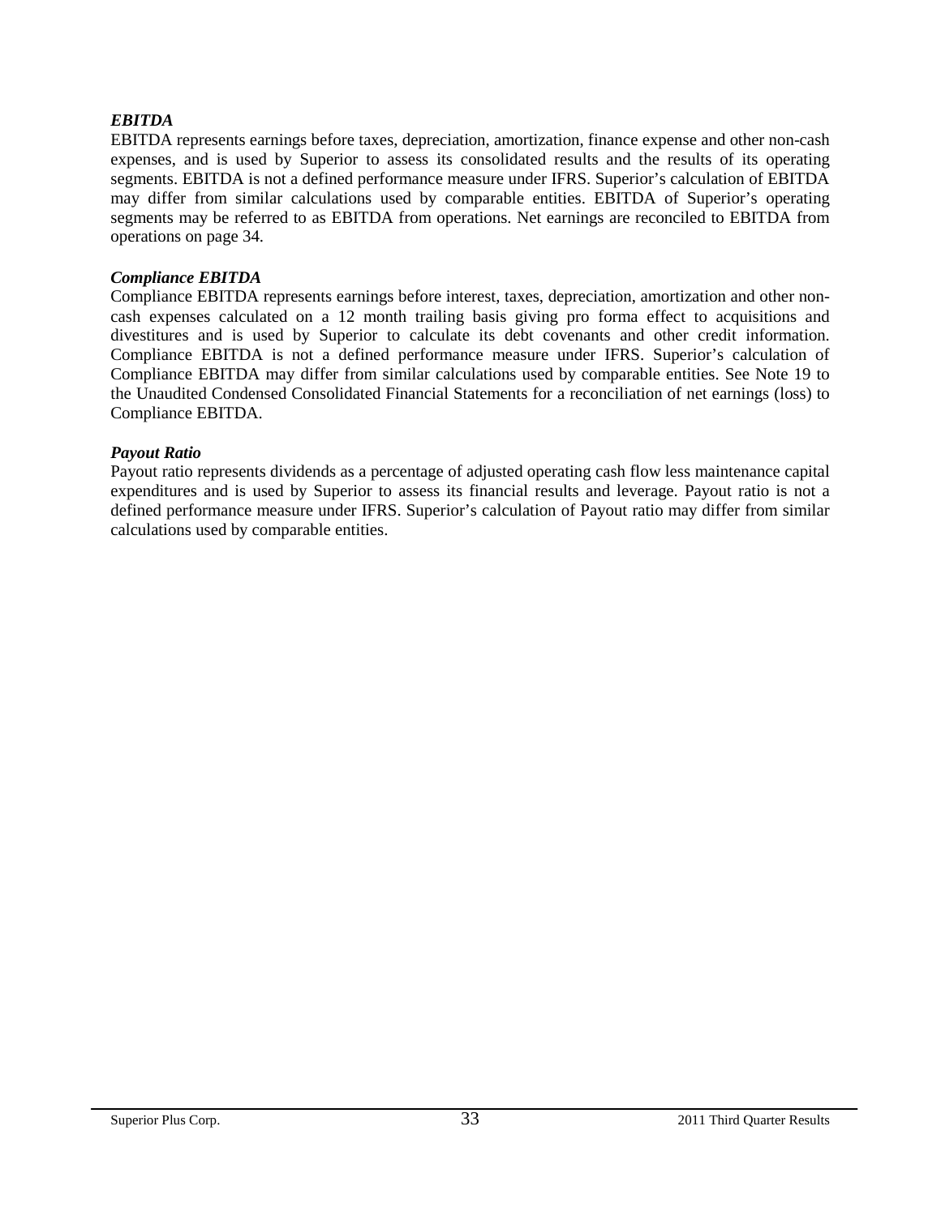***EBITDA***

EBITDA represents earnings before taxes, depreciation, amortization, finance expense and other non-cash expenses, and is used by Superior to assess its consolidated results and the results of its operating segments. EBITDA is not a defined performance measure under IFRS. Superior's calculation of EBITDA may differ from similar calculations used by comparable entities. EBITDA of Superior's operating segments may be referred to as EBITDA from operations. Net earnings are reconciled to EBITDA from operations on page 34.

***Compliance EBITDA***

Compliance EBITDA represents earnings before interest, taxes, depreciation, amortization and other non-cash expenses calculated on a 12 month trailing basis giving pro forma effect to acquisitions and divestitures and is used by Superior to calculate its debt covenants and other credit information. Compliance EBITDA is not a defined performance measure under IFRS. Superior's calculation of Compliance EBITDA may differ from similar calculations used by comparable entities. See Note 19 to the Unaudited Condensed Consolidated Financial Statements for a reconciliation of net earnings (loss) to Compliance EBITDA.

***Payout Ratio***

Payout ratio represents dividends as a percentage of adjusted operating cash flow less maintenance capital expenditures and is used by Superior to assess its financial results and leverage. Payout ratio is not a defined performance measure under IFRS. Superior's calculation of Payout ratio may differ from similar calculations used by comparable entities.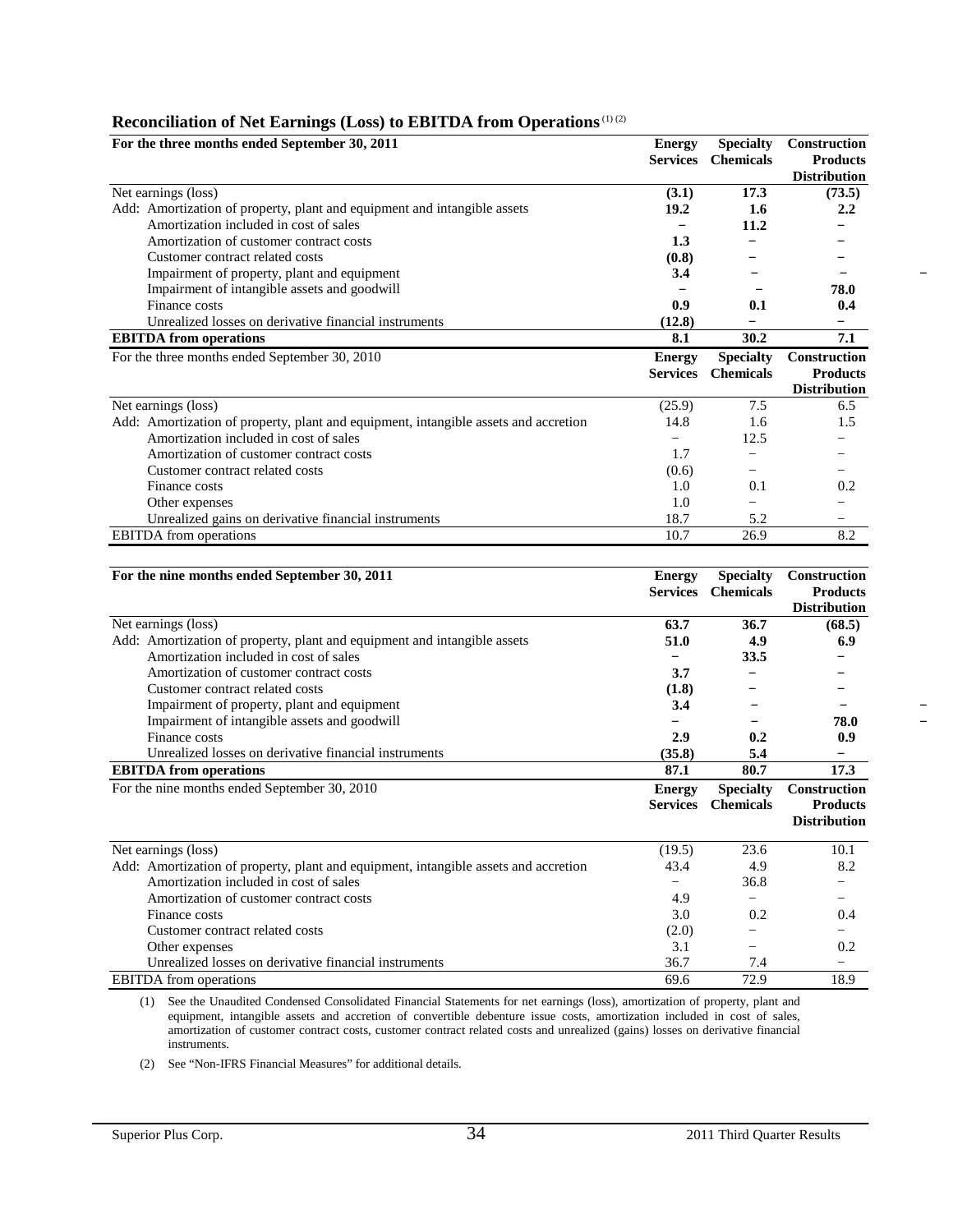## Reconciliation of Net Earnings (Loss) to EBITDA from Operations (1) (2)

| **For the three months ended September 30, 2011** | **Energy Services** | **Specialty Chemicals** | **Construction Products Distribution** |
|---|---|---|---|
| Net earnings (loss) | **(3.1)** | **17.3** | **(73.5)** |
| Add: Amortization of property, plant and equipment and intangible assets | **19.2** | **1.6** | **2.2** |
| Amortization included in cost of sales | **–** | **11.2** | **–** |
| Amortization of customer contract costs | **1.3** | **–** | **–** |
| Customer contract related costs | **(0.8)** | **–** | **–** |
| Impairment of property, plant and equipment | **3.4** | **–** | **–** |
| Impairment of intangible assets and goodwill | **–** | **–** | **78.0** |
| Finance costs | **0.9** | **0.1** | **0.4** |
| Unrealized losses on derivative financial instruments | **(12.8)** | **–** | **–** |
| **EBITDA from operations** | **8.1** | **30.2** | **7.1** |

| For the three months ended September 30, 2010 | **Energy Services** | **Specialty Chemicals** | **Construction Products Distribution** |
|---|---|---|---|
| Net earnings (loss) | (25.9) | 7.5 | 6.5 |
| Add: Amortization of property, plant and equipment, intangible assets and accretion | 14.8 | 1.6 | 1.5 |
| Amortization included in cost of sales | – | 12.5 | – |
| Amortization of customer contract costs | 1.7 | – | – |
| Customer contract related costs | (0.6) | – | – |
| Finance costs | 1.0 | 0.1 | 0.2 |
| Other expenses | 1.0 | – | – |
| Unrealized gains on derivative financial instruments | 18.7 | 5.2 | – |
| EBITDA from operations | 10.7 | 26.9 | 8.2 |

| **For the nine months ended September 30, 2011** | **Energy Services** | **Specialty Chemicals** | **Construction Products Distribution** |
|---|---|---|---|
| Net earnings (loss) | **63.7** | **36.7** | **(68.5)** |
| Add: Amortization of property, plant and equipment and intangible assets | **51.0** | **4.9** | **6.9** |
| Amortization included in cost of sales | **–** | **33.5** | **–** |
| Amortization of customer contract costs | **3.7** | **–** | **–** |
| Customer contract related costs | **(1.8)** | **–** | **–** |
| Impairment of property, plant and equipment | **3.4** | **–** | **–** |
| Impairment of intangible assets and goodwill | **–** | **–** | **78.0** |
| Finance costs | **2.9** | **0.2** | **0.9** |
| Unrealized losses on derivative financial instruments | **(35.8)** | **5.4** | **–** |
| **EBITDA from operations** | **87.1** | **80.7** | **17.3** |

| For the nine months ended September 30, 2010 | **Energy Services** | **Specialty Chemicals** | **Construction Products Distribution** |
|---|---|---|---|
| Net earnings (loss) | (19.5) | 23.6 | 10.1 |
| Add: Amortization of property, plant and equipment, intangible assets and accretion | 43.4 | 4.9 | 8.2 |
| Amortization included in cost of sales | – | 36.8 | – |
| Amortization of customer contract costs | 4.9 | – | – |
| Finance costs | 3.0 | 0.2 | 0.4 |
| Customer contract related costs | (2.0) | – | – |
| Other expenses | 3.1 | – | 0.2 |
| Unrealized losses on derivative financial instruments | 36.7 | 7.4 | – |
| EBITDA from operations | 69.6 | 72.9 | 18.9 |

(1) See the Unaudited Condensed Consolidated Financial Statements for net earnings (loss), amortization of property, plant and equipment, intangible assets and accretion of convertible debenture issue costs, amortization included in cost of sales, amortization of customer contract costs, customer contract related costs and unrealized (gains) losses on derivative financial instruments.

(2) See "Non-IFRS Financial Measures" for additional details.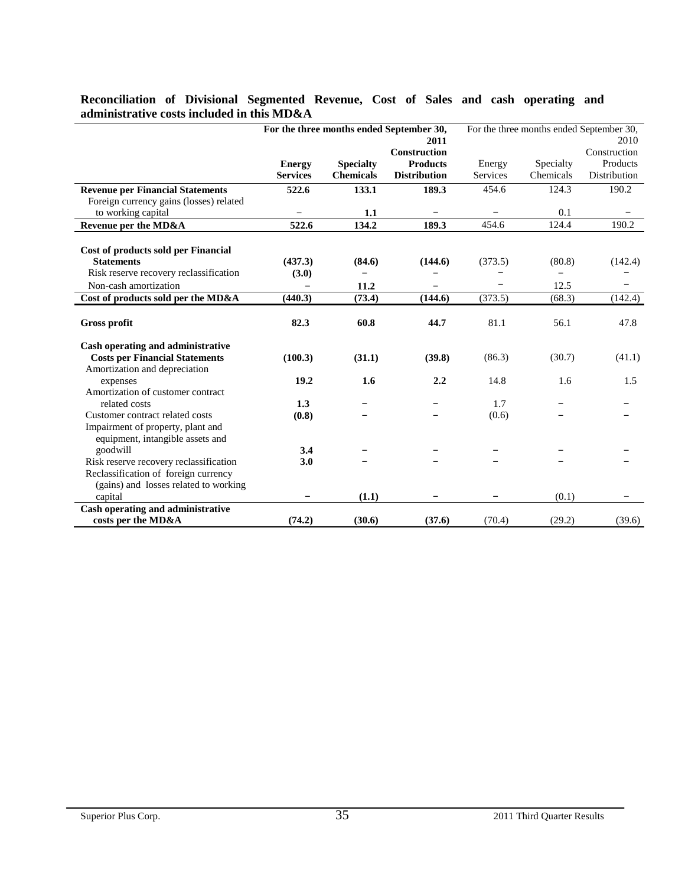**Reconciliation of Divisional Segmented Revenue, Cost of Sales and cash operating and administrative costs included in this MD&A**

| | **For the three months ended September 30, 2011** | | | For the three months ended September 30, 2010 | | |
|---|---|---|---|---|---|---|
| | **Energy Services** | **Specialty Chemicals** | **Construction Products Distribution** | Energy Services | Specialty Chemicals | Construction Products Distribution |
| **Revenue per Financial Statements** | **522.6** | **133.1** | **189.3** | 454.6 | 124.3 | 190.2 |
| Foreign currency gains (losses) related to working capital | **–** | **1.1** | – | – | 0.1 | – |
| **Revenue per the MD&A** | **522.6** | **134.2** | **189.3** | 454.6 | 124.4 | 190.2 |
| **Cost of products sold per Financial Statements** | **(437.3)** | **(84.6)** | **(144.6)** | (373.5) | (80.8) | (142.4) |
| Risk reserve recovery reclassification | **(3.0)** | **–** | **–** | – | – | – |
| Non-cash amortization | **–** | **11.2** | **–** | – | 12.5 | – |
| **Cost of products sold per the MD&A** | **(440.3)** | **(73.4)** | **(144.6)** | (373.5) | (68.3) | (142.4) |
| **Gross profit** | **82.3** | **60.8** | **44.7** | 81.1 | 56.1 | 47.8 |
| **Cash operating and administrative Costs per Financial Statements** | **(100.3)** | **(31.1)** | **(39.8)** | (86.3) | (30.7) | (41.1) |
| Amortization and depreciation expenses | **19.2** | **1.6** | **2.2** | 14.8 | 1.6 | 1.5 |
| Amortization of customer contract related costs | **1.3** | **–** | **–** | 1.7 | – | – |
| Customer contract related costs | **(0.8)** | **–** | **–** | (0.6) | – | – |
| Impairment of property, plant and equipment, intangible assets and goodwill | **3.4** | **–** | **–** | – | – | – |
| Risk reserve recovery reclassification | **3.0** | **–** | **–** | – | – | – |
| Reclassification of foreign currency (gains) and losses related to working capital | **–** | **(1.1)** | **–** | – | (0.1) | – |
| **Cash operating and administrative costs per the MD&A** | **(74.2)** | **(30.6)** | **(37.6)** | (70.4) | (29.2) | (39.6) |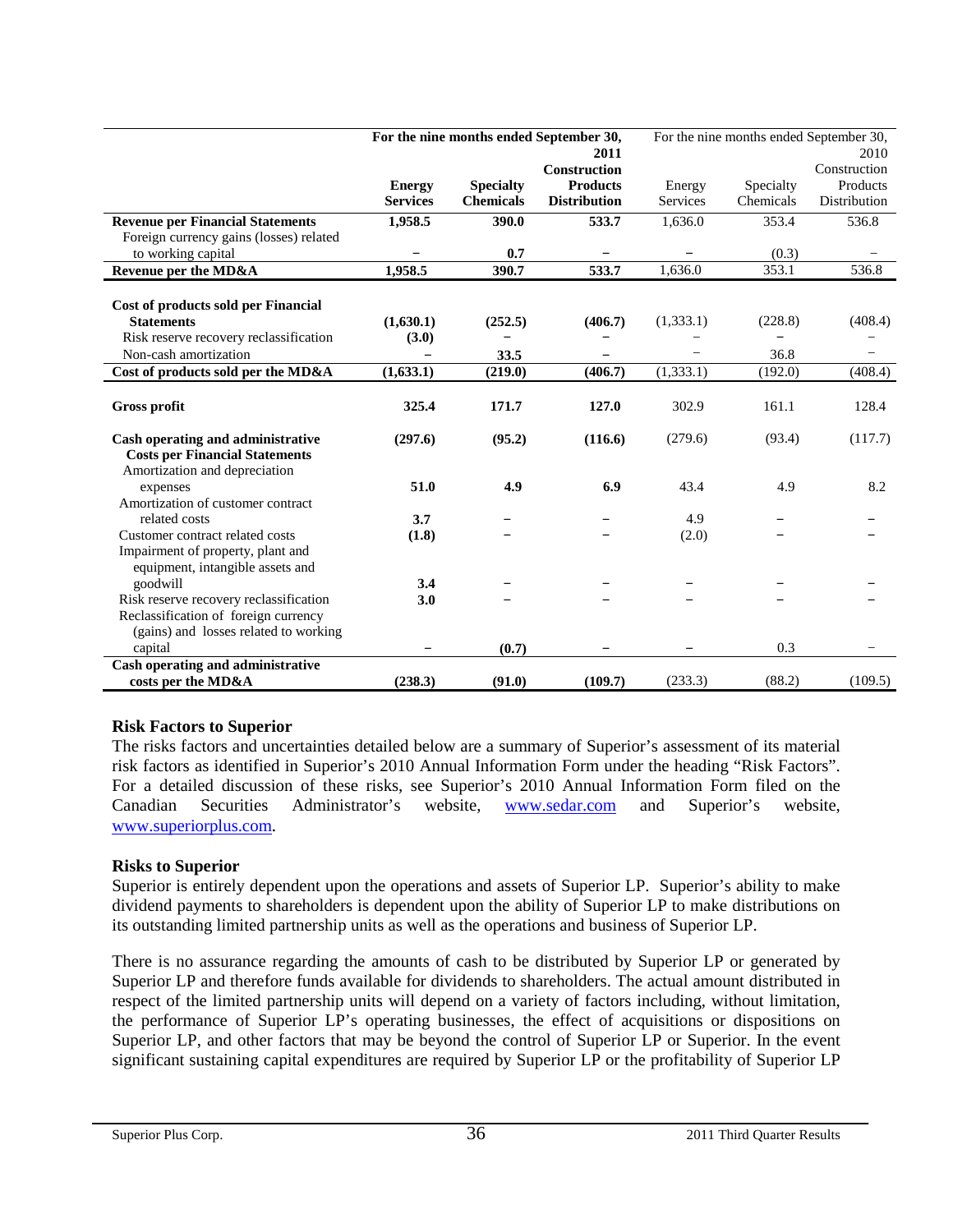| | For the nine months ended September 30, 2011 | | | For the nine months ended September 30, 2010 | | |
|---|---|---|---|---|---|---|
| | **Energy Services** | **Specialty Chemicals** | **Construction Products Distribution** | Energy Services | Specialty Chemicals | Construction Products Distribution |
| **Revenue per Financial Statements** | **1,958.5** | **390.0** | **533.7** | 1,636.0 | 353.4 | 536.8 |
| Foreign currency gains (losses) related to working capital | – | **0.7** | – | – | (0.3) | – |
| **Revenue per the MD&A** | **1,958.5** | **390.7** | **533.7** | 1,636.0 | 353.1 | 536.8 |
| **Cost of products sold per Financial Statements** | **(1,630.1)** | **(252.5)** | **(406.7)** | (1,333.1) | (228.8) | (408.4) |
| Risk reserve recovery reclassification | **(3.0)** | – | – | – | – | – |
| Non-cash amortization | – | **33.5** | – | – | 36.8 | – |
| **Cost of products sold per the MD&A** | **(1,633.1)** | **(219.0)** | **(406.7)** | (1,333.1) | (192.0) | (408.4) |
| **Gross profit** | **325.4** | **171.7** | **127.0** | 302.9 | 161.1 | 128.4 |
| **Cash operating and administrative Costs per Financial Statements** | **(297.6)** | **(95.2)** | **(116.6)** | (279.6) | (93.4) | (117.7) |
| Amortization and depreciation expenses | **51.0** | **4.9** | **6.9** | 43.4 | 4.9 | 8.2 |
| Amortization of customer contract related costs | **3.7** | – | – | 4.9 | – | – |
| Customer contract related costs | **(1.8)** | – | – | (2.0) | – | – |
| Impairment of property, plant and equipment, intangible assets and goodwill | **3.4** | – | – | – | – | – |
| Risk reserve recovery reclassification | **3.0** | – | – | – | – | – |
| Reclassification of foreign currency (gains) and losses related to working capital | – | **(0.7)** | – | – | 0.3 | – |
| **Cash operating and administrative costs per the MD&A** | **(238.3)** | **(91.0)** | **(109.7)** | (233.3) | (88.2) | (109.5) |

### Risk Factors to Superior

The risks factors and uncertainties detailed below are a summary of Superior's assessment of its material risk factors as identified in Superior's 2010 Annual Information Form under the heading "Risk Factors". For a detailed discussion of these risks, see Superior's 2010 Annual Information Form filed on the Canadian Securities Administrator's website, www.sedar.com and Superior's website, www.superiorplus.com.

### Risks to Superior

Superior is entirely dependent upon the operations and assets of Superior LP. Superior's ability to make dividend payments to shareholders is dependent upon the ability of Superior LP to make distributions on its outstanding limited partnership units as well as the operations and business of Superior LP.

There is no assurance regarding the amounts of cash to be distributed by Superior LP or generated by Superior LP and therefore funds available for dividends to shareholders. The actual amount distributed in respect of the limited partnership units will depend on a variety of factors including, without limitation, the performance of Superior LP's operating businesses, the effect of acquisitions or dispositions on Superior LP, and other factors that may be beyond the control of Superior LP or Superior. In the event significant sustaining capital expenditures are required by Superior LP or the profitability of Superior LP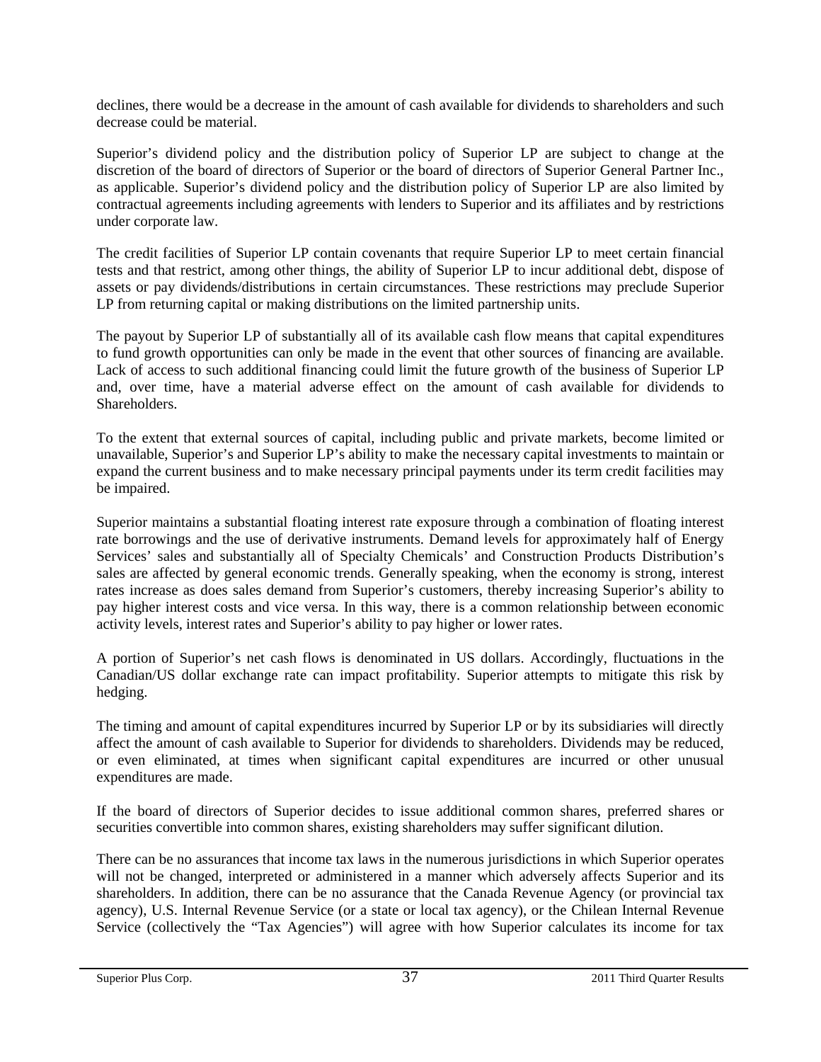declines, there would be a decrease in the amount of cash available for dividends to shareholders and such decrease could be material.

Superior's dividend policy and the distribution policy of Superior LP are subject to change at the discretion of the board of directors of Superior or the board of directors of Superior General Partner Inc., as applicable. Superior's dividend policy and the distribution policy of Superior LP are also limited by contractual agreements including agreements with lenders to Superior and its affiliates and by restrictions under corporate law.

The credit facilities of Superior LP contain covenants that require Superior LP to meet certain financial tests and that restrict, among other things, the ability of Superior LP to incur additional debt, dispose of assets or pay dividends/distributions in certain circumstances. These restrictions may preclude Superior LP from returning capital or making distributions on the limited partnership units.

The payout by Superior LP of substantially all of its available cash flow means that capital expenditures to fund growth opportunities can only be made in the event that other sources of financing are available. Lack of access to such additional financing could limit the future growth of the business of Superior LP and, over time, have a material adverse effect on the amount of cash available for dividends to Shareholders.

To the extent that external sources of capital, including public and private markets, become limited or unavailable, Superior's and Superior LP's ability to make the necessary capital investments to maintain or expand the current business and to make necessary principal payments under its term credit facilities may be impaired.

Superior maintains a substantial floating interest rate exposure through a combination of floating interest rate borrowings and the use of derivative instruments. Demand levels for approximately half of Energy Services' sales and substantially all of Specialty Chemicals' and Construction Products Distribution's sales are affected by general economic trends. Generally speaking, when the economy is strong, interest rates increase as does sales demand from Superior's customers, thereby increasing Superior's ability to pay higher interest costs and vice versa. In this way, there is a common relationship between economic activity levels, interest rates and Superior's ability to pay higher or lower rates.

A portion of Superior's net cash flows is denominated in US dollars. Accordingly, fluctuations in the Canadian/US dollar exchange rate can impact profitability. Superior attempts to mitigate this risk by hedging.

The timing and amount of capital expenditures incurred by Superior LP or by its subsidiaries will directly affect the amount of cash available to Superior for dividends to shareholders. Dividends may be reduced, or even eliminated, at times when significant capital expenditures are incurred or other unusual expenditures are made.

If the board of directors of Superior decides to issue additional common shares, preferred shares or securities convertible into common shares, existing shareholders may suffer significant dilution.

There can be no assurances that income tax laws in the numerous jurisdictions in which Superior operates will not be changed, interpreted or administered in a manner which adversely affects Superior and its shareholders. In addition, there can be no assurance that the Canada Revenue Agency (or provincial tax agency), U.S. Internal Revenue Service (or a state or local tax agency), or the Chilean Internal Revenue Service (collectively the "Tax Agencies") will agree with how Superior calculates its income for tax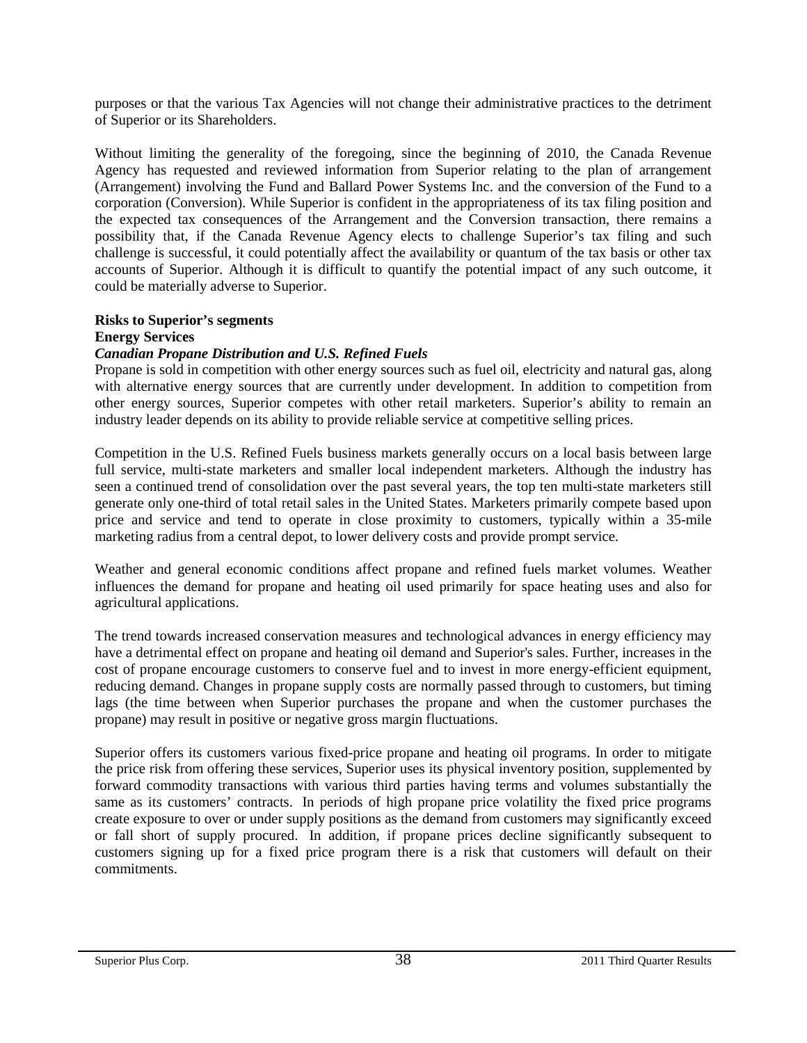purposes or that the various Tax Agencies will not change their administrative practices to the detriment of Superior or its Shareholders.

Without limiting the generality of the foregoing, since the beginning of 2010, the Canada Revenue Agency has requested and reviewed information from Superior relating to the plan of arrangement (Arrangement) involving the Fund and Ballard Power Systems Inc. and the conversion of the Fund to a corporation (Conversion). While Superior is confident in the appropriateness of its tax filing position and the expected tax consequences of the Arrangement and the Conversion transaction, there remains a possibility that, if the Canada Revenue Agency elects to challenge Superior's tax filing and such challenge is successful, it could potentially affect the availability or quantum of the tax basis or other tax accounts of Superior. Although it is difficult to quantify the potential impact of any such outcome, it could be materially adverse to Superior.

**Risks to Superior's segments**

**Energy Services**

***Canadian Propane Distribution and U.S. Refined Fuels***

Propane is sold in competition with other energy sources such as fuel oil, electricity and natural gas, along with alternative energy sources that are currently under development. In addition to competition from other energy sources, Superior competes with other retail marketers. Superior's ability to remain an industry leader depends on its ability to provide reliable service at competitive selling prices.

Competition in the U.S. Refined Fuels business markets generally occurs on a local basis between large full service, multi-state marketers and smaller local independent marketers. Although the industry has seen a continued trend of consolidation over the past several years, the top ten multi-state marketers still generate only one-third of total retail sales in the United States. Marketers primarily compete based upon price and service and tend to operate in close proximity to customers, typically within a 35-mile marketing radius from a central depot, to lower delivery costs and provide prompt service.

Weather and general economic conditions affect propane and refined fuels market volumes. Weather influences the demand for propane and heating oil used primarily for space heating uses and also for agricultural applications.

The trend towards increased conservation measures and technological advances in energy efficiency may have a detrimental effect on propane and heating oil demand and Superior's sales. Further, increases in the cost of propane encourage customers to conserve fuel and to invest in more energy-efficient equipment, reducing demand. Changes in propane supply costs are normally passed through to customers, but timing lags (the time between when Superior purchases the propane and when the customer purchases the propane) may result in positive or negative gross margin fluctuations.

Superior offers its customers various fixed-price propane and heating oil programs. In order to mitigate the price risk from offering these services, Superior uses its physical inventory position, supplemented by forward commodity transactions with various third parties having terms and volumes substantially the same as its customers' contracts. In periods of high propane price volatility the fixed price programs create exposure to over or under supply positions as the demand from customers may significantly exceed or fall short of supply procured. In addition, if propane prices decline significantly subsequent to customers signing up for a fixed price program there is a risk that customers will default on their commitments.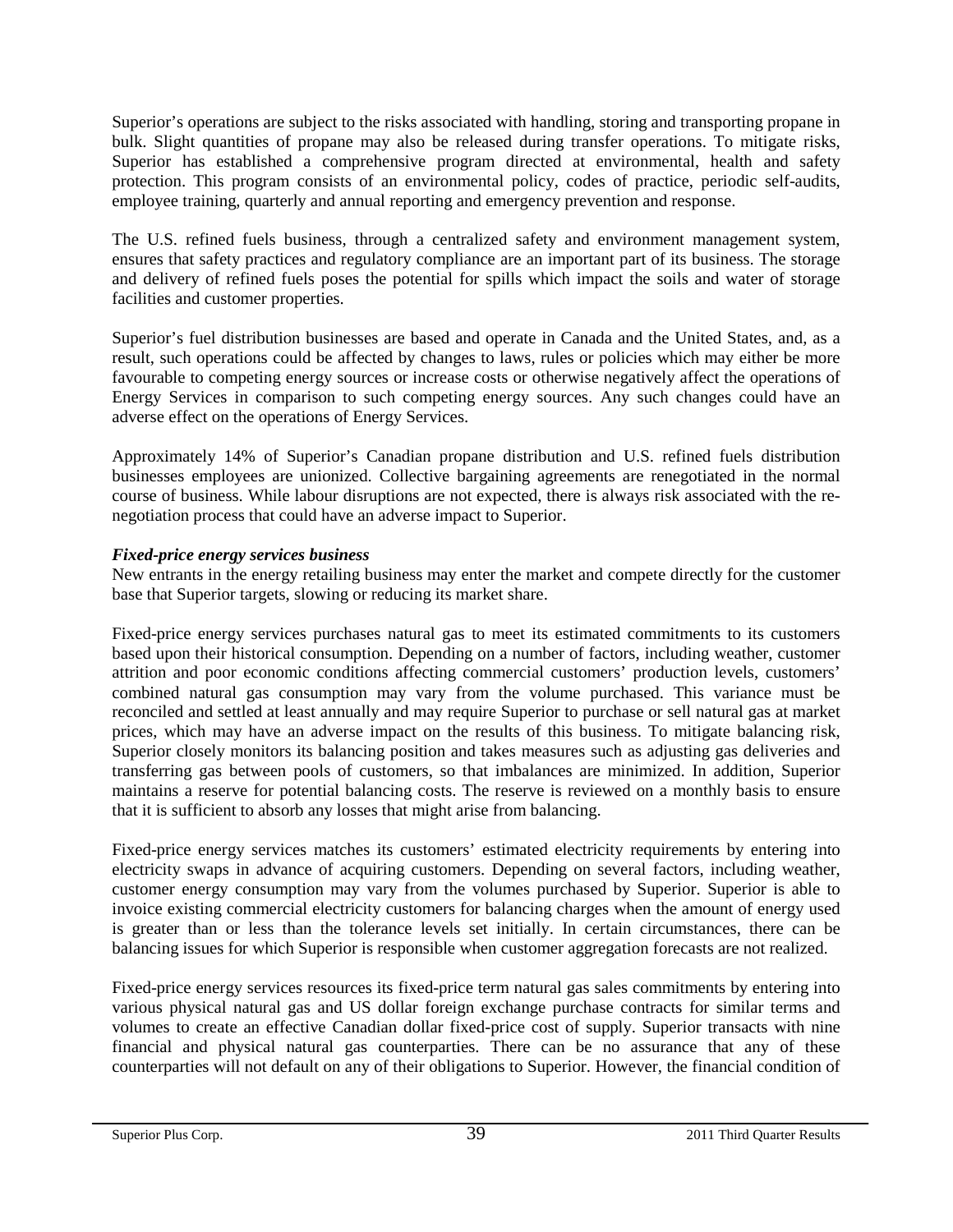Superior's operations are subject to the risks associated with handling, storing and transporting propane in bulk. Slight quantities of propane may also be released during transfer operations. To mitigate risks, Superior has established a comprehensive program directed at environmental, health and safety protection. This program consists of an environmental policy, codes of practice, periodic self-audits, employee training, quarterly and annual reporting and emergency prevention and response.

The U.S. refined fuels business, through a centralized safety and environment management system, ensures that safety practices and regulatory compliance are an important part of its business. The storage and delivery of refined fuels poses the potential for spills which impact the soils and water of storage facilities and customer properties.

Superior's fuel distribution businesses are based and operate in Canada and the United States, and, as a result, such operations could be affected by changes to laws, rules or policies which may either be more favourable to competing energy sources or increase costs or otherwise negatively affect the operations of Energy Services in comparison to such competing energy sources. Any such changes could have an adverse effect on the operations of Energy Services.

Approximately 14% of Superior's Canadian propane distribution and U.S. refined fuels distribution businesses employees are unionized. Collective bargaining agreements are renegotiated in the normal course of business. While labour disruptions are not expected, there is always risk associated with the re-negotiation process that could have an adverse impact to Superior.

***Fixed-price energy services business***

New entrants in the energy retailing business may enter the market and compete directly for the customer base that Superior targets, slowing or reducing its market share.

Fixed-price energy services purchases natural gas to meet its estimated commitments to its customers based upon their historical consumption. Depending on a number of factors, including weather, customer attrition and poor economic conditions affecting commercial customers' production levels, customers' combined natural gas consumption may vary from the volume purchased. This variance must be reconciled and settled at least annually and may require Superior to purchase or sell natural gas at market prices, which may have an adverse impact on the results of this business. To mitigate balancing risk, Superior closely monitors its balancing position and takes measures such as adjusting gas deliveries and transferring gas between pools of customers, so that imbalances are minimized. In addition, Superior maintains a reserve for potential balancing costs. The reserve is reviewed on a monthly basis to ensure that it is sufficient to absorb any losses that might arise from balancing.

Fixed-price energy services matches its customers' estimated electricity requirements by entering into electricity swaps in advance of acquiring customers. Depending on several factors, including weather, customer energy consumption may vary from the volumes purchased by Superior. Superior is able to invoice existing commercial electricity customers for balancing charges when the amount of energy used is greater than or less than the tolerance levels set initially. In certain circumstances, there can be balancing issues for which Superior is responsible when customer aggregation forecasts are not realized.

Fixed-price energy services resources its fixed-price term natural gas sales commitments by entering into various physical natural gas and US dollar foreign exchange purchase contracts for similar terms and volumes to create an effective Canadian dollar fixed-price cost of supply. Superior transacts with nine financial and physical natural gas counterparties. There can be no assurance that any of these counterparties will not default on any of their obligations to Superior. However, the financial condition of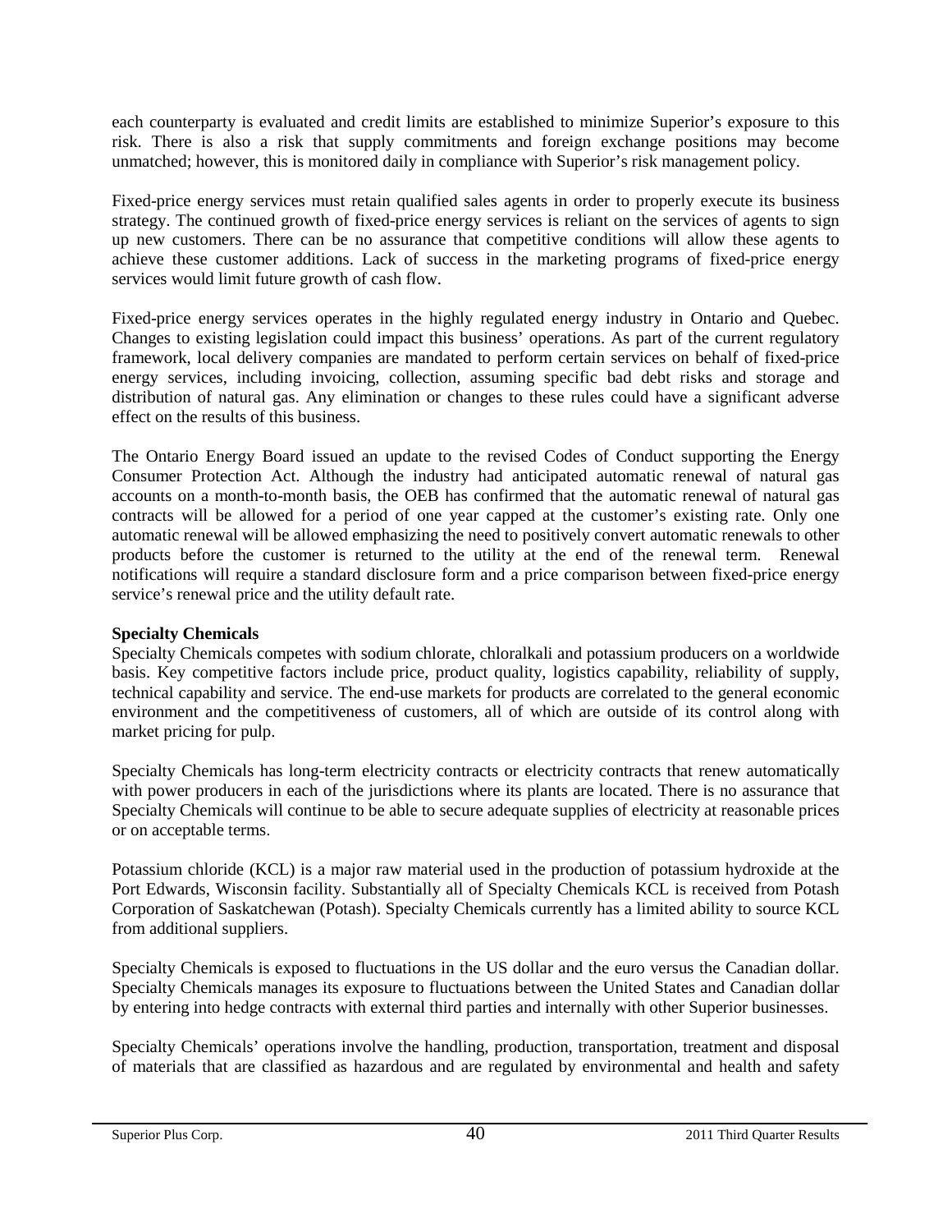each counterparty is evaluated and credit limits are established to minimize Superior's exposure to this risk. There is also a risk that supply commitments and foreign exchange positions may become unmatched; however, this is monitored daily in compliance with Superior's risk management policy.

Fixed-price energy services must retain qualified sales agents in order to properly execute its business strategy. The continued growth of fixed-price energy services is reliant on the services of agents to sign up new customers. There can be no assurance that competitive conditions will allow these agents to achieve these customer additions. Lack of success in the marketing programs of fixed-price energy services would limit future growth of cash flow.

Fixed-price energy services operates in the highly regulated energy industry in Ontario and Quebec. Changes to existing legislation could impact this business' operations. As part of the current regulatory framework, local delivery companies are mandated to perform certain services on behalf of fixed-price energy services, including invoicing, collection, assuming specific bad debt risks and storage and distribution of natural gas. Any elimination or changes to these rules could have a significant adverse effect on the results of this business.

The Ontario Energy Board issued an update to the revised Codes of Conduct supporting the Energy Consumer Protection Act. Although the industry had anticipated automatic renewal of natural gas accounts on a month-to-month basis, the OEB has confirmed that the automatic renewal of natural gas contracts will be allowed for a period of one year capped at the customer's existing rate. Only one automatic renewal will be allowed emphasizing the need to positively convert automatic renewals to other products before the customer is returned to the utility at the end of the renewal term. Renewal notifications will require a standard disclosure form and a price comparison between fixed-price energy service's renewal price and the utility default rate.

**Specialty Chemicals**

Specialty Chemicals competes with sodium chlorate, chloralkali and potassium producers on a worldwide basis. Key competitive factors include price, product quality, logistics capability, reliability of supply, technical capability and service. The end-use markets for products are correlated to the general economic environment and the competitiveness of customers, all of which are outside of its control along with market pricing for pulp.

Specialty Chemicals has long-term electricity contracts or electricity contracts that renew automatically with power producers in each of the jurisdictions where its plants are located. There is no assurance that Specialty Chemicals will continue to be able to secure adequate supplies of electricity at reasonable prices or on acceptable terms.

Potassium chloride (KCL) is a major raw material used in the production of potassium hydroxide at the Port Edwards, Wisconsin facility. Substantially all of Specialty Chemicals KCL is received from Potash Corporation of Saskatchewan (Potash). Specialty Chemicals currently has a limited ability to source KCL from additional suppliers.

Specialty Chemicals is exposed to fluctuations in the US dollar and the euro versus the Canadian dollar. Specialty Chemicals manages its exposure to fluctuations between the United States and Canadian dollar by entering into hedge contracts with external third parties and internally with other Superior businesses.

Specialty Chemicals' operations involve the handling, production, transportation, treatment and disposal of materials that are classified as hazardous and are regulated by environmental and health and safety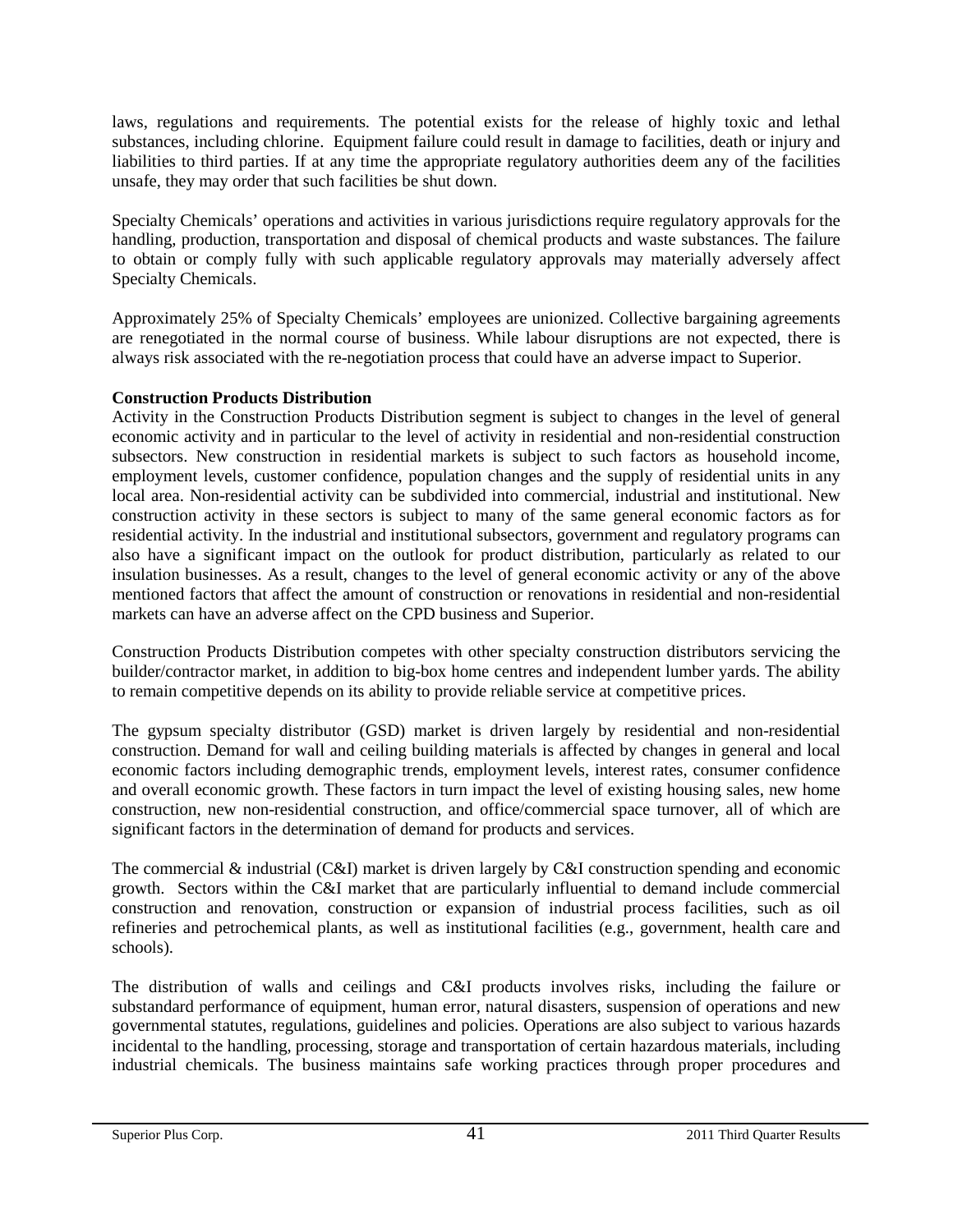laws, regulations and requirements. The potential exists for the release of highly toxic and lethal substances, including chlorine. Equipment failure could result in damage to facilities, death or injury and liabilities to third parties. If at any time the appropriate regulatory authorities deem any of the facilities unsafe, they may order that such facilities be shut down.

Specialty Chemicals' operations and activities in various jurisdictions require regulatory approvals for the handling, production, transportation and disposal of chemical products and waste substances. The failure to obtain or comply fully with such applicable regulatory approvals may materially adversely affect Specialty Chemicals.

Approximately 25% of Specialty Chemicals' employees are unionized. Collective bargaining agreements are renegotiated in the normal course of business. While labour disruptions are not expected, there is always risk associated with the re-negotiation process that could have an adverse impact to Superior.

**Construction Products Distribution**

Activity in the Construction Products Distribution segment is subject to changes in the level of general economic activity and in particular to the level of activity in residential and non-residential construction subsectors. New construction in residential markets is subject to such factors as household income, employment levels, customer confidence, population changes and the supply of residential units in any local area. Non-residential activity can be subdivided into commercial, industrial and institutional. New construction activity in these sectors is subject to many of the same general economic factors as for residential activity. In the industrial and institutional subsectors, government and regulatory programs can also have a significant impact on the outlook for product distribution, particularly as related to our insulation businesses. As a result, changes to the level of general economic activity or any of the above mentioned factors that affect the amount of construction or renovations in residential and non-residential markets can have an adverse affect on the CPD business and Superior.

Construction Products Distribution competes with other specialty construction distributors servicing the builder/contractor market, in addition to big-box home centres and independent lumber yards. The ability to remain competitive depends on its ability to provide reliable service at competitive prices.

The gypsum specialty distributor (GSD) market is driven largely by residential and non-residential construction. Demand for wall and ceiling building materials is affected by changes in general and local economic factors including demographic trends, employment levels, interest rates, consumer confidence and overall economic growth. These factors in turn impact the level of existing housing sales, new home construction, new non-residential construction, and office/commercial space turnover, all of which are significant factors in the determination of demand for products and services.

The commercial & industrial (C&I) market is driven largely by C&I construction spending and economic growth. Sectors within the C&I market that are particularly influential to demand include commercial construction and renovation, construction or expansion of industrial process facilities, such as oil refineries and petrochemical plants, as well as institutional facilities (e.g., government, health care and schools).

The distribution of walls and ceilings and C&I products involves risks, including the failure or substandard performance of equipment, human error, natural disasters, suspension of operations and new governmental statutes, regulations, guidelines and policies. Operations are also subject to various hazards incidental to the handling, processing, storage and transportation of certain hazardous materials, including industrial chemicals. The business maintains safe working practices through proper procedures and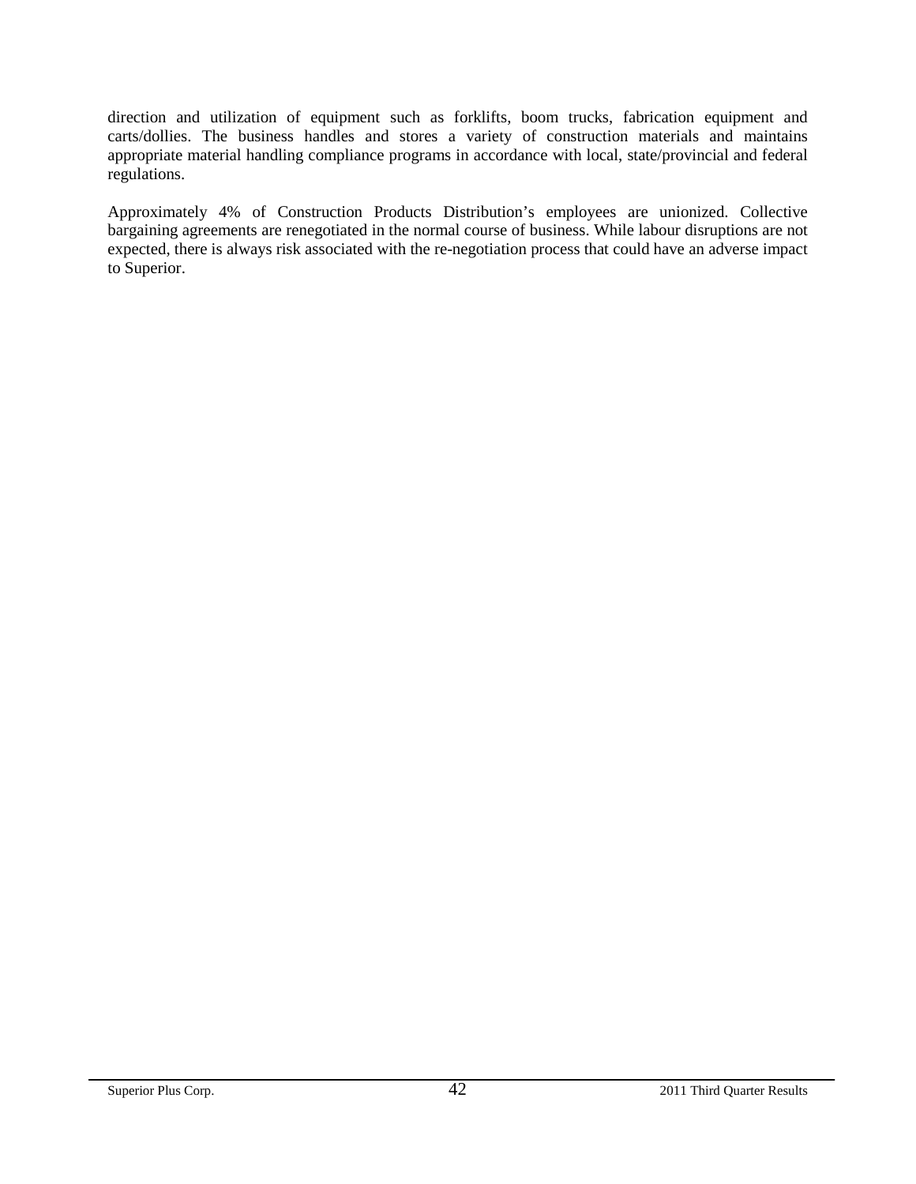direction and utilization of equipment such as forklifts, boom trucks, fabrication equipment and carts/dollies. The business handles and stores a variety of construction materials and maintains appropriate material handling compliance programs in accordance with local, state/provincial and federal regulations.

Approximately 4% of Construction Products Distribution's employees are unionized. Collective bargaining agreements are renegotiated in the normal course of business. While labour disruptions are not expected, there is always risk associated with the re-negotiation process that could have an adverse impact to Superior.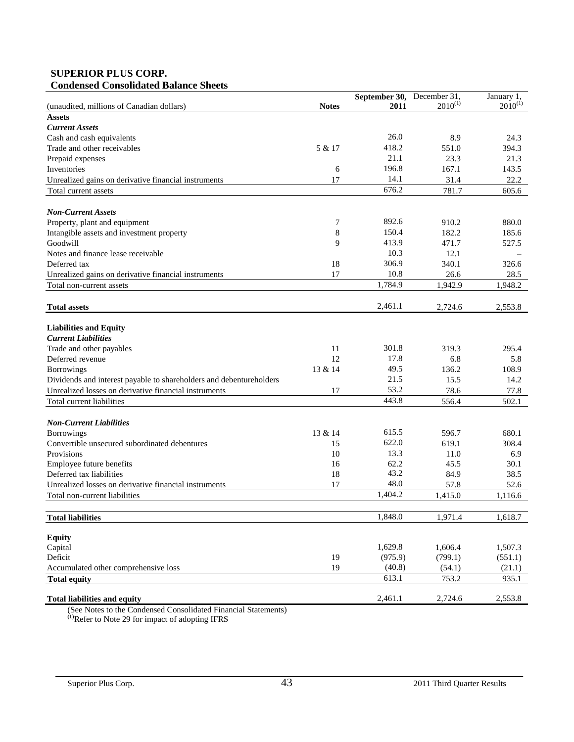**SUPERIOR PLUS CORP.**
**Condensed Consolidated Balance Sheets**

| (unaudited, millions of Canadian dollars) | Notes | September 30, 2011 | December 31, 2010[(1)] | January 1, 2010[(1)] |
|---|---|---|---|---|
| **Assets** | | | | |
| ***Current Assets*** | | | | |
| Cash and cash equivalents | | 26.0 | 8.9 | 24.3 |
| Trade and other receivables | 5 & 17 | 418.2 | 551.0 | 394.3 |
| Prepaid expenses | | 21.1 | 23.3 | 21.3 |
| Inventories | 6 | 196.8 | 167.1 | 143.5 |
| Unrealized gains on derivative financial instruments | 17 | 14.1 | 31.4 | 22.2 |
| Total current assets | | 676.2 | 781.7 | 605.6 |
| ***Non-Current Assets*** | | | | |
| Property, plant and equipment | 7 | 892.6 | 910.2 | 880.0 |
| Intangible assets and investment property | 8 | 150.4 | 182.2 | 185.6 |
| Goodwill | 9 | 413.9 | 471.7 | 527.5 |
| Notes and finance lease receivable | | 10.3 | 12.1 | – |
| Deferred tax | 18 | 306.9 | 340.1 | 326.6 |
| Unrealized gains on derivative financial instruments | 17 | 10.8 | 26.6 | 28.5 |
| Total non-current assets | | 1,784.9 | 1,942.9 | 1,948.2 |
| **Total assets** | | 2,461.1 | 2,724.6 | 2,553.8 |
| **Liabilities and Equity** | | | | |
| ***Current Liabilities*** | | | | |
| Trade and other payables | 11 | 301.8 | 319.3 | 295.4 |
| Deferred revenue | 12 | 17.8 | 6.8 | 5.8 |
| Borrowings | 13 & 14 | 49.5 | 136.2 | 108.9 |
| Dividends and interest payable to shareholders and debentureholders | | 21.5 | 15.5 | 14.2 |
| Unrealized losses on derivative financial instruments | 17 | 53.2 | 78.6 | 77.8 |
| Total current liabilities | | 443.8 | 556.4 | 502.1 |
| ***Non-Current Liabilities*** | | | | |
| Borrowings | 13 & 14 | 615.5 | 596.7 | 680.1 |
| Convertible unsecured subordinated debentures | 15 | 622.0 | 619.1 | 308.4 |
| Provisions | 10 | 13.3 | 11.0 | 6.9 |
| Employee future benefits | 16 | 62.2 | 45.5 | 30.1 |
| Deferred tax liabilities | 18 | 43.2 | 84.9 | 38.5 |
| Unrealized losses on derivative financial instruments | 17 | 48.0 | 57.8 | 52.6 |
| Total non-current liabilities | | 1,404.2 | 1,415.0 | 1,116.6 |
| **Total liabilities** | | 1,848.0 | 1,971.4 | 1,618.7 |
| **Equity** | | | | |
| Capital | | 1,629.8 | 1,606.4 | 1,507.3 |
| Deficit | 19 | (975.9) | (799.1) | (551.1) |
| Accumulated other comprehensive loss | 19 | (40.8) | (54.1) | (21.1) |
| **Total equity** | | 613.1 | 753.2 | 935.1 |
| **Total liabilities and equity** | | 2,461.1 | 2,724.6 | 2,553.8 |

(See Notes to the Condensed Consolidated Financial Statements)
[(1)]Refer to Note 29 for impact of adopting IFRS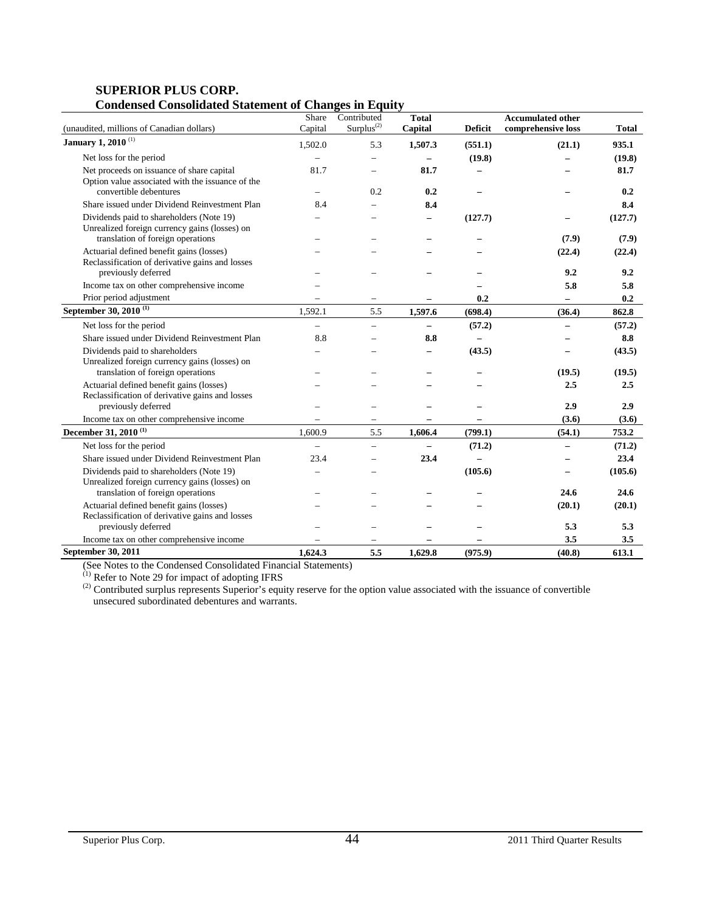# SUPERIOR PLUS CORP.

## Condensed Consolidated Statement of Changes in Equity

| (unaudited, millions of Canadian dollars) | Share Capital | Contributed Surplus[(2)] | **Total Capital** | **Deficit** | **Accumulated other comprehensive loss** | **Total** |
|---|---|---|---|---|---|---|
| **January 1, 2010** [(1)] | 1,502.0 | 5.3 | **1,507.3** | **(551.1)** | **(21.1)** | **935.1** |
| Net loss for the period | – | – | **–** | **(19.8)** | **–** | **(19.8)** |
| Net proceeds on issuance of share capital | 81.7 | – | **81.7** | **–** | **–** | **81.7** |
| Option value associated with the issuance of the convertible debentures | – | 0.2 | **0.2** | **–** | **–** | **0.2** |
| Share issued under Dividend Reinvestment Plan | 8.4 | – | **8.4** | | | **8.4** |
| Dividends paid to shareholders (Note 19) | – | – | **–** | **(127.7)** | **–** | **(127.7)** |
| Unrealized foreign currency gains (losses) on translation of foreign operations | – | – | **–** | **–** | **(7.9)** | **(7.9)** |
| Actuarial defined benefit gains (losses) | – | – | **–** | **–** | **(22.4)** | **(22.4)** |
| Reclassification of derivative gains and losses previously deferred | – | – | **–** | **–** | **9.2** | **9.2** |
| Income tax on other comprehensive income | – | | | **–** | **5.8** | **5.8** |
| Prior period adjustment | – | – | **–** | **0.2** | **–** | **0.2** |
| **September 30, 2010** [(1)] | 1,592.1 | 5.5 | **1,597.6** | **(698.4)** | **(36.4)** | **862.8** |
| Net loss for the period | – | – | **–** | **(57.2)** | **–** | **(57.2)** |
| Share issued under Dividend Reinvestment Plan | 8.8 | – | **8.8** | **–** | **–** | **8.8** |
| Dividends paid to shareholders | – | – | **–** | **(43.5)** | **–** | **(43.5)** |
| Unrealized foreign currency gains (losses) on translation of foreign operations | – | – | **–** | **–** | **(19.5)** | **(19.5)** |
| Actuarial defined benefit gains (losses) | – | – | **–** | **–** | **2.5** | **2.5** |
| Reclassification of derivative gains and losses previously deferred | – | – | **–** | **–** | **2.9** | **2.9** |
| Income tax on other comprehensive income | – | – | **–** | **–** | **(3.6)** | **(3.6)** |
| **December 31, 2010** [(1)] | 1,600.9 | 5.5 | **1,606.4** | **(799.1)** | **(54.1)** | **753.2** |
| Net loss for the period | – | – | **–** | **(71.2)** | **–** | **(71.2)** |
| Share issued under Dividend Reinvestment Plan | 23.4 | – | **23.4** | **–** | **–** | **23.4** |
| Dividends paid to shareholders (Note 19) | – | – | | **(105.6)** | **–** | **(105.6)** |
| Unrealized foreign currency gains (losses) on translation of foreign operations | – | – | **–** | **–** | **24.6** | **24.6** |
| Actuarial defined benefit gains (losses) | – | – | **–** | **–** | **(20.1)** | **(20.1)** |
| Reclassification of derivative gains and losses previously deferred | – | – | **–** | **–** | **5.3** | **5.3** |
| Income tax on other comprehensive income | – | – | **–** | **–** | **3.5** | **3.5** |
| **September 30, 2011** | **1,624.3** | **5.5** | **1,629.8** | **(975.9)** | **(40.8)** | **613.1** |

(See Notes to the Condensed Consolidated Financial Statements)

(1) Refer to Note 29 for impact of adopting IFRS

(2) Contributed surplus represents Superior's equity reserve for the option value associated with the issuance of convertible unsecured subordinated debentures and warrants.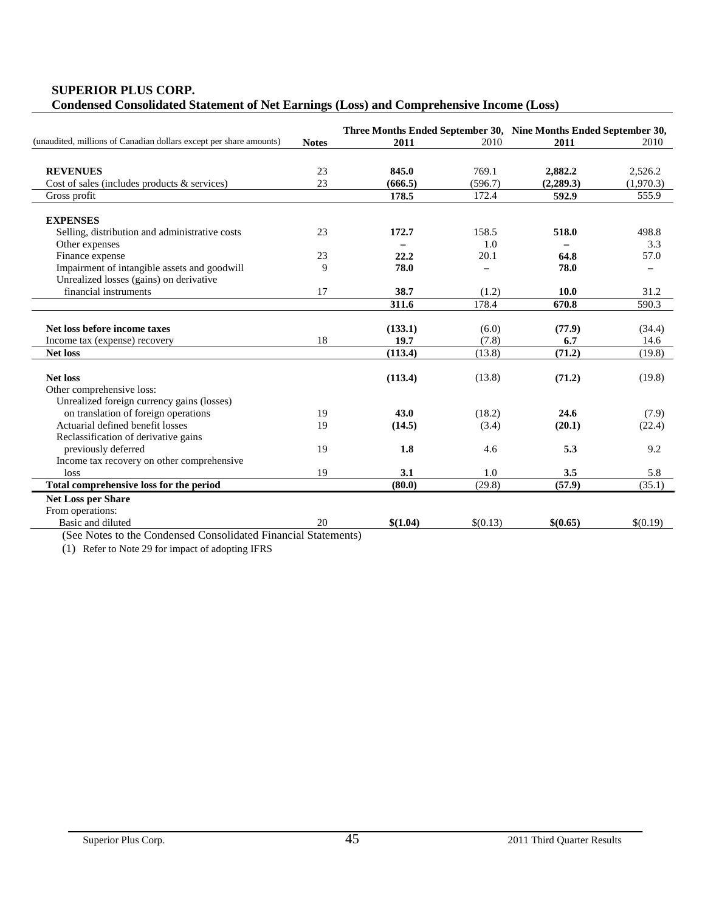**SUPERIOR PLUS CORP.**
**Condensed Consolidated Statement of Net Earnings (Loss) and Comprehensive Income (Loss)**

| (unaudited, millions of Canadian dollars except per share amounts) | Notes | Three Months Ended September 30, 2011 | 2010 | Nine Months Ended September 30, 2011 | 2010 |
|---|---|---|---|---|---|
| **REVENUES** | 23 | **845.0** | 769.1 | **2,882.2** | 2,526.2 |
| Cost of sales (includes products & services) | 23 | **(666.5)** | (596.7) | **(2,289.3)** | (1,970.3) |
| Gross profit | | **178.5** | 172.4 | **592.9** | 555.9 |
| **EXPENSES** | | | | | |
| Selling, distribution and administrative costs | 23 | **172.7** | 158.5 | **518.0** | 498.8 |
| Other expenses | | **–** | 1.0 | **–** | 3.3 |
| Finance expense | 23 | **22.2** | 20.1 | **64.8** | 57.0 |
| Impairment of intangible assets and goodwill | 9 | **78.0** | – | **78.0** | – |
| Unrealized losses (gains) on derivative financial instruments | 17 | **38.7** | (1.2) | **10.0** | 31.2 |
| | | **311.6** | 178.4 | **670.8** | 590.3 |
| **Net loss before income taxes** | | **(133.1)** | (6.0) | **(77.9)** | (34.4) |
| Income tax (expense) recovery | 18 | **19.7** | (7.8) | **6.7** | 14.6 |
| **Net loss** | | **(113.4)** | (13.8) | **(71.2)** | (19.8) |
| **Net loss** | | **(113.4)** | (13.8) | **(71.2)** | (19.8) |
| Other comprehensive loss: | | | | | |
| Unrealized foreign currency gains (losses) on translation of foreign operations | 19 | **43.0** | (18.2) | **24.6** | (7.9) |
| Actuarial defined benefit losses | 19 | **(14.5)** | (3.4) | **(20.1)** | (22.4) |
| Reclassification of derivative gains previously deferred | 19 | **1.8** | 4.6 | **5.3** | 9.2 |
| Income tax recovery on other comprehensive loss | 19 | **3.1** | 1.0 | **3.5** | 5.8 |
| **Total comprehensive loss for the period** | | **(80.0)** | (29.8) | **(57.9)** | (35.1) |
| **Net Loss per Share** | | | | | |
| From operations: | | | | | |
| Basic and diluted | 20 | **$(1.04)** | $(0.13) | **$(0.65)** | $(0.19) |

(See Notes to the Condensed Consolidated Financial Statements)

(1) Refer to Note 29 for impact of adopting IFRS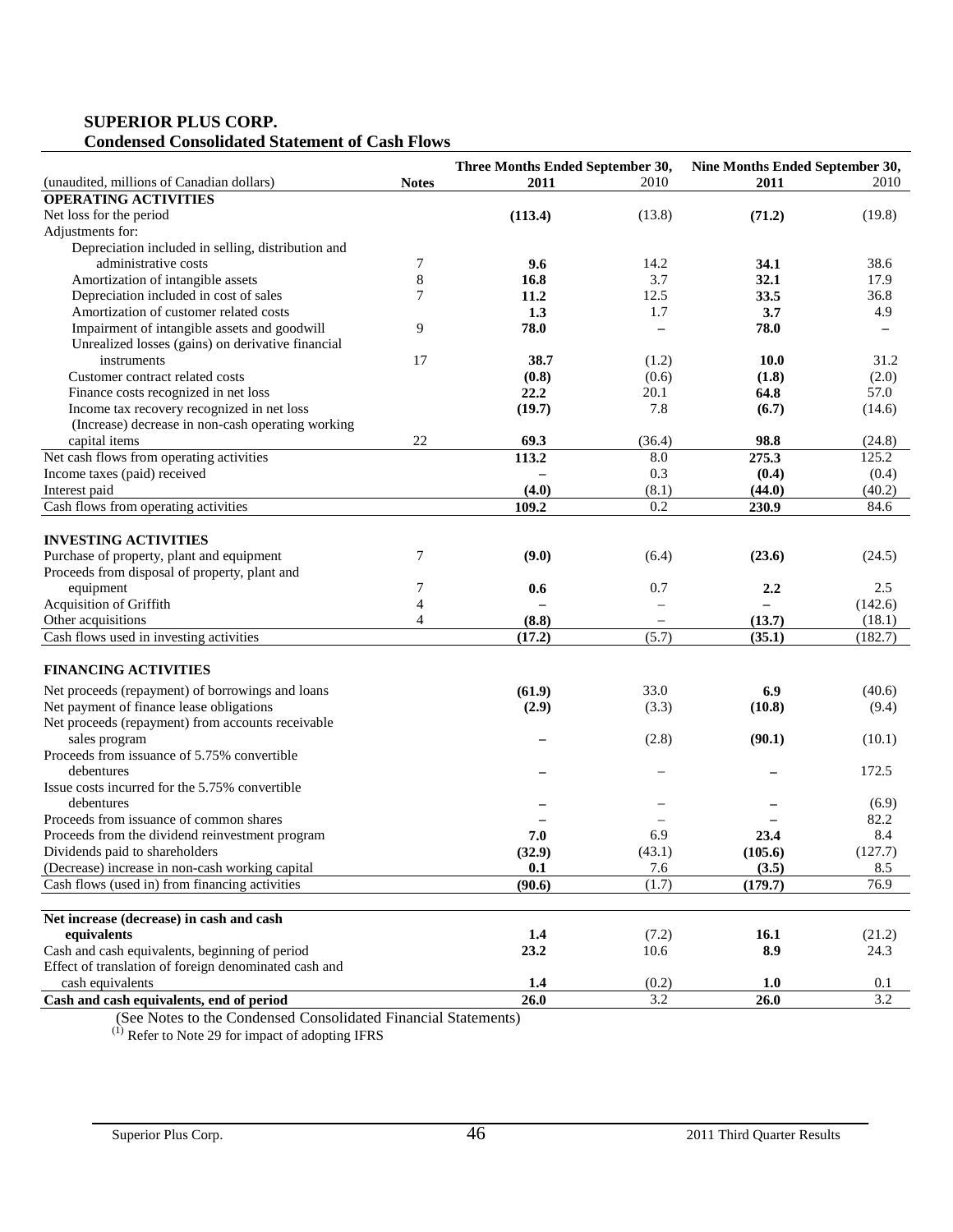**SUPERIOR PLUS CORP.**
**Condensed Consolidated Statement of Cash Flows**

| (unaudited, millions of Canadian dollars) | Notes | Three Months Ended September 30, 2011 | 2010 | Nine Months Ended September 30, 2011 | 2010 |
|---|---|---|---|---|---|
| **OPERATING ACTIVITIES** | | | | | |
| Net loss for the period | | **(113.4)** | (13.8) | **(71.2)** | (19.8) |
| Adjustments for: | | | | | |
| Depreciation included in selling, distribution and administrative costs | 7 | **9.6** | 14.2 | **34.1** | 38.6 |
| Amortization of intangible assets | 8 | **16.8** | 3.7 | **32.1** | 17.9 |
| Depreciation included in cost of sales | 7 | **11.2** | 12.5 | **33.5** | 36.8 |
| Amortization of customer related costs | | **1.3** | 1.7 | **3.7** | 4.9 |
| Impairment of intangible assets and goodwill | 9 | **78.0** | – | **78.0** | – |
| Unrealized losses (gains) on derivative financial instruments | 17 | **38.7** | (1.2) | **10.0** | 31.2 |
| Customer contract related costs | | **(0.8)** | (0.6) | **(1.8)** | (2.0) |
| Finance costs recognized in net loss | | **22.2** | 20.1 | **64.8** | 57.0 |
| Income tax recovery recognized in net loss | | **(19.7)** | 7.8 | **(6.7)** | (14.6) |
| (Increase) decrease in non-cash operating working capital items | 22 | **69.3** | (36.4) | **98.8** | (24.8) |
| Net cash flows from operating activities | | **113.2** | 8.0 | **275.3** | 125.2 |
| Income taxes (paid) received | | **–** | 0.3 | **(0.4)** | (0.4) |
| Interest paid | | **(4.0)** | (8.1) | **(44.0)** | (40.2) |
| Cash flows from operating activities | | **109.2** | 0.2 | **230.9** | 84.6 |
| | | | | | |
| **INVESTING ACTIVITIES** | | | | | |
| Purchase of property, plant and equipment | 7 | **(9.0)** | (6.4) | **(23.6)** | (24.5) |
| Proceeds from disposal of property, plant and equipment | 7 | **0.6** | 0.7 | **2.2** | 2.5 |
| Acquisition of Griffith | 4 | **–** | – | **–** | (142.6) |
| Other acquisitions | 4 | **(8.8)** | – | **(13.7)** | (18.1) |
| Cash flows used in investing activities | | **(17.2)** | (5.7) | **(35.1)** | (182.7) |
| | | | | | |
| **FINANCING ACTIVITIES** | | | | | |
| Net proceeds (repayment) of borrowings and loans | | **(61.9)** | 33.0 | **6.9** | (40.6) |
| Net payment of finance lease obligations | | **(2.9)** | (3.3) | **(10.8)** | (9.4) |
| Net proceeds (repayment) from accounts receivable sales program | | **–** | (2.8) | **(90.1)** | (10.1) |
| Proceeds from issuance of 5.75% convertible debentures | | **–** | – | **–** | 172.5 |
| Issue costs incurred for the 5.75% convertible debentures | | **–** | – | **–** | (6.9) |
| Proceeds from issuance of common shares | | **–** | – | **–** | 82.2 |
| Proceeds from the dividend reinvestment program | | **7.0** | 6.9 | **23.4** | 8.4 |
| Dividends paid to shareholders | | **(32.9)** | (43.1) | **(105.6)** | (127.7) |
| (Decrease) increase in non-cash working capital | | **0.1** | 7.6 | **(3.5)** | 8.5 |
| Cash flows (used in) from financing activities | | **(90.6)** | (1.7) | **(179.7)** | 76.9 |
| | | | | | |
| **Net increase (decrease) in cash and cash equivalents** | | **1.4** | (7.2) | **16.1** | (21.2) |
| Cash and cash equivalents, beginning of period | | **23.2** | 10.6 | **8.9** | 24.3 |
| Effect of translation of foreign denominated cash and cash equivalents | | **1.4** | (0.2) | **1.0** | 0.1 |
| **Cash and cash equivalents, end of period** | | **26.0** | 3.2 | **26.0** | 3.2 |

(See Notes to the Condensed Consolidated Financial Statements)

(1) Refer to Note 29 for impact of adopting IFRS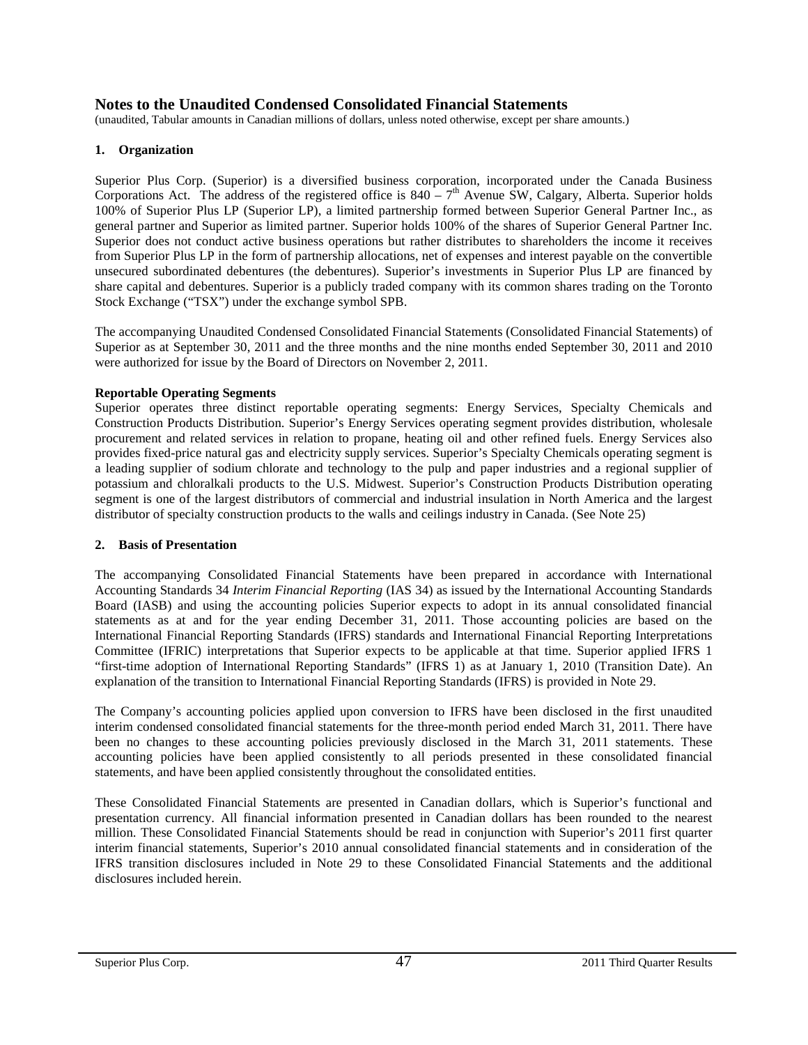# Notes to the Unaudited Condensed Consolidated Financial Statements

(unaudited, Tabular amounts in Canadian millions of dollars, unless noted otherwise, except per share amounts.)

## 1. Organization

Superior Plus Corp. (Superior) is a diversified business corporation, incorporated under the Canada Business Corporations Act. The address of the registered office is 840 – 7th Avenue SW, Calgary, Alberta. Superior holds 100% of Superior Plus LP (Superior LP), a limited partnership formed between Superior General Partner Inc., as general partner and Superior as limited partner. Superior holds 100% of the shares of Superior General Partner Inc. Superior does not conduct active business operations but rather distributes to shareholders the income it receives from Superior Plus LP in the form of partnership allocations, net of expenses and interest payable on the convertible unsecured subordinated debentures (the debentures). Superior's investments in Superior Plus LP are financed by share capital and debentures. Superior is a publicly traded company with its common shares trading on the Toronto Stock Exchange ("TSX") under the exchange symbol SPB.

The accompanying Unaudited Condensed Consolidated Financial Statements (Consolidated Financial Statements) of Superior as at September 30, 2011 and the three months and the nine months ended September 30, 2011 and 2010 were authorized for issue by the Board of Directors on November 2, 2011.

**Reportable Operating Segments**

Superior operates three distinct reportable operating segments: Energy Services, Specialty Chemicals and Construction Products Distribution. Superior's Energy Services operating segment provides distribution, wholesale procurement and related services in relation to propane, heating oil and other refined fuels. Energy Services also provides fixed-price natural gas and electricity supply services. Superior's Specialty Chemicals operating segment is a leading supplier of sodium chlorate and technology to the pulp and paper industries and a regional supplier of potassium and chloralkali products to the U.S. Midwest. Superior's Construction Products Distribution operating segment is one of the largest distributors of commercial and industrial insulation in North America and the largest distributor of specialty construction products to the walls and ceilings industry in Canada. (See Note 25)

## 2. Basis of Presentation

The accompanying Consolidated Financial Statements have been prepared in accordance with International Accounting Standards 34 *Interim Financial Reporting* (IAS 34) as issued by the International Accounting Standards Board (IASB) and using the accounting policies Superior expects to adopt in its annual consolidated financial statements as at and for the year ending December 31, 2011. Those accounting policies are based on the International Financial Reporting Standards (IFRS) standards and International Financial Reporting Interpretations Committee (IFRIC) interpretations that Superior expects to be applicable at that time. Superior applied IFRS 1 "first-time adoption of International Reporting Standards" (IFRS 1) as at January 1, 2010 (Transition Date). An explanation of the transition to International Financial Reporting Standards (IFRS) is provided in Note 29.

The Company's accounting policies applied upon conversion to IFRS have been disclosed in the first unaudited interim condensed consolidated financial statements for the three-month period ended March 31, 2011. There have been no changes to these accounting policies previously disclosed in the March 31, 2011 statements. These accounting policies have been applied consistently to all periods presented in these consolidated financial statements, and have been applied consistently throughout the consolidated entities.

These Consolidated Financial Statements are presented in Canadian dollars, which is Superior's functional and presentation currency. All financial information presented in Canadian dollars has been rounded to the nearest million. These Consolidated Financial Statements should be read in conjunction with Superior's 2011 first quarter interim financial statements, Superior's 2010 annual consolidated financial statements and in consideration of the IFRS transition disclosures included in Note 29 to these Consolidated Financial Statements and the additional disclosures included herein.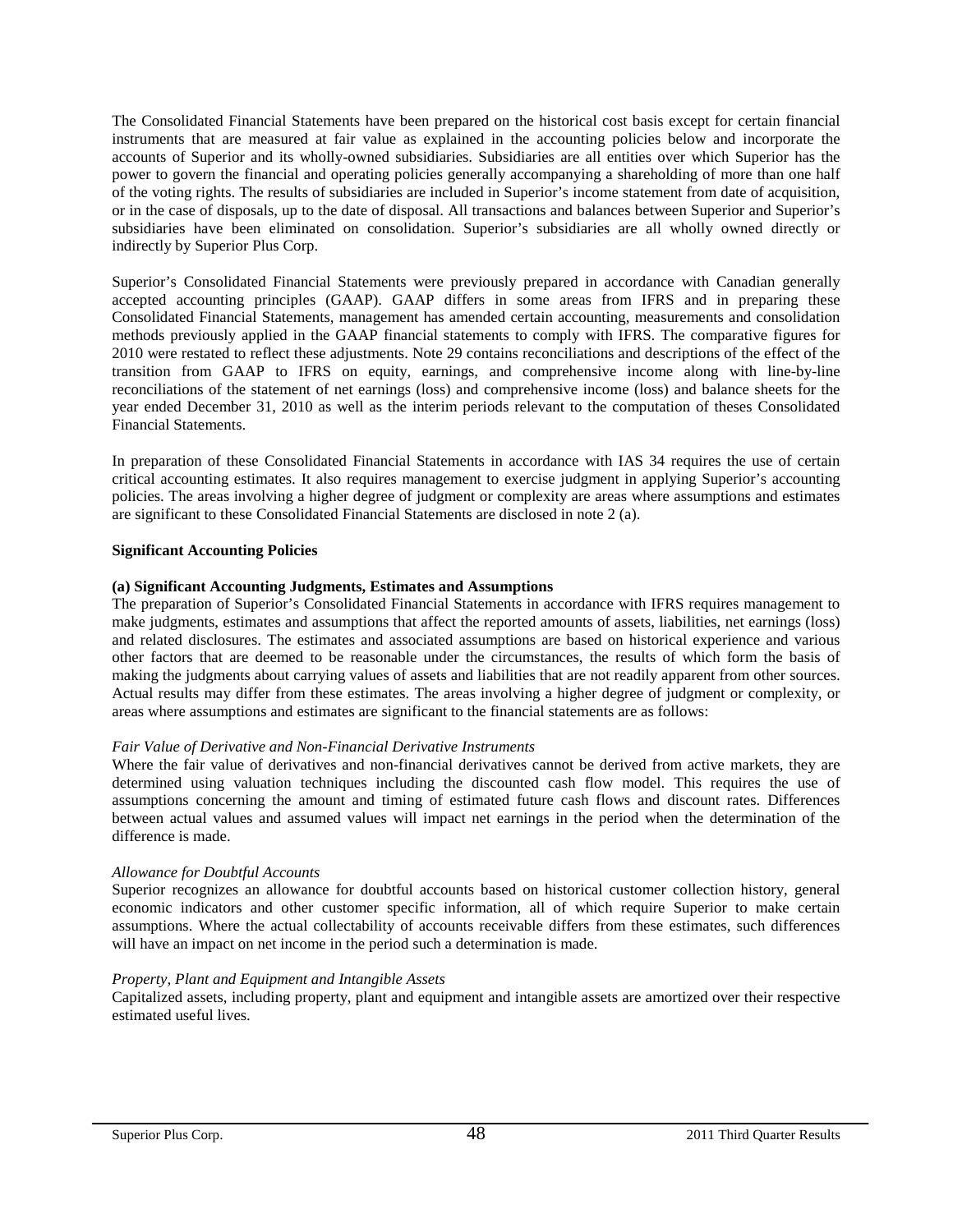The Consolidated Financial Statements have been prepared on the historical cost basis except for certain financial instruments that are measured at fair value as explained in the accounting policies below and incorporate the accounts of Superior and its wholly-owned subsidiaries. Subsidiaries are all entities over which Superior has the power to govern the financial and operating policies generally accompanying a shareholding of more than one half of the voting rights. The results of subsidiaries are included in Superior's income statement from date of acquisition, or in the case of disposals, up to the date of disposal. All transactions and balances between Superior and Superior's subsidiaries have been eliminated on consolidation. Superior's subsidiaries are all wholly owned directly or indirectly by Superior Plus Corp.

Superior's Consolidated Financial Statements were previously prepared in accordance with Canadian generally accepted accounting principles (GAAP). GAAP differs in some areas from IFRS and in preparing these Consolidated Financial Statements, management has amended certain accounting, measurements and consolidation methods previously applied in the GAAP financial statements to comply with IFRS. The comparative figures for 2010 were restated to reflect these adjustments. Note 29 contains reconciliations and descriptions of the effect of the transition from GAAP to IFRS on equity, earnings, and comprehensive income along with line-by-line reconciliations of the statement of net earnings (loss) and comprehensive income (loss) and balance sheets for the year ended December 31, 2010 as well as the interim periods relevant to the computation of theses Consolidated Financial Statements.

In preparation of these Consolidated Financial Statements in accordance with IAS 34 requires the use of certain critical accounting estimates. It also requires management to exercise judgment in applying Superior's accounting policies. The areas involving a higher degree of judgment or complexity are areas where assumptions and estimates are significant to these Consolidated Financial Statements are disclosed in note 2 (a).

**Significant Accounting Policies**

**(a) Significant Accounting Judgments, Estimates and Assumptions**

The preparation of Superior's Consolidated Financial Statements in accordance with IFRS requires management to make judgments, estimates and assumptions that affect the reported amounts of assets, liabilities, net earnings (loss) and related disclosures. The estimates and associated assumptions are based on historical experience and various other factors that are deemed to be reasonable under the circumstances, the results of which form the basis of making the judgments about carrying values of assets and liabilities that are not readily apparent from other sources. Actual results may differ from these estimates. The areas involving a higher degree of judgment or complexity, or areas where assumptions and estimates are significant to the financial statements are as follows:

*Fair Value of Derivative and Non-Financial Derivative Instruments*

Where the fair value of derivatives and non-financial derivatives cannot be derived from active markets, they are determined using valuation techniques including the discounted cash flow model. This requires the use of assumptions concerning the amount and timing of estimated future cash flows and discount rates. Differences between actual values and assumed values will impact net earnings in the period when the determination of the difference is made.

*Allowance for Doubtful Accounts*

Superior recognizes an allowance for doubtful accounts based on historical customer collection history, general economic indicators and other customer specific information, all of which require Superior to make certain assumptions. Where the actual collectability of accounts receivable differs from these estimates, such differences will have an impact on net income in the period such a determination is made.

*Property, Plant and Equipment and Intangible Assets*

Capitalized assets, including property, plant and equipment and intangible assets are amortized over their respective estimated useful lives.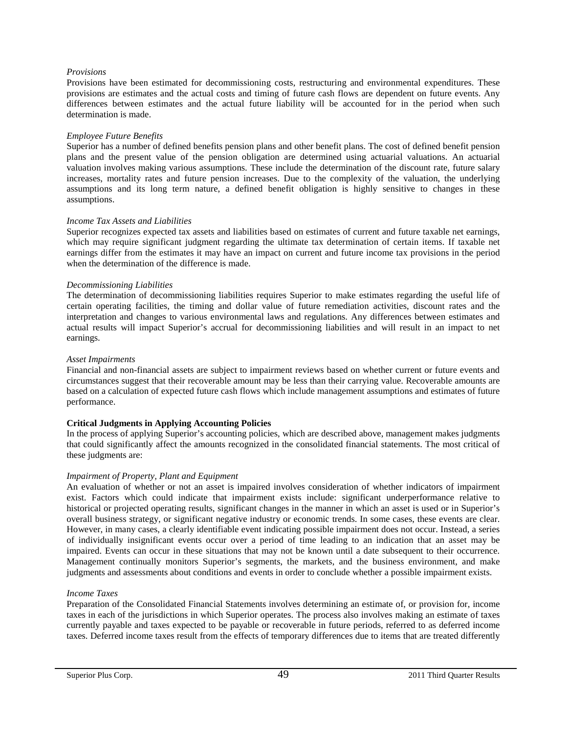*Provisions*

Provisions have been estimated for decommissioning costs, restructuring and environmental expenditures. These provisions are estimates and the actual costs and timing of future cash flows are dependent on future events. Any differences between estimates and the actual future liability will be accounted for in the period when such determination is made.

*Employee Future Benefits*

Superior has a number of defined benefits pension plans and other benefit plans. The cost of defined benefit pension plans and the present value of the pension obligation are determined using actuarial valuations. An actuarial valuation involves making various assumptions. These include the determination of the discount rate, future salary increases, mortality rates and future pension increases. Due to the complexity of the valuation, the underlying assumptions and its long term nature, a defined benefit obligation is highly sensitive to changes in these assumptions.

*Income Tax Assets and Liabilities*

Superior recognizes expected tax assets and liabilities based on estimates of current and future taxable net earnings, which may require significant judgment regarding the ultimate tax determination of certain items. If taxable net earnings differ from the estimates it may have an impact on current and future income tax provisions in the period when the determination of the difference is made.

*Decommissioning Liabilities*

The determination of decommissioning liabilities requires Superior to make estimates regarding the useful life of certain operating facilities, the timing and dollar value of future remediation activities, discount rates and the interpretation and changes to various environmental laws and regulations. Any differences between estimates and actual results will impact Superior's accrual for decommissioning liabilities and will result in an impact to net earnings.

*Asset Impairments*

Financial and non-financial assets are subject to impairment reviews based on whether current or future events and circumstances suggest that their recoverable amount may be less than their carrying value. Recoverable amounts are based on a calculation of expected future cash flows which include management assumptions and estimates of future performance.

**Critical Judgments in Applying Accounting Policies**

In the process of applying Superior's accounting policies, which are described above, management makes judgments that could significantly affect the amounts recognized in the consolidated financial statements. The most critical of these judgments are:

*Impairment of Property, Plant and Equipment*

An evaluation of whether or not an asset is impaired involves consideration of whether indicators of impairment exist. Factors which could indicate that impairment exists include: significant underperformance relative to historical or projected operating results, significant changes in the manner in which an asset is used or in Superior's overall business strategy, or significant negative industry or economic trends. In some cases, these events are clear. However, in many cases, a clearly identifiable event indicating possible impairment does not occur. Instead, a series of individually insignificant events occur over a period of time leading to an indication that an asset may be impaired. Events can occur in these situations that may not be known until a date subsequent to their occurrence. Management continually monitors Superior's segments, the markets, and the business environment, and make judgments and assessments about conditions and events in order to conclude whether a possible impairment exists.

*Income Taxes*

Preparation of the Consolidated Financial Statements involves determining an estimate of, or provision for, income taxes in each of the jurisdictions in which Superior operates. The process also involves making an estimate of taxes currently payable and taxes expected to be payable or recoverable in future periods, referred to as deferred income taxes. Deferred income taxes result from the effects of temporary differences due to items that are treated differently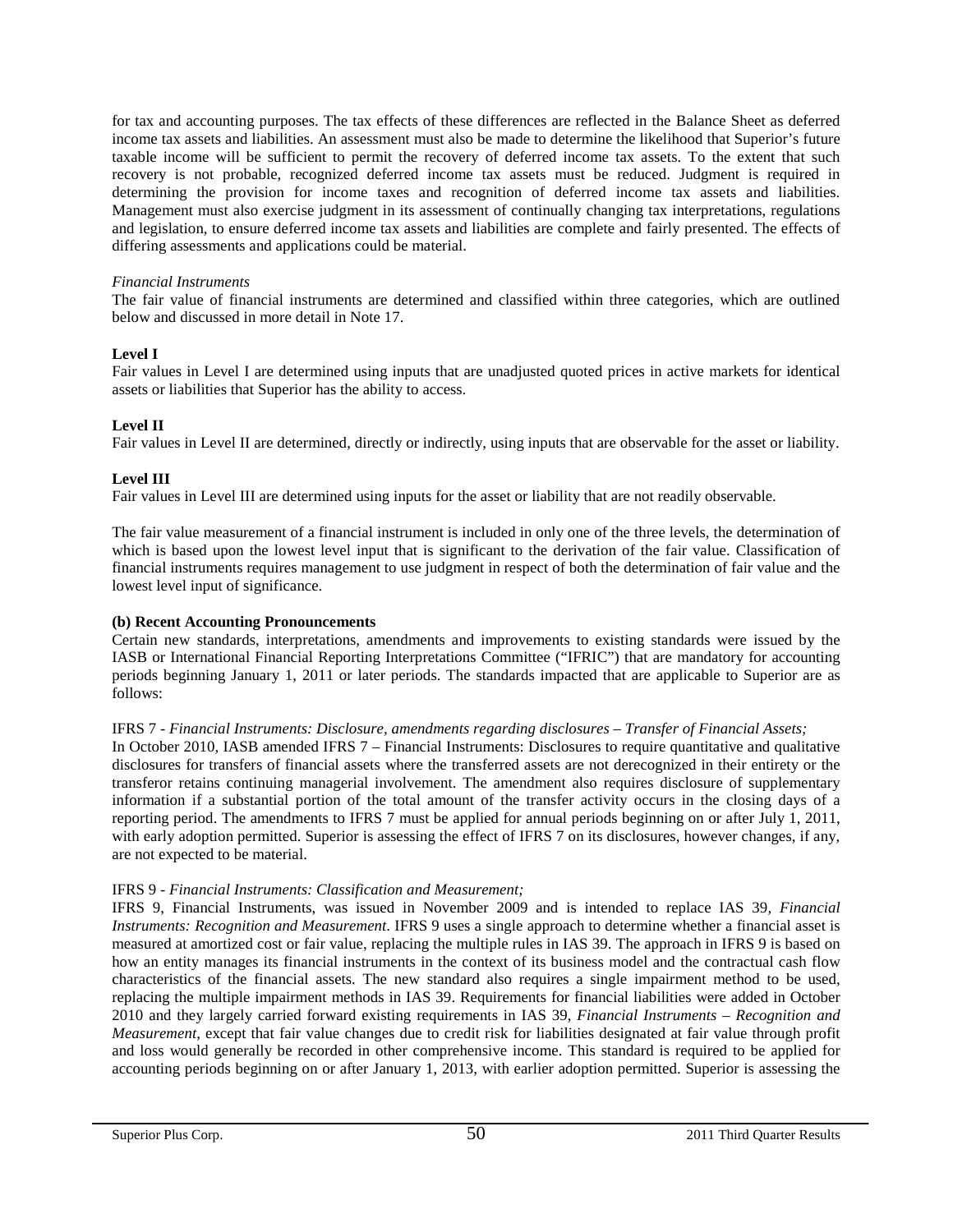for tax and accounting purposes. The tax effects of these differences are reflected in the Balance Sheet as deferred income tax assets and liabilities. An assessment must also be made to determine the likelihood that Superior's future taxable income will be sufficient to permit the recovery of deferred income tax assets. To the extent that such recovery is not probable, recognized deferred income tax assets must be reduced. Judgment is required in determining the provision for income taxes and recognition of deferred income tax assets and liabilities. Management must also exercise judgment in its assessment of continually changing tax interpretations, regulations and legislation, to ensure deferred income tax assets and liabilities are complete and fairly presented. The effects of differing assessments and applications could be material.

*Financial Instruments*

The fair value of financial instruments are determined and classified within three categories, which are outlined below and discussed in more detail in Note 17.

**Level I**

Fair values in Level I are determined using inputs that are unadjusted quoted prices in active markets for identical assets or liabilities that Superior has the ability to access.

**Level II**

Fair values in Level II are determined, directly or indirectly, using inputs that are observable for the asset or liability.

**Level III**

Fair values in Level III are determined using inputs for the asset or liability that are not readily observable.

The fair value measurement of a financial instrument is included in only one of the three levels, the determination of which is based upon the lowest level input that is significant to the derivation of the fair value. Classification of financial instruments requires management to use judgment in respect of both the determination of fair value and the lowest level input of significance.

**(b) Recent Accounting Pronouncements**

Certain new standards, interpretations, amendments and improvements to existing standards were issued by the IASB or International Financial Reporting Interpretations Committee ("IFRIC") that are mandatory for accounting periods beginning January 1, 2011 or later periods. The standards impacted that are applicable to Superior are as follows:

IFRS 7 - *Financial Instruments: Disclosure, amendments regarding disclosures – Transfer of Financial Assets;*

In October 2010, IASB amended IFRS 7 – Financial Instruments: Disclosures to require quantitative and qualitative disclosures for transfers of financial assets where the transferred assets are not derecognized in their entirety or the transferor retains continuing managerial involvement. The amendment also requires disclosure of supplementary information if a substantial portion of the total amount of the transfer activity occurs in the closing days of a reporting period. The amendments to IFRS 7 must be applied for annual periods beginning on or after July 1, 2011, with early adoption permitted. Superior is assessing the effect of IFRS 7 on its disclosures, however changes, if any, are not expected to be material.

IFRS 9 - *Financial Instruments: Classification and Measurement;*

IFRS 9, Financial Instruments, was issued in November 2009 and is intended to replace IAS 39, *Financial Instruments: Recognition and Measurement*. IFRS 9 uses a single approach to determine whether a financial asset is measured at amortized cost or fair value, replacing the multiple rules in IAS 39. The approach in IFRS 9 is based on how an entity manages its financial instruments in the context of its business model and the contractual cash flow characteristics of the financial assets. The new standard also requires a single impairment method to be used, replacing the multiple impairment methods in IAS 39. Requirements for financial liabilities were added in October 2010 and they largely carried forward existing requirements in IAS 39, *Financial Instruments – Recognition and Measurement*, except that fair value changes due to credit risk for liabilities designated at fair value through profit and loss would generally be recorded in other comprehensive income. This standard is required to be applied for accounting periods beginning on or after January 1, 2013, with earlier adoption permitted. Superior is assessing the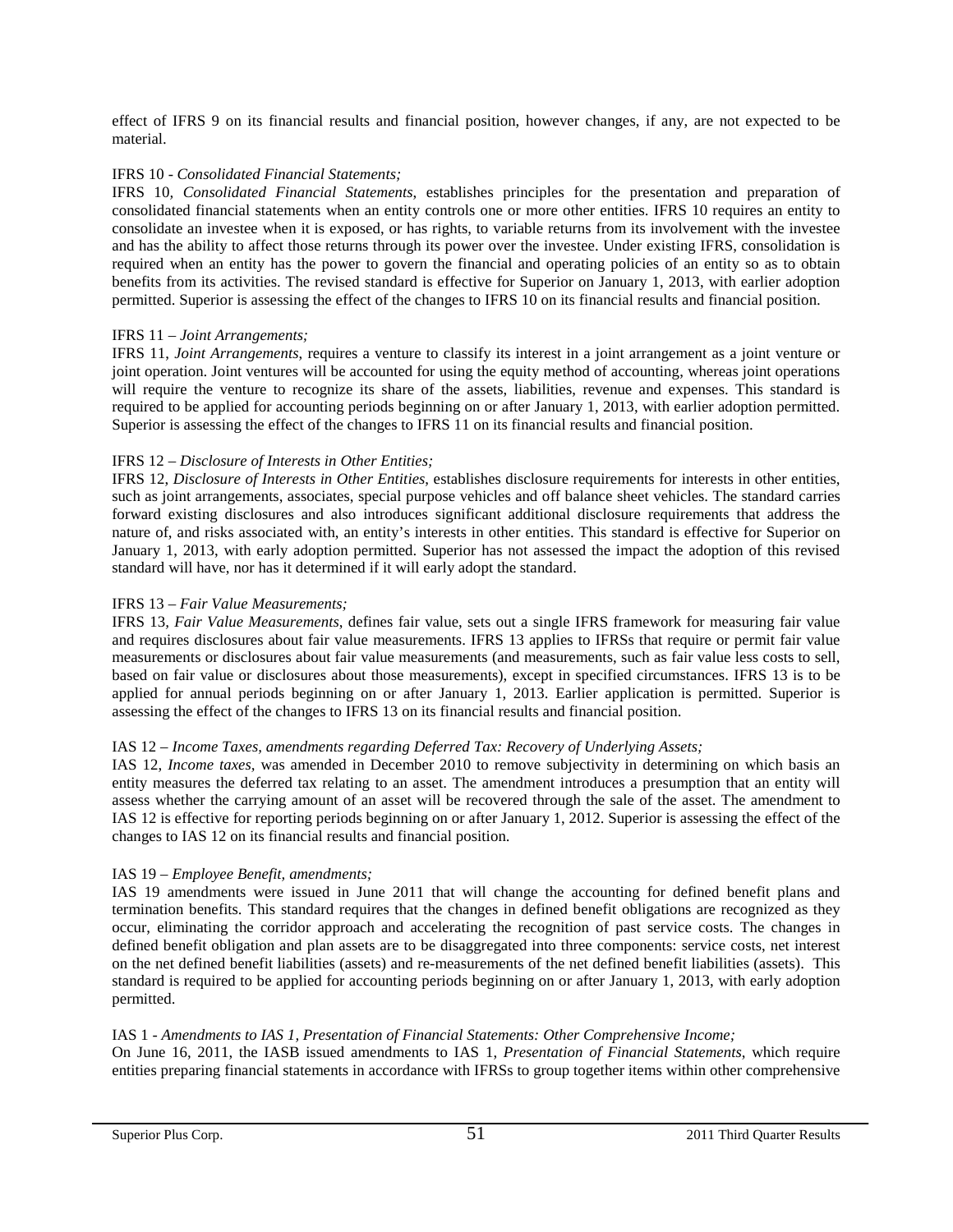effect of IFRS 9 on its financial results and financial position, however changes, if any, are not expected to be material.

IFRS 10 - *Consolidated Financial Statements;*

IFRS 10, *Consolidated Financial Statements,* establishes principles for the presentation and preparation of consolidated financial statements when an entity controls one or more other entities. IFRS 10 requires an entity to consolidate an investee when it is exposed, or has rights, to variable returns from its involvement with the investee and has the ability to affect those returns through its power over the investee. Under existing IFRS, consolidation is required when an entity has the power to govern the financial and operating policies of an entity so as to obtain benefits from its activities. The revised standard is effective for Superior on January 1, 2013, with earlier adoption permitted. Superior is assessing the effect of the changes to IFRS 10 on its financial results and financial position.

IFRS 11 – *Joint Arrangements;*

IFRS 11, *Joint Arrangements*, requires a venture to classify its interest in a joint arrangement as a joint venture or joint operation. Joint ventures will be accounted for using the equity method of accounting, whereas joint operations will require the venture to recognize its share of the assets, liabilities, revenue and expenses. This standard is required to be applied for accounting periods beginning on or after January 1, 2013, with earlier adoption permitted. Superior is assessing the effect of the changes to IFRS 11 on its financial results and financial position.

IFRS 12 – *Disclosure of Interests in Other Entities;*

IFRS 12, *Disclosure of Interests in Other Entities*, establishes disclosure requirements for interests in other entities, such as joint arrangements, associates, special purpose vehicles and off balance sheet vehicles. The standard carries forward existing disclosures and also introduces significant additional disclosure requirements that address the nature of, and risks associated with, an entity's interests in other entities. This standard is effective for Superior on January 1, 2013, with early adoption permitted. Superior has not assessed the impact the adoption of this revised standard will have, nor has it determined if it will early adopt the standard.

IFRS 13 – *Fair Value Measurements;*

IFRS 13, *Fair Value Measurements*, defines fair value, sets out a single IFRS framework for measuring fair value and requires disclosures about fair value measurements. IFRS 13 applies to IFRSs that require or permit fair value measurements or disclosures about fair value measurements (and measurements, such as fair value less costs to sell, based on fair value or disclosures about those measurements), except in specified circumstances. IFRS 13 is to be applied for annual periods beginning on or after January 1, 2013. Earlier application is permitted. Superior is assessing the effect of the changes to IFRS 13 on its financial results and financial position.

IAS 12 – *Income Taxes, amendments regarding Deferred Tax: Recovery of Underlying Assets;*

IAS 12, *Income taxes*, was amended in December 2010 to remove subjectivity in determining on which basis an entity measures the deferred tax relating to an asset. The amendment introduces a presumption that an entity will assess whether the carrying amount of an asset will be recovered through the sale of the asset. The amendment to IAS 12 is effective for reporting periods beginning on or after January 1, 2012. Superior is assessing the effect of the changes to IAS 12 on its financial results and financial position.

IAS 19 – *Employee Benefit, amendments;*

IAS 19 amendments were issued in June 2011 that will change the accounting for defined benefit plans and termination benefits. This standard requires that the changes in defined benefit obligations are recognized as they occur, eliminating the corridor approach and accelerating the recognition of past service costs. The changes in defined benefit obligation and plan assets are to be disaggregated into three components: service costs, net interest on the net defined benefit liabilities (assets) and re-measurements of the net defined benefit liabilities (assets). This standard is required to be applied for accounting periods beginning on or after January 1, 2013, with early adoption permitted.

IAS 1 - *Amendments to IAS 1, Presentation of Financial Statements: Other Comprehensive Income;*

On June 16, 2011, the IASB issued amendments to IAS 1, *Presentation of Financial Statements*, which require entities preparing financial statements in accordance with IFRSs to group together items within other comprehensive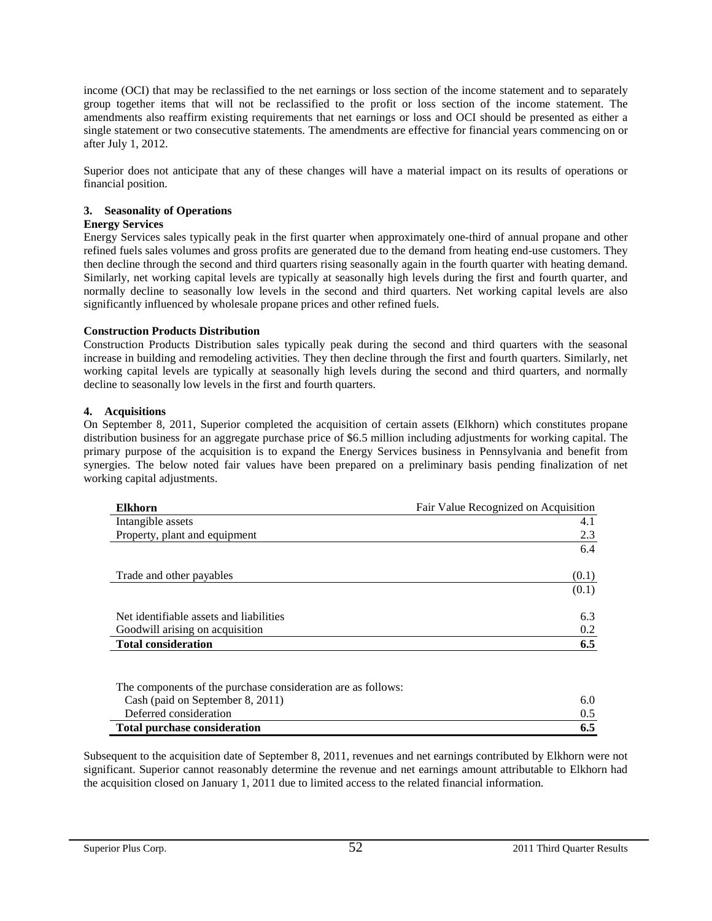income (OCI) that may be reclassified to the net earnings or loss section of the income statement and to separately group together items that will not be reclassified to the profit or loss section of the income statement. The amendments also reaffirm existing requirements that net earnings or loss and OCI should be presented as either a single statement or two consecutive statements. The amendments are effective for financial years commencing on or after July 1, 2012.

Superior does not anticipate that any of these changes will have a material impact on its results of operations or financial position.

### 3. Seasonality of Operations

**Energy Services**

Energy Services sales typically peak in the first quarter when approximately one-third of annual propane and other refined fuels sales volumes and gross profits are generated due to the demand from heating end-use customers. They then decline through the second and third quarters rising seasonally again in the fourth quarter with heating demand. Similarly, net working capital levels are typically at seasonally high levels during the first and fourth quarter, and normally decline to seasonally low levels in the second and third quarters. Net working capital levels are also significantly influenced by wholesale propane prices and other refined fuels.

**Construction Products Distribution**

Construction Products Distribution sales typically peak during the second and third quarters with the seasonal increase in building and remodeling activities. They then decline through the first and fourth quarters. Similarly, net working capital levels are typically at seasonally high levels during the second and third quarters, and normally decline to seasonally low levels in the first and fourth quarters.

### 4. Acquisitions

On September 8, 2011, Superior completed the acquisition of certain assets (Elkhorn) which constitutes propane distribution business for an aggregate purchase price of $6.5 million including adjustments for working capital. The primary purpose of the acquisition is to expand the Energy Services business in Pennsylvania and benefit from synergies. The below noted fair values have been prepared on a preliminary basis pending finalization of net working capital adjustments.

| **Elkhorn** | Fair Value Recognized on Acquisition |
|---|---|
| Intangible assets | 4.1 |
| Property, plant and equipment | 2.3 |
| | 6.4 |
| Trade and other payables | (0.1) |
| | (0.1) |
| Net identifiable assets and liabilities | 6.3 |
| Goodwill arising on acquisition | 0.2 |
| **Total consideration** | **6.5** |

| The components of the purchase consideration are as follows: | |
|---|---|
| Cash (paid on September 8, 2011) | 6.0 |
| Deferred consideration | 0.5 |
| **Total purchase consideration** | **6.5** |

Subsequent to the acquisition date of September 8, 2011, revenues and net earnings contributed by Elkhorn were not significant. Superior cannot reasonably determine the revenue and net earnings amount attributable to Elkhorn had the acquisition closed on January 1, 2011 due to limited access to the related financial information.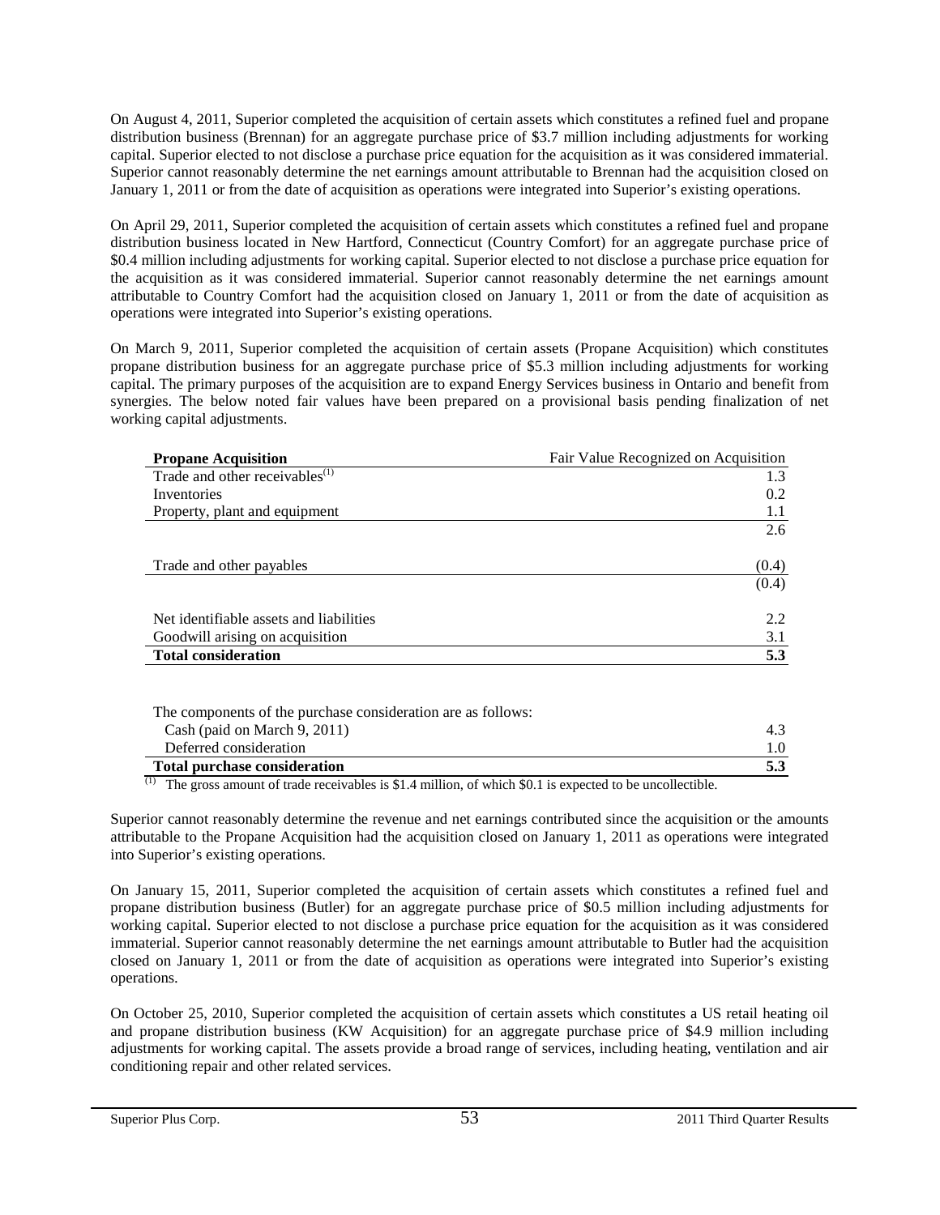On August 4, 2011, Superior completed the acquisition of certain assets which constitutes a refined fuel and propane distribution business (Brennan) for an aggregate purchase price of $3.7 million including adjustments for working capital. Superior elected to not disclose a purchase price equation for the acquisition as it was considered immaterial. Superior cannot reasonably determine the net earnings amount attributable to Brennan had the acquisition closed on January 1, 2011 or from the date of acquisition as operations were integrated into Superior's existing operations.

On April 29, 2011, Superior completed the acquisition of certain assets which constitutes a refined fuel and propane distribution business located in New Hartford, Connecticut (Country Comfort) for an aggregate purchase price of $0.4 million including adjustments for working capital. Superior elected to not disclose a purchase price equation for the acquisition as it was considered immaterial. Superior cannot reasonably determine the net earnings amount attributable to Country Comfort had the acquisition closed on January 1, 2011 or from the date of acquisition as operations were integrated into Superior's existing operations.

On March 9, 2011, Superior completed the acquisition of certain assets (Propane Acquisition) which constitutes propane distribution business for an aggregate purchase price of $5.3 million including adjustments for working capital. The primary purposes of the acquisition are to expand Energy Services business in Ontario and benefit from synergies. The below noted fair values have been prepared on a provisional basis pending finalization of net working capital adjustments.

| **Propane Acquisition** | Fair Value Recognized on Acquisition |
|---|---|
| Trade and other receivables[1] | 1.3 |
| Inventories | 0.2 |
| Property, plant and equipment | 1.1 |
| | 2.6 |
| | |
| Trade and other payables | (0.4) |
| | (0.4) |
| | |
| Net identifiable assets and liabilities | 2.2 |
| Goodwill arising on acquisition | 3.1 |
| **Total consideration** | **5.3** |

| The components of the purchase consideration are as follows: | |
|---|---|
| Cash (paid on March 9, 2011) | 4.3 |
| Deferred consideration | 1.0 |
| **Total purchase consideration** | **5.3** |

(1) The gross amount of trade receivables is $1.4 million, of which $0.1 is expected to be uncollectible.

Superior cannot reasonably determine the revenue and net earnings contributed since the acquisition or the amounts attributable to the Propane Acquisition had the acquisition closed on January 1, 2011 as operations were integrated into Superior's existing operations.

On January 15, 2011, Superior completed the acquisition of certain assets which constitutes a refined fuel and propane distribution business (Butler) for an aggregate purchase price of $0.5 million including adjustments for working capital. Superior elected to not disclose a purchase price equation for the acquisition as it was considered immaterial. Superior cannot reasonably determine the net earnings amount attributable to Butler had the acquisition closed on January 1, 2011 or from the date of acquisition as operations were integrated into Superior's existing operations.

On October 25, 2010, Superior completed the acquisition of certain assets which constitutes a US retail heating oil and propane distribution business (KW Acquisition) for an aggregate purchase price of $4.9 million including adjustments for working capital. The assets provide a broad range of services, including heating, ventilation and air conditioning repair and other related services.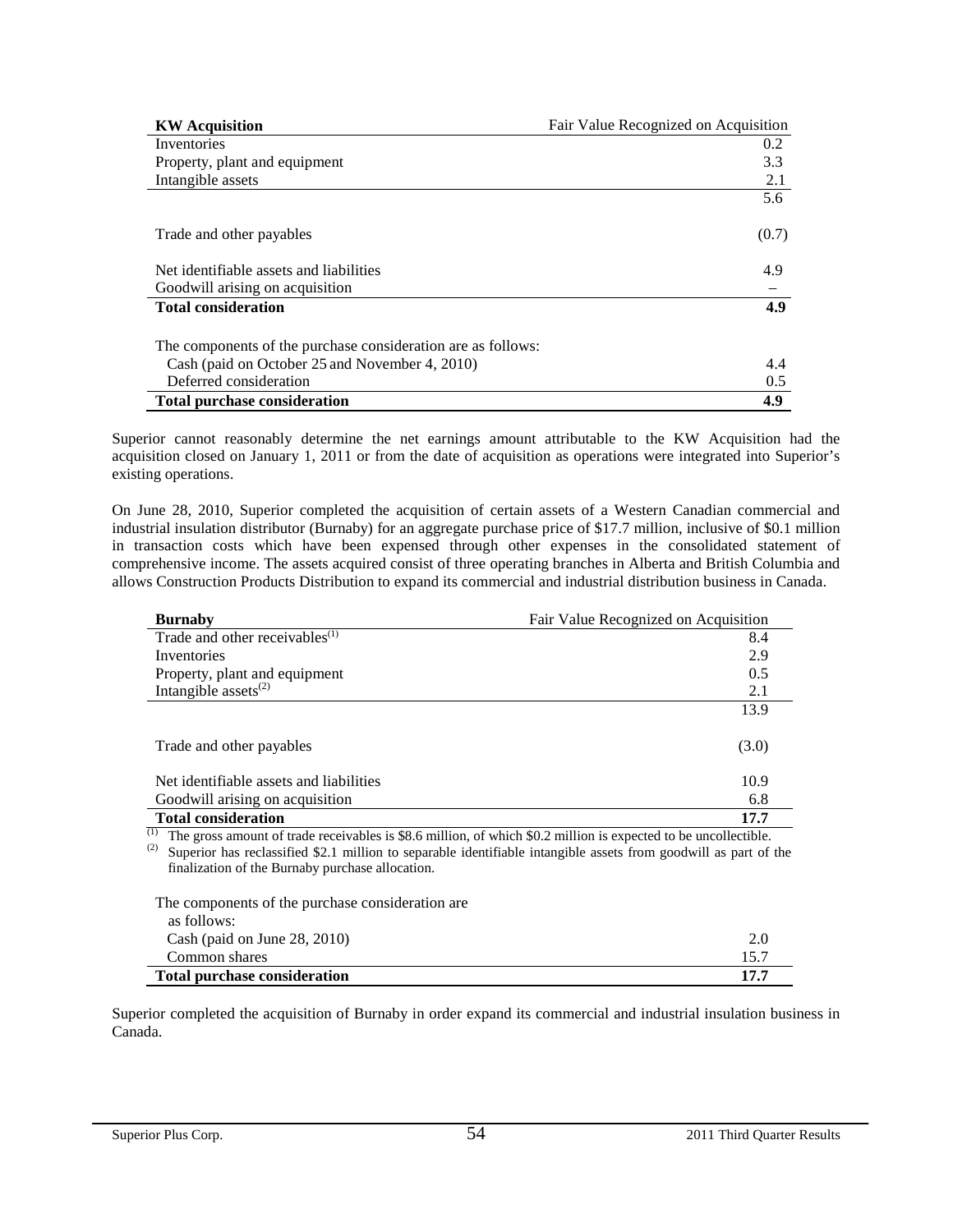| KW Acquisition | Fair Value Recognized on Acquisition |
| --- | --- |
| Inventories | 0.2 |
| Property, plant and equipment | 3.3 |
| Intangible assets | 2.1 |
| | 5.6 |
| Trade and other payables | (0.7) |
| Net identifiable assets and liabilities | 4.9 |
| Goodwill arising on acquisition | – |
| **Total consideration** | **4.9** |
| The components of the purchase consideration are as follows: | |
| Cash (paid on October 25 and November 4, 2010) | 4.4 |
| Deferred consideration | 0.5 |
| **Total purchase consideration** | **4.9** |

Superior cannot reasonably determine the net earnings amount attributable to the KW Acquisition had the acquisition closed on January 1, 2011 or from the date of acquisition as operations were integrated into Superior's existing operations.

On June 28, 2010, Superior completed the acquisition of certain assets of a Western Canadian commercial and industrial insulation distributor (Burnaby) for an aggregate purchase price of $17.7 million, inclusive of $0.1 million in transaction costs which have been expensed through other expenses in the consolidated statement of comprehensive income. The assets acquired consist of three operating branches in Alberta and British Columbia and allows Construction Products Distribution to expand its commercial and industrial distribution business in Canada.

| Burnaby | Fair Value Recognized on Acquisition |
| --- | --- |
| Trade and other receivables[(1)] | 8.4 |
| Inventories | 2.9 |
| Property, plant and equipment | 0.5 |
| Intangible assets[(2)] | 2.1 |
| | 13.9 |
| Trade and other payables | (3.0) |
| Net identifiable assets and liabilities | 10.9 |
| Goodwill arising on acquisition | 6.8 |
| **Total consideration** | **17.7** |

(1) The gross amount of trade receivables is $8.6 million, of which $0.2 million is expected to be uncollectible.
(2) Superior has reclassified $2.1 million to separable identifiable intangible assets from goodwill as part of the finalization of the Burnaby purchase allocation.

| The components of the purchase consideration are as follows: | |
| --- | --- |
| Cash (paid on June 28, 2010) | 2.0 |
| Common shares | 15.7 |
| **Total purchase consideration** | **17.7** |

Superior completed the acquisition of Burnaby in order expand its commercial and industrial insulation business in Canada.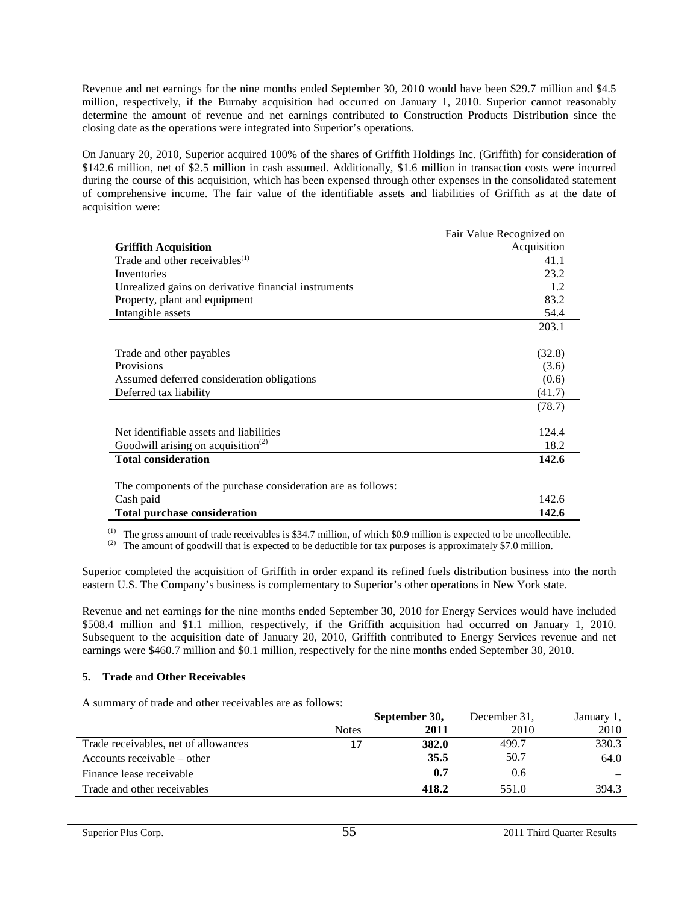Revenue and net earnings for the nine months ended September 30, 2010 would have been $29.7 million and $4.5 million, respectively, if the Burnaby acquisition had occurred on January 1, 2010. Superior cannot reasonably determine the amount of revenue and net earnings contributed to Construction Products Distribution since the closing date as the operations were integrated into Superior's operations.

On January 20, 2010, Superior acquired 100% of the shares of Griffith Holdings Inc. (Griffith) for consideration of $142.6 million, net of $2.5 million in cash assumed. Additionally, $1.6 million in transaction costs were incurred during the course of this acquisition, which has been expensed through other expenses in the consolidated statement of comprehensive income. The fair value of the identifiable assets and liabilities of Griffith as at the date of acquisition were:

| Griffith Acquisition | Fair Value Recognized on Acquisition |
|---|---|
| Trade and other receivables[(1)] | 41.1 |
| Inventories | 23.2 |
| Unrealized gains on derivative financial instruments | 1.2 |
| Property, plant and equipment | 83.2 |
| Intangible assets | 54.4 |
| | 203.1 |
| Trade and other payables | (32.8) |
| Provisions | (3.6) |
| Assumed deferred consideration obligations | (0.6) |
| Deferred tax liability | (41.7) |
| | (78.7) |
| Net identifiable assets and liabilities | 124.4 |
| Goodwill arising on acquisition[(2)] | 18.2 |
| **Total consideration** | **142.6** |
| The components of the purchase consideration are as follows: | |
| Cash paid | 142.6 |
| **Total purchase consideration** | **142.6** |

(1) The gross amount of trade receivables is $34.7 million, of which $0.9 million is expected to be uncollectible.
(2) The amount of goodwill that is expected to be deductible for tax purposes is approximately $7.0 million.

Superior completed the acquisition of Griffith in order expand its refined fuels distribution business into the north eastern U.S. The Company's business is complementary to Superior's other operations in New York state.

Revenue and net earnings for the nine months ended September 30, 2010 for Energy Services would have included $508.4 million and $1.1 million, respectively, if the Griffith acquisition had occurred on January 1, 2010. Subsequent to the acquisition date of January 20, 2010, Griffith contributed to Energy Services revenue and net earnings were $460.7 million and $0.1 million, respectively for the nine months ended September 30, 2010.

### 5. Trade and Other Receivables

A summary of trade and other receivables are as follows:

| | Notes | September 30, 2011 | December 31, 2010 | January 1, 2010 |
|---|---|---|---|---|
| Trade receivables, net of allowances | 17 | **382.0** | 499.7 | 330.3 |
| Accounts receivable – other | | **35.5** | 50.7 | 64.0 |
| Finance lease receivable | | **0.7** | 0.6 | – |
| Trade and other receivables | | **418.2** | 551.0 | 394.3 |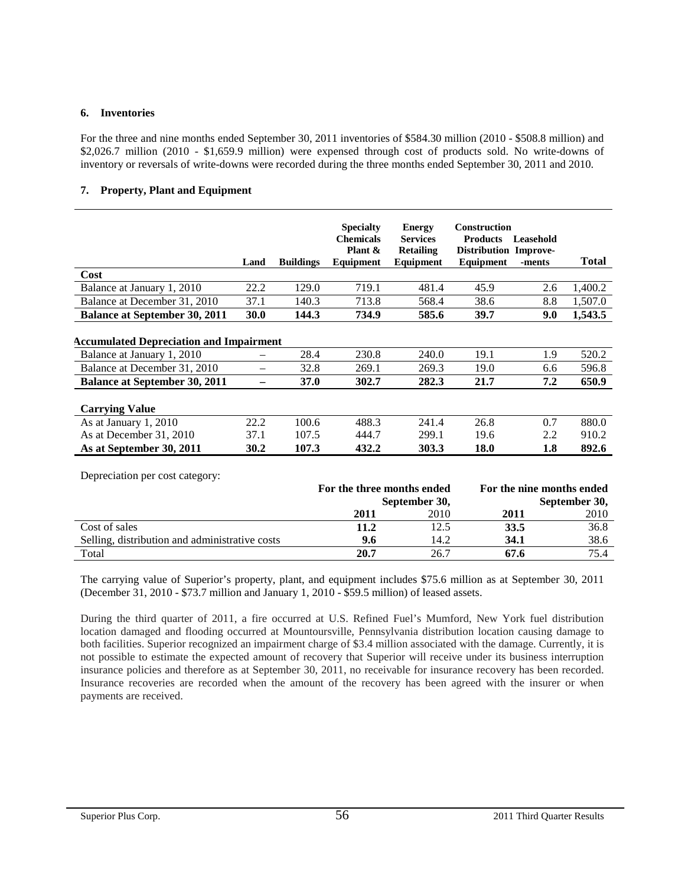### 6. Inventories

For the three and nine months ended September 30, 2011 inventories of \$584.30 million (2010 - \$508.8 million) and \$2,026.7 million (2010 - \$1,659.9 million) were expensed through cost of products sold. No write-downs of inventory or reversals of write-downs were recorded during the three months ended September 30, 2011 and 2010.

### 7. Property, Plant and Equipment

| | Land | Buildings | Specialty Chemicals Plant & Equipment | Energy Services Retailing Equipment | Construction Products Distribution Equipment | Leasehold Improve--ments | Total |
|---|---|---|---|---|---|---|---|
| **Cost** | | | | | | | |
| Balance at January 1, 2010 | 22.2 | 129.0 | 719.1 | 481.4 | 45.9 | 2.6 | 1,400.2 |
| Balance at December 31, 2010 | 37.1 | 140.3 | 713.8 | 568.4 | 38.6 | 8.8 | 1,507.0 |
| **Balance at September 30, 2011** | **30.0** | **144.3** | **734.9** | **585.6** | **39.7** | **9.0** | **1,543.5** |
| **Accumulated Depreciation and Impairment** | | | | | | | |
| Balance at January 1, 2010 | – | 28.4 | 230.8 | 240.0 | 19.1 | 1.9 | 520.2 |
| Balance at December 31, 2010 | – | 32.8 | 269.1 | 269.3 | 19.0 | 6.6 | 596.8 |
| **Balance at September 30, 2011** | **–** | **37.0** | **302.7** | **282.3** | **21.7** | **7.2** | **650.9** |
| **Carrying Value** | | | | | | | |
| As at January 1, 2010 | 22.2 | 100.6 | 488.3 | 241.4 | 26.8 | 0.7 | 880.0 |
| As at December 31, 2010 | 37.1 | 107.5 | 444.7 | 299.1 | 19.6 | 2.2 | 910.2 |
| **As at September 30, 2011** | **30.2** | **107.3** | **432.2** | **303.3** | **18.0** | **1.8** | **892.6** |

Depreciation per cost category:

| | For the three months ended September 30, | | For the nine months ended September 30, | |
|---|---|---|---|---|
| | **2011** | 2010 | **2011** | 2010 |
| Cost of sales | **11.2** | 12.5 | **33.5** | 36.8 |
| Selling, distribution and administrative costs | **9.6** | 14.2 | **34.1** | 38.6 |
| Total | **20.7** | 26.7 | **67.6** | 75.4 |

The carrying value of Superior's property, plant, and equipment includes \$75.6 million as at September 30, 2011 (December 31, 2010 - \$73.7 million and January 1, 2010 - \$59.5 million) of leased assets.

During the third quarter of 2011, a fire occurred at U.S. Refined Fuel's Mumford, New York fuel distribution location damaged and flooding occurred at Mountoursville, Pennsylvania distribution location causing damage to both facilities. Superior recognized an impairment charge of \$3.4 million associated with the damage. Currently, it is not possible to estimate the expected amount of recovery that Superior will receive under its business interruption insurance policies and therefore as at September 30, 2011, no receivable for insurance recovery has been recorded. Insurance recoveries are recorded when the amount of the recovery has been agreed with the insurer or when payments are received.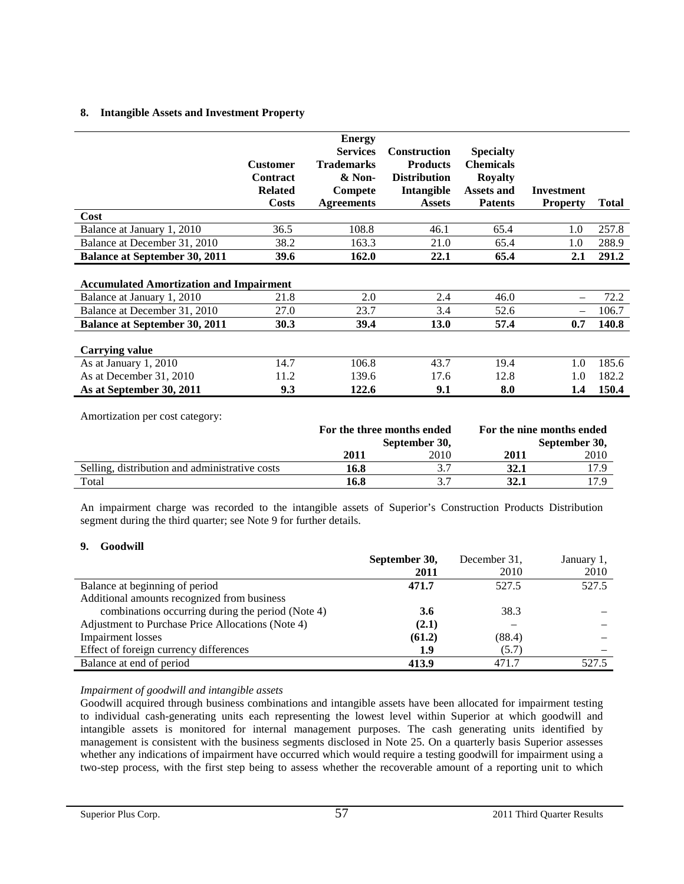## 8. Intangible Assets and Investment Property

| | Customer Contract Related Costs | Energy Services Trademarks & Non-Compete Agreements | Construction Products Distribution Intangible Assets | Specialty Chemicals Royalty Assets and Patents | Investment Property | Total |
|---|---|---|---|---|---|---|
| **Cost** | | | | | | |
| Balance at January 1, 2010 | 36.5 | 108.8 | 46.1 | 65.4 | 1.0 | 257.8 |
| Balance at December 31, 2010 | 38.2 | 163.3 | 21.0 | 65.4 | 1.0 | 288.9 |
| **Balance at September 30, 2011** | **39.6** | **162.0** | **22.1** | **65.4** | **2.1** | **291.2** |
| **Accumulated Amortization and Impairment** | | | | | | |
| Balance at January 1, 2010 | 21.8 | 2.0 | 2.4 | 46.0 | – | 72.2 |
| Balance at December 31, 2010 | 27.0 | 23.7 | 3.4 | 52.6 | – | 106.7 |
| **Balance at September 30, 2011** | **30.3** | **39.4** | **13.0** | **57.4** | **0.7** | **140.8** |
| **Carrying value** | | | | | | |
| As at January 1, 2010 | 14.7 | 106.8 | 43.7 | 19.4 | 1.0 | 185.6 |
| As at December 31, 2010 | 11.2 | 139.6 | 17.6 | 12.8 | 1.0 | 182.2 |
| **As at September 30, 2011** | **9.3** | **122.6** | **9.1** | **8.0** | **1.4** | **150.4** |

Amortization per cost category:

| | For the three months ended September 30, | | For the nine months ended September 30, | |
|---|---|---|---|---|
| | **2011** | 2010 | **2011** | 2010 |
| Selling, distribution and administrative costs | **16.8** | 3.7 | **32.1** | 17.9 |
| Total | **16.8** | 3.7 | **32.1** | 17.9 |

An impairment charge was recorded to the intangible assets of Superior's Construction Products Distribution segment during the third quarter; see Note 9 for further details.

## 9. Goodwill

| | September 30, 2011 | December 31, 2010 | January 1, 2010 |
|---|---|---|---|
| Balance at beginning of period | **471.7** | 527.5 | 527.5 |
| Additional amounts recognized from business combinations occurring during the period (Note 4) | **3.6** | 38.3 | – |
| Adjustment to Purchase Price Allocations (Note 4) | **(2.1)** | – | – |
| Impairment losses | **(61.2)** | (88.4) | – |
| Effect of foreign currency differences | **1.9** | (5.7) | – |
| Balance at end of period | **413.9** | 471.7 | 527.5 |

*Impairment of goodwill and intangible assets*

Goodwill acquired through business combinations and intangible assets have been allocated for impairment testing to individual cash-generating units each representing the lowest level within Superior at which goodwill and intangible assets is monitored for internal management purposes. The cash generating units identified by management is consistent with the business segments disclosed in Note 25. On a quarterly basis Superior assesses whether any indications of impairment have occurred which would require a testing goodwill for impairment using a two-step process, with the first step being to assess whether the recoverable amount of a reporting unit to which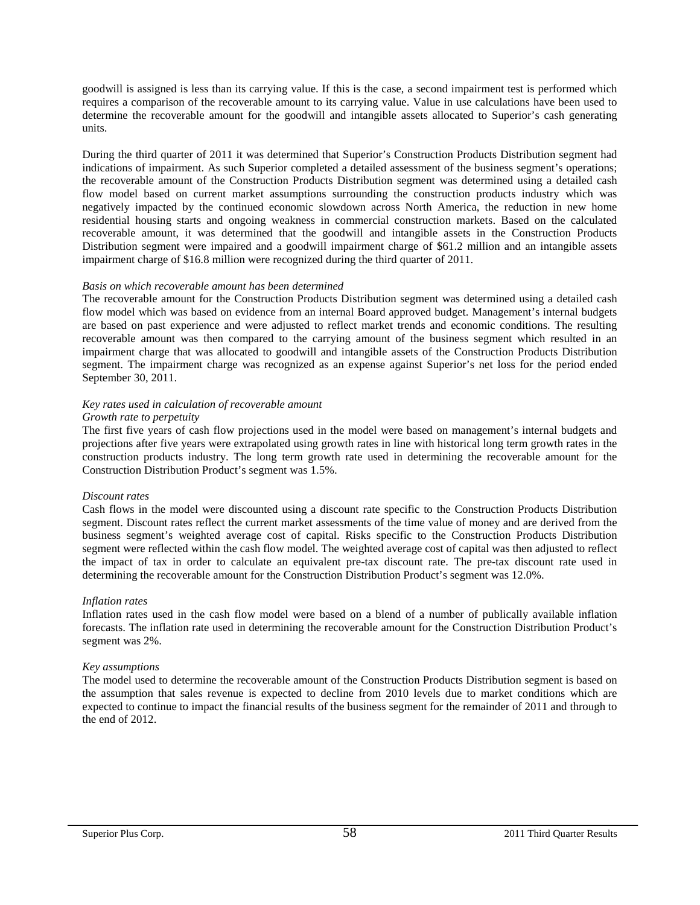goodwill is assigned is less than its carrying value. If this is the case, a second impairment test is performed which requires a comparison of the recoverable amount to its carrying value. Value in use calculations have been used to determine the recoverable amount for the goodwill and intangible assets allocated to Superior's cash generating units.

During the third quarter of 2011 it was determined that Superior's Construction Products Distribution segment had indications of impairment. As such Superior completed a detailed assessment of the business segment's operations; the recoverable amount of the Construction Products Distribution segment was determined using a detailed cash flow model based on current market assumptions surrounding the construction products industry which was negatively impacted by the continued economic slowdown across North America, the reduction in new home residential housing starts and ongoing weakness in commercial construction markets. Based on the calculated recoverable amount, it was determined that the goodwill and intangible assets in the Construction Products Distribution segment were impaired and a goodwill impairment charge of $61.2 million and an intangible assets impairment charge of $16.8 million were recognized during the third quarter of 2011.

*Basis on which recoverable amount has been determined*

The recoverable amount for the Construction Products Distribution segment was determined using a detailed cash flow model which was based on evidence from an internal Board approved budget. Management's internal budgets are based on past experience and were adjusted to reflect market trends and economic conditions. The resulting recoverable amount was then compared to the carrying amount of the business segment which resulted in an impairment charge that was allocated to goodwill and intangible assets of the Construction Products Distribution segment. The impairment charge was recognized as an expense against Superior's net loss for the period ended September 30, 2011.

*Key rates used in calculation of recoverable amount*

*Growth rate to perpetuity*

The first five years of cash flow projections used in the model were based on management's internal budgets and projections after five years were extrapolated using growth rates in line with historical long term growth rates in the construction products industry. The long term growth rate used in determining the recoverable amount for the Construction Distribution Product's segment was 1.5%.

*Discount rates*

Cash flows in the model were discounted using a discount rate specific to the Construction Products Distribution segment. Discount rates reflect the current market assessments of the time value of money and are derived from the business segment's weighted average cost of capital. Risks specific to the Construction Products Distribution segment were reflected within the cash flow model. The weighted average cost of capital was then adjusted to reflect the impact of tax in order to calculate an equivalent pre-tax discount rate. The pre-tax discount rate used in determining the recoverable amount for the Construction Distribution Product's segment was 12.0%.

*Inflation rates*

Inflation rates used in the cash flow model were based on a blend of a number of publically available inflation forecasts. The inflation rate used in determining the recoverable amount for the Construction Distribution Product's segment was 2%.

*Key assumptions*

The model used to determine the recoverable amount of the Construction Products Distribution segment is based on the assumption that sales revenue is expected to decline from 2010 levels due to market conditions which are expected to continue to impact the financial results of the business segment for the remainder of 2011 and through to the end of 2012.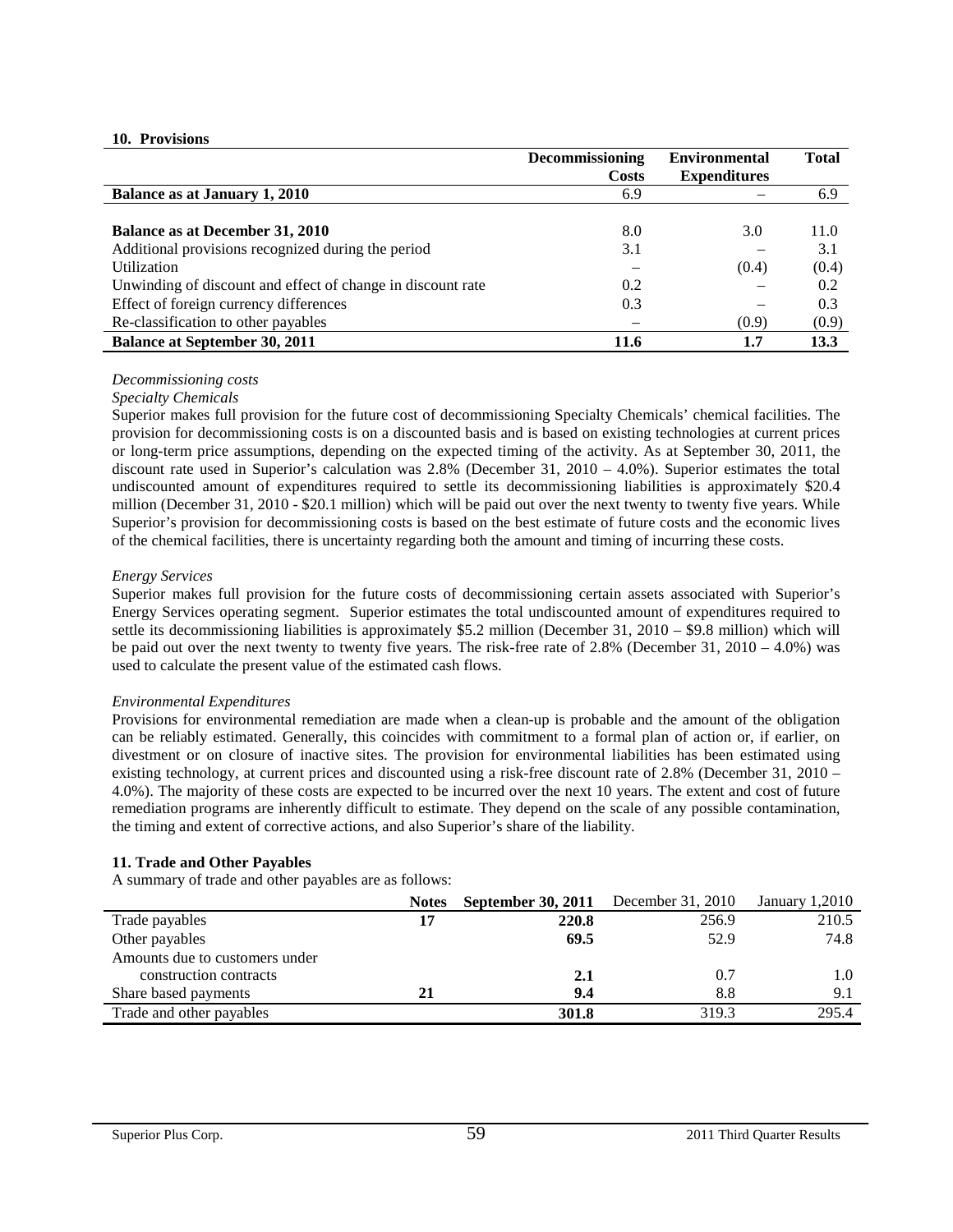## 10. Provisions

| | Decommissioning Costs | Environmental Expenditures | Total |
|---|---|---|---|
| **Balance as at January 1, 2010** | 6.9 | – | 6.9 |
| | | | |
| **Balance as at December 31, 2010** | 8.0 | 3.0 | 11.0 |
| Additional provisions recognized during the period | 3.1 | – | 3.1 |
| Utilization | – | (0.4) | (0.4) |
| Unwinding of discount and effect of change in discount rate | 0.2 | – | 0.2 |
| Effect of foreign currency differences | 0.3 | – | 0.3 |
| Re-classification to other payables | – | (0.9) | (0.9) |
| **Balance at September 30, 2011** | **11.6** | **1.7** | **13.3** |

*Decommissioning costs*

*Specialty Chemicals*

Superior makes full provision for the future cost of decommissioning Specialty Chemicals' chemical facilities. The provision for decommissioning costs is on a discounted basis and is based on existing technologies at current prices or long-term price assumptions, depending on the expected timing of the activity. As at September 30, 2011, the discount rate used in Superior's calculation was 2.8% (December 31, 2010 – 4.0%). Superior estimates the total undiscounted amount of expenditures required to settle its decommissioning liabilities is approximately $20.4 million (December 31, 2010 - $20.1 million) which will be paid out over the next twenty to twenty five years. While Superior's provision for decommissioning costs is based on the best estimate of future costs and the economic lives of the chemical facilities, there is uncertainty regarding both the amount and timing of incurring these costs.

*Energy Services*

Superior makes full provision for the future costs of decommissioning certain assets associated with Superior's Energy Services operating segment. Superior estimates the total undiscounted amount of expenditures required to settle its decommissioning liabilities is approximately $5.2 million (December 31, 2010 – $9.8 million) which will be paid out over the next twenty to twenty five years. The risk-free rate of 2.8% (December 31, 2010 – 4.0%) was used to calculate the present value of the estimated cash flows.

*Environmental Expenditures*

Provisions for environmental remediation are made when a clean-up is probable and the amount of the obligation can be reliably estimated. Generally, this coincides with commitment to a formal plan of action or, if earlier, on divestment or on closure of inactive sites. The provision for environmental liabilities has been estimated using existing technology, at current prices and discounted using a risk-free discount rate of 2.8% (December 31, 2010 – 4.0%). The majority of these costs are expected to be incurred over the next 10 years. The extent and cost of future remediation programs are inherently difficult to estimate. They depend on the scale of any possible contamination, the timing and extent of corrective actions, and also Superior's share of the liability.

## 11. Trade and Other Payables

A summary of trade and other payables are as follows:

| | Notes | September 30, 2011 | December 31, 2010 | January 1,2010 |
|---|---|---|---|---|
| Trade payables | 17 | **220.8** | 256.9 | 210.5 |
| Other payables | | **69.5** | 52.9 | 74.8 |
| Amounts due to customers under construction contracts | | **2.1** | 0.7 | 1.0 |
| Share based payments | 21 | **9.4** | 8.8 | 9.1 |
| Trade and other payables | | **301.8** | 319.3 | 295.4 |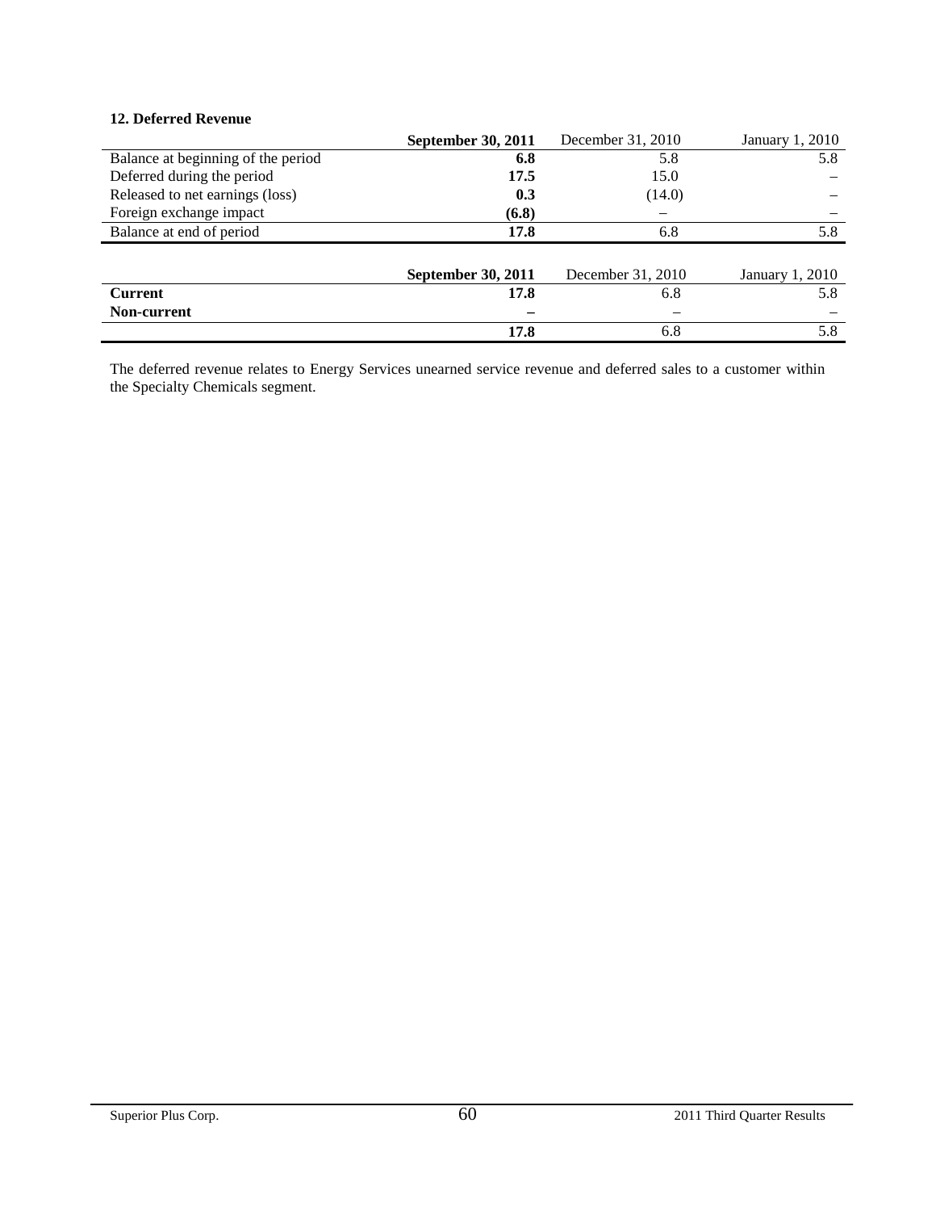### 12. Deferred Revenue

| | **September 30, 2011** | December 31, 2010 | January 1, 2010 |
|---|---|---|---|
| Balance at beginning of the period | **6.8** | 5.8 | 5.8 |
| Deferred during the period | **17.5** | 15.0 | – |
| Released to net earnings (loss) | **0.3** | (14.0) | – |
| Foreign exchange impact | **(6.8)** | – | – |
| Balance at end of period | **17.8** | 6.8 | 5.8 |

| | **September 30, 2011** | December 31, 2010 | January 1, 2010 |
|---|---|---|---|
| **Current** | **17.8** | 6.8 | 5.8 |
| **Non-current** | **–** | – | – |
| | **17.8** | 6.8 | 5.8 |

The deferred revenue relates to Energy Services unearned service revenue and deferred sales to a customer within the Specialty Chemicals segment.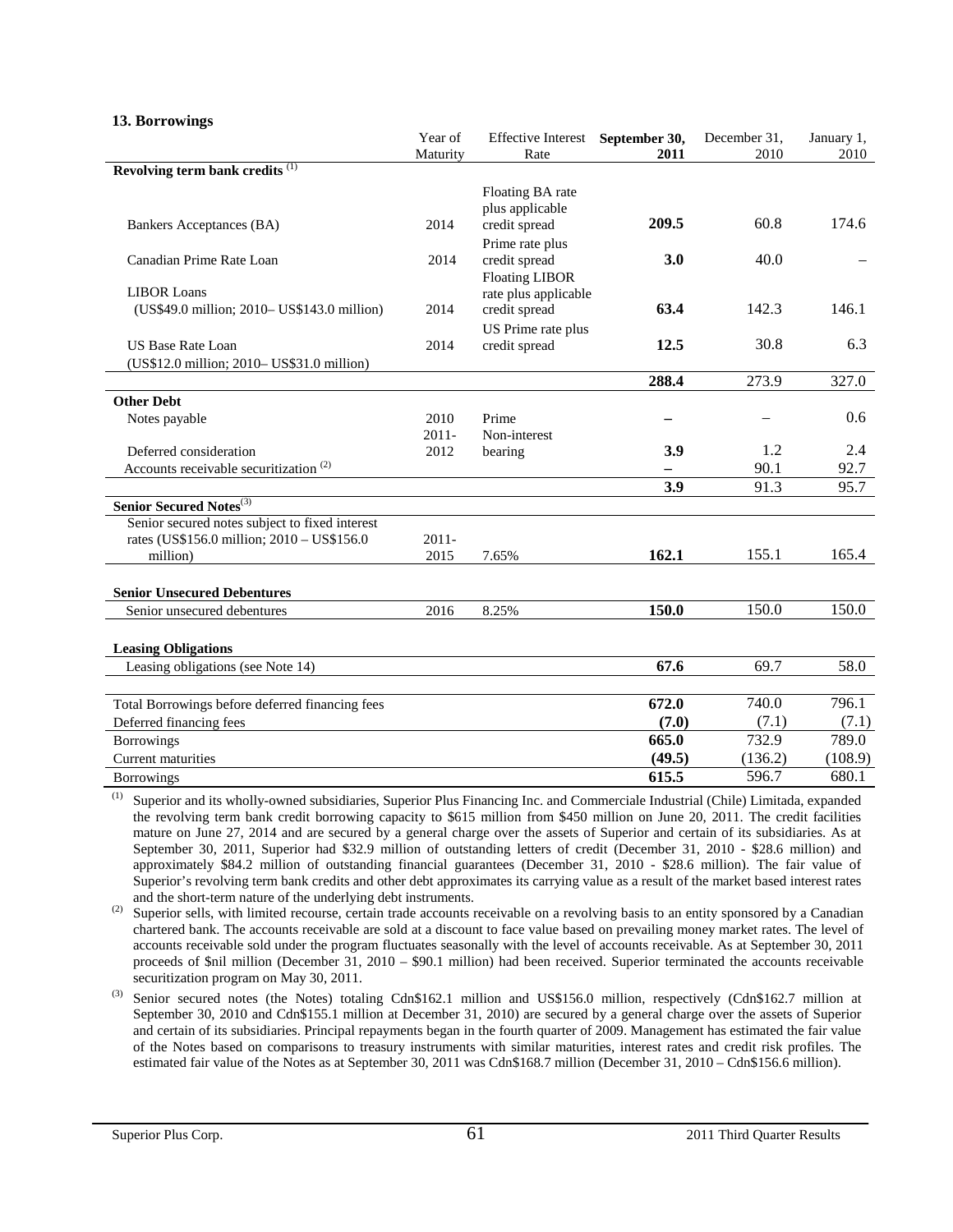## 13. Borrowings

| | Year of Maturity | Effective Interest Rate | September 30, 2011 | December 31, 2010 | January 1, 2010 |
|---|---|---|---|---|---|
| **Revolving term bank credits** [(1)] | | | | | |
| Bankers Acceptances (BA) | 2014 | Floating BA rate plus applicable credit spread | **209.5** | 60.8 | 174.6 |
| Canadian Prime Rate Loan | 2014 | Prime rate plus credit spread | **3.0** | 40.0 | – |
| LIBOR Loans (US$49.0 million; 2010– US$143.0 million) | 2014 | Floating LIBOR rate plus applicable credit spread | **63.4** | 142.3 | 146.1 |
| US Base Rate Loan (US$12.0 million; 2010– US$31.0 million) | 2014 | US Prime rate plus credit spread | **12.5** | 30.8 | 6.3 |
| | | | **288.4** | 273.9 | 327.0 |
| **Other Debt** | | | | | |
| Notes payable | 2010 | Prime | **–** | – | 0.6 |
| Deferred consideration | 2011-2012 | Non-interest bearing | **3.9** | 1.2 | 2.4 |
| Accounts receivable securitization [(2)] | | | **–** | 90.1 | 92.7 |
| | | | **3.9** | 91.3 | 95.7 |
| **Senior Secured Notes**[(3)] | | | | | |
| Senior secured notes subject to fixed interest rates (US$156.0 million; 2010 – US$156.0 million) | 2011-2015 | 7.65% | **162.1** | 155.1 | 165.4 |
| **Senior Unsecured Debentures** | | | | | |
| Senior unsecured debentures | 2016 | 8.25% | **150.0** | 150.0 | 150.0 |
| **Leasing Obligations** | | | | | |
| Leasing obligations (see Note 14) | | | **67.6** | 69.7 | 58.0 |
| Total Borrowings before deferred financing fees | | | **672.0** | 740.0 | 796.1 |
| Deferred financing fees | | | **(7.0)** | (7.1) | (7.1) |
| Borrowings | | | **665.0** | 732.9 | 789.0 |
| Current maturities | | | **(49.5)** | (136.2) | (108.9) |
| Borrowings | | | **615.5** | 596.7 | 680.1 |

(1) Superior and its wholly-owned subsidiaries, Superior Plus Financing Inc. and Commerciale Industrial (Chile) Limitada, expanded the revolving term bank credit borrowing capacity to $615 million from $450 million on June 20, 2011. The credit facilities mature on June 27, 2014 and are secured by a general charge over the assets of Superior and certain of its subsidiaries. As at September 30, 2011, Superior had $32.9 million of outstanding letters of credit (December 31, 2010 - $28.6 million) and approximately $84.2 million of outstanding financial guarantees (December 31, 2010 - $28.6 million). The fair value of Superior's revolving term bank credits and other debt approximates its carrying value as a result of the market based interest rates and the short-term nature of the underlying debt instruments.

(2) Superior sells, with limited recourse, certain trade accounts receivable on a revolving basis to an entity sponsored by a Canadian chartered bank. The accounts receivable are sold at a discount to face value based on prevailing money market rates. The level of accounts receivable sold under the program fluctuates seasonally with the level of accounts receivable. As at September 30, 2011 proceeds of $nil million (December 31, 2010 – $90.1 million) had been received. Superior terminated the accounts receivable securitization program on May 30, 2011.

(3) Senior secured notes (the Notes) totaling Cdn$162.1 million and US$156.0 million, respectively (Cdn$162.7 million at September 30, 2010 and Cdn$155.1 million at December 31, 2010) are secured by a general charge over the assets of Superior and certain of its subsidiaries. Principal repayments began in the fourth quarter of 2009. Management has estimated the fair value of the Notes based on comparisons to treasury instruments with similar maturities, interest rates and credit risk profiles. The estimated fair value of the Notes as at September 30, 2011 was Cdn$168.7 million (December 31, 2010 – Cdn$156.6 million).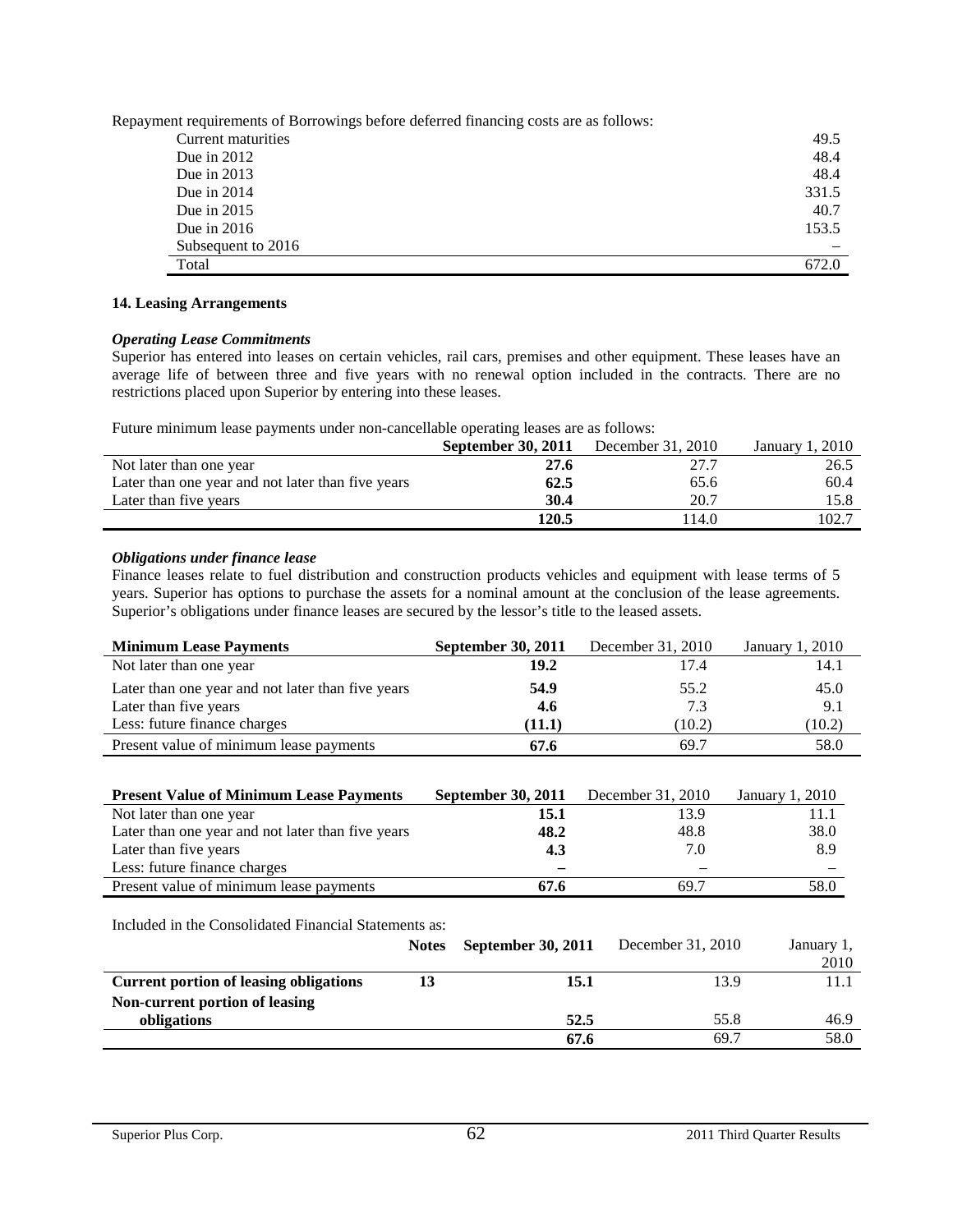Repayment requirements of Borrowings before deferred financing costs are as follows:

| | |
|---|---|
| Current maturities | 49.5 |
| Due in 2012 | 48.4 |
| Due in 2013 | 48.4 |
| Due in 2014 | 331.5 |
| Due in 2015 | 40.7 |
| Due in 2016 | 153.5 |
| Subsequent to 2016 | – |
| Total | 672.0 |

**14. Leasing Arrangements**

***Operating Lease Commitments***

Superior has entered into leases on certain vehicles, rail cars, premises and other equipment. These leases have an average life of between three and five years with no renewal option included in the contracts. There are no restrictions placed upon Superior by entering into these leases.

Future minimum lease payments under non-cancellable operating leases are as follows:

| | **September 30, 2011** | December 31, 2010 | January 1, 2010 |
|---|---|---|---|
| Not later than one year | **27.6** | 27.7 | 26.5 |
| Later than one year and not later than five years | **62.5** | 65.6 | 60.4 |
| Later than five years | **30.4** | 20.7 | 15.8 |
| | **120.5** | 114.0 | 102.7 |

***Obligations under finance lease***

Finance leases relate to fuel distribution and construction products vehicles and equipment with lease terms of 5 years. Superior has options to purchase the assets for a nominal amount at the conclusion of the lease agreements. Superior's obligations under finance leases are secured by the lessor's title to the leased assets.

| **Minimum Lease Payments** | **September 30, 2011** | December 31, 2010 | January 1, 2010 |
|---|---|---|---|
| Not later than one year | **19.2** | 17.4 | 14.1 |
| Later than one year and not later than five years | **54.9** | 55.2 | 45.0 |
| Later than five years | **4.6** | 7.3 | 9.1 |
| Less: future finance charges | **(11.1)** | (10.2) | (10.2) |
| Present value of minimum lease payments | **67.6** | 69.7 | 58.0 |

| **Present Value of Minimum Lease Payments** | **September 30, 2011** | December 31, 2010 | January 1, 2010 |
|---|---|---|---|
| Not later than one year | **15.1** | 13.9 | 11.1 |
| Later than one year and not later than five years | **48.2** | 48.8 | 38.0 |
| Later than five years | **4.3** | 7.0 | 8.9 |
| Less: future finance charges | **–** | – | – |
| Present value of minimum lease payments | **67.6** | 69.7 | 58.0 |

Included in the Consolidated Financial Statements as:

| | **Notes** | **September 30, 2011** | December 31, 2010 | January 1, 2010 |
|---|---|---|---|---|
| **Current portion of leasing obligations** | **13** | **15.1** | 13.9 | 11.1 |
| **Non-current portion of leasing obligations** | | **52.5** | 55.8 | 46.9 |
| | | **67.6** | 69.7 | 58.0 |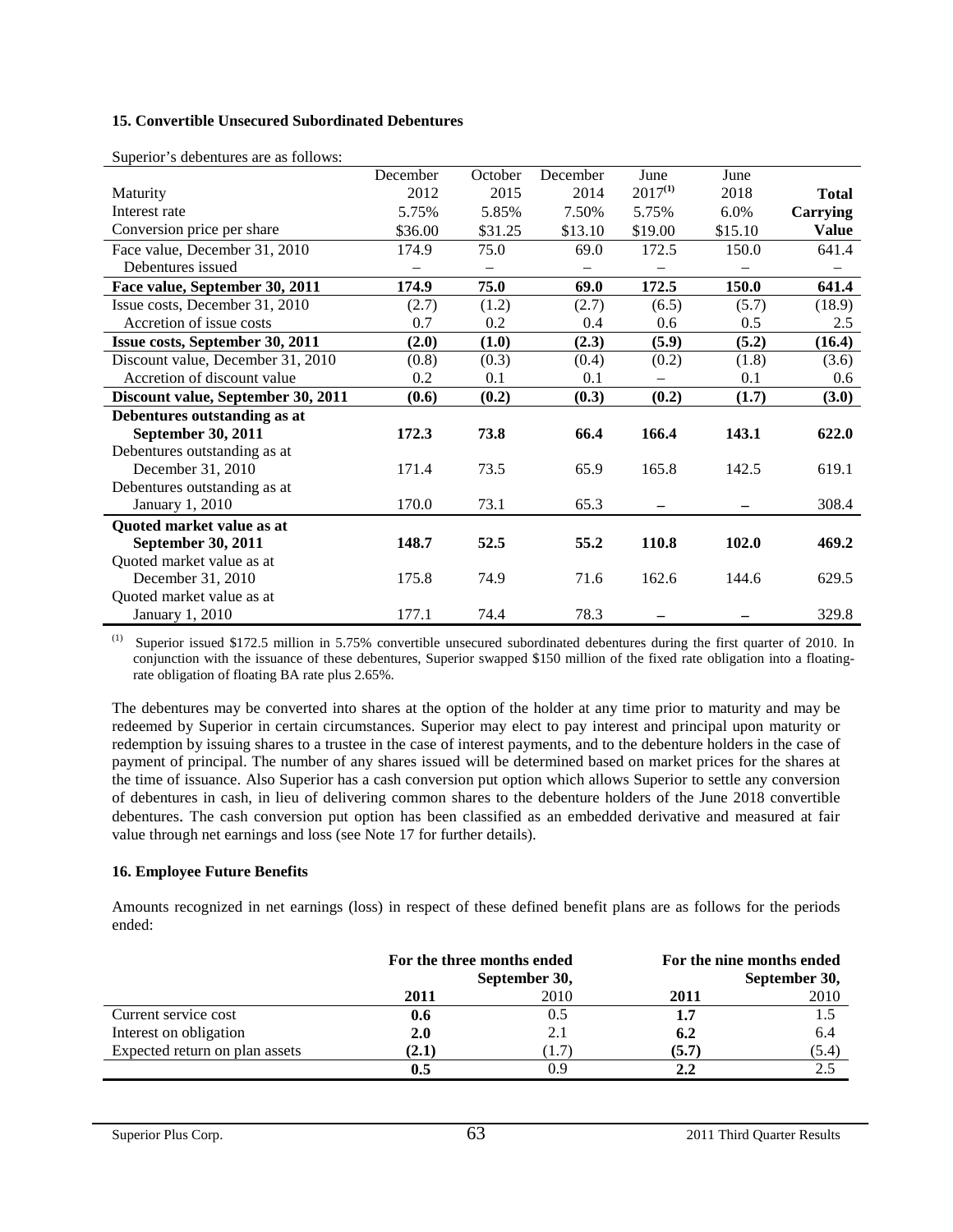**15. Convertible Unsecured Subordinated Debentures**

Superior's debentures are as follows:

| | December | October | December | June | June | |
|---|---|---|---|---|---|---|
| Maturity | 2012 | 2015 | 2014 | 2017[(1)] | 2018 | **Total** |
| Interest rate | 5.75% | 5.85% | 7.50% | 5.75% | 6.0% | **Carrying** |
| Conversion price per share | $36.00 | $31.25 | $13.10 | $19.00 | $15.10 | **Value** |
| Face value, December 31, 2010 | 174.9 | 75.0 | 69.0 | 172.5 | 150.0 | 641.4 |
| Debentures issued | – | – | – | – | – | – |
| **Face value, September 30, 2011** | **174.9** | **75.0** | **69.0** | **172.5** | **150.0** | **641.4** |
| Issue costs, December 31, 2010 | (2.7) | (1.2) | (2.7) | (6.5) | (5.7) | (18.9) |
| Accretion of issue costs | 0.7 | 0.2 | 0.4 | 0.6 | 0.5 | 2.5 |
| **Issue costs, September 30, 2011** | **(2.0)** | **(1.0)** | **(2.3)** | **(5.9)** | **(5.2)** | **(16.4)** |
| Discount value, December 31, 2010 | (0.8) | (0.3) | (0.4) | (0.2) | (1.8) | (3.6) |
| Accretion of discount value | 0.2 | 0.1 | 0.1 | – | 0.1 | 0.6 |
| **Discount value, September 30, 2011** | **(0.6)** | **(0.2)** | **(0.3)** | **(0.2)** | **(1.7)** | **(3.0)** |
| **Debentures outstanding as at September 30, 2011** | **172.3** | **73.8** | **66.4** | **166.4** | **143.1** | **622.0** |
| Debentures outstanding as at December 31, 2010 | 171.4 | 73.5 | 65.9 | 165.8 | 142.5 | 619.1 |
| Debentures outstanding as at January 1, 2010 | 170.0 | 73.1 | 65.3 | – | – | 308.4 |
| **Quoted market value as at September 30, 2011** | **148.7** | **52.5** | **55.2** | **110.8** | **102.0** | **469.2** |
| Quoted market value as at December 31, 2010 | 175.8 | 74.9 | 71.6 | 162.6 | 144.6 | 629.5 |
| Quoted market value as at January 1, 2010 | 177.1 | 74.4 | 78.3 | – | – | 329.8 |

(1) Superior issued $172.5 million in 5.75% convertible unsecured subordinated debentures during the first quarter of 2010. In conjunction with the issuance of these debentures, Superior swapped $150 million of the fixed rate obligation into a floating-rate obligation of floating BA rate plus 2.65%.

The debentures may be converted into shares at the option of the holder at any time prior to maturity and may be redeemed by Superior in certain circumstances. Superior may elect to pay interest and principal upon maturity or redemption by issuing shares to a trustee in the case of interest payments, and to the debenture holders in the case of payment of principal. The number of any shares issued will be determined based on market prices for the shares at the time of issuance. Also Superior has a cash conversion put option which allows Superior to settle any conversion of debentures in cash, in lieu of delivering common shares to the debenture holders of the June 2018 convertible debentures. The cash conversion put option has been classified as an embedded derivative and measured at fair value through net earnings and loss (see Note 17 for further details).

**16. Employee Future Benefits**

Amounts recognized in net earnings (loss) in respect of these defined benefit plans are as follows for the periods ended:

| | For the three months ended September 30, | | For the nine months ended September 30, | |
|---|---|---|---|---|
| | **2011** | 2010 | **2011** | 2010 |
| Current service cost | **0.6** | 0.5 | **1.7** | 1.5 |
| Interest on obligation | **2.0** | 2.1 | **6.2** | 6.4 |
| Expected return on plan assets | **(2.1)** | (1.7) | **(5.7)** | (5.4) |
| | **0.5** | 0.9 | **2.2** | 2.5 |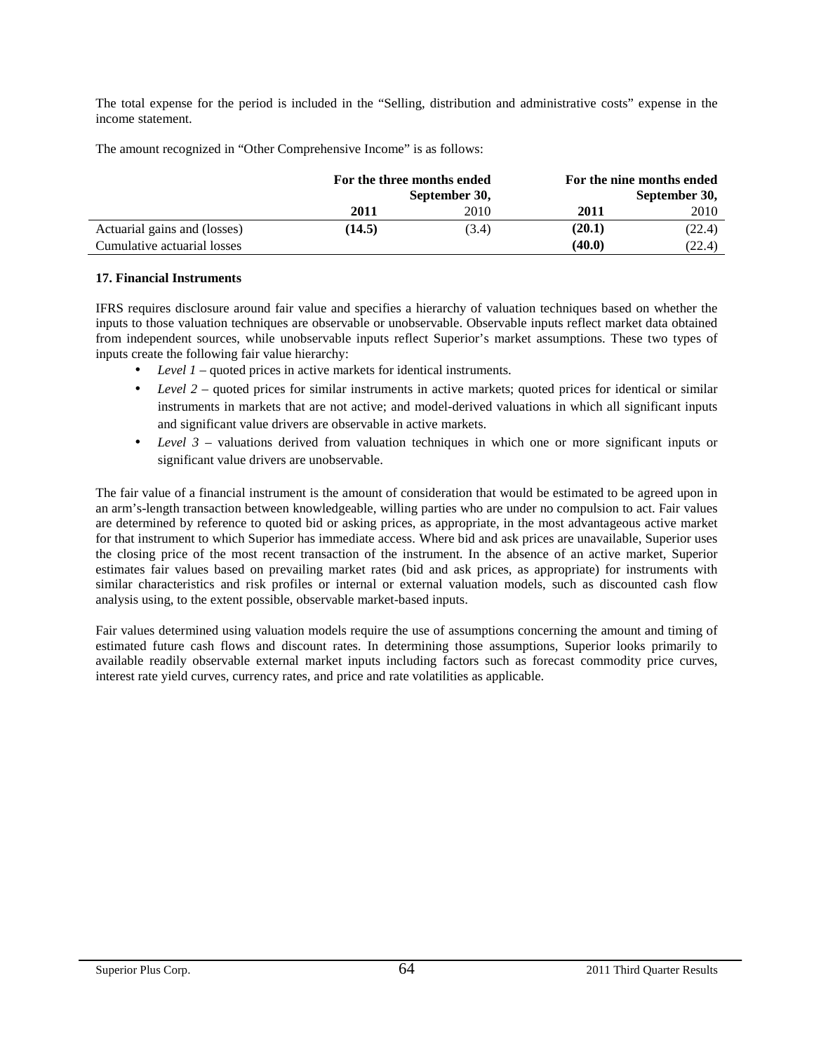The total expense for the period is included in the "Selling, distribution and administrative costs" expense in the income statement.

The amount recognized in "Other Comprehensive Income" is as follows:

| | For the three months ended September 30, | | For the nine months ended September 30, | |
|---|---|---|---|---|
| | **2011** | 2010 | **2011** | 2010 |
| Actuarial gains and (losses) | **(14.5)** | (3.4) | **(20.1)** | (22.4) |
| Cumulative actuarial losses | | | **(40.0)** | (22.4) |

**17. Financial Instruments**

IFRS requires disclosure around fair value and specifies a hierarchy of valuation techniques based on whether the inputs to those valuation techniques are observable or unobservable. Observable inputs reflect market data obtained from independent sources, while unobservable inputs reflect Superior's market assumptions. These two types of inputs create the following fair value hierarchy:

- *Level 1* – quoted prices in active markets for identical instruments.
- *Level 2* – quoted prices for similar instruments in active markets; quoted prices for identical or similar instruments in markets that are not active; and model-derived valuations in which all significant inputs and significant value drivers are observable in active markets.
- *Level 3* – valuations derived from valuation techniques in which one or more significant inputs or significant value drivers are unobservable.

The fair value of a financial instrument is the amount of consideration that would be estimated to be agreed upon in an arm's-length transaction between knowledgeable, willing parties who are under no compulsion to act. Fair values are determined by reference to quoted bid or asking prices, as appropriate, in the most advantageous active market for that instrument to which Superior has immediate access. Where bid and ask prices are unavailable, Superior uses the closing price of the most recent transaction of the instrument. In the absence of an active market, Superior estimates fair values based on prevailing market rates (bid and ask prices, as appropriate) for instruments with similar characteristics and risk profiles or internal or external valuation models, such as discounted cash flow analysis using, to the extent possible, observable market-based inputs.

Fair values determined using valuation models require the use of assumptions concerning the amount and timing of estimated future cash flows and discount rates. In determining those assumptions, Superior looks primarily to available readily observable external market inputs including factors such as forecast commodity price curves, interest rate yield curves, currency rates, and price and rate volatilities as applicable.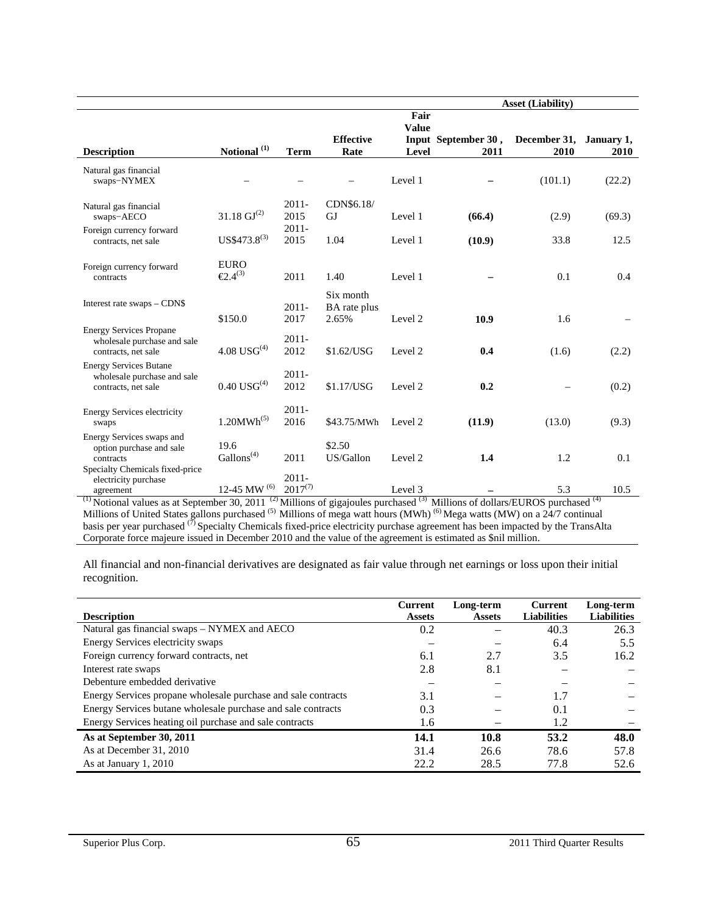| Description | Notional [(1)] | Term | Effective Rate | Fair Value Input Level | Asset (Liability) September 30, 2011 | December 31, 2010 | January 1, 2010 |
|---|---|---|---|---|---|---|---|
| Natural gas financial swaps−NYMEX | – | – | – | Level 1 | **–** | (101.1) | (22.2) |
| Natural gas financial swaps−AECO | 31.18 GJ[(2)] | 2011-2015 | CDN$6.18/GJ | Level 1 | **(66.4)** | (2.9) | (69.3) |
| Foreign currency forward contracts, net sale | US$473.8[(3)] | 2011-2015 | 1.04 | Level 1 | **(10.9)** | 33.8 | 12.5 |
| Foreign currency forward contracts | EURO €2.4[(3)] | 2011 | 1.40 | Level 1 | **–** | 0.1 | 0.4 |
| Interest rate swaps – CDN$ | $150.0 | 2011-2017 | Six month BA rate plus 2.65% | Level 2 | **10.9** | 1.6 | – |
| Energy Services Propane wholesale purchase and sale contracts, net sale | 4.08 USG[(4)] | 2011-2012 | $1.62/USG | Level 2 | **0.4** | (1.6) | (2.2) |
| Energy Services Butane wholesale purchase and sale contracts, net sale | 0.40 USG[(4)] | 2011-2012 | $1.17/USG | Level 2 | **0.2** | – | (0.2) |
| Energy Services electricity swaps | 1.20MWh[(5)] | 2011-2016 | $43.75/MWh | Level 2 | **(11.9)** | (13.0) | (9.3) |
| Energy Services swaps and option purchase and sale contracts | 19.6 Gallons[(4)] | 2011 | $2.50 US/Gallon | Level 2 | **1.4** | 1.2 | 0.1 |
| Specialty Chemicals fixed-price electricity purchase agreement | 12-45 MW [(6)] | 2011-2017[(7)] | | Level 3 | **–** | 5.3 | 10.5 |

[(1)] Notional values as at September 30, 2011 [(2)] Millions of gigajoules purchased [(3)] Millions of dollars/EUROS purchased [(4)] Millions of United States gallons purchased [(5)] Millions of mega watt hours (MWh) [(6)] Mega watts (MW) on a 24/7 continual basis per year purchased [(7)] Specialty Chemicals fixed-price electricity purchase agreement has been impacted by the TransAlta Corporate force majeure issued in December 2010 and the value of the agreement is estimated as $nil million.

All financial and non-financial derivatives are designated as fair value through net earnings or loss upon their initial recognition.

| Description | Current Assets | Long-term Assets | Current Liabilities | Long-term Liabilities |
|---|---|---|---|---|
| Natural gas financial swaps – NYMEX and AECO | 0.2 | – | 40.3 | 26.3 |
| Energy Services electricity swaps | – | – | 6.4 | 5.5 |
| Foreign currency forward contracts, net | 6.1 | 2.7 | 3.5 | 16.2 |
| Interest rate swaps | 2.8 | 8.1 | – | – |
| Debenture embedded derivative | – | – | – | – |
| Energy Services propane wholesale purchase and sale contracts | 3.1 | – | 1.7 | – |
| Energy Services butane wholesale purchase and sale contracts | 0.3 | – | 0.1 | – |
| Energy Services heating oil purchase and sale contracts | 1.6 | – | 1.2 | – |
| **As at September 30, 2011** | **14.1** | **10.8** | **53.2** | **48.0** |
| As at December 31, 2010 | 31.4 | 26.6 | 78.6 | 57.8 |
| As at January 1, 2010 | 22.2 | 28.5 | 77.8 | 52.6 |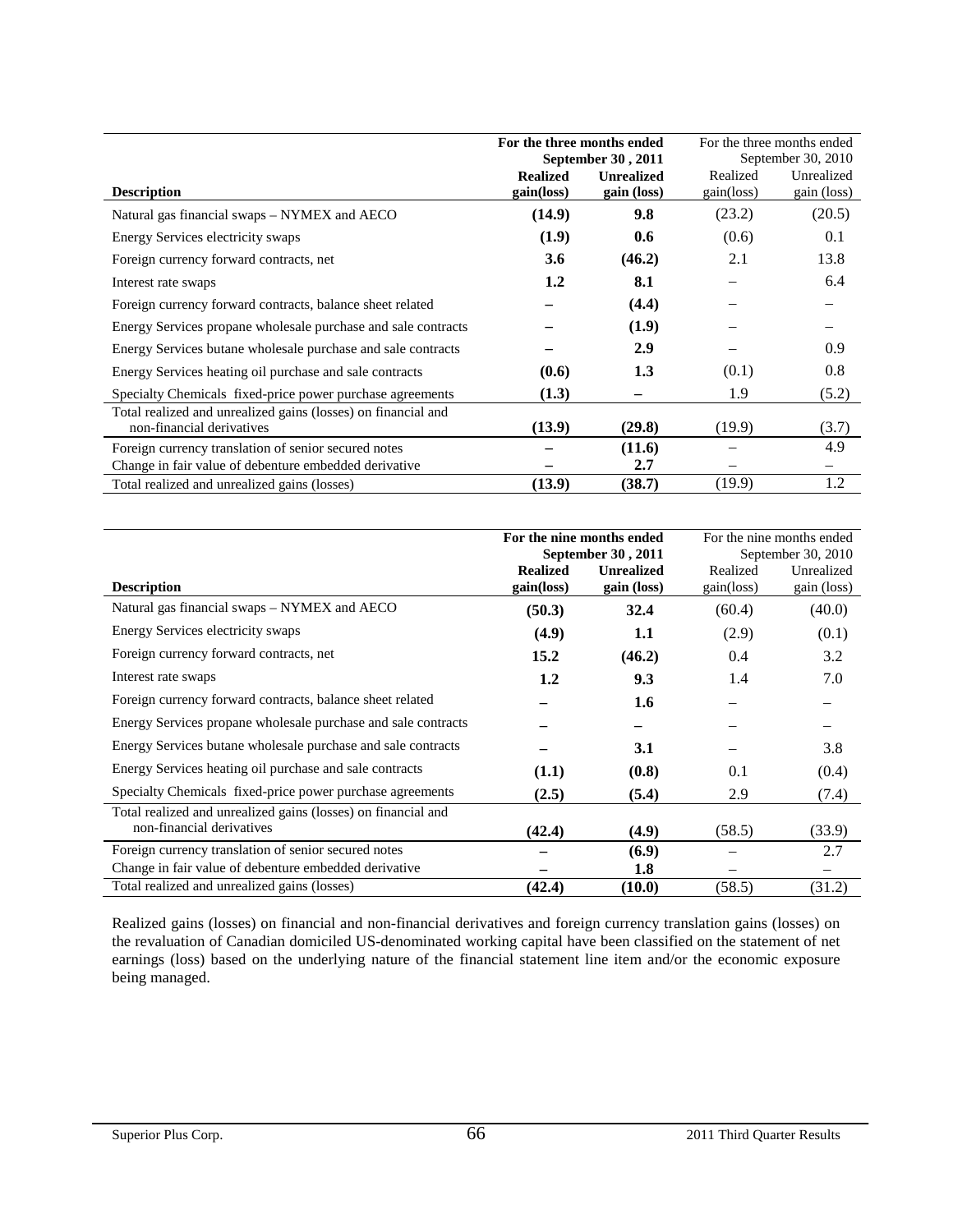| Description | For the three months ended September 30 , 2011 | | For the three months ended September 30, 2010 | |
|---|---|---|---|---|
| | **Realized gain(loss)** | **Unrealized gain (loss)** | Realized gain(loss) | Unrealized gain (loss) |
| Natural gas financial swaps – NYMEX and AECO | **(14.9)** | **9.8** | (23.2) | (20.5) |
| Energy Services electricity swaps | **(1.9)** | **0.6** | (0.6) | 0.1 |
| Foreign currency forward contracts, net | **3.6** | **(46.2)** | 2.1 | 13.8 |
| Interest rate swaps | **1.2** | **8.1** | – | 6.4 |
| Foreign currency forward contracts, balance sheet related | **–** | **(4.4)** | – | – |
| Energy Services propane wholesale purchase and sale contracts | **–** | **(1.9)** | – | – |
| Energy Services butane wholesale purchase and sale contracts | **–** | **2.9** | – | 0.9 |
| Energy Services heating oil purchase and sale contracts | **(0.6)** | **1.3** | (0.1) | 0.8 |
| Specialty Chemicals fixed-price power purchase agreements | **(1.3)** | **–** | 1.9 | (5.2) |
| Total realized and unrealized gains (losses) on financial and non-financial derivatives | **(13.9)** | **(29.8)** | (19.9) | (3.7) |
| Foreign currency translation of senior secured notes | **–** | **(11.6)** | – | 4.9 |
| Change in fair value of debenture embedded derivative | **–** | **2.7** | – | – |
| Total realized and unrealized gains (losses) | **(13.9)** | **(38.7)** | (19.9) | 1.2 |

| Description | For the nine months ended September 30 , 2011 | | For the nine months ended September 30, 2010 | |
|---|---|---|---|---|
| | **Realized gain(loss)** | **Unrealized gain (loss)** | Realized gain(loss) | Unrealized gain (loss) |
| Natural gas financial swaps – NYMEX and AECO | **(50.3)** | **32.4** | (60.4) | (40.0) |
| Energy Services electricity swaps | **(4.9)** | **1.1** | (2.9) | (0.1) |
| Foreign currency forward contracts, net | **15.2** | **(46.2)** | 0.4 | 3.2 |
| Interest rate swaps | **1.2** | **9.3** | 1.4 | 7.0 |
| Foreign currency forward contracts, balance sheet related | **–** | **1.6** | – | – |
| Energy Services propane wholesale purchase and sale contracts | **–** | **–** | – | – |
| Energy Services butane wholesale purchase and sale contracts | **–** | **3.1** | – | 3.8 |
| Energy Services heating oil purchase and sale contracts | **(1.1)** | **(0.8)** | 0.1 | (0.4) |
| Specialty Chemicals fixed-price power purchase agreements | **(2.5)** | **(5.4)** | 2.9 | (7.4) |
| Total realized and unrealized gains (losses) on financial and non-financial derivatives | **(42.4)** | **(4.9)** | (58.5) | (33.9) |
| Foreign currency translation of senior secured notes | **–** | **(6.9)** | – | 2.7 |
| Change in fair value of debenture embedded derivative | **–** | **1.8** | – | – |
| Total realized and unrealized gains (losses) | **(42.4)** | **(10.0)** | (58.5) | (31.2) |

Realized gains (losses) on financial and non-financial derivatives and foreign currency translation gains (losses) on the revaluation of Canadian domiciled US-denominated working capital have been classified on the statement of net earnings (loss) based on the underlying nature of the financial statement line item and/or the economic exposure being managed.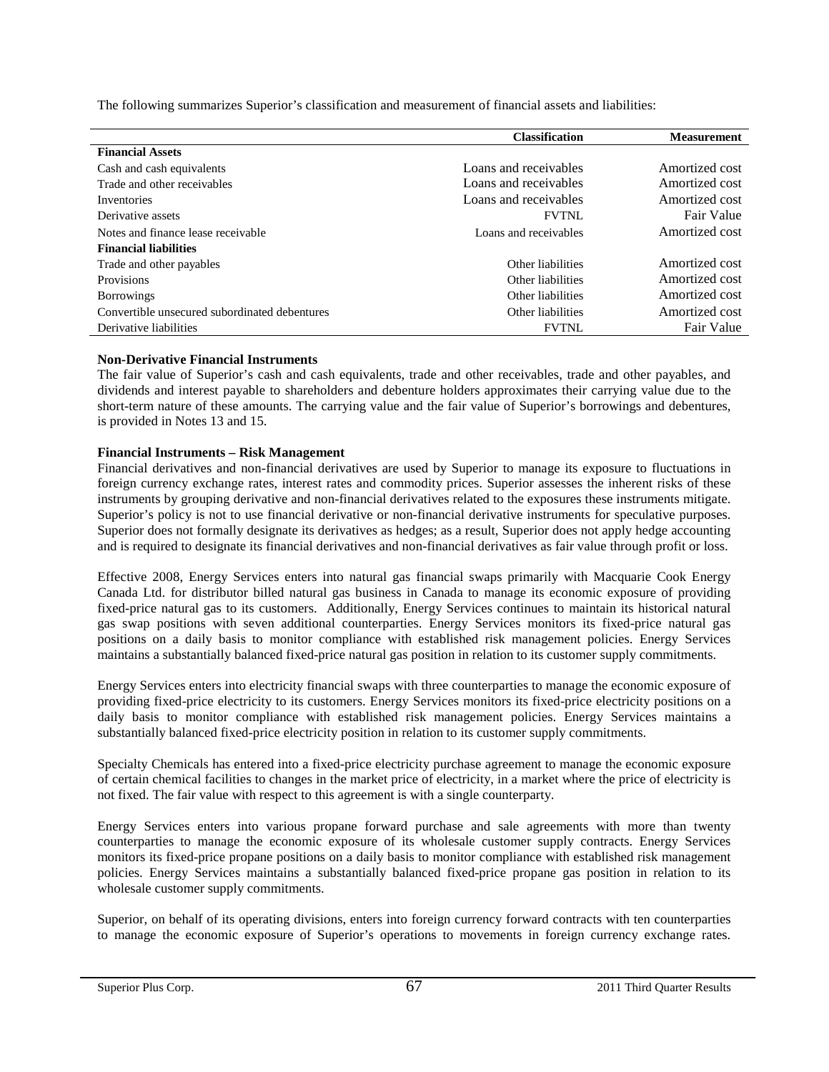The following summarizes Superior's classification and measurement of financial assets and liabilities:

| | Classification | Measurement |
|---|---|---|
| **Financial Assets** | | |
| Cash and cash equivalents | Loans and receivables | Amortized cost |
| Trade and other receivables | Loans and receivables | Amortized cost |
| Inventories | Loans and receivables | Amortized cost |
| Derivative assets | FVTNL | Fair Value |
| Notes and finance lease receivable | Loans and receivables | Amortized cost |
| **Financial liabilities** | | |
| Trade and other payables | Other liabilities | Amortized cost |
| Provisions | Other liabilities | Amortized cost |
| Borrowings | Other liabilities | Amortized cost |
| Convertible unsecured subordinated debentures | Other liabilities | Amortized cost |
| Derivative liabilities | FVTNL | Fair Value |

**Non-Derivative Financial Instruments**

The fair value of Superior's cash and cash equivalents, trade and other receivables, trade and other payables, and dividends and interest payable to shareholders and debenture holders approximates their carrying value due to the short-term nature of these amounts. The carrying value and the fair value of Superior's borrowings and debentures, is provided in Notes 13 and 15.

**Financial Instruments – Risk Management**

Financial derivatives and non-financial derivatives are used by Superior to manage its exposure to fluctuations in foreign currency exchange rates, interest rates and commodity prices. Superior assesses the inherent risks of these instruments by grouping derivative and non-financial derivatives related to the exposures these instruments mitigate. Superior's policy is not to use financial derivative or non-financial derivative instruments for speculative purposes. Superior does not formally designate its derivatives as hedges; as a result, Superior does not apply hedge accounting and is required to designate its financial derivatives and non-financial derivatives as fair value through profit or loss.

Effective 2008, Energy Services enters into natural gas financial swaps primarily with Macquarie Cook Energy Canada Ltd. for distributor billed natural gas business in Canada to manage its economic exposure of providing fixed-price natural gas to its customers. Additionally, Energy Services continues to maintain its historical natural gas swap positions with seven additional counterparties. Energy Services monitors its fixed-price natural gas positions on a daily basis to monitor compliance with established risk management policies. Energy Services maintains a substantially balanced fixed-price natural gas position in relation to its customer supply commitments.

Energy Services enters into electricity financial swaps with three counterparties to manage the economic exposure of providing fixed-price electricity to its customers. Energy Services monitors its fixed-price electricity positions on a daily basis to monitor compliance with established risk management policies. Energy Services maintains a substantially balanced fixed-price electricity position in relation to its customer supply commitments.

Specialty Chemicals has entered into a fixed-price electricity purchase agreement to manage the economic exposure of certain chemical facilities to changes in the market price of electricity, in a market where the price of electricity is not fixed. The fair value with respect to this agreement is with a single counterparty.

Energy Services enters into various propane forward purchase and sale agreements with more than twenty counterparties to manage the economic exposure of its wholesale customer supply contracts. Energy Services monitors its fixed-price propane positions on a daily basis to monitor compliance with established risk management policies. Energy Services maintains a substantially balanced fixed-price propane gas position in relation to its wholesale customer supply commitments.

Superior, on behalf of its operating divisions, enters into foreign currency forward contracts with ten counterparties to manage the economic exposure of Superior's operations to movements in foreign currency exchange rates.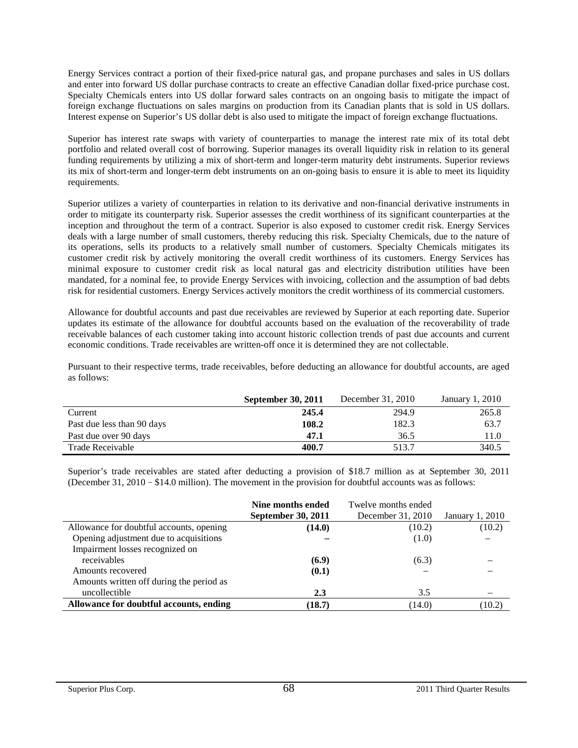Energy Services contract a portion of their fixed-price natural gas, and propane purchases and sales in US dollars and enter into forward US dollar purchase contracts to create an effective Canadian dollar fixed-price purchase cost. Specialty Chemicals enters into US dollar forward sales contracts on an ongoing basis to mitigate the impact of foreign exchange fluctuations on sales margins on production from its Canadian plants that is sold in US dollars. Interest expense on Superior's US dollar debt is also used to mitigate the impact of foreign exchange fluctuations.

Superior has interest rate swaps with variety of counterparties to manage the interest rate mix of its total debt portfolio and related overall cost of borrowing. Superior manages its overall liquidity risk in relation to its general funding requirements by utilizing a mix of short-term and longer-term maturity debt instruments. Superior reviews its mix of short-term and longer-term debt instruments on an on-going basis to ensure it is able to meet its liquidity requirements.

Superior utilizes a variety of counterparties in relation to its derivative and non-financial derivative instruments in order to mitigate its counterparty risk. Superior assesses the credit worthiness of its significant counterparties at the inception and throughout the term of a contract. Superior is also exposed to customer credit risk. Energy Services deals with a large number of small customers, thereby reducing this risk. Specialty Chemicals, due to the nature of its operations, sells its products to a relatively small number of customers. Specialty Chemicals mitigates its customer credit risk by actively monitoring the overall credit worthiness of its customers. Energy Services has minimal exposure to customer credit risk as local natural gas and electricity distribution utilities have been mandated, for a nominal fee, to provide Energy Services with invoicing, collection and the assumption of bad debts risk for residential customers. Energy Services actively monitors the credit worthiness of its commercial customers.

Allowance for doubtful accounts and past due receivables are reviewed by Superior at each reporting date. Superior updates its estimate of the allowance for doubtful accounts based on the evaluation of the recoverability of trade receivable balances of each customer taking into account historic collection trends of past due accounts and current economic conditions. Trade receivables are written-off once it is determined they are not collectable.

Pursuant to their respective terms, trade receivables, before deducting an allowance for doubtful accounts, are aged as follows:

| | **September 30, 2011** | December 31, 2010 | January 1, 2010 |
|---|---|---|---|
| Current | **245.4** | 294.9 | 265.8 |
| Past due less than 90 days | **108.2** | 182.3 | 63.7 |
| Past due over 90 days | **47.1** | 36.5 | 11.0 |
| Trade Receivable | **400.7** | 513.7 | 340.5 |

Superior's trade receivables are stated after deducting a provision of $18.7 million as at September 30, 2011 (December 31, 2010 – $14.0 million). The movement in the provision for doubtful accounts was as follows:

| | **Nine months ended September 30, 2011** | Twelve months ended December 31, 2010 | January 1, 2010 |
|---|---|---|---|
| Allowance for doubtful accounts, opening | **(14.0)** | (10.2) | (10.2) |
| Opening adjustment due to acquisitions | **–** | (1.0) | – |
| Impairment losses recognized on receivables | **(6.9)** | (6.3) | – |
| Amounts recovered | **(0.1)** | – | – |
| Amounts written off during the period as uncollectible | **2.3** | 3.5 | – |
| **Allowance for doubtful accounts, ending** | **(18.7)** | (14.0) | (10.2) |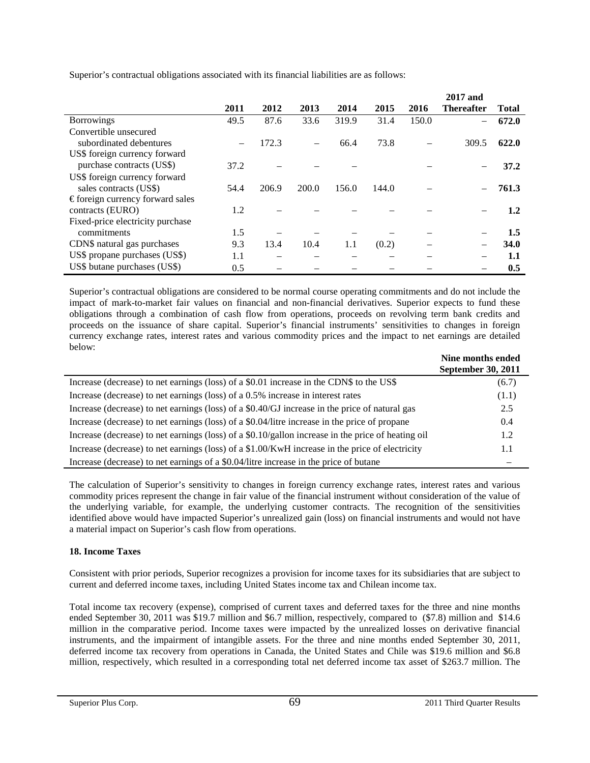Superior's contractual obligations associated with its financial liabilities are as follows:

| | 2011 | 2012 | 2013 | 2014 | 2015 | 2016 | 2017 and Thereafter | Total |
|---|---|---|---|---|---|---|---|---|
| Borrowings | 49.5 | 87.6 | 33.6 | 319.9 | 31.4 | 150.0 | – | **672.0** |
| Convertible unsecured subordinated debentures | – | 172.3 | – | 66.4 | 73.8 | – | 309.5 | **622.0** |
| US$ foreign currency forward purchase contracts (US$) | 37.2 | – | – | – | | – | – | **37.2** |
| US$ foreign currency forward sales contracts (US$) | 54.4 | 206.9 | 200.0 | 156.0 | 144.0 | – | – | **761.3** |
| € foreign currency forward sales contracts (EURO) | 1.2 | – | – | – | – | – | – | **1.2** |
| Fixed-price electricity purchase commitments | 1.5 | – | – | – | – | – | – | **1.5** |
| CDN$ natural gas purchases | 9.3 | 13.4 | 10.4 | 1.1 | (0.2) | – | – | **34.0** |
| US$ propane purchases (US$) | 1.1 | – | – | – | – | – | – | **1.1** |
| US$ butane purchases (US$) | 0.5 | – | – | – | – | – | – | **0.5** |

Superior's contractual obligations are considered to be normal course operating commitments and do not include the impact of mark-to-market fair values on financial and non-financial derivatives. Superior expects to fund these obligations through a combination of cash flow from operations, proceeds on revolving term bank credits and proceeds on the issuance of share capital. Superior's financial instruments' sensitivities to changes in foreign currency exchange rates, interest rates and various commodity prices and the impact to net earnings are detailed below:

| | Nine months ended September 30, 2011 |
|---|---|
| Increase (decrease) to net earnings (loss) of a \$0.01 increase in the CDN\$ to the US\$ | (6.7) |
| Increase (decrease) to net earnings (loss) of a 0.5% increase in interest rates | (1.1) |
| Increase (decrease) to net earnings (loss) of a \$0.40/GJ increase in the price of natural gas | 2.5 |
| Increase (decrease) to net earnings (loss) of a \$0.04/litre increase in the price of propane | 0.4 |
| Increase (decrease) to net earnings (loss) of a \$0.10/gallon increase in the price of heating oil | 1.2 |
| Increase (decrease) to net earnings (loss) of a \$1.00/KwH increase in the price of electricity | 1.1 |
| Increase (decrease) to net earnings of a \$0.04/litre increase in the price of butane | – |

The calculation of Superior's sensitivity to changes in foreign currency exchange rates, interest rates and various commodity prices represent the change in fair value of the financial instrument without consideration of the value of the underlying variable, for example, the underlying customer contracts. The recognition of the sensitivities identified above would have impacted Superior's unrealized gain (loss) on financial instruments and would not have a material impact on Superior's cash flow from operations.

**18. Income Taxes**

Consistent with prior periods, Superior recognizes a provision for income taxes for its subsidiaries that are subject to current and deferred income taxes, including United States income tax and Chilean income tax.

Total income tax recovery (expense), comprised of current taxes and deferred taxes for the three and nine months ended September 30, 2011 was \$19.7 million and \$6.7 million, respectively, compared to (\$7.8) million and \$14.6 million in the comparative period. Income taxes were impacted by the unrealized losses on derivative financial instruments, and the impairment of intangible assets. For the three and nine months ended September 30, 2011, deferred income tax recovery from operations in Canada, the United States and Chile was \$19.6 million and \$6.8 million, respectively, which resulted in a corresponding total net deferred income tax asset of \$263.7 million. The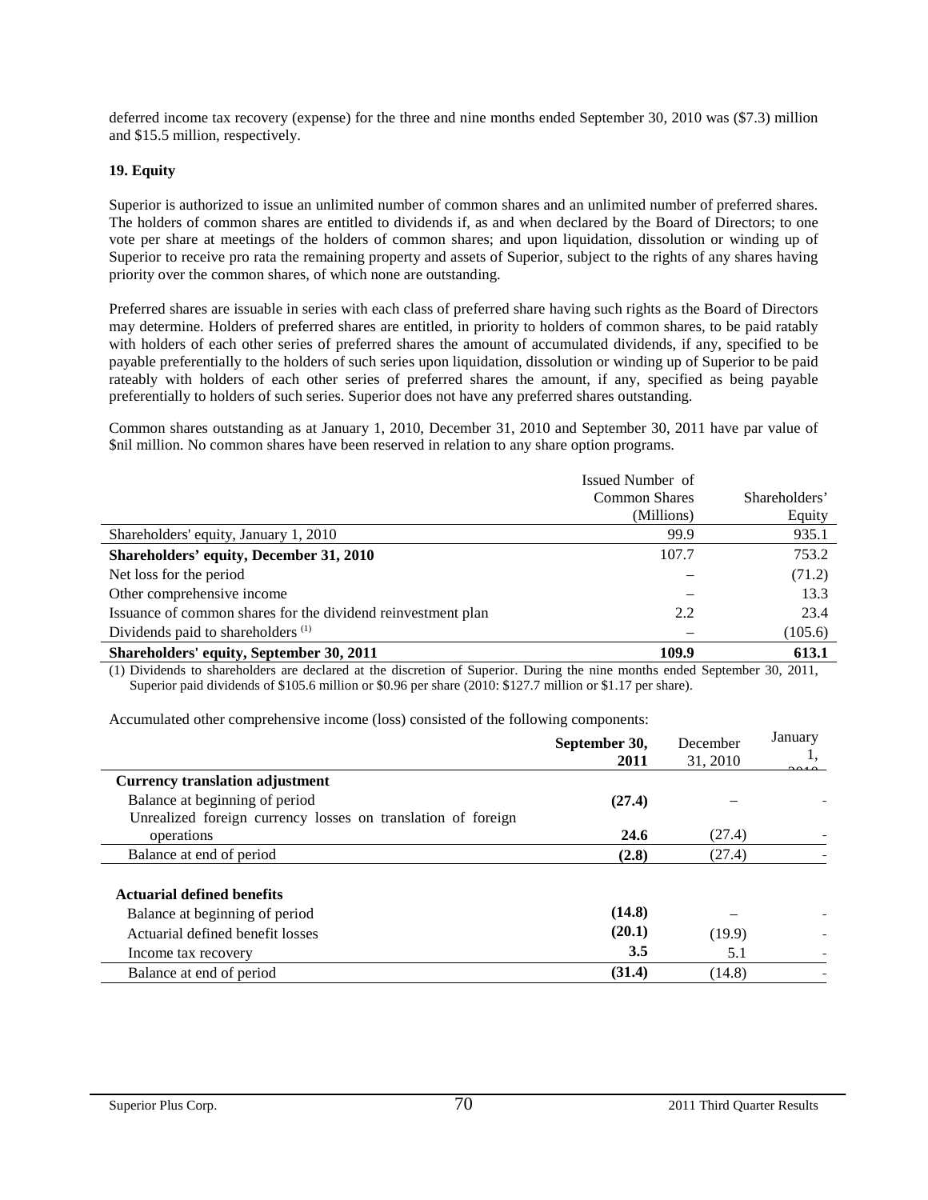deferred income tax recovery (expense) for the three and nine months ended September 30, 2010 was ($7.3) million and $15.5 million, respectively.

**19. Equity**

Superior is authorized to issue an unlimited number of common shares and an unlimited number of preferred shares. The holders of common shares are entitled to dividends if, as and when declared by the Board of Directors; to one vote per share at meetings of the holders of common shares; and upon liquidation, dissolution or winding up of Superior to receive pro rata the remaining property and assets of Superior, subject to the rights of any shares having priority over the common shares, of which none are outstanding.

Preferred shares are issuable in series with each class of preferred share having such rights as the Board of Directors may determine. Holders of preferred shares are entitled, in priority to holders of common shares, to be paid ratably with holders of each other series of preferred shares the amount of accumulated dividends, if any, specified to be payable preferentially to the holders of such series upon liquidation, dissolution or winding up of Superior to be paid rateably with holders of each other series of preferred shares the amount, if any, specified as being payable preferentially to holders of such series. Superior does not have any preferred shares outstanding.

Common shares outstanding as at January 1, 2010, December 31, 2010 and September 30, 2011 have par value of $nil million. No common shares have been reserved in relation to any share option programs.

| | Issued Number of Common Shares (Millions) | Shareholders' Equity |
|---|---|---|
| Shareholders' equity, January 1, 2010 | 99.9 | 935.1 |
| **Shareholders' equity, December 31, 2010** | 107.7 | 753.2 |
| Net loss for the period | – | (71.2) |
| Other comprehensive income | – | 13.3 |
| Issuance of common shares for the dividend reinvestment plan | 2.2 | 23.4 |
| Dividends paid to shareholders [(1)] | – | (105.6) |
| **Shareholders' equity, September 30, 2011** | **109.9** | **613.1** |

(1) Dividends to shareholders are declared at the discretion of Superior. During the nine months ended September 30, 2011, Superior paid dividends of $105.6 million or $0.96 per share (2010: $127.7 million or $1.17 per share).

Accumulated other comprehensive income (loss) consisted of the following components:

| | **September 30, 2011** | December 31, 2010 | January 1, 2010 |
|---|---|---|---|
| **Currency translation adjustment** | | | |
| Balance at beginning of period | **(27.4)** | – | - |
| Unrealized foreign currency losses on translation of foreign operations | **24.6** | (27.4) | - |
| Balance at end of period | **(2.8)** | (27.4) | - |
| | | | |
| **Actuarial defined benefits** | | | |
| Balance at beginning of period | **(14.8)** | – | - |
| Actuarial defined benefit losses | **(20.1)** | (19.9) | - |
| Income tax recovery | **3.5** | 5.1 | - |
| Balance at end of period | **(31.4)** | (14.8) | - |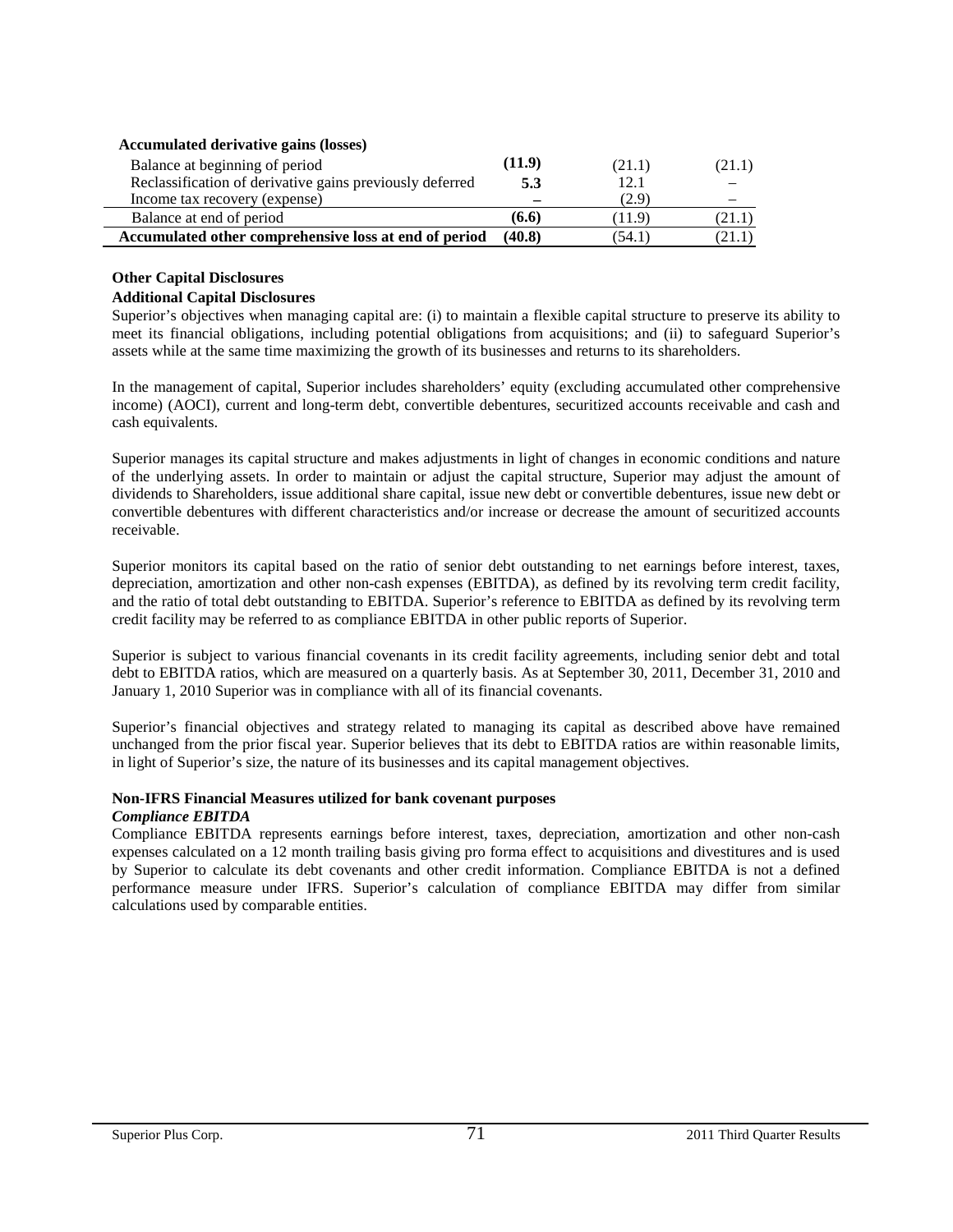| | | | |
|---|---|---|---|
| **Accumulated derivative gains (losses)** | | | |
| Balance at beginning of period | **(11.9)** | (21.1) | (21.1) |
| Reclassification of derivative gains previously deferred | **5.3** | 12.1 | – |
| Income tax recovery (expense) | **–** | (2.9) | – |
| Balance at end of period | **(6.6)** | (11.9) | (21.1) |
| **Accumulated other comprehensive loss at end of period** | **(40.8)** | (54.1) | (21.1) |

**Other Capital Disclosures**

**Additional Capital Disclosures**

Superior's objectives when managing capital are: (i) to maintain a flexible capital structure to preserve its ability to meet its financial obligations, including potential obligations from acquisitions; and (ii) to safeguard Superior's assets while at the same time maximizing the growth of its businesses and returns to its shareholders.

In the management of capital, Superior includes shareholders' equity (excluding accumulated other comprehensive income) (AOCI), current and long-term debt, convertible debentures, securitized accounts receivable and cash and cash equivalents.

Superior manages its capital structure and makes adjustments in light of changes in economic conditions and nature of the underlying assets. In order to maintain or adjust the capital structure, Superior may adjust the amount of dividends to Shareholders, issue additional share capital, issue new debt or convertible debentures, issue new debt or convertible debentures with different characteristics and/or increase or decrease the amount of securitized accounts receivable.

Superior monitors its capital based on the ratio of senior debt outstanding to net earnings before interest, taxes, depreciation, amortization and other non-cash expenses (EBITDA), as defined by its revolving term credit facility, and the ratio of total debt outstanding to EBITDA. Superior's reference to EBITDA as defined by its revolving term credit facility may be referred to as compliance EBITDA in other public reports of Superior.

Superior is subject to various financial covenants in its credit facility agreements, including senior debt and total debt to EBITDA ratios, which are measured on a quarterly basis. As at September 30, 2011, December 31, 2010 and January 1, 2010 Superior was in compliance with all of its financial covenants.

Superior's financial objectives and strategy related to managing its capital as described above have remained unchanged from the prior fiscal year. Superior believes that its debt to EBITDA ratios are within reasonable limits, in light of Superior's size, the nature of its businesses and its capital management objectives.

**Non-IFRS Financial Measures utilized for bank covenant purposes**

***Compliance EBITDA***

Compliance EBITDA represents earnings before interest, taxes, depreciation, amortization and other non-cash expenses calculated on a 12 month trailing basis giving pro forma effect to acquisitions and divestitures and is used by Superior to calculate its debt covenants and other credit information. Compliance EBITDA is not a defined performance measure under IFRS. Superior's calculation of compliance EBITDA may differ from similar calculations used by comparable entities.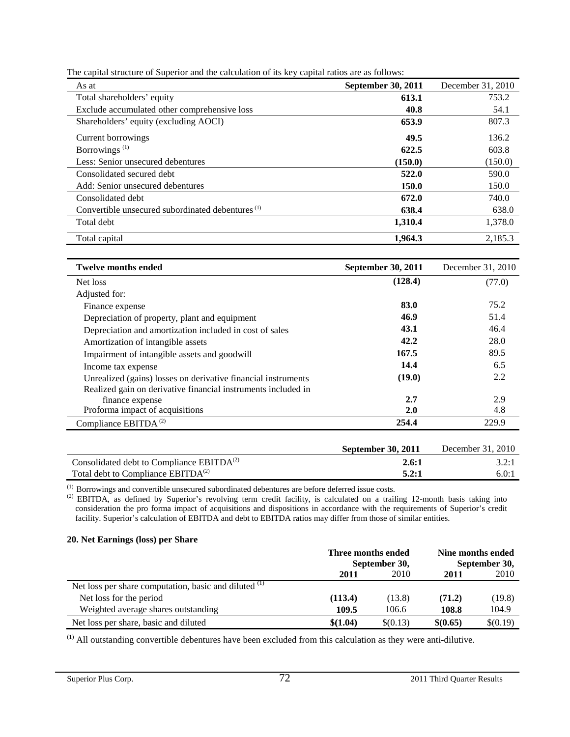The capital structure of Superior and the calculation of its key capital ratios are as follows:

| As at | **September 30, 2011** | December 31, 2010 |
|---|---|---|
| Total shareholders' equity | **613.1** | 753.2 |
| Exclude accumulated other comprehensive loss | **40.8** | 54.1 |
| Shareholders' equity (excluding AOCI) | **653.9** | 807.3 |
| Current borrowings | **49.5** | 136.2 |
| Borrowings [(1)] | **622.5** | 603.8 |
| Less: Senior unsecured debentures | **(150.0)** | (150.0) |
| Consolidated secured debt | **522.0** | 590.0 |
| Add: Senior unsecured debentures | **150.0** | 150.0 |
| Consolidated debt | **672.0** | 740.0 |
| Convertible unsecured subordinated debentures [(1)] | **638.4** | 638.0 |
| Total debt | **1,310.4** | 1,378.0 |
| Total capital | **1,964.3** | 2,185.3 |

| **Twelve months ended** | **September 30, 2011** | December 31, 2010 |
|---|---|---|
| Net loss | **(128.4)** | (77.0) |
| Adjusted for: | | |
| Finance expense | **83.0** | 75.2 |
| Depreciation of property, plant and equipment | **46.9** | 51.4 |
| Depreciation and amortization included in cost of sales | **43.1** | 46.4 |
| Amortization of intangible assets | **42.2** | 28.0 |
| Impairment of intangible assets and goodwill | **167.5** | 89.5 |
| Income tax expense | **14.4** | 6.5 |
| Unrealized (gains) losses on derivative financial instruments | **(19.0)** | 2.2 |
| Realized gain on derivative financial instruments included in finance expense | **2.7** | 2.9 |
| Proforma impact of acquisitions | **2.0** | 4.8 |
| Compliance EBITDA [(2)] | **254.4** | 229.9 |

| | **September 30, 2011** | December 31, 2010 |
|---|---|---|
| Consolidated debt to Compliance EBITDA[(2)] | **2.6:1** | 3.2:1 |
| Total debt to Compliance EBITDA[(2)] | **5.2:1** | 6.0:1 |

[(1)] Borrowings and convertible unsecured subordinated debentures are before deferred issue costs.

[(2)] EBITDA, as defined by Superior's revolving term credit facility, is calculated on a trailing 12-month basis taking into consideration the pro forma impact of acquisitions and dispositions in accordance with the requirements of Superior's credit facility. Superior's calculation of EBITDA and debt to EBITDA ratios may differ from those of similar entities.

### 20. Net Earnings (loss) per Share

| | **Three months ended September 30,** | | **Nine months ended September 30,** | |
|---|---|---|---|---|
| | **2011** | 2010 | **2011** | 2010 |
| Net loss per share computation, basic and diluted [(1)] | | | | |
| Net loss for the period | **(113.4)** | (13.8) | **(71.2)** | (19.8) |
| Weighted average shares outstanding | **109.5** | 106.6 | **108.8** | 104.9 |
| Net loss per share, basic and diluted | **$(1.04)** | $(0.13) | **$(0.65)** | $(0.19) |

[(1)] All outstanding convertible debentures have been excluded from this calculation as they were anti-dilutive.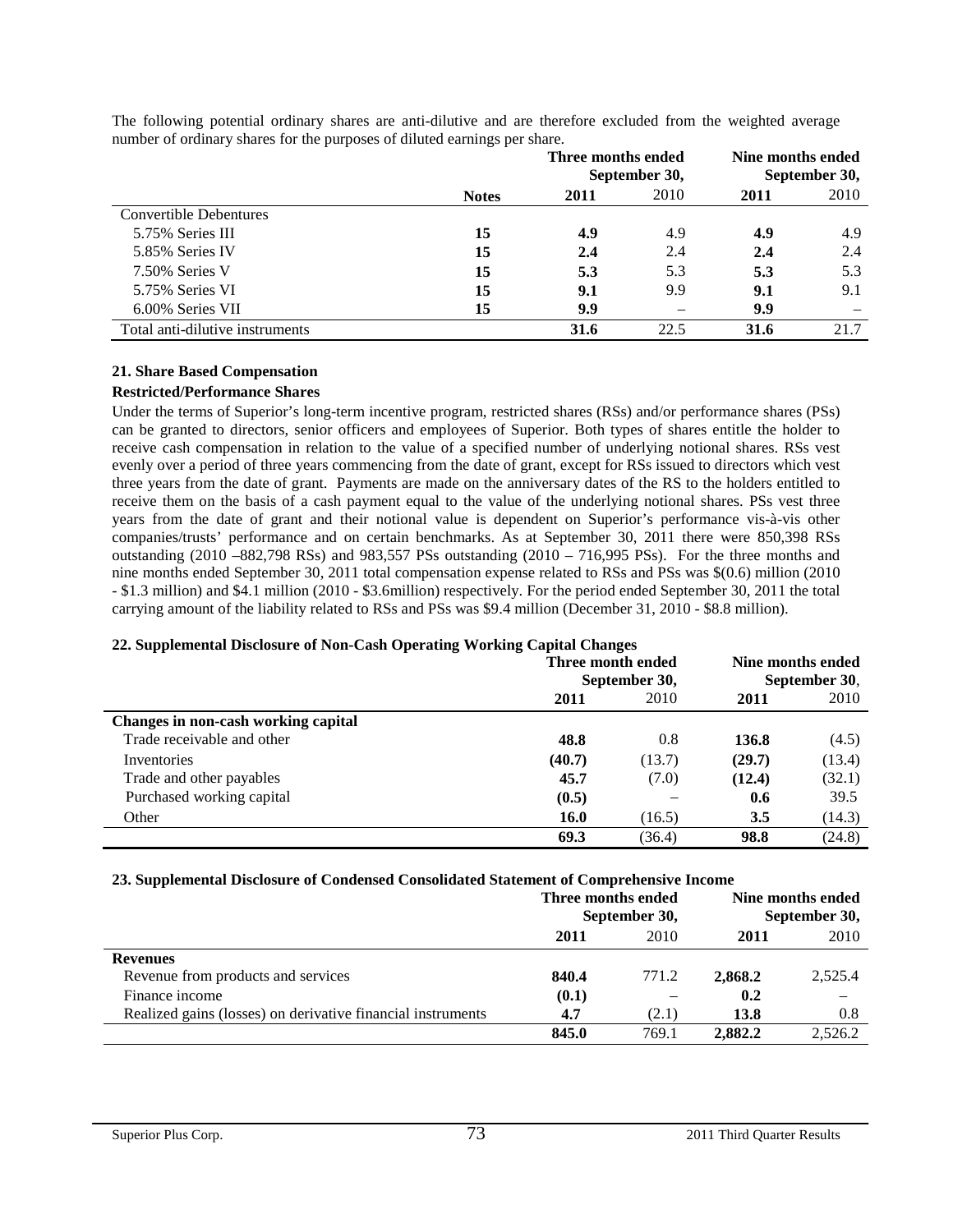The following potential ordinary shares are anti-dilutive and are therefore excluded from the weighted average number of ordinary shares for the purposes of diluted earnings per share.

| | Notes | Three months ended September 30, 2011 | Three months ended September 30, 2010 | Nine months ended September 30, 2011 | Nine months ended September 30, 2010 |
|---|---|---|---|---|---|
| Convertible Debentures | | | | | |
| 5.75% Series III | **15** | **4.9** | 4.9 | **4.9** | 4.9 |
| 5.85% Series IV | **15** | **2.4** | 2.4 | **2.4** | 2.4 |
| 7.50% Series V | **15** | **5.3** | 5.3 | **5.3** | 5.3 |
| 5.75% Series VI | **15** | **9.1** | 9.9 | **9.1** | 9.1 |
| 6.00% Series VII | **15** | **9.9** | – | **9.9** | – |
| Total anti-dilutive instruments | | **31.6** | 22.5 | **31.6** | 21.7 |

### 21. Share Based Compensation

**Restricted/Performance Shares**

Under the terms of Superior's long-term incentive program, restricted shares (RSs) and/or performance shares (PSs) can be granted to directors, senior officers and employees of Superior. Both types of shares entitle the holder to receive cash compensation in relation to the value of a specified number of underlying notional shares. RSs vest evenly over a period of three years commencing from the date of grant, except for RSs issued to directors which vest three years from the date of grant. Payments are made on the anniversary dates of the RS to the holders entitled to receive them on the basis of a cash payment equal to the value of the underlying notional shares. PSs vest three years from the date of grant and their notional value is dependent on Superior's performance vis-à-vis other companies/trusts' performance and on certain benchmarks. As at September 30, 2011 there were 850,398 RSs outstanding (2010 –882,798 RSs) and 983,557 PSs outstanding (2010 – 716,995 PSs). For the three months and nine months ended September 30, 2011 total compensation expense related to RSs and PSs was $(0.6) million (2010 - $1.3 million) and $4.1 million (2010 - $3.6million) respectively. For the period ended September 30, 2011 the total carrying amount of the liability related to RSs and PSs was $9.4 million (December 31, 2010 - $8.8 million).

### 22. Supplemental Disclosure of Non-Cash Operating Working Capital Changes

| | Three month ended September 30, 2011 | Three month ended September 30, 2010 | Nine months ended September 30, 2011 | Nine months ended September 30, 2010 |
|---|---|---|---|---|
| **Changes in non-cash working capital** | | | | |
| Trade receivable and other | **48.8** | 0.8 | **136.8** | (4.5) |
| Inventories | **(40.7)** | (13.7) | **(29.7)** | (13.4) |
| Trade and other payables | **45.7** | (7.0) | **(12.4)** | (32.1) |
| Purchased working capital | **(0.5)** | – | **0.6** | 39.5 |
| Other | **16.0** | (16.5) | **3.5** | (14.3) |
| | **69.3** | (36.4) | **98.8** | (24.8) |

### 23. Supplemental Disclosure of Condensed Consolidated Statement of Comprehensive Income

| | Three months ended September 30, 2011 | Three months ended September 30, 2010 | Nine months ended September 30, 2011 | Nine months ended September 30, 2010 |
|---|---|---|---|---|
| **Revenues** | | | | |
| Revenue from products and services | **840.4** | 771.2 | **2,868.2** | 2,525.4 |
| Finance income | **(0.1)** | – | **0.2** | – |
| Realized gains (losses) on derivative financial instruments | **4.7** | (2.1) | **13.8** | 0.8 |
| | **845.0** | 769.1 | **2,882.2** | 2,526.2 |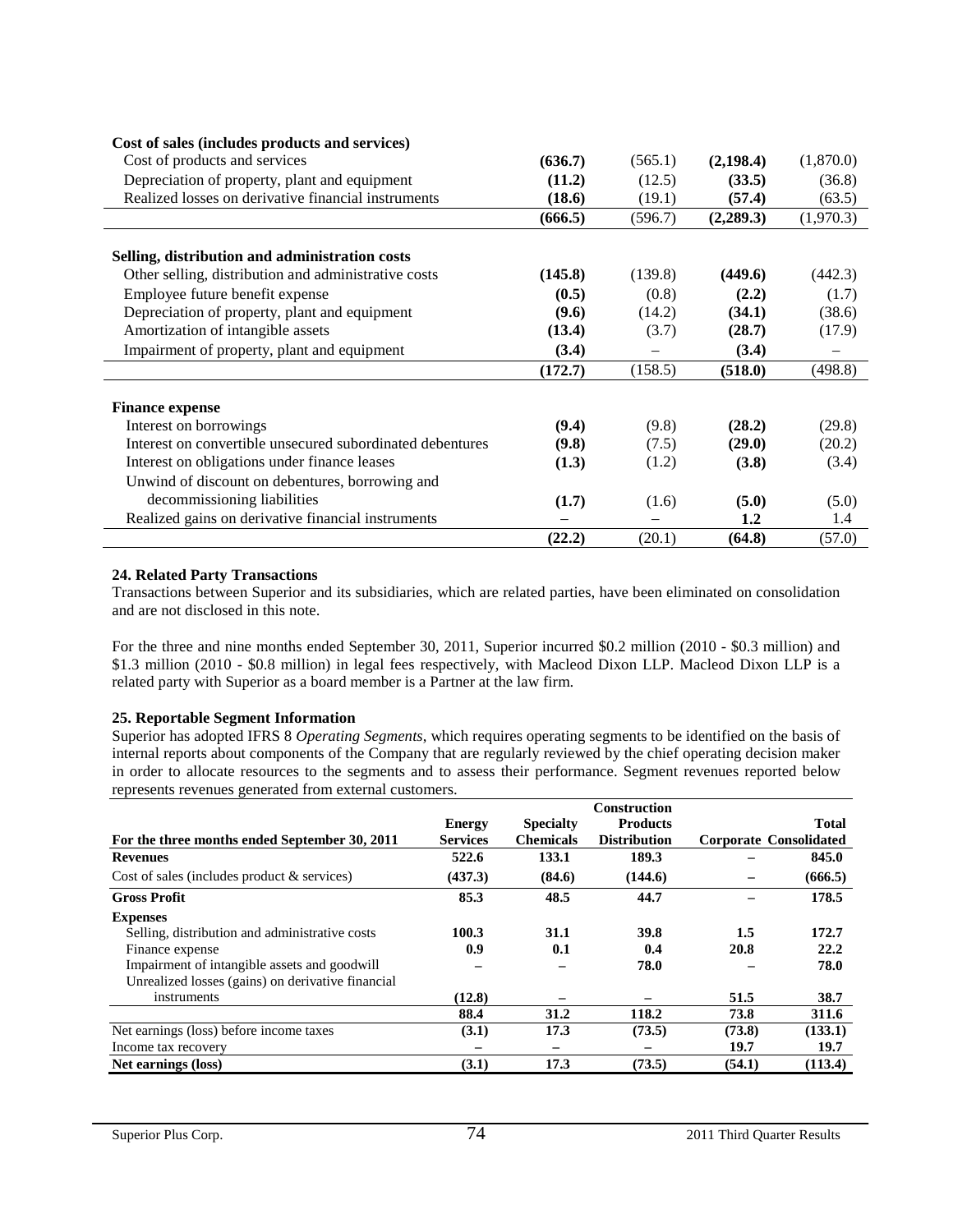| | | | | |
|---|---|---|---|---|
| **Cost of sales (includes products and services)** | | | | |
| Cost of products and services | **(636.7)** | (565.1) | **(2,198.4)** | (1,870.0) |
| Depreciation of property, plant and equipment | **(11.2)** | (12.5) | **(33.5)** | (36.8) |
| Realized losses on derivative financial instruments | **(18.6)** | (19.1) | **(57.4)** | (63.5) |
| | **(666.5)** | (596.7) | **(2,289.3)** | (1,970.3) |
| **Selling, distribution and administration costs** | | | | |
| Other selling, distribution and administrative costs | **(145.8)** | (139.8) | **(449.6)** | (442.3) |
| Employee future benefit expense | **(0.5)** | (0.8) | **(2.2)** | (1.7) |
| Depreciation of property, plant and equipment | **(9.6)** | (14.2) | **(34.1)** | (38.6) |
| Amortization of intangible assets | **(13.4)** | (3.7) | **(28.7)** | (17.9) |
| Impairment of property, plant and equipment | **(3.4)** | – | **(3.4)** | – |
| | **(172.7)** | (158.5) | **(518.0)** | (498.8) |
| **Finance expense** | | | | |
| Interest on borrowings | **(9.4)** | (9.8) | **(28.2)** | (29.8) |
| Interest on convertible unsecured subordinated debentures | **(9.8)** | (7.5) | **(29.0)** | (20.2) |
| Interest on obligations under finance leases | **(1.3)** | (1.2) | **(3.8)** | (3.4) |
| Unwind of discount on debentures, borrowing and decommissioning liabilities | **(1.7)** | (1.6) | **(5.0)** | (5.0) |
| Realized gains on derivative financial instruments | – | – | **1.2** | 1.4 |
| | **(22.2)** | (20.1) | **(64.8)** | (57.0) |

**24. Related Party Transactions**

Transactions between Superior and its subsidiaries, which are related parties, have been eliminated on consolidation and are not disclosed in this note.

For the three and nine months ended September 30, 2011, Superior incurred $0.2 million (2010 - $0.3 million) and $1.3 million (2010 - $0.8 million) in legal fees respectively, with Macleod Dixon LLP. Macleod Dixon LLP is a related party with Superior as a board member is a Partner at the law firm.

**25. Reportable Segment Information**

Superior has adopted IFRS 8 *Operating Segments*, which requires operating segments to be identified on the basis of internal reports about components of the Company that are regularly reviewed by the chief operating decision maker in order to allocate resources to the segments and to assess their performance. Segment revenues reported below represents revenues generated from external customers.

| For the three months ended September 30, 2011 | Energy Services | Specialty Chemicals | Construction Products Distribution | Corporate | Total Consolidated |
|---|---|---|---|---|---|
| **Revenues** | **522.6** | **133.1** | **189.3** | **–** | **845.0** |
| Cost of sales (includes product & services) | **(437.3)** | **(84.6)** | **(144.6)** | **–** | **(666.5)** |
| **Gross Profit** | **85.3** | **48.5** | **44.7** | **–** | **178.5** |
| **Expenses** | | | | | |
| Selling, distribution and administrative costs | **100.3** | **31.1** | **39.8** | **1.5** | **172.7** |
| Finance expense | **0.9** | **0.1** | **0.4** | **20.8** | **22.2** |
| Impairment of intangible assets and goodwill | **–** | **–** | **78.0** | **–** | **78.0** |
| Unrealized losses (gains) on derivative financial instruments | **(12.8)** | **–** | **–** | **51.5** | **38.7** |
| | **88.4** | **31.2** | **118.2** | **73.8** | **311.6** |
| Net earnings (loss) before income taxes | **(3.1)** | **17.3** | **(73.5)** | **(73.8)** | **(133.1)** |
| Income tax recovery | **–** | **–** | **–** | **19.7** | **19.7** |
| **Net earnings (loss)** | **(3.1)** | **17.3** | **(73.5)** | **(54.1)** | **(113.4)** |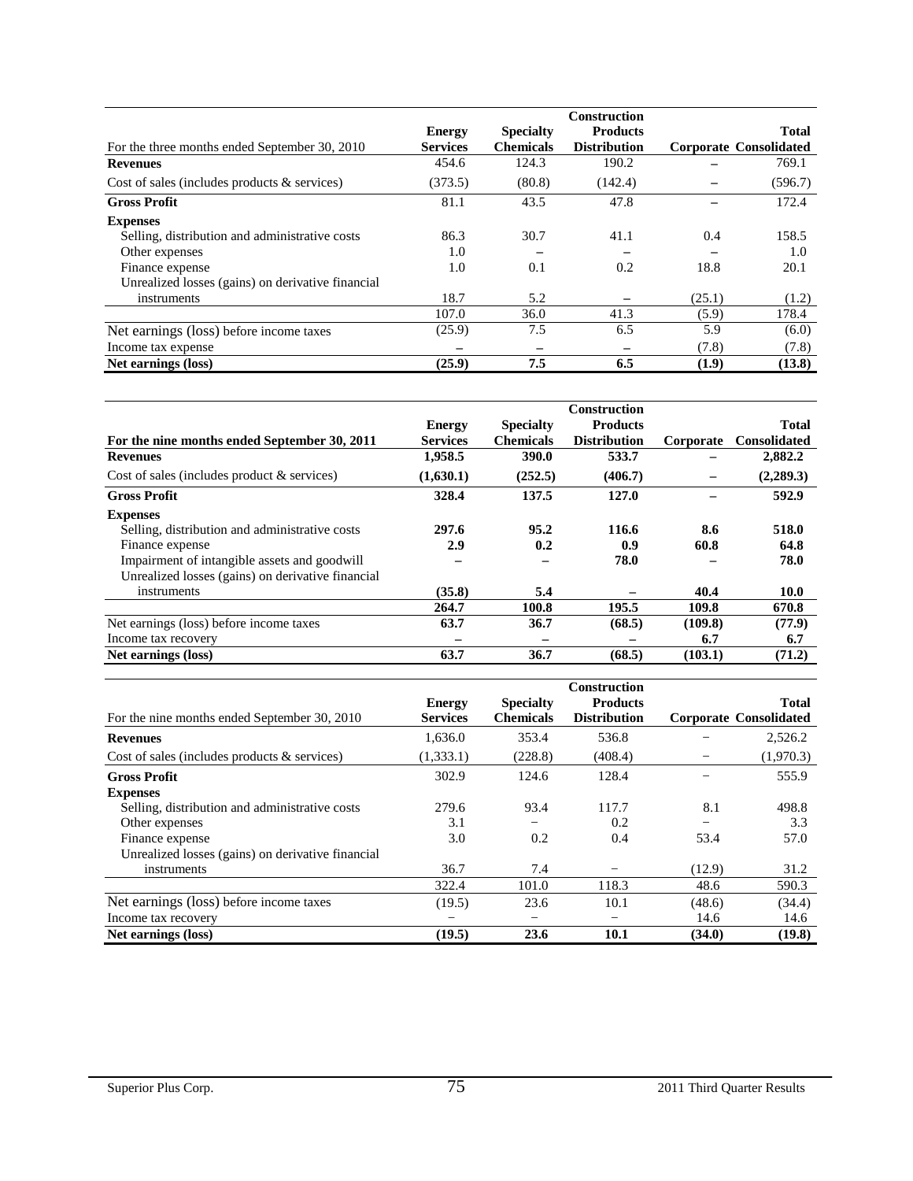| For the three months ended September 30, 2010 | Energy Services | Specialty Chemicals | Construction Products Distribution | Corporate | Total Consolidated |
|---|---|---|---|---|---|
| **Revenues** | 454.6 | 124.3 | 190.2 | – | 769.1 |
| Cost of sales (includes products & services) | (373.5) | (80.8) | (142.4) | – | (596.7) |
| **Gross Profit** | 81.1 | 43.5 | 47.8 | – | 172.4 |
| **Expenses** | | | | | |
| Selling, distribution and administrative costs | 86.3 | 30.7 | 41.1 | 0.4 | 158.5 |
| Other expenses | 1.0 | – | – | – | 1.0 |
| Finance expense | 1.0 | 0.1 | 0.2 | 18.8 | 20.1 |
| Unrealized losses (gains) on derivative financial instruments | 18.7 | 5.2 | – | (25.1) | (1.2) |
| | 107.0 | 36.0 | 41.3 | (5.9) | 178.4 |
| Net earnings (loss) before income taxes | (25.9) | 7.5 | 6.5 | 5.9 | (6.0) |
| Income tax expense | – | – | – | (7.8) | (7.8) |
| **Net earnings (loss)** | **(25.9)** | **7.5** | **6.5** | **(1.9)** | **(13.8)** |

| **For the nine months ended September 30, 2011** | **Energy Services** | **Specialty Chemicals** | **Construction Products Distribution** | **Corporate** | **Total Consolidated** |
|---|---|---|---|---|---|
| **Revenues** | **1,958.5** | **390.0** | **533.7** | **–** | **2,882.2** |
| Cost of sales (includes product & services) | **(1,630.1)** | **(252.5)** | **(406.7)** | **–** | **(2,289.3)** |
| **Gross Profit** | **328.4** | **137.5** | **127.0** | **–** | **592.9** |
| **Expenses** | | | | | |
| Selling, distribution and administrative costs | **297.6** | **95.2** | **116.6** | **8.6** | **518.0** |
| Finance expense | **2.9** | **0.2** | **0.9** | **60.8** | **64.8** |
| Impairment of intangible assets and goodwill | **–** | **–** | **78.0** | **–** | **78.0** |
| Unrealized losses (gains) on derivative financial instruments | **(35.8)** | **5.4** | **–** | **40.4** | **10.0** |
| | **264.7** | **100.8** | **195.5** | **109.8** | **670.8** |
| Net earnings (loss) before income taxes | **63.7** | **36.7** | **(68.5)** | **(109.8)** | **(77.9)** |
| Income tax recovery | **–** | **–** | **–** | **6.7** | **6.7** |
| **Net earnings (loss)** | **63.7** | **36.7** | **(68.5)** | **(103.1)** | **(71.2)** |

| For the nine months ended September 30, 2010 | Energy Services | Specialty Chemicals | Construction Products Distribution | Corporate | Total Consolidated |
|---|---|---|---|---|---|
| **Revenues** | 1,636.0 | 353.4 | 536.8 | – | 2,526.2 |
| Cost of sales (includes products & services) | (1,333.1) | (228.8) | (408.4) | – | (1,970.3) |
| **Gross Profit** | 302.9 | 124.6 | 128.4 | – | 555.9 |
| **Expenses** | | | | | |
| Selling, distribution and administrative costs | 279.6 | 93.4 | 117.7 | 8.1 | 498.8 |
| Other expenses | 3.1 | – | 0.2 | – | 3.3 |
| Finance expense | 3.0 | 0.2 | 0.4 | 53.4 | 57.0 |
| Unrealized losses (gains) on derivative financial instruments | 36.7 | 7.4 | – | (12.9) | 31.2 |
| | 322.4 | 101.0 | 118.3 | 48.6 | 590.3 |
| Net earnings (loss) before income taxes | (19.5) | 23.6 | 10.1 | (48.6) | (34.4) |
| Income tax recovery | – | – | – | 14.6 | 14.6 |
| **Net earnings (loss)** | **(19.5)** | **23.6** | **10.1** | **(34.0)** | **(19.8)** |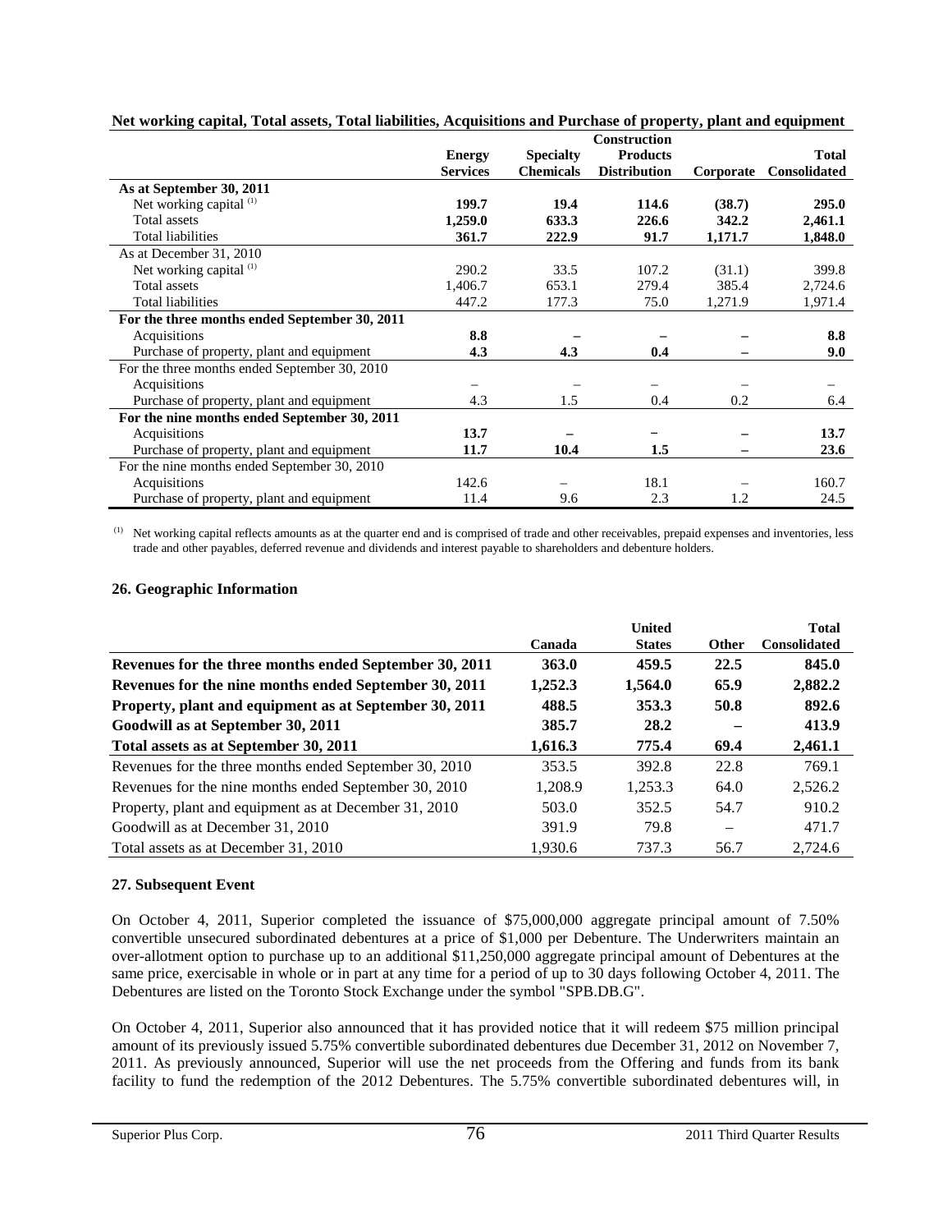**Net working capital, Total assets, Total liabilities, Acquisitions and Purchase of property, plant and equipment**

| | Energy Services | Specialty Chemicals | Construction Products Distribution | Corporate | Total Consolidated |
|---|---|---|---|---|---|
| **As at September 30, 2011** | | | | | |
| Net working capital [(1)] | **199.7** | **19.4** | **114.6** | **(38.7)** | **295.0** |
| Total assets | **1,259.0** | **633.3** | **226.6** | **342.2** | **2,461.1** |
| Total liabilities | **361.7** | **222.9** | **91.7** | **1,171.7** | **1,848.0** |
| As at December 31, 2010 | | | | | |
| Net working capital [(1)] | 290.2 | 33.5 | 107.2 | (31.1) | 399.8 |
| Total assets | 1,406.7 | 653.1 | 279.4 | 385.4 | 2,724.6 |
| Total liabilities | 447.2 | 177.3 | 75.0 | 1,271.9 | 1,971.4 |
| **For the three months ended September 30, 2011** | | | | | |
| Acquisitions | **8.8** | **–** | **–** | **–** | **8.8** |
| Purchase of property, plant and equipment | **4.3** | **4.3** | **0.4** | **–** | **9.0** |
| For the three months ended September 30, 2010 | | | | | |
| Acquisitions | – | – | – | – | – |
| Purchase of property, plant and equipment | 4.3 | 1.5 | 0.4 | 0.2 | 6.4 |
| **For the nine months ended September 30, 2011** | | | | | |
| Acquisitions | **13.7** | **–** | **–** | **–** | **13.7** |
| Purchase of property, plant and equipment | **11.7** | **10.4** | **1.5** | **–** | **23.6** |
| For the nine months ended September 30, 2010 | | | | | |
| Acquisitions | 142.6 | – | 18.1 | – | 160.7 |
| Purchase of property, plant and equipment | 11.4 | 9.6 | 2.3 | 1.2 | 24.5 |

(1) Net working capital reflects amounts as at the quarter end and is comprised of trade and other receivables, prepaid expenses and inventories, less trade and other payables, deferred revenue and dividends and interest payable to shareholders and debenture holders.

### 26. Geographic Information

| | Canada | United States | Other | Total Consolidated |
|---|---|---|---|---|
| **Revenues for the three months ended September 30, 2011** | **363.0** | **459.5** | **22.5** | **845.0** |
| **Revenues for the nine months ended September 30, 2011** | **1,252.3** | **1,564.0** | **65.9** | **2,882.2** |
| **Property, plant and equipment as at September 30, 2011** | **488.5** | **353.3** | **50.8** | **892.6** |
| **Goodwill as at September 30, 2011** | **385.7** | **28.2** | **–** | **413.9** |
| **Total assets as at September 30, 2011** | **1,616.3** | **775.4** | **69.4** | **2,461.1** |
| Revenues for the three months ended September 30, 2010 | 353.5 | 392.8 | 22.8 | 769.1 |
| Revenues for the nine months ended September 30, 2010 | 1,208.9 | 1,253.3 | 64.0 | 2,526.2 |
| Property, plant and equipment as at December 31, 2010 | 503.0 | 352.5 | 54.7 | 910.2 |
| Goodwill as at December 31, 2010 | 391.9 | 79.8 | – | 471.7 |
| Total assets as at December 31, 2010 | 1,930.6 | 737.3 | 56.7 | 2,724.6 |

### 27. Subsequent Event

On October 4, 2011, Superior completed the issuance of $75,000,000 aggregate principal amount of 7.50% convertible unsecured subordinated debentures at a price of $1,000 per Debenture. The Underwriters maintain an over-allotment option to purchase up to an additional $11,250,000 aggregate principal amount of Debentures at the same price, exercisable in whole or in part at any time for a period of up to 30 days following October 4, 2011. The Debentures are listed on the Toronto Stock Exchange under the symbol "SPB.DB.G".

On October 4, 2011, Superior also announced that it has provided notice that it will redeem $75 million principal amount of its previously issued 5.75% convertible subordinated debentures due December 31, 2012 on November 7, 2011. As previously announced, Superior will use the net proceeds from the Offering and funds from its bank facility to fund the redemption of the 2012 Debentures. The 5.75% convertible subordinated debentures will, in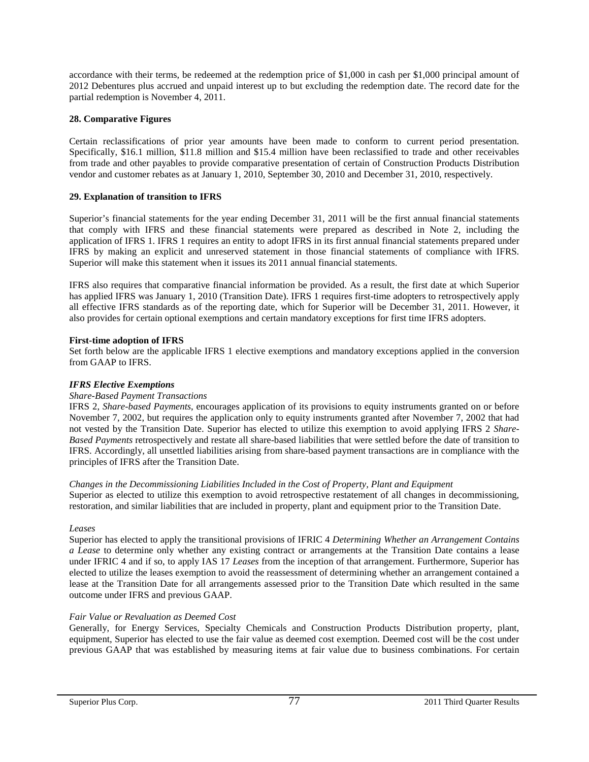accordance with their terms, be redeemed at the redemption price of $1,000 in cash per $1,000 principal amount of 2012 Debentures plus accrued and unpaid interest up to but excluding the redemption date. The record date for the partial redemption is November 4, 2011.

**28. Comparative Figures**

Certain reclassifications of prior year amounts have been made to conform to current period presentation. Specifically, $16.1 million, $11.8 million and $15.4 million have been reclassified to trade and other receivables from trade and other payables to provide comparative presentation of certain of Construction Products Distribution vendor and customer rebates as at January 1, 2010, September 30, 2010 and December 31, 2010, respectively.

**29. Explanation of transition to IFRS**

Superior's financial statements for the year ending December 31, 2011 will be the first annual financial statements that comply with IFRS and these financial statements were prepared as described in Note 2, including the application of IFRS 1. IFRS 1 requires an entity to adopt IFRS in its first annual financial statements prepared under IFRS by making an explicit and unreserved statement in those financial statements of compliance with IFRS. Superior will make this statement when it issues its 2011 annual financial statements.

IFRS also requires that comparative financial information be provided. As a result, the first date at which Superior has applied IFRS was January 1, 2010 (Transition Date). IFRS 1 requires first-time adopters to retrospectively apply all effective IFRS standards as of the reporting date, which for Superior will be December 31, 2011. However, it also provides for certain optional exemptions and certain mandatory exceptions for first time IFRS adopters.

**First-time adoption of IFRS**

Set forth below are the applicable IFRS 1 elective exemptions and mandatory exceptions applied in the conversion from GAAP to IFRS.

***IFRS Elective Exemptions***

*Share-Based Payment Transactions*

IFRS 2, *Share-based Payments*, encourages application of its provisions to equity instruments granted on or before November 7, 2002, but requires the application only to equity instruments granted after November 7, 2002 that had not vested by the Transition Date. Superior has elected to utilize this exemption to avoid applying IFRS 2 *Share-Based Payments* retrospectively and restate all share-based liabilities that were settled before the date of transition to IFRS. Accordingly, all unsettled liabilities arising from share-based payment transactions are in compliance with the principles of IFRS after the Transition Date.

*Changes in the Decommissioning Liabilities Included in the Cost of Property, Plant and Equipment*

Superior as elected to utilize this exemption to avoid retrospective restatement of all changes in decommissioning, restoration, and similar liabilities that are included in property, plant and equipment prior to the Transition Date.

*Leases*

Superior has elected to apply the transitional provisions of IFRIC 4 *Determining Whether an Arrangement Contains a Lease* to determine only whether any existing contract or arrangements at the Transition Date contains a lease under IFRIC 4 and if so, to apply IAS 17 *Leases* from the inception of that arrangement. Furthermore, Superior has elected to utilize the leases exemption to avoid the reassessment of determining whether an arrangement contained a lease at the Transition Date for all arrangements assessed prior to the Transition Date which resulted in the same outcome under IFRS and previous GAAP.

*Fair Value or Revaluation as Deemed Cost*

Generally, for Energy Services, Specialty Chemicals and Construction Products Distribution property, plant, equipment, Superior has elected to use the fair value as deemed cost exemption. Deemed cost will be the cost under previous GAAP that was established by measuring items at fair value due to business combinations. For certain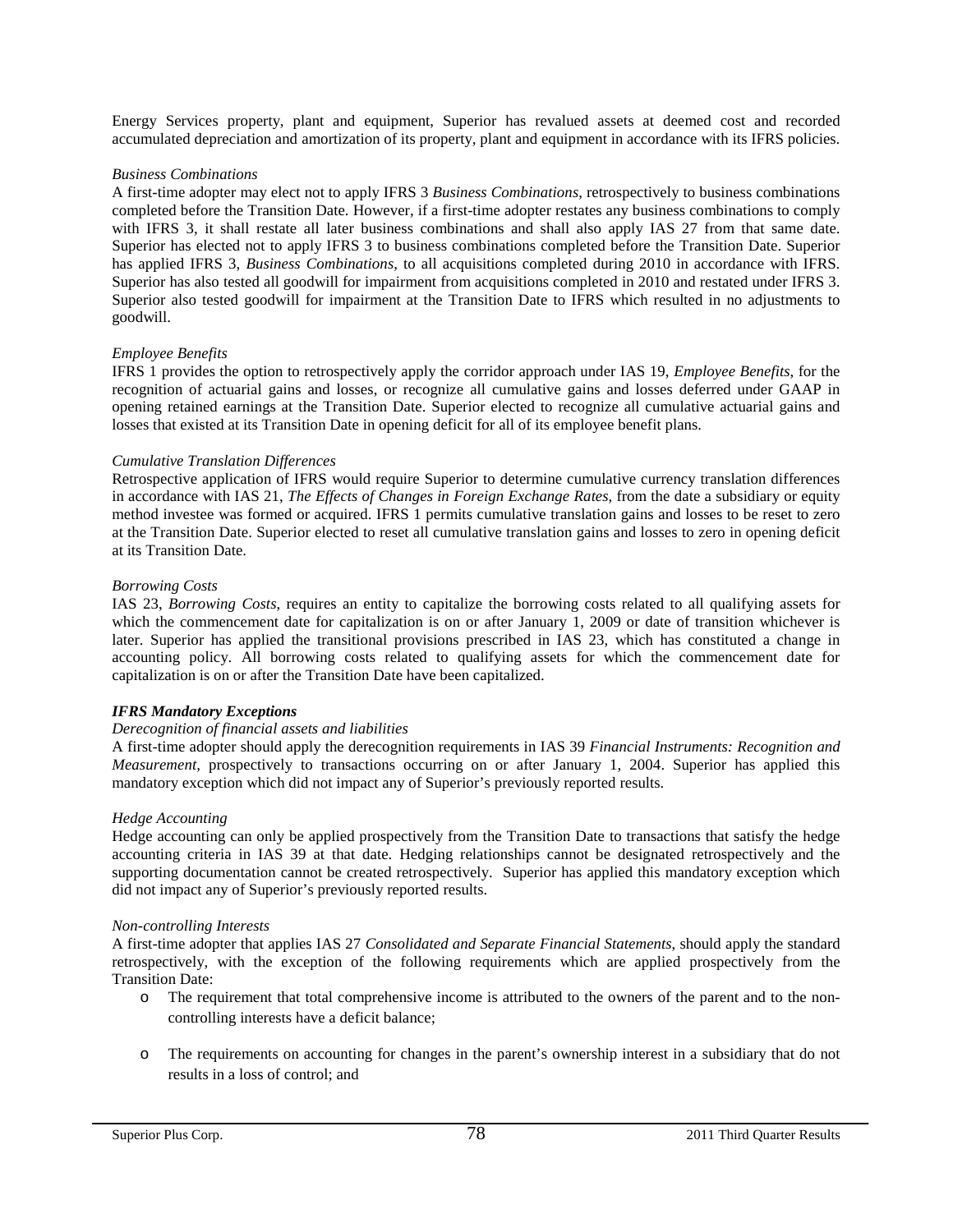Energy Services property, plant and equipment, Superior has revalued assets at deemed cost and recorded accumulated depreciation and amortization of its property, plant and equipment in accordance with its IFRS policies.

*Business Combinations*

A first-time adopter may elect not to apply IFRS 3 *Business Combinations*, retrospectively to business combinations completed before the Transition Date. However, if a first-time adopter restates any business combinations to comply with IFRS 3, it shall restate all later business combinations and shall also apply IAS 27 from that same date. Superior has elected not to apply IFRS 3 to business combinations completed before the Transition Date. Superior has applied IFRS 3, *Business Combinations*, to all acquisitions completed during 2010 in accordance with IFRS. Superior has also tested all goodwill for impairment from acquisitions completed in 2010 and restated under IFRS 3. Superior also tested goodwill for impairment at the Transition Date to IFRS which resulted in no adjustments to goodwill.

*Employee Benefits*

IFRS 1 provides the option to retrospectively apply the corridor approach under IAS 19, *Employee Benefits*, for the recognition of actuarial gains and losses, or recognize all cumulative gains and losses deferred under GAAP in opening retained earnings at the Transition Date. Superior elected to recognize all cumulative actuarial gains and losses that existed at its Transition Date in opening deficit for all of its employee benefit plans.

*Cumulative Translation Differences*

Retrospective application of IFRS would require Superior to determine cumulative currency translation differences in accordance with IAS 21, *The Effects of Changes in Foreign Exchange Rates*, from the date a subsidiary or equity method investee was formed or acquired. IFRS 1 permits cumulative translation gains and losses to be reset to zero at the Transition Date. Superior elected to reset all cumulative translation gains and losses to zero in opening deficit at its Transition Date.

*Borrowing Costs*

IAS 23, *Borrowing Costs*, requires an entity to capitalize the borrowing costs related to all qualifying assets for which the commencement date for capitalization is on or after January 1, 2009 or date of transition whichever is later. Superior has applied the transitional provisions prescribed in IAS 23, which has constituted a change in accounting policy. All borrowing costs related to qualifying assets for which the commencement date for capitalization is on or after the Transition Date have been capitalized.

***IFRS Mandatory Exceptions***

*Derecognition of financial assets and liabilities*

A first-time adopter should apply the derecognition requirements in IAS 39 *Financial Instruments: Recognition and Measurement,* prospectively to transactions occurring on or after January 1, 2004. Superior has applied this mandatory exception which did not impact any of Superior's previously reported results.

*Hedge Accounting*

Hedge accounting can only be applied prospectively from the Transition Date to transactions that satisfy the hedge accounting criteria in IAS 39 at that date. Hedging relationships cannot be designated retrospectively and the supporting documentation cannot be created retrospectively. Superior has applied this mandatory exception which did not impact any of Superior's previously reported results.

*Non-controlling Interests*

A first-time adopter that applies IAS 27 *Consolidated and Separate Financial Statements*, should apply the standard retrospectively, with the exception of the following requirements which are applied prospectively from the Transition Date:

- The requirement that total comprehensive income is attributed to the owners of the parent and to the non-controlling interests have a deficit balance;
- The requirements on accounting for changes in the parent's ownership interest in a subsidiary that do not results in a loss of control; and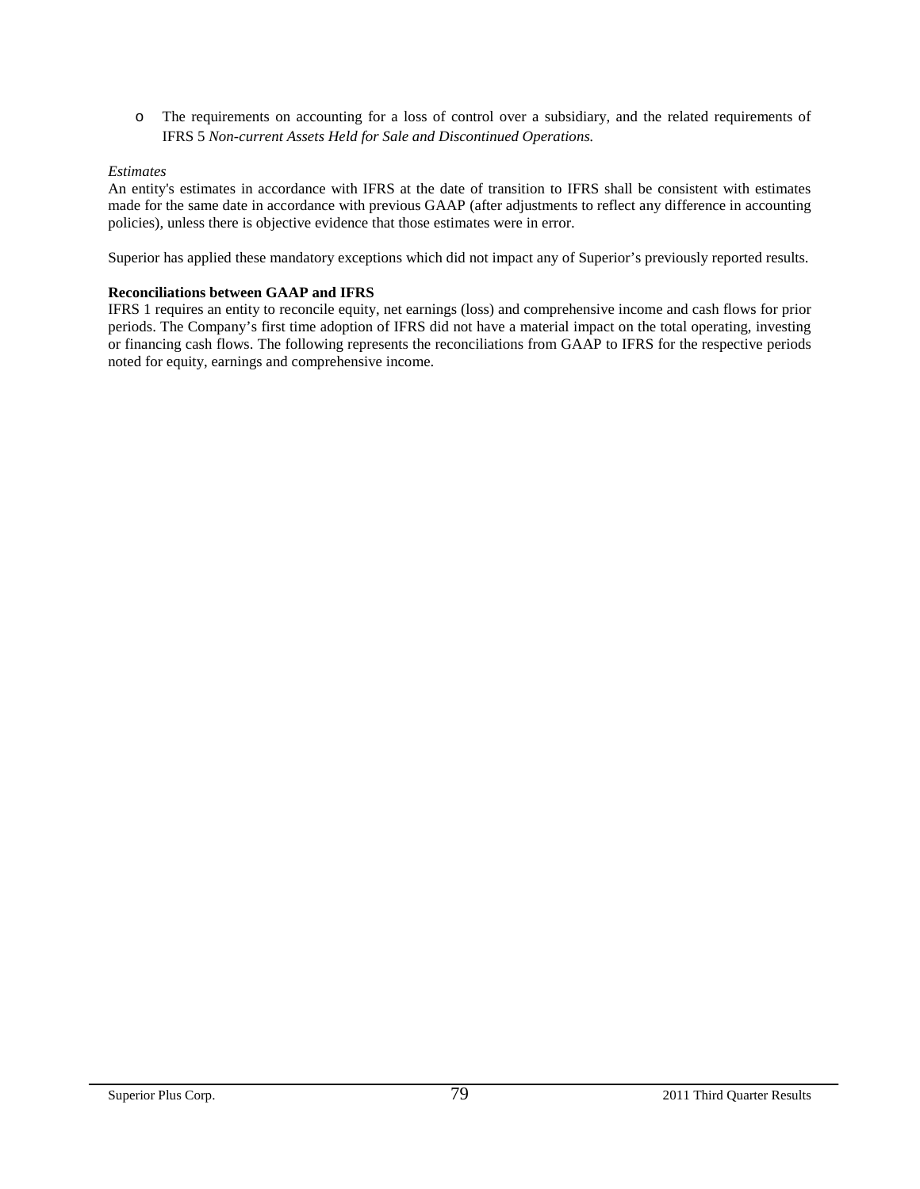- The requirements on accounting for a loss of control over a subsidiary, and the related requirements of IFRS 5 *Non-current Assets Held for Sale and Discontinued Operations.*

*Estimates*

An entity's estimates in accordance with IFRS at the date of transition to IFRS shall be consistent with estimates made for the same date in accordance with previous GAAP (after adjustments to reflect any difference in accounting policies), unless there is objective evidence that those estimates were in error.

Superior has applied these mandatory exceptions which did not impact any of Superior's previously reported results.

**Reconciliations between GAAP and IFRS**

IFRS 1 requires an entity to reconcile equity, net earnings (loss) and comprehensive income and cash flows for prior periods. The Company's first time adoption of IFRS did not have a material impact on the total operating, investing or financing cash flows. The following represents the reconciliations from GAAP to IFRS for the respective periods noted for equity, earnings and comprehensive income.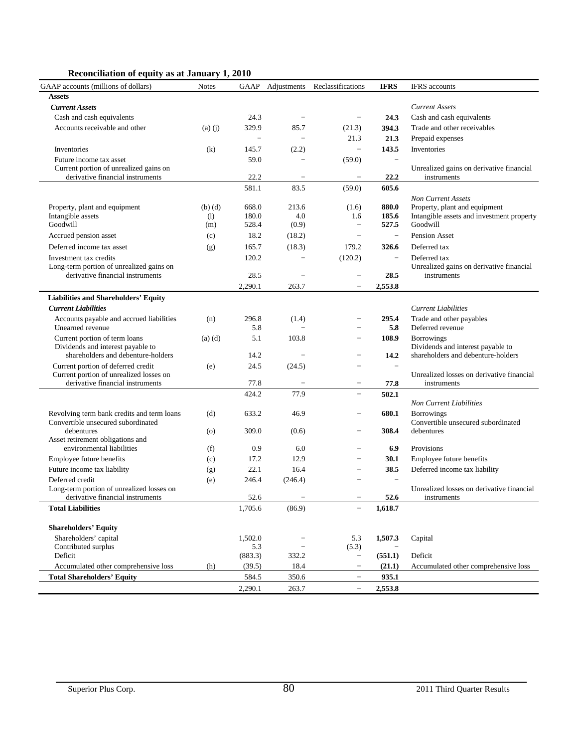**Reconciliation of equity as at January 1, 2010**

| GAAP accounts (millions of dollars) | Notes | GAAP | Adjustments | Reclassifications | IFRS | IFRS accounts |
|---|---|---|---|---|---|---|
| **Assets** | | | | | | |
| ***Current Assets*** | | | | | | *Current Assets* |
| Cash and cash equivalents | | 24.3 | – | – | **24.3** | Cash and cash equivalents |
| Accounts receivable and other | (a) (j) | 329.9 | 85.7 | (21.3) | **394.3** | Trade and other receivables |
| | | – | – | 21.3 | **21.3** | Prepaid expenses |
| Inventories | (k) | 145.7 | (2.2) | – | **143.5** | Inventories |
| Future income tax asset | | 59.0 | – | (59.0) | – | |
| Current portion of unrealized gains on derivative financial instruments | | 22.2 | – | – | **22.2** | Unrealized gains on derivative financial instruments |
| | | 581.1 | 83.5 | (59.0) | **605.6** | |
| | | | | | | *Non Current Assets* |
| Property, plant and equipment | (b) (d) | 668.0 | 213.6 | (1.6) | **880.0** | Property, plant and equipment |
| Intangible assets | (l) | 180.0 | 4.0 | 1.6 | **185.6** | Intangible assets and investment property |
| Goodwill | (m) | 528.4 | (0.9) | – | **527.5** | Goodwill |
| Accrued pension asset | (c) | 18.2 | (18.2) | – | **–** | Pension Asset |
| Deferred income tax asset | (g) | 165.7 | (18.3) | 179.2 | **326.6** | Deferred tax |
| Investment tax credits | | 120.2 | – | (120.2) | – | Deferred tax |
| Long-term portion of unrealized gains on derivative financial instruments | | 28.5 | – | – | **28.5** | Unrealized gains on derivative financial instruments |
| | | 2,290.1 | 263.7 | – | **2,553.8** | |
| **Liabilities and Shareholders' Equity** | | | | | | |
| ***Current Liabilities*** | | | | | | *Current Liabilities* |
| Accounts payable and accrued liabilities | (n) | 296.8 | (1.4) | – | **295.4** | Trade and other payables |
| Unearned revenue | | 5.8 | – | – | **5.8** | Deferred revenue |
| Current portion of term loans | (a) (d) | 5.1 | 103.8 | – | **108.9** | Borrowings |
| Dividends and interest payable to shareholders and debenture-holders | | 14.2 | – | – | **14.2** | Dividends and interest payable to shareholders and debenture-holders |
| Current portion of deferred credit | (e) | 24.5 | (24.5) | – | – | |
| Current portion of unrealized losses on derivative financial instruments | | 77.8 | – | – | **77.8** | Unrealized losses on derivative financial instruments |
| | | 424.2 | 77.9 | – | **502.1** | |
| | | | | | | *Non Current Liabilities* |
| Revolving term bank credits and term loans | (d) | 633.2 | 46.9 | – | **680.1** | Borrowings |
| Convertible unsecured subordinated debentures | (o) | 309.0 | (0.6) | – | **308.4** | Convertible unsecured subordinated debentures |
| Asset retirement obligations and environmental liabilities | (f) | 0.9 | 6.0 | – | **6.9** | Provisions |
| Employee future benefits | (c) | 17.2 | 12.9 | – | **30.1** | Employee future benefits |
| Future income tax liability | (g) | 22.1 | 16.4 | – | **38.5** | Deferred income tax liability |
| Deferred credit | (e) | 246.4 | (246.4) | – | – | |
| Long-term portion of unrealized losses on derivative financial instruments | | 52.6 | – | – | **52.6** | Unrealized losses on derivative financial instruments |
| **Total Liabilities** | | 1,705.6 | (86.9) | – | **1,618.7** | |
| **Shareholders' Equity** | | | | | | |
| Shareholders' capital | | 1,502.0 | – | 5.3 | **1,507.3** | Capital |
| Contributed surplus | | 5.3 | – | (5.3) | – | |
| Deficit | | (883.3) | 332.2 | – | **(551.1)** | Deficit |
| Accumulated other comprehensive loss | (h) | (39.5) | 18.4 | – | **(21.1)** | Accumulated other comprehensive loss |
| **Total Shareholders' Equity** | | 584.5 | 350.6 | – | **935.1** | |
| | | 2,290.1 | 263.7 | – | **2,553.8** | |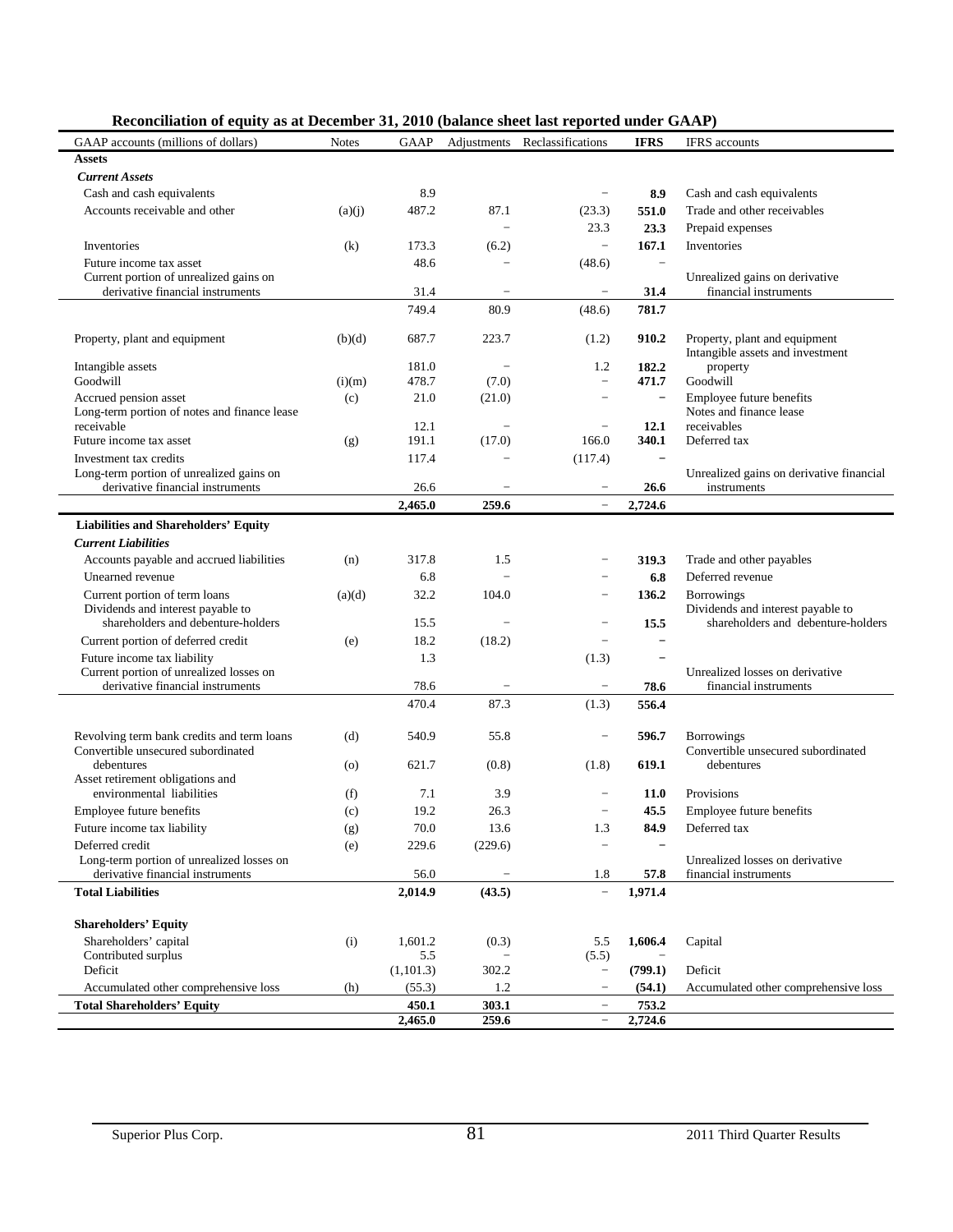## Reconciliation of equity as at December 31, 2010 (balance sheet last reported under GAAP)

| GAAP accounts (millions of dollars) | Notes | GAAP | Adjustments | Reclassifications | IFRS | IFRS accounts |
|---|---|---|---|---|---|---|
| **Assets** | | | | | | |
| ***Current Assets*** | | | | | | |
| Cash and cash equivalents | | 8.9 | | − | **8.9** | Cash and cash equivalents |
| Accounts receivable and other | (a)(j) | 487.2 | 87.1 | (23.3) | **551.0** | Trade and other receivables |
| | | | − | 23.3 | **23.3** | Prepaid expenses |
| Inventories | (k) | 173.3 | (6.2) | − | **167.1** | Inventories |
| Future income tax asset | | 48.6 | − | (48.6) | − | |
| Current portion of unrealized gains on derivative financial instruments | | 31.4 | − | − | **31.4** | Unrealized gains on derivative financial instruments |
| | | 749.4 | 80.9 | (48.6) | **781.7** | |
| Property, plant and equipment | (b)(d) | 687.7 | 223.7 | (1.2) | **910.2** | Property, plant and equipment |
| Intangible assets | | 181.0 | − | 1.2 | **182.2** | Intangible assets and investment property |
| Goodwill | (i)(m) | 478.7 | (7.0) | − | **471.7** | Goodwill |
| Accrued pension asset | (c) | 21.0 | (21.0) | − | − | Employee future benefits |
| Long-term portion of notes and finance lease receivable | | 12.1 | − | − | **12.1** | Notes and finance lease receivables |
| Future income tax asset | (g) | 191.1 | (17.0) | 166.0 | **340.1** | Deferred tax |
| Investment tax credits | | 117.4 | − | (117.4) | − | |
| Long-term portion of unrealized gains on derivative financial instruments | | 26.6 | − | − | **26.6** | Unrealized gains on derivative financial instruments |
| | | **2,465.0** | **259.6** | − | **2,724.6** | |
| **Liabilities and Shareholders' Equity** | | | | | | |
| ***Current Liabilities*** | | | | | | |
| Accounts payable and accrued liabilities | (n) | 317.8 | 1.5 | − | **319.3** | Trade and other payables |
| Unearned revenue | | 6.8 | − | − | **6.8** | Deferred revenue |
| Current portion of term loans | (a)(d) | 32.2 | 104.0 | − | **136.2** | Borrowings |
| Dividends and interest payable to shareholders and debenture-holders | | 15.5 | − | − | **15.5** | Dividends and interest payable to shareholders and debenture-holders |
| Current portion of deferred credit | (e) | 18.2 | (18.2) | − | − | |
| Future income tax liability | | 1.3 | | (1.3) | − | |
| Current portion of unrealized losses on derivative financial instruments | | 78.6 | − | − | **78.6** | Unrealized losses on derivative financial instruments |
| | | 470.4 | 87.3 | (1.3) | **556.4** | |
| Revolving term bank credits and term loans | (d) | 540.9 | 55.8 | − | **596.7** | Borrowings |
| Convertible unsecured subordinated debentures | (o) | 621.7 | (0.8) | (1.8) | **619.1** | Convertible unsecured subordinated debentures |
| Asset retirement obligations and environmental liabilities | (f) | 7.1 | 3.9 | − | **11.0** | Provisions |
| Employee future benefits | (c) | 19.2 | 26.3 | − | **45.5** | Employee future benefits |
| Future income tax liability | (g) | 70.0 | 13.6 | 1.3 | **84.9** | Deferred tax |
| Deferred credit | (e) | 229.6 | (229.6) | − | − | |
| Long-term portion of unrealized losses on derivative financial instruments | | 56.0 | − | 1.8 | **57.8** | Unrealized losses on derivative financial instruments |
| **Total Liabilities** | | **2,014.9** | **(43.5)** | − | **1,971.4** | |
| **Shareholders' Equity** | | | | | | |
| Shareholders' capital | (i) | 1,601.2 | (0.3) | 5.5 | **1,606.4** | Capital |
| Contributed surplus | | 5.5 | − | (5.5) | − | |
| Deficit | | (1,101.3) | 302.2 | − | **(799.1)** | Deficit |
| Accumulated other comprehensive loss | (h) | (55.3) | 1.2 | − | **(54.1)** | Accumulated other comprehensive loss |
| **Total Shareholders' Equity** | | **450.1** | **303.1** | − | **753.2** | |
| | | **2,465.0** | **259.6** | − | **2,724.6** | |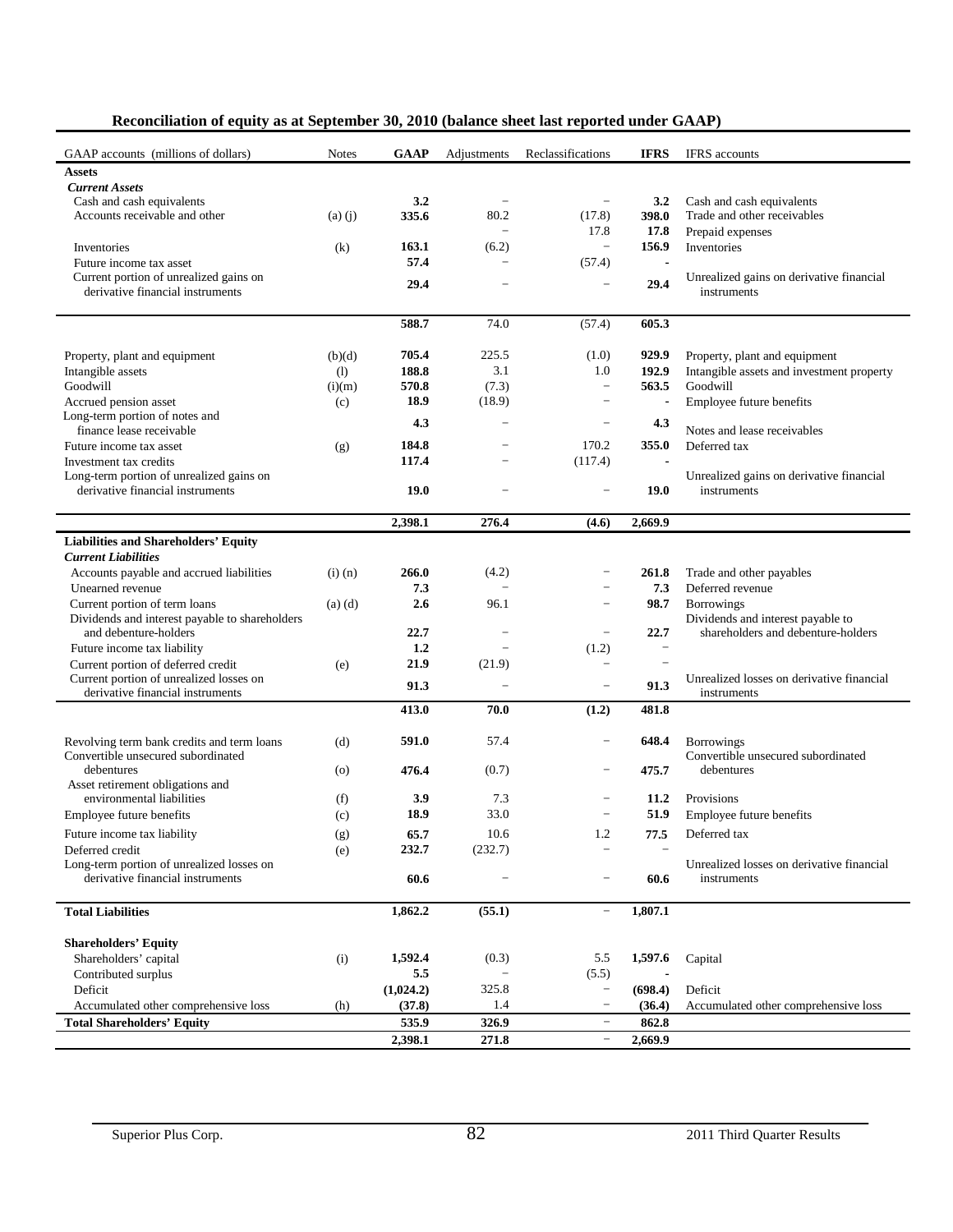**Reconciliation of equity as at September 30, 2010 (balance sheet last reported under GAAP)**

| GAAP accounts (millions of dollars) | Notes | GAAP | Adjustments | Reclassifications | IFRS | IFRS accounts |
|---|---|---|---|---|---|---|
| **Assets** | | | | | | |
| ***Current Assets*** | | | | | | |
| Cash and cash equivalents | | **3.2** | – | – | **3.2** | Cash and cash equivalents |
| Accounts receivable and other | (a) (j) | **335.6** | 80.2 | (17.8) | **398.0** | Trade and other receivables |
| | | | – | 17.8 | **17.8** | Prepaid expenses |
| Inventories | (k) | **163.1** | (6.2) | – | **156.9** | Inventories |
| Future income tax asset | | **57.4** | – | (57.4) | **-** | |
| Current portion of unrealized gains on derivative financial instruments | | **29.4** | – | – | **29.4** | Unrealized gains on derivative financial instruments |
| | | **588.7** | 74.0 | (57.4) | **605.3** | |
| Property, plant and equipment | (b)(d) | **705.4** | 225.5 | (1.0) | **929.9** | Property, plant and equipment |
| Intangible assets | (l) | **188.8** | 3.1 | 1.0 | **192.9** | Intangible assets and investment property |
| Goodwill | (i)(m) | **570.8** | (7.3) | – | **563.5** | Goodwill |
| Accrued pension asset | (c) | **18.9** | (18.9) | – | **-** | Employee future benefits |
| Long-term portion of notes and finance lease receivable | | **4.3** | – | – | **4.3** | Notes and lease receivables |
| Future income tax asset | (g) | **184.8** | – | 170.2 | **355.0** | Deferred tax |
| Investment tax credits | | **117.4** | – | (117.4) | **-** | |
| Long-term portion of unrealized gains on derivative financial instruments | | **19.0** | – | – | **19.0** | Unrealized gains on derivative financial instruments |
| | | **2,398.1** | **276.4** | **(4.6)** | **2,669.9** | |
| **Liabilities and Shareholders' Equity** | | | | | | |
| ***Current Liabilities*** | | | | | | |
| Accounts payable and accrued liabilities | (i) (n) | **266.0** | (4.2) | – | **261.8** | Trade and other payables |
| Unearned revenue | | **7.3** | – | – | **7.3** | Deferred revenue |
| Current portion of term loans | (a) (d) | **2.6** | 96.1 | – | **98.7** | Borrowings |
| Dividends and interest payable to shareholders and debenture-holders | | **22.7** | – | – | **22.7** | Dividends and interest payable to shareholders and debenture-holders |
| Future income tax liability | | **1.2** | – | (1.2) | – | |
| Current portion of deferred credit | (e) | **21.9** | (21.9) | – | – | |
| Current portion of unrealized losses on derivative financial instruments | | **91.3** | – | – | **91.3** | Unrealized losses on derivative financial instruments |
| | | **413.0** | **70.0** | **(1.2)** | **481.8** | |
| Revolving term bank credits and term loans | (d) | **591.0** | 57.4 | – | **648.4** | Borrowings |
| Convertible unsecured subordinated debentures | (o) | **476.4** | (0.7) | – | **475.7** | Convertible unsecured subordinated debentures |
| Asset retirement obligations and environmental liabilities | (f) | **3.9** | 7.3 | – | **11.2** | Provisions |
| Employee future benefits | (c) | **18.9** | 33.0 | – | **51.9** | Employee future benefits |
| Future income tax liability | (g) | **65.7** | 10.6 | 1.2 | **77.5** | Deferred tax |
| Deferred credit | (e) | **232.7** | (232.7) | – | – | |
| Long-term portion of unrealized losses on derivative financial instruments | | **60.6** | – | – | **60.6** | Unrealized losses on derivative financial instruments |
| **Total Liabilities** | | **1,862.2** | **(55.1)** | – | **1,807.1** | |
| **Shareholders' Equity** | | | | | | |
| Shareholders' capital | (i) | **1,592.4** | (0.3) | 5.5 | **1,597.6** | Capital |
| Contributed surplus | | **5.5** | – | (5.5) | **-** | |
| Deficit | | **(1,024.2)** | 325.8 | – | **(698.4)** | Deficit |
| Accumulated other comprehensive loss | (h) | **(37.8)** | 1.4 | – | **(36.4)** | Accumulated other comprehensive loss |
| **Total Shareholders' Equity** | | **535.9** | **326.9** | – | **862.8** | |
| | | **2,398.1** | **271.8** | – | **2,669.9** | |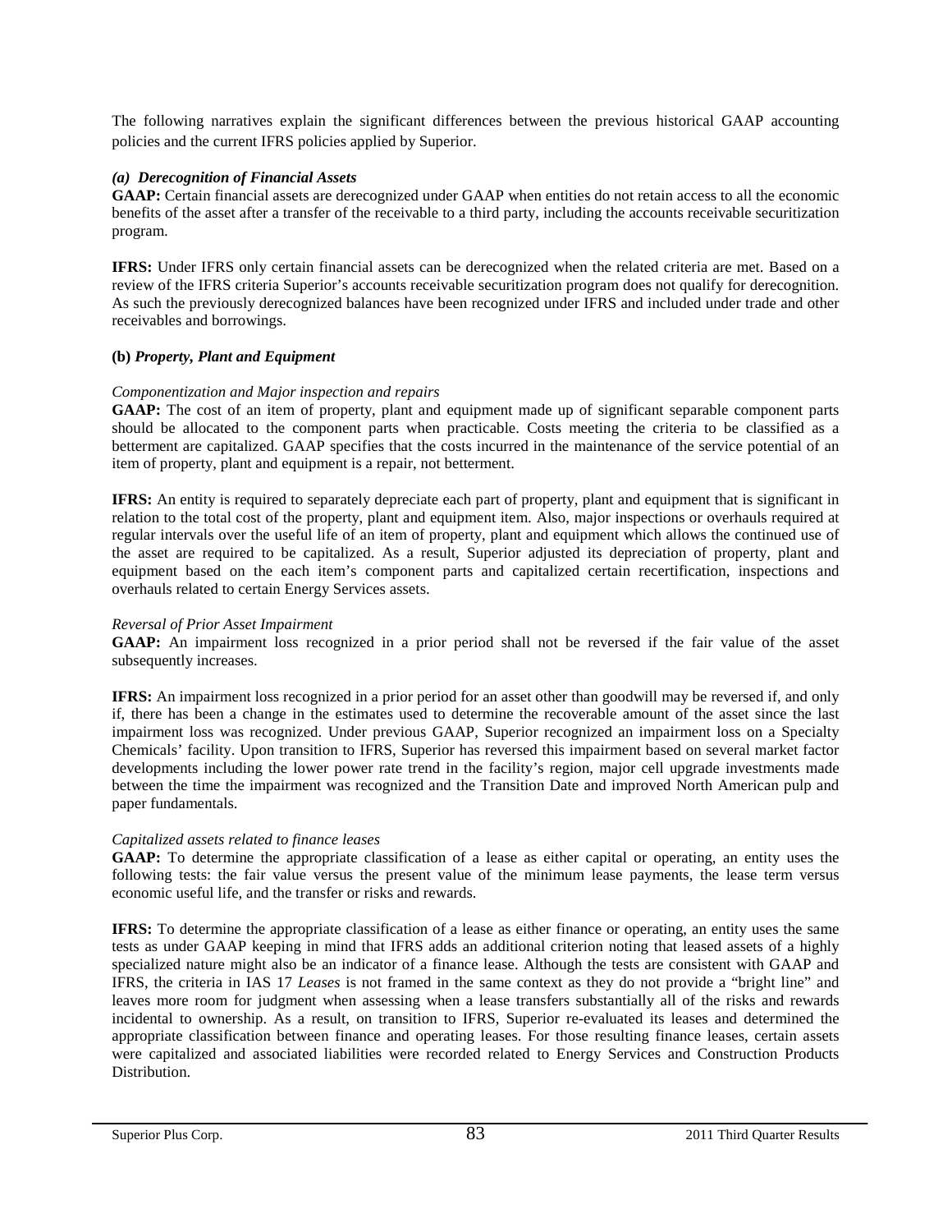The following narratives explain the significant differences between the previous historical GAAP accounting policies and the current IFRS policies applied by Superior.

### *(a) Derecognition of Financial Assets*

**GAAP:** Certain financial assets are derecognized under GAAP when entities do not retain access to all the economic benefits of the asset after a transfer of the receivable to a third party, including the accounts receivable securitization program.

**IFRS:** Under IFRS only certain financial assets can be derecognized when the related criteria are met. Based on a review of the IFRS criteria Superior's accounts receivable securitization program does not qualify for derecognition. As such the previously derecognized balances have been recognized under IFRS and included under trade and other receivables and borrowings.

### **(b)** *Property, Plant and Equipment*

*Componentization and Major inspection and repairs*

**GAAP:** The cost of an item of property, plant and equipment made up of significant separable component parts should be allocated to the component parts when practicable. Costs meeting the criteria to be classified as a betterment are capitalized. GAAP specifies that the costs incurred in the maintenance of the service potential of an item of property, plant and equipment is a repair, not betterment.

**IFRS:** An entity is required to separately depreciate each part of property, plant and equipment that is significant in relation to the total cost of the property, plant and equipment item. Also, major inspections or overhauls required at regular intervals over the useful life of an item of property, plant and equipment which allows the continued use of the asset are required to be capitalized. As a result, Superior adjusted its depreciation of property, plant and equipment based on the each item's component parts and capitalized certain recertification, inspections and overhauls related to certain Energy Services assets.

*Reversal of Prior Asset Impairment*

**GAAP:** An impairment loss recognized in a prior period shall not be reversed if the fair value of the asset subsequently increases.

**IFRS:** An impairment loss recognized in a prior period for an asset other than goodwill may be reversed if, and only if, there has been a change in the estimates used to determine the recoverable amount of the asset since the last impairment loss was recognized. Under previous GAAP, Superior recognized an impairment loss on a Specialty Chemicals' facility. Upon transition to IFRS, Superior has reversed this impairment based on several market factor developments including the lower power rate trend in the facility's region, major cell upgrade investments made between the time the impairment was recognized and the Transition Date and improved North American pulp and paper fundamentals.

*Capitalized assets related to finance leases*

**GAAP:** To determine the appropriate classification of a lease as either capital or operating, an entity uses the following tests: the fair value versus the present value of the minimum lease payments, the lease term versus economic useful life, and the transfer or risks and rewards.

**IFRS:** To determine the appropriate classification of a lease as either finance or operating, an entity uses the same tests as under GAAP keeping in mind that IFRS adds an additional criterion noting that leased assets of a highly specialized nature might also be an indicator of a finance lease. Although the tests are consistent with GAAP and IFRS, the criteria in IAS 17 *Leases* is not framed in the same context as they do not provide a "bright line" and leaves more room for judgment when assessing when a lease transfers substantially all of the risks and rewards incidental to ownership. As a result, on transition to IFRS, Superior re-evaluated its leases and determined the appropriate classification between finance and operating leases. For those resulting finance leases, certain assets were capitalized and associated liabilities were recorded related to Energy Services and Construction Products Distribution.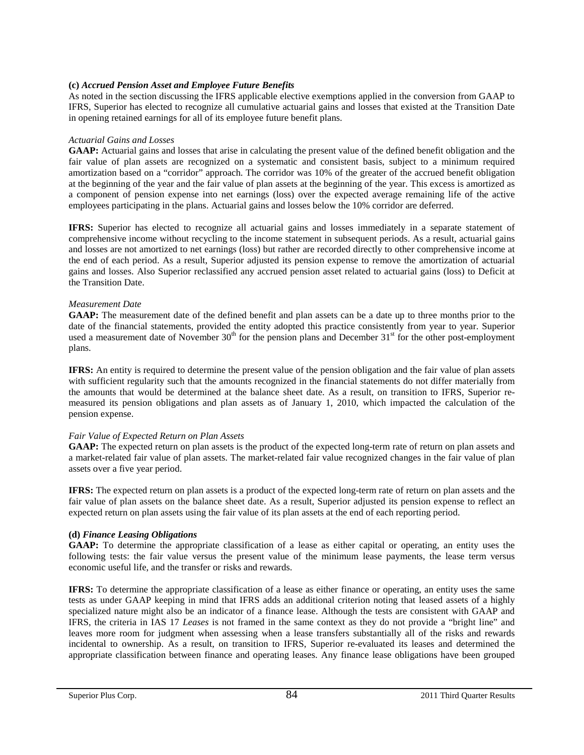**(c)** ***Accrued Pension Asset and Employee Future Benefits***

As noted in the section discussing the IFRS applicable elective exemptions applied in the conversion from GAAP to IFRS, Superior has elected to recognize all cumulative actuarial gains and losses that existed at the Transition Date in opening retained earnings for all of its employee future benefit plans.

*Actuarial Gains and Losses*

**GAAP:** Actuarial gains and losses that arise in calculating the present value of the defined benefit obligation and the fair value of plan assets are recognized on a systematic and consistent basis, subject to a minimum required amortization based on a "corridor" approach. The corridor was 10% of the greater of the accrued benefit obligation at the beginning of the year and the fair value of plan assets at the beginning of the year. This excess is amortized as a component of pension expense into net earnings (loss) over the expected average remaining life of the active employees participating in the plans. Actuarial gains and losses below the 10% corridor are deferred.

**IFRS:** Superior has elected to recognize all actuarial gains and losses immediately in a separate statement of comprehensive income without recycling to the income statement in subsequent periods. As a result, actuarial gains and losses are not amortized to net earnings (loss) but rather are recorded directly to other comprehensive income at the end of each period. As a result, Superior adjusted its pension expense to remove the amortization of actuarial gains and losses. Also Superior reclassified any accrued pension asset related to actuarial gains (loss) to Deficit at the Transition Date.

*Measurement Date*

**GAAP:** The measurement date of the defined benefit and plan assets can be a date up to three months prior to the date of the financial statements, provided the entity adopted this practice consistently from year to year. Superior used a measurement date of November 30th for the pension plans and December 31st for the other post-employment plans.

**IFRS:** An entity is required to determine the present value of the pension obligation and the fair value of plan assets with sufficient regularity such that the amounts recognized in the financial statements do not differ materially from the amounts that would be determined at the balance sheet date. As a result, on transition to IFRS, Superior re-measured its pension obligations and plan assets as of January 1, 2010, which impacted the calculation of the pension expense.

*Fair Value of Expected Return on Plan Assets*

**GAAP:** The expected return on plan assets is the product of the expected long-term rate of return on plan assets and a market-related fair value of plan assets. The market-related fair value recognized changes in the fair value of plan assets over a five year period.

**IFRS:** The expected return on plan assets is a product of the expected long-term rate of return on plan assets and the fair value of plan assets on the balance sheet date. As a result, Superior adjusted its pension expense to reflect an expected return on plan assets using the fair value of its plan assets at the end of each reporting period.

**(d)** ***Finance Leasing Obligations***

**GAAP:** To determine the appropriate classification of a lease as either capital or operating, an entity uses the following tests: the fair value versus the present value of the minimum lease payments, the lease term versus economic useful life, and the transfer or risks and rewards.

**IFRS:** To determine the appropriate classification of a lease as either finance or operating, an entity uses the same tests as under GAAP keeping in mind that IFRS adds an additional criterion noting that leased assets of a highly specialized nature might also be an indicator of a finance lease. Although the tests are consistent with GAAP and IFRS, the criteria in IAS 17 *Leases* is not framed in the same context as they do not provide a "bright line" and leaves more room for judgment when assessing when a lease transfers substantially all of the risks and rewards incidental to ownership. As a result, on transition to IFRS, Superior re-evaluated its leases and determined the appropriate classification between finance and operating leases. Any finance lease obligations have been grouped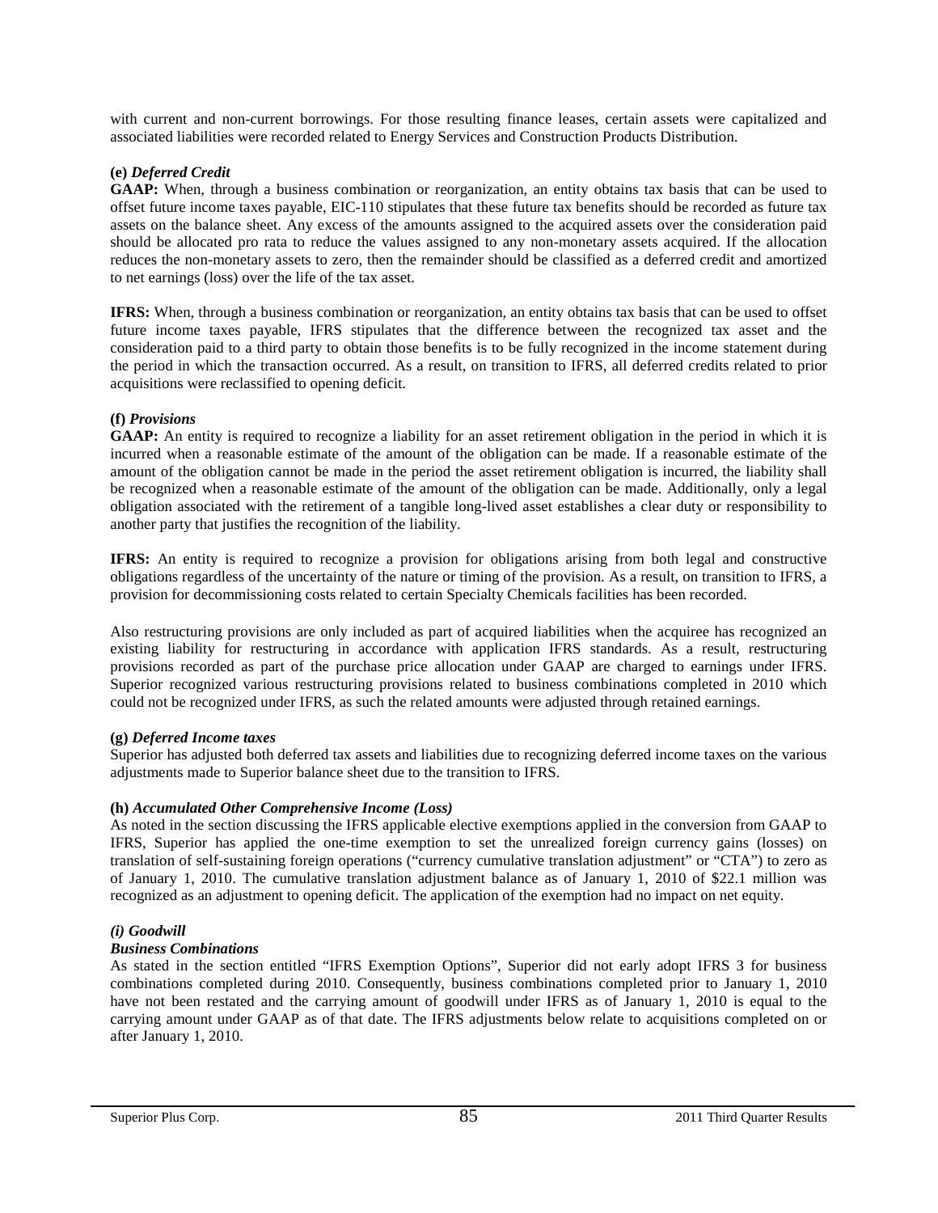with current and non-current borrowings. For those resulting finance leases, certain assets were capitalized and associated liabilities were recorded related to Energy Services and Construction Products Distribution.

**(e)** ***Deferred Credit***

**GAAP:** When, through a business combination or reorganization, an entity obtains tax basis that can be used to offset future income taxes payable, EIC-110 stipulates that these future tax benefits should be recorded as future tax assets on the balance sheet. Any excess of the amounts assigned to the acquired assets over the consideration paid should be allocated pro rata to reduce the values assigned to any non-monetary assets acquired. If the allocation reduces the non-monetary assets to zero, then the remainder should be classified as a deferred credit and amortized to net earnings (loss) over the life of the tax asset.

**IFRS:** When, through a business combination or reorganization, an entity obtains tax basis that can be used to offset future income taxes payable, IFRS stipulates that the difference between the recognized tax asset and the consideration paid to a third party to obtain those benefits is to be fully recognized in the income statement during the period in which the transaction occurred. As a result, on transition to IFRS, all deferred credits related to prior acquisitions were reclassified to opening deficit.

**(f)** ***Provisions***

**GAAP:** An entity is required to recognize a liability for an asset retirement obligation in the period in which it is incurred when a reasonable estimate of the amount of the obligation can be made. If a reasonable estimate of the amount of the obligation cannot be made in the period the asset retirement obligation is incurred, the liability shall be recognized when a reasonable estimate of the amount of the obligation can be made. Additionally, only a legal obligation associated with the retirement of a tangible long-lived asset establishes a clear duty or responsibility to another party that justifies the recognition of the liability.

**IFRS:** An entity is required to recognize a provision for obligations arising from both legal and constructive obligations regardless of the uncertainty of the nature or timing of the provision. As a result, on transition to IFRS, a provision for decommissioning costs related to certain Specialty Chemicals facilities has been recorded.

Also restructuring provisions are only included as part of acquired liabilities when the acquiree has recognized an existing liability for restructuring in accordance with application IFRS standards. As a result, restructuring provisions recorded as part of the purchase price allocation under GAAP are charged to earnings under IFRS. Superior recognized various restructuring provisions related to business combinations completed in 2010 which could not be recognized under IFRS, as such the related amounts were adjusted through retained earnings.

**(g)** ***Deferred Income taxes***

Superior has adjusted both deferred tax assets and liabilities due to recognizing deferred income taxes on the various adjustments made to Superior balance sheet due to the transition to IFRS.

**(h)** ***Accumulated Other Comprehensive Income (Loss)***

As noted in the section discussing the IFRS applicable elective exemptions applied in the conversion from GAAP to IFRS, Superior has applied the one-time exemption to set the unrealized foreign currency gains (losses) on translation of self-sustaining foreign operations ("currency cumulative translation adjustment" or "CTA") to zero as of January 1, 2010. The cumulative translation adjustment balance as of January 1, 2010 of $22.1 million was recognized as an adjustment to opening deficit. The application of the exemption had no impact on net equity.

***(i) Goodwill***

***Business Combinations***

As stated in the section entitled "IFRS Exemption Options", Superior did not early adopt IFRS 3 for business combinations completed during 2010. Consequently, business combinations completed prior to January 1, 2010 have not been restated and the carrying amount of goodwill under IFRS as of January 1, 2010 is equal to the carrying amount under GAAP as of that date. The IFRS adjustments below relate to acquisitions completed on or after January 1, 2010.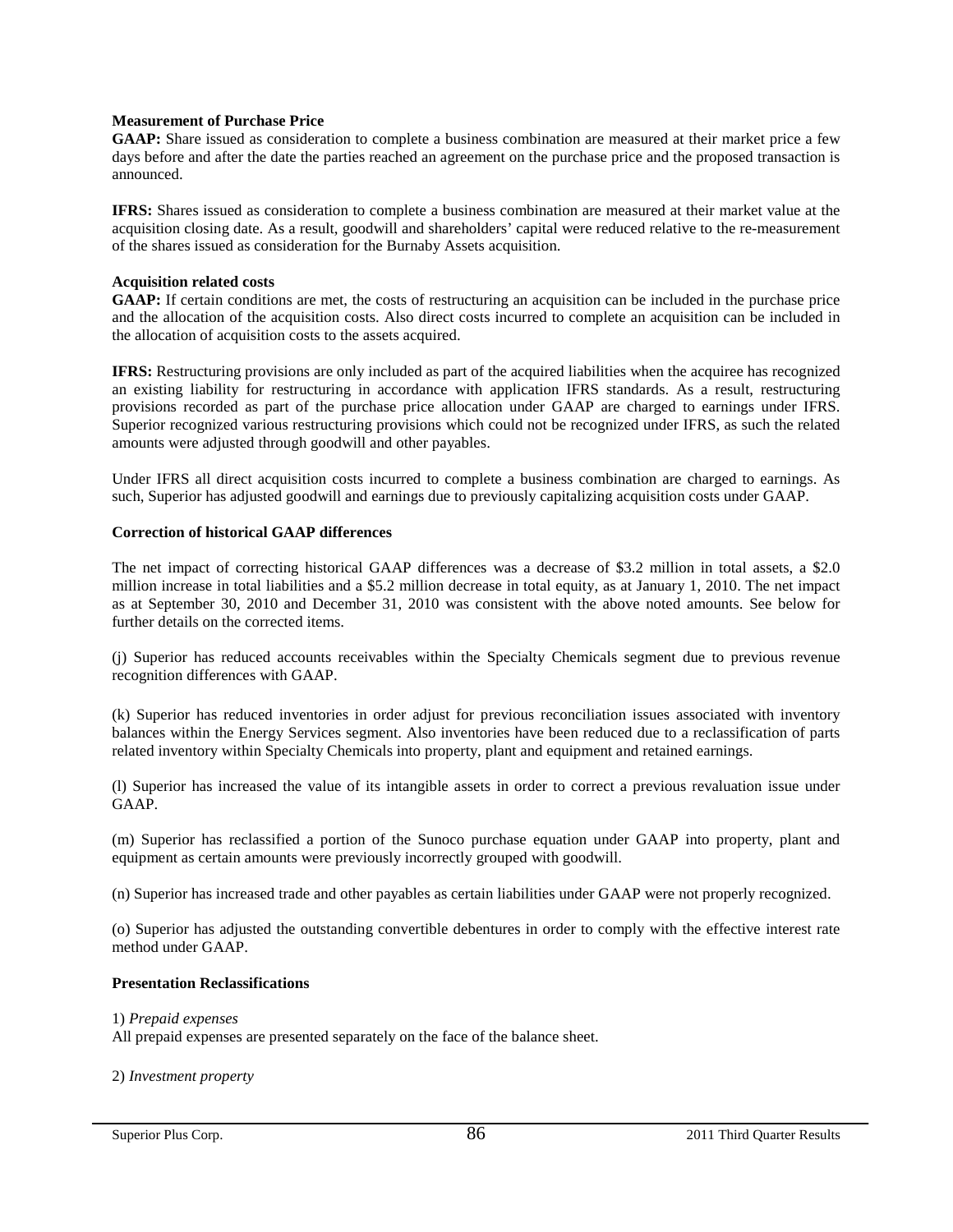**Measurement of Purchase Price**

**GAAP:** Share issued as consideration to complete a business combination are measured at their market price a few days before and after the date the parties reached an agreement on the purchase price and the proposed transaction is announced.

**IFRS:** Shares issued as consideration to complete a business combination are measured at their market value at the acquisition closing date. As a result, goodwill and shareholders' capital were reduced relative to the re-measurement of the shares issued as consideration for the Burnaby Assets acquisition.

**Acquisition related costs**

**GAAP:** If certain conditions are met, the costs of restructuring an acquisition can be included in the purchase price and the allocation of the acquisition costs. Also direct costs incurred to complete an acquisition can be included in the allocation of acquisition costs to the assets acquired.

**IFRS:** Restructuring provisions are only included as part of the acquired liabilities when the acquiree has recognized an existing liability for restructuring in accordance with application IFRS standards. As a result, restructuring provisions recorded as part of the purchase price allocation under GAAP are charged to earnings under IFRS. Superior recognized various restructuring provisions which could not be recognized under IFRS, as such the related amounts were adjusted through goodwill and other payables.

Under IFRS all direct acquisition costs incurred to complete a business combination are charged to earnings. As such, Superior has adjusted goodwill and earnings due to previously capitalizing acquisition costs under GAAP.

**Correction of historical GAAP differences**

The net impact of correcting historical GAAP differences was a decrease of $3.2 million in total assets, a $2.0 million increase in total liabilities and a $5.2 million decrease in total equity, as at January 1, 2010. The net impact as at September 30, 2010 and December 31, 2010 was consistent with the above noted amounts. See below for further details on the corrected items.

(j) Superior has reduced accounts receivables within the Specialty Chemicals segment due to previous revenue recognition differences with GAAP.

(k) Superior has reduced inventories in order adjust for previous reconciliation issues associated with inventory balances within the Energy Services segment. Also inventories have been reduced due to a reclassification of parts related inventory within Specialty Chemicals into property, plant and equipment and retained earnings.

(l) Superior has increased the value of its intangible assets in order to correct a previous revaluation issue under GAAP.

(m) Superior has reclassified a portion of the Sunoco purchase equation under GAAP into property, plant and equipment as certain amounts were previously incorrectly grouped with goodwill.

(n) Superior has increased trade and other payables as certain liabilities under GAAP were not properly recognized.

(o) Superior has adjusted the outstanding convertible debentures in order to comply with the effective interest rate method under GAAP.

**Presentation Reclassifications**

1) *Prepaid expenses*

All prepaid expenses are presented separately on the face of the balance sheet.

2) *Investment property*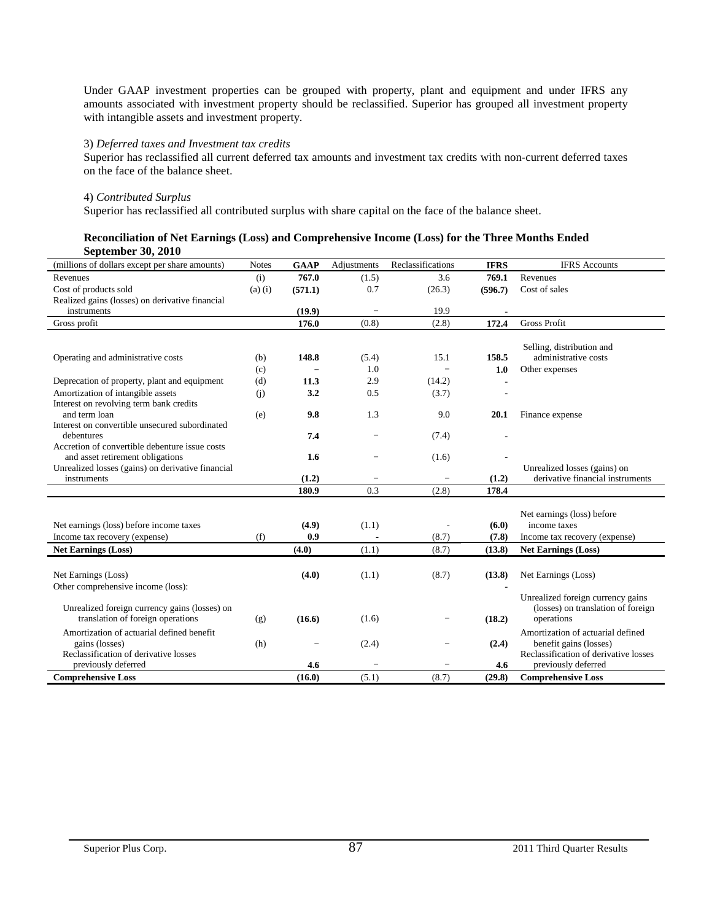Under GAAP investment properties can be grouped with property, plant and equipment and under IFRS any amounts associated with investment property should be reclassified. Superior has grouped all investment property with intangible assets and investment property.

3) *Deferred taxes and Investment tax credits*
Superior has reclassified all current deferred tax amounts and investment tax credits with non-current deferred taxes on the face of the balance sheet.

4) *Contributed Surplus*
Superior has reclassified all contributed surplus with share capital on the face of the balance sheet.

**Reconciliation of Net Earnings (Loss) and Comprehensive Income (Loss) for the Three Months Ended September 30, 2010**

| (millions of dollars except per share amounts) | Notes | GAAP | Adjustments | Reclassifications | IFRS | IFRS Accounts |
|---|---|---|---|---|---|---|
| Revenues | (i) | **767.0** | (1.5) | 3.6 | **769.1** | Revenues |
| Cost of products sold | (a) (i) | **(571.1)** | 0.7 | (26.3) | **(596.7)** | Cost of sales |
| Realized gains (losses) on derivative financial instruments | | **(19.9)** | – | 19.9 | **-** | |
| Gross profit | | **176.0** | (0.8) | (2.8) | **172.4** | Gross Profit |
| Operating and administrative costs | (b) | **148.8** | (5.4) | 15.1 | **158.5** | Selling, distribution and administrative costs |
| | (c) | **–** | 1.0 | – | **1.0** | Other expenses |
| Deprecation of property, plant and equipment | (d) | **11.3** | 2.9 | (14.2) | **-** | |
| Amortization of intangible assets | (j) | **3.2** | 0.5 | (3.7) | **-** | |
| Interest on revolving term bank credits and term loan | (e) | **9.8** | 1.3 | 9.0 | **20.1** | Finance expense |
| Interest on convertible unsecured subordinated debentures | | **7.4** | – | (7.4) | **-** | |
| Accretion of convertible debenture issue costs and asset retirement obligations | | **1.6** | – | (1.6) | **-** | |
| Unrealized losses (gains) on derivative financial instruments | | **(1.2)** | – | – | **(1.2)** | Unrealized losses (gains) on derivative financial instruments |
| | | **180.9** | 0.3 | (2.8) | **178.4** | |
| Net earnings (loss) before income taxes | | **(4.9)** | (1.1) | - | **(6.0)** | Net earnings (loss) before income taxes |
| Income tax recovery (expense) | (f) | **0.9** | - | (8.7) | **(7.8)** | Income tax recovery (expense) |
| **Net Earnings (Loss)** | | **(4.0)** | (1.1) | (8.7) | **(13.8)** | **Net Earnings (Loss)** |
| Net Earnings (Loss) | | **(4.0)** | (1.1) | (8.7) | **(13.8)** | Net Earnings (Loss) |
| Other comprehensive income (loss): | | | | | **-** | |
| Unrealized foreign currency gains (losses) on translation of foreign operations | (g) | **(16.6)** | (1.6) | – | **(18.2)** | Unrealized foreign currency gains (losses) on translation of foreign operations |
| Amortization of actuarial defined benefit gains (losses) | (h) | – | (2.4) | – | **(2.4)** | Amortization of actuarial defined benefit gains (losses) |
| Reclassification of derivative losses previously deferred | | **4.6** | – | – | **4.6** | Reclassification of derivative losses previously deferred |
| **Comprehensive Loss** | | **(16.0)** | (5.1) | (8.7) | **(29.8)** | **Comprehensive Loss** |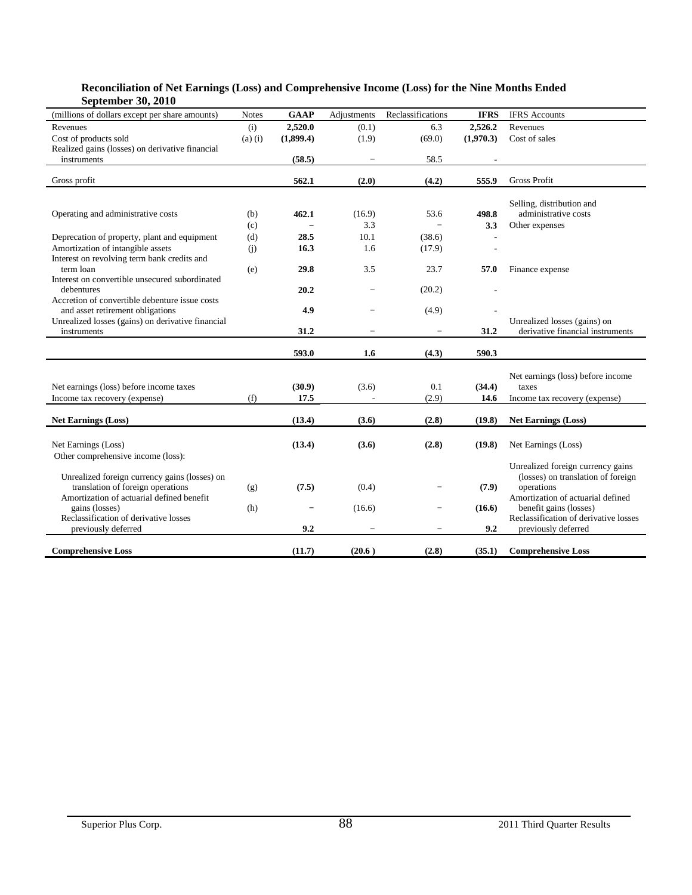**Reconciliation of Net Earnings (Loss) and Comprehensive Income (Loss) for the Nine Months Ended September 30, 2010**

| (millions of dollars except per share amounts) | Notes | GAAP | Adjustments | Reclassifications | IFRS | IFRS Accounts |
|---|---|---|---|---|---|---|
| Revenues | (i) | **2,520.0** | (0.1) | 6.3 | **2,526.2** | Revenues |
| Cost of products sold | (a) (i) | **(1,899.4)** | (1.9) | (69.0) | **(1,970.3)** | Cost of sales |
| Realized gains (losses) on derivative financial instruments | | **(58.5)** | – | 58.5 | - | |
| Gross profit | | **562.1** | **(2.0)** | **(4.2)** | **555.9** | Gross Profit |
| Operating and administrative costs | (b) | **462.1** | (16.9) | 53.6 | **498.8** | Selling, distribution and administrative costs |
| | (c) | – | 3.3 | – | **3.3** | Other expenses |
| Deprecation of property, plant and equipment | (d) | **28.5** | 10.1 | (38.6) | - | |
| Amortization of intangible assets | (j) | **16.3** | 1.6 | (17.9) | - | |
| Interest on revolving term bank credits and term loan | (e) | **29.8** | 3.5 | 23.7 | **57.0** | Finance expense |
| Interest on convertible unsecured subordinated debentures | | **20.2** | – | (20.2) | - | |
| Accretion of convertible debenture issue costs and asset retirement obligations | | **4.9** | – | (4.9) | - | |
| Unrealized losses (gains) on derivative financial instruments | | **31.2** | – | – | **31.2** | Unrealized losses (gains) on derivative financial instruments |
| | | **593.0** | **1.6** | **(4.3)** | **590.3** | |
| Net earnings (loss) before income taxes | | **(30.9)** | (3.6) | 0.1 | **(34.4)** | Net earnings (loss) before income taxes |
| Income tax recovery (expense) | (f) | **17.5** | - | (2.9) | **14.6** | Income tax recovery (expense) |
| **Net Earnings (Loss)** | | **(13.4)** | **(3.6)** | **(2.8)** | **(19.8)** | **Net Earnings (Loss)** |
| Net Earnings (Loss) | | **(13.4)** | **(3.6)** | **(2.8)** | **(19.8)** | Net Earnings (Loss) |
| Other comprehensive income (loss): | | | | | | |
| Unrealized foreign currency gains (losses) on translation of foreign operations | (g) | **(7.5)** | (0.4) | – | **(7.9)** | Unrealized foreign currency gains (losses) on translation of foreign operations |
| Amortization of actuarial defined benefit gains (losses) | (h) | – | (16.6) | – | **(16.6)** | Amortization of actuarial defined benefit gains (losses) |
| Reclassification of derivative losses previously deferred | | **9.2** | – | – | **9.2** | Reclassification of derivative losses previously deferred |
| **Comprehensive Loss** | | **(11.7)** | **(20.6 )** | **(2.8)** | **(35.1)** | **Comprehensive Loss** |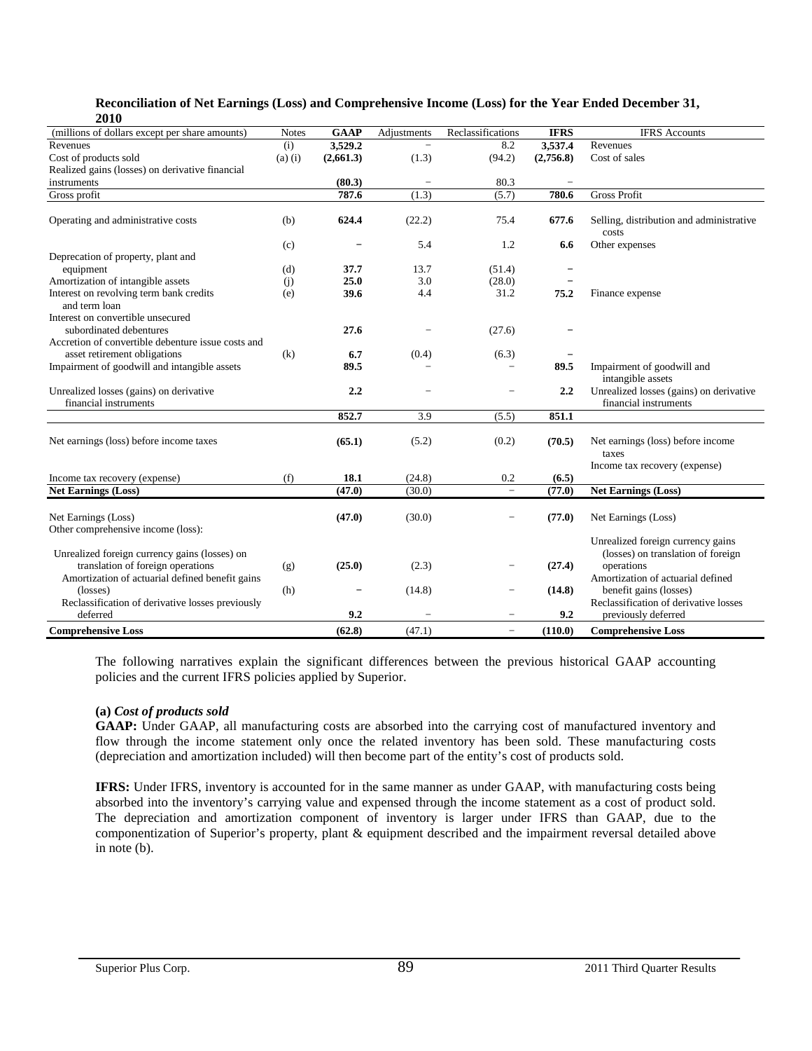**Reconciliation of Net Earnings (Loss) and Comprehensive Income (Loss) for the Year Ended December 31, 2010**

| (millions of dollars except per share amounts) | Notes | GAAP | Adjustments | Reclassifications | IFRS | IFRS Accounts |
|---|---|---|---|---|---|---|
| Revenues | (i) | **3,529.2** | – | 8.2 | **3,537.4** | Revenues |
| Cost of products sold | (a) (i) | **(2,661.3)** | (1.3) | (94.2) | **(2,756.8)** | Cost of sales |
| Realized gains (losses) on derivative financial instruments | | **(80.3)** | – | 80.3 | – | |
| Gross profit | | **787.6** | (1.3) | (5.7) | **780.6** | Gross Profit |
| Operating and administrative costs | (b) | **624.4** | (22.2) | 75.4 | **677.6** | Selling, distribution and administrative costs |
| | (c) | **–** | 5.4 | 1.2 | **6.6** | Other expenses |
| Deprecation of property, plant and equipment | (d) | **37.7** | 13.7 | (51.4) | **–** | |
| Amortization of intangible assets | (j) | **25.0** | 3.0 | (28.0) | **–** | |
| Interest on revolving term bank credits and term loan | (e) | **39.6** | 4.4 | 31.2 | **75.2** | Finance expense |
| Interest on convertible unsecured subordinated debentures | | **27.6** | – | (27.6) | **–** | |
| Accretion of convertible debenture issue costs and asset retirement obligations | (k) | **6.7** | (0.4) | (6.3) | **–** | |
| Impairment of goodwill and intangible assets | | **89.5** | – | – | **89.5** | Impairment of goodwill and intangible assets |
| Unrealized losses (gains) on derivative financial instruments | | **2.2** | – | – | **2.2** | Unrealized losses (gains) on derivative financial instruments |
| | | **852.7** | 3.9 | (5.5) | **851.1** | |
| Net earnings (loss) before income taxes | | **(65.1)** | (5.2) | (0.2) | **(70.5)** | Net earnings (loss) before income taxes |
| Income tax recovery (expense) | (f) | **18.1** | (24.8) | 0.2 | **(6.5)** | Income tax recovery (expense) |
| **Net Earnings (Loss)** | | **(47.0)** | (30.0) | – | **(77.0)** | **Net Earnings (Loss)** |
| Net Earnings (Loss) | | **(47.0)** | (30.0) | – | **(77.0)** | Net Earnings (Loss) |
| Other comprehensive income (loss): | | | | | | |
| Unrealized foreign currency gains (losses) on translation of foreign operations | (g) | **(25.0)** | (2.3) | – | **(27.4)** | Unrealized foreign currency gains (losses) on translation of foreign operations |
| Amortization of actuarial defined benefit gains (losses) | (h) | **–** | (14.8) | – | **(14.8)** | Amortization of actuarial defined benefit gains (losses) |
| Reclassification of derivative losses previously deferred | | **9.2** | – | – | **9.2** | Reclassification of derivative losses previously deferred |
| **Comprehensive Loss** | | **(62.8)** | (47.1) | – | **(110.0)** | **Comprehensive Loss** |

The following narratives explain the significant differences between the previous historical GAAP accounting policies and the current IFRS policies applied by Superior.

**(a)** ***Cost of products sold***

**GAAP:** Under GAAP, all manufacturing costs are absorbed into the carrying cost of manufactured inventory and flow through the income statement only once the related inventory has been sold. These manufacturing costs (depreciation and amortization included) will then become part of the entity's cost of products sold.

**IFRS:** Under IFRS, inventory is accounted for in the same manner as under GAAP, with manufacturing costs being absorbed into the inventory's carrying value and expensed through the income statement as a cost of product sold. The depreciation and amortization component of inventory is larger under IFRS than GAAP, due to the componentization of Superior's property, plant & equipment described and the impairment reversal detailed above in note (b).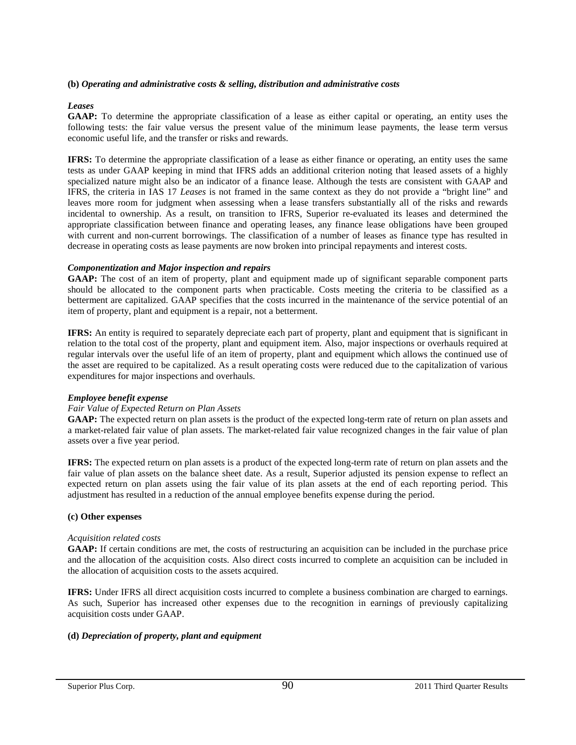**(b)** ***Operating and administrative costs & selling, distribution and administrative costs***

***Leases***

**GAAP:** To determine the appropriate classification of a lease as either capital or operating, an entity uses the following tests: the fair value versus the present value of the minimum lease payments, the lease term versus economic useful life, and the transfer or risks and rewards.

**IFRS:** To determine the appropriate classification of a lease as either finance or operating, an entity uses the same tests as under GAAP keeping in mind that IFRS adds an additional criterion noting that leased assets of a highly specialized nature might also be an indicator of a finance lease. Although the tests are consistent with GAAP and IFRS, the criteria in IAS 17 *Leases* is not framed in the same context as they do not provide a "bright line" and leaves more room for judgment when assessing when a lease transfers substantially all of the risks and rewards incidental to ownership. As a result, on transition to IFRS, Superior re-evaluated its leases and determined the appropriate classification between finance and operating leases, any finance lease obligations have been grouped with current and non-current borrowings. The classification of a number of leases as finance type has resulted in decrease in operating costs as lease payments are now broken into principal repayments and interest costs.

***Componentization and Major inspection and repairs***

**GAAP:** The cost of an item of property, plant and equipment made up of significant separable component parts should be allocated to the component parts when practicable. Costs meeting the criteria to be classified as a betterment are capitalized. GAAP specifies that the costs incurred in the maintenance of the service potential of an item of property, plant and equipment is a repair, not a betterment.

**IFRS:** An entity is required to separately depreciate each part of property, plant and equipment that is significant in relation to the total cost of the property, plant and equipment item. Also, major inspections or overhauls required at regular intervals over the useful life of an item of property, plant and equipment which allows the continued use of the asset are required to be capitalized. As a result operating costs were reduced due to the capitalization of various expenditures for major inspections and overhauls.

***Employee benefit expense***

*Fair Value of Expected Return on Plan Assets*

**GAAP:** The expected return on plan assets is the product of the expected long-term rate of return on plan assets and a market-related fair value of plan assets. The market-related fair value recognized changes in the fair value of plan assets over a five year period.

**IFRS:** The expected return on plan assets is a product of the expected long-term rate of return on plan assets and the fair value of plan assets on the balance sheet date. As a result, Superior adjusted its pension expense to reflect an expected return on plan assets using the fair value of its plan assets at the end of each reporting period. This adjustment has resulted in a reduction of the annual employee benefits expense during the period.

**(c) Other expenses**

*Acquisition related costs*

**GAAP:** If certain conditions are met, the costs of restructuring an acquisition can be included in the purchase price and the allocation of the acquisition costs. Also direct costs incurred to complete an acquisition can be included in the allocation of acquisition costs to the assets acquired.

**IFRS:** Under IFRS all direct acquisition costs incurred to complete a business combination are charged to earnings. As such, Superior has increased other expenses due to the recognition in earnings of previously capitalizing acquisition costs under GAAP.

**(d)** ***Depreciation of property, plant and equipment***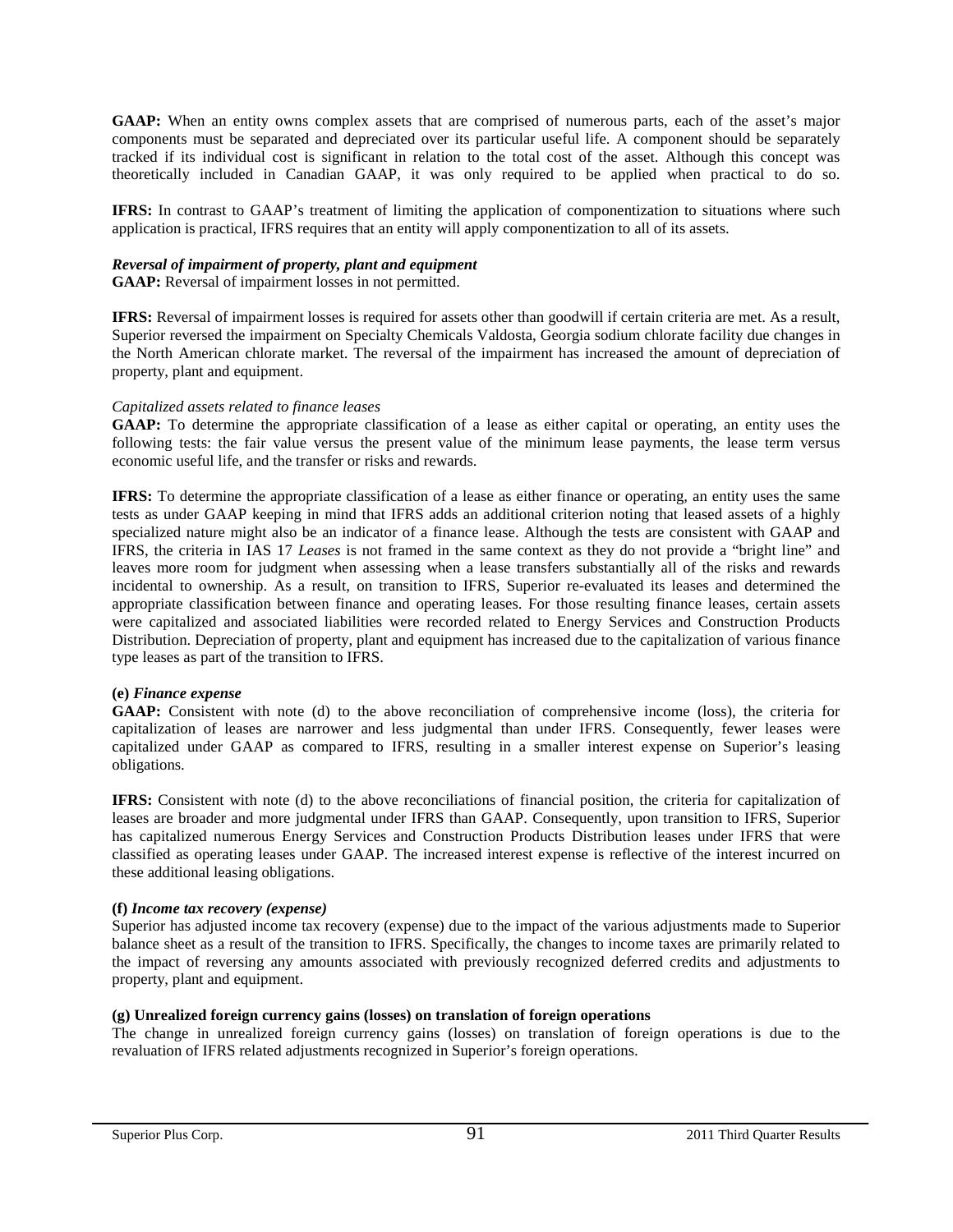**GAAP:** When an entity owns complex assets that are comprised of numerous parts, each of the asset's major components must be separated and depreciated over its particular useful life. A component should be separately tracked if its individual cost is significant in relation to the total cost of the asset. Although this concept was theoretically included in Canadian GAAP, it was only required to be applied when practical to do so.

**IFRS:** In contrast to GAAP's treatment of limiting the application of componentization to situations where such application is practical, IFRS requires that an entity will apply componentization to all of its assets.

***Reversal of impairment of property, plant and equipment***
**GAAP:** Reversal of impairment losses in not permitted.

**IFRS:** Reversal of impairment losses is required for assets other than goodwill if certain criteria are met. As a result, Superior reversed the impairment on Specialty Chemicals Valdosta, Georgia sodium chlorate facility due changes in the North American chlorate market. The reversal of the impairment has increased the amount of depreciation of property, plant and equipment.

*Capitalized assets related to finance leases*
**GAAP:** To determine the appropriate classification of a lease as either capital or operating, an entity uses the following tests: the fair value versus the present value of the minimum lease payments, the lease term versus economic useful life, and the transfer or risks and rewards.

**IFRS:** To determine the appropriate classification of a lease as either finance or operating, an entity uses the same tests as under GAAP keeping in mind that IFRS adds an additional criterion noting that leased assets of a highly specialized nature might also be an indicator of a finance lease. Although the tests are consistent with GAAP and IFRS, the criteria in IAS 17 *Leases* is not framed in the same context as they do not provide a "bright line" and leaves more room for judgment when assessing when a lease transfers substantially all of the risks and rewards incidental to ownership. As a result, on transition to IFRS, Superior re-evaluated its leases and determined the appropriate classification between finance and operating leases. For those resulting finance leases, certain assets were capitalized and associated liabilities were recorded related to Energy Services and Construction Products Distribution. Depreciation of property, plant and equipment has increased due to the capitalization of various finance type leases as part of the transition to IFRS.

**(e)** ***Finance expense***
**GAAP:** Consistent with note (d) to the above reconciliation of comprehensive income (loss), the criteria for capitalization of leases are narrower and less judgmental than under IFRS. Consequently, fewer leases were capitalized under GAAP as compared to IFRS, resulting in a smaller interest expense on Superior's leasing obligations.

**IFRS:** Consistent with note (d) to the above reconciliations of financial position, the criteria for capitalization of leases are broader and more judgmental under IFRS than GAAP. Consequently, upon transition to IFRS, Superior has capitalized numerous Energy Services and Construction Products Distribution leases under IFRS that were classified as operating leases under GAAP. The increased interest expense is reflective of the interest incurred on these additional leasing obligations.

**(f)** ***Income tax recovery (expense)***
Superior has adjusted income tax recovery (expense) due to the impact of the various adjustments made to Superior balance sheet as a result of the transition to IFRS. Specifically, the changes to income taxes are primarily related to the impact of reversing any amounts associated with previously recognized deferred credits and adjustments to property, plant and equipment.

**(g) Unrealized foreign currency gains (losses) on translation of foreign operations**
The change in unrealized foreign currency gains (losses) on translation of foreign operations is due to the revaluation of IFRS related adjustments recognized in Superior's foreign operations.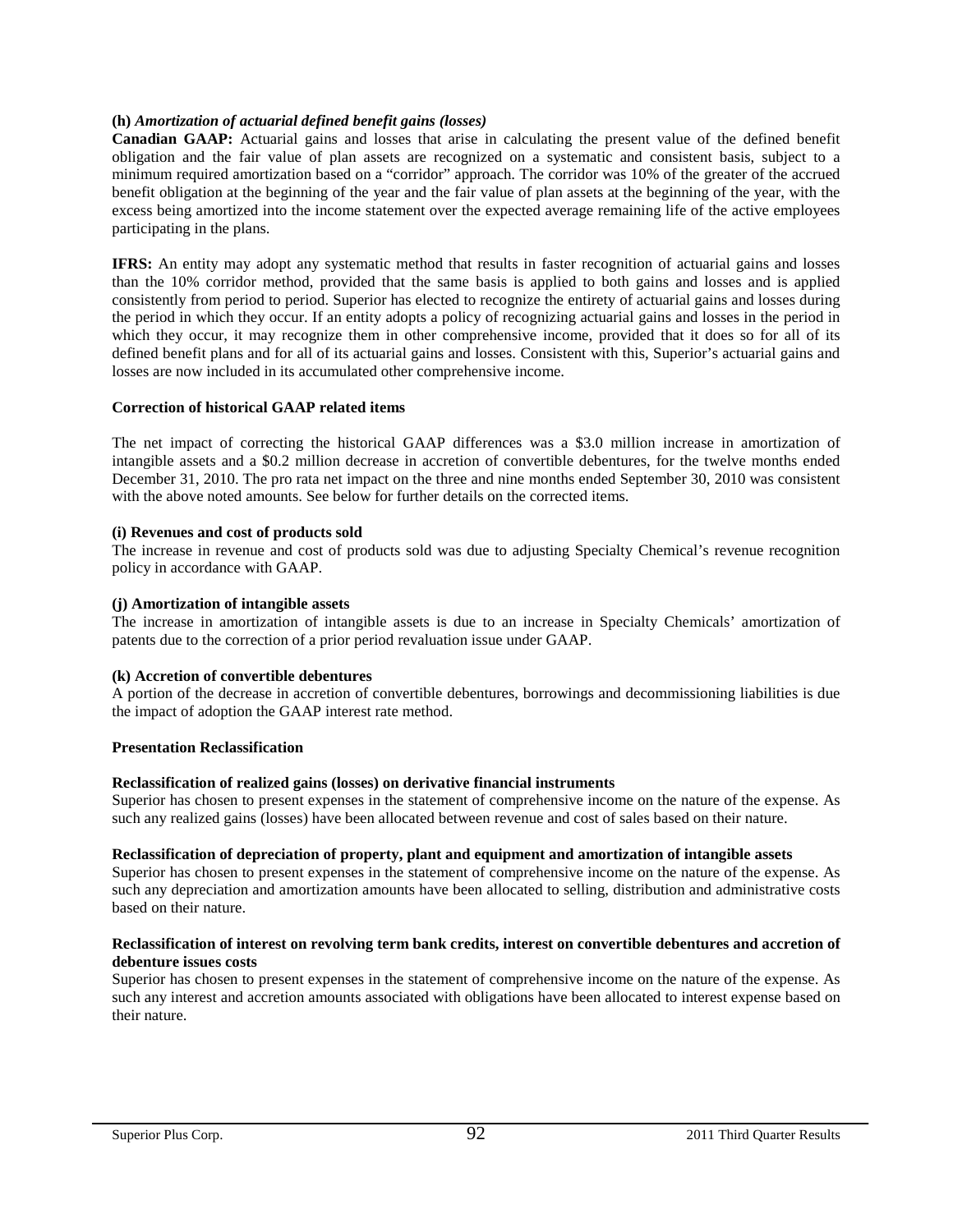**(h)** ***Amortization of actuarial defined benefit gains (losses)***

**Canadian GAAP:** Actuarial gains and losses that arise in calculating the present value of the defined benefit obligation and the fair value of plan assets are recognized on a systematic and consistent basis, subject to a minimum required amortization based on a "corridor" approach. The corridor was 10% of the greater of the accrued benefit obligation at the beginning of the year and the fair value of plan assets at the beginning of the year, with the excess being amortized into the income statement over the expected average remaining life of the active employees participating in the plans.

**IFRS:** An entity may adopt any systematic method that results in faster recognition of actuarial gains and losses than the 10% corridor method, provided that the same basis is applied to both gains and losses and is applied consistently from period to period. Superior has elected to recognize the entirety of actuarial gains and losses during the period in which they occur. If an entity adopts a policy of recognizing actuarial gains and losses in the period in which they occur, it may recognize them in other comprehensive income, provided that it does so for all of its defined benefit plans and for all of its actuarial gains and losses. Consistent with this, Superior's actuarial gains and losses are now included in its accumulated other comprehensive income.

**Correction of historical GAAP related items**

The net impact of correcting the historical GAAP differences was a $3.0 million increase in amortization of intangible assets and a $0.2 million decrease in accretion of convertible debentures, for the twelve months ended December 31, 2010. The pro rata net impact on the three and nine months ended September 30, 2010 was consistent with the above noted amounts. See below for further details on the corrected items.

**(i) Revenues and cost of products sold**

The increase in revenue and cost of products sold was due to adjusting Specialty Chemical's revenue recognition policy in accordance with GAAP.

**(j) Amortization of intangible assets**

The increase in amortization of intangible assets is due to an increase in Specialty Chemicals' amortization of patents due to the correction of a prior period revaluation issue under GAAP.

**(k) Accretion of convertible debentures**

A portion of the decrease in accretion of convertible debentures, borrowings and decommissioning liabilities is due the impact of adoption the GAAP interest rate method.

**Presentation Reclassification**

**Reclassification of realized gains (losses) on derivative financial instruments**

Superior has chosen to present expenses in the statement of comprehensive income on the nature of the expense. As such any realized gains (losses) have been allocated between revenue and cost of sales based on their nature.

**Reclassification of depreciation of property, plant and equipment and amortization of intangible assets**

Superior has chosen to present expenses in the statement of comprehensive income on the nature of the expense. As such any depreciation and amortization amounts have been allocated to selling, distribution and administrative costs based on their nature.

**Reclassification of interest on revolving term bank credits, interest on convertible debentures and accretion of debenture issues costs**

Superior has chosen to present expenses in the statement of comprehensive income on the nature of the expense. As such any interest and accretion amounts associated with obligations have been allocated to interest expense based on their nature.